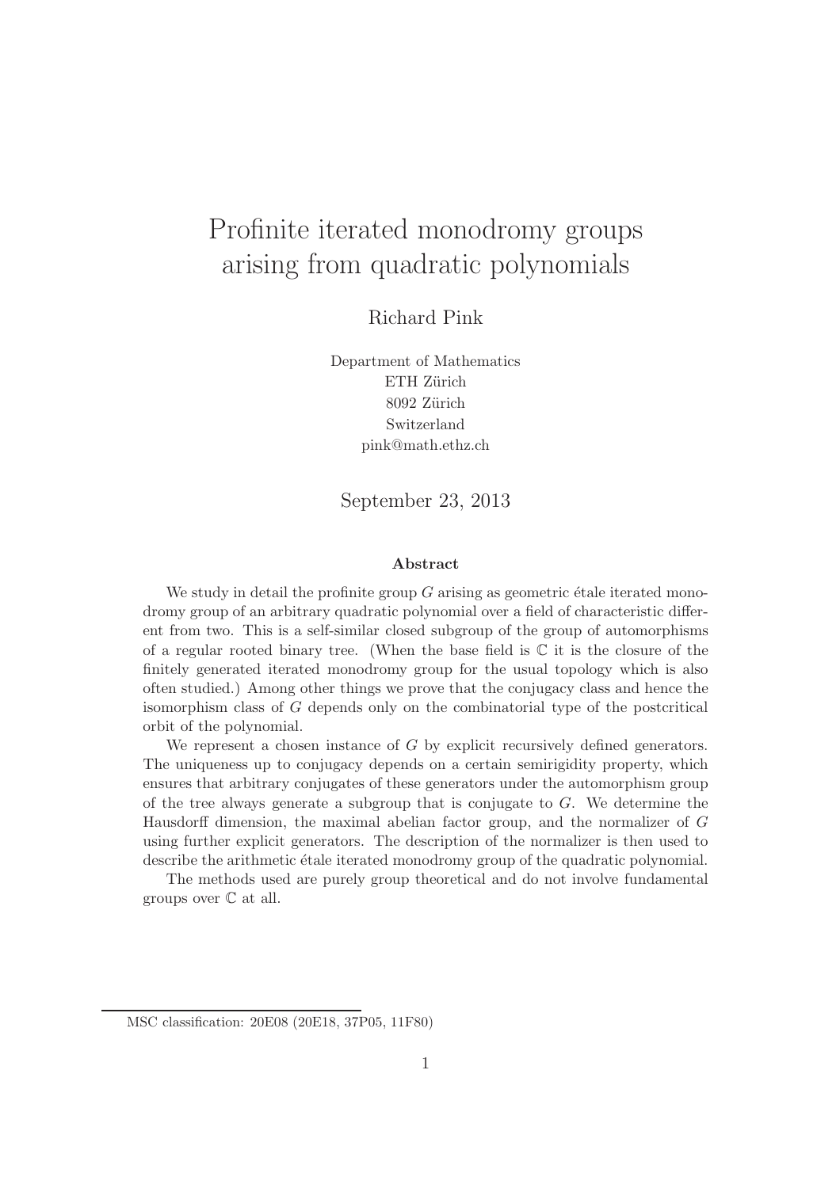# Profinite iterated monodromy groups arising from quadratic polynomials

Richard Pink

Department of Mathematics
ETH Zürich
8092 Zürich
Switzerland
pink@math.ethz.ch

September 23, 2013

## Abstract

We study in detail the profinite group $G$ arising as geometric étale iterated monodromy group of an arbitrary quadratic polynomial over a field of characteristic different from two. This is a self-similar closed subgroup of the group of automorphisms of a regular rooted binary tree. (When the base field is $\mathbb{C}$ it is the closure of the finitely generated iterated monodromy group for the usual topology which is also often studied.) Among other things we prove that the conjugacy class and hence the isomorphism class of $G$ depends only on the combinatorial type of the postcritical orbit of the polynomial.

We represent a chosen instance of $G$ by explicit recursively defined generators. The uniqueness up to conjugacy depends on a certain semirigidity property, which ensures that arbitrary conjugates of these generators under the automorphism group of the tree always generate a subgroup that is conjugate to $G$. We determine the Hausdorff dimension, the maximal abelian factor group, and the normalizer of $G$ using further explicit generators. The description of the normalizer is then used to describe the arithmetic étale iterated monodromy group of the quadratic polynomial.

The methods used are purely group theoretical and do not involve fundamental groups over $\mathbb{C}$ at all.

MSC classification: 20E08 (20E18, 37P05, 11F80)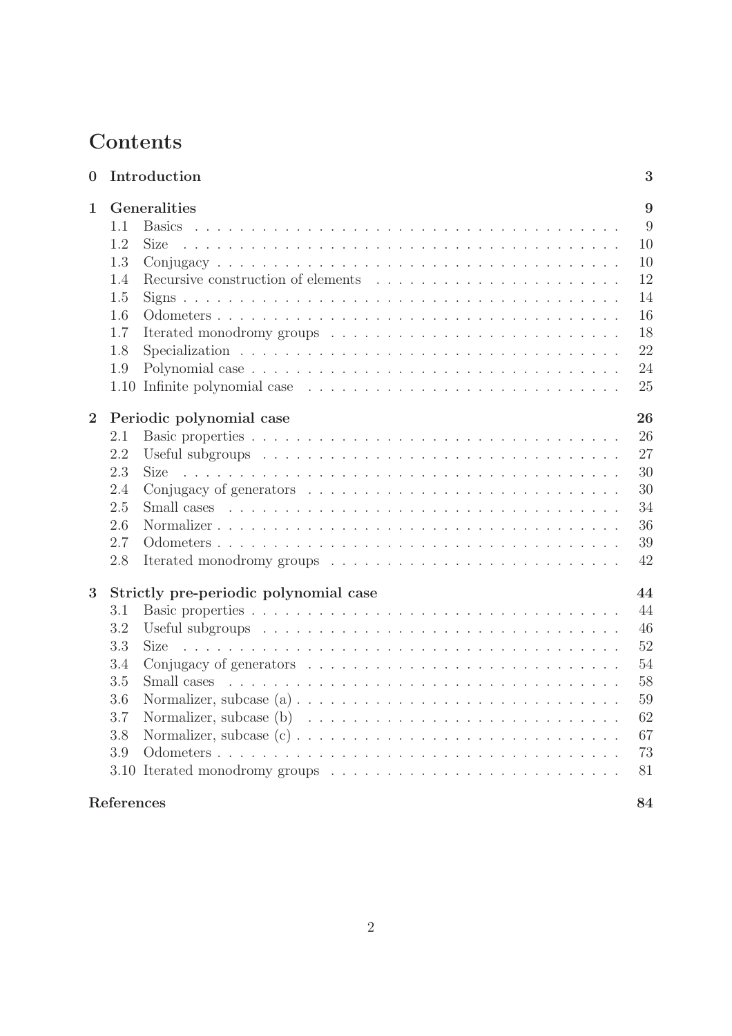# Contents

| | | |
|---|---|---|
| **0** | **Introduction** | **3** |
| **1** | **Generalities** | **9** |
| 1.1 | Basics | 9 |
| 1.2 | Size | 10 |
| 1.3 | Conjugacy | 10 |
| 1.4 | Recursive construction of elements | 12 |
| 1.5 | Signs | 14 |
| 1.6 | Odometers | 16 |
| 1.7 | Iterated monodromy groups | 18 |
| 1.8 | Specialization | 22 |
| 1.9 | Polynomial case | 24 |
| 1.10 | Infinite polynomial case | 25 |
| **2** | **Periodic polynomial case** | **26** |
| 2.1 | Basic properties | 26 |
| 2.2 | Useful subgroups | 27 |
| 2.3 | Size | 30 |
| 2.4 | Conjugacy of generators | 30 |
| 2.5 | Small cases | 34 |
| 2.6 | Normalizer | 36 |
| 2.7 | Odometers | 39 |
| 2.8 | Iterated monodromy groups | 42 |
| **3** | **Strictly pre-periodic polynomial case** | **44** |
| 3.1 | Basic properties | 44 |
| 3.2 | Useful subgroups | 46 |
| 3.3 | Size | 52 |
| 3.4 | Conjugacy of generators | 54 |
| 3.5 | Small cases | 58 |
| 3.6 | Normalizer, subcase (a) | 59 |
| 3.7 | Normalizer, subcase (b) | 62 |
| 3.8 | Normalizer, subcase (c) | 67 |
| 3.9 | Odometers | 73 |
| 3.10 | Iterated monodromy groups | 81 |
| | **References** | **84** |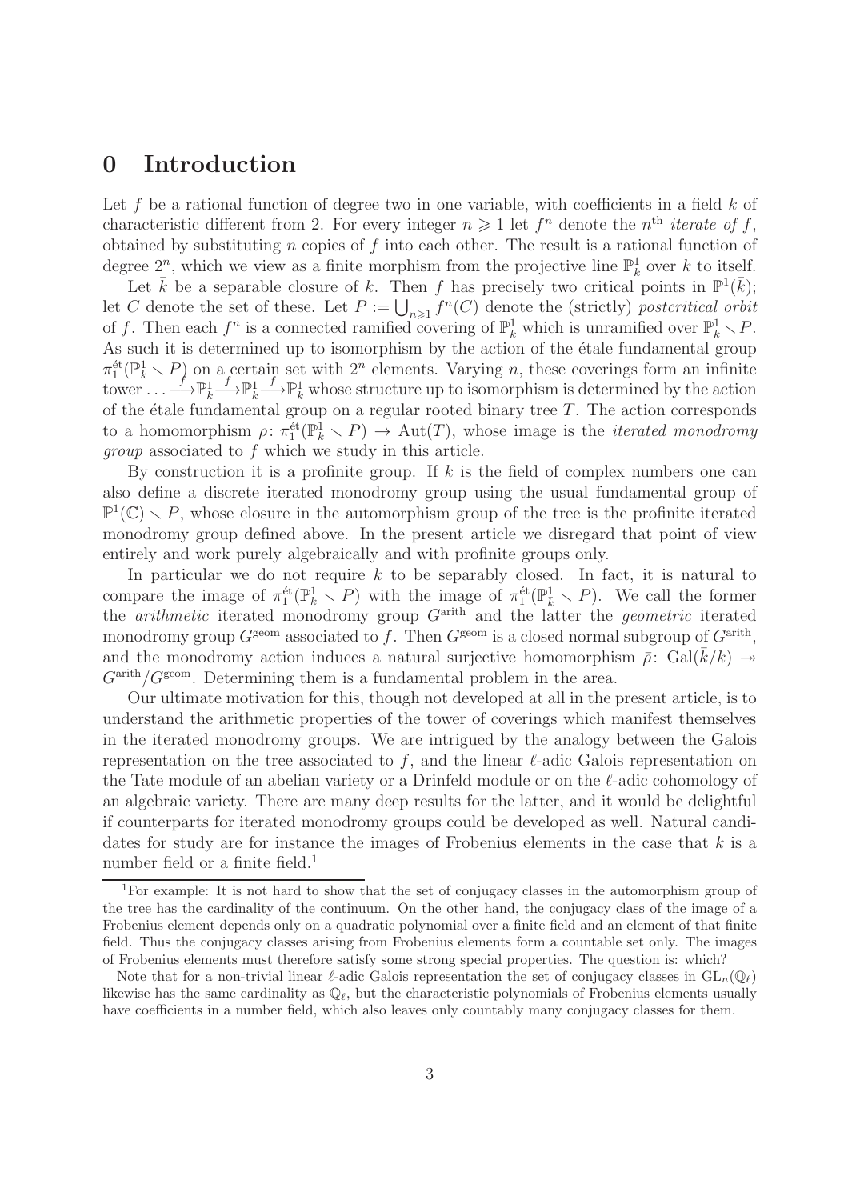# 0 Introduction

Let $f$ be a rational function of degree two in one variable, with coefficients in a field $k$ of characteristic different from 2. For every integer $n \geqslant 1$ let $f^n$ denote the $n^{\text{th}}$ *iterate of* $f$, obtained by substituting $n$ copies of $f$ into each other. The result is a rational function of degree $2^n$, which we view as a finite morphism from the projective line $\mathbb{P}^1_k$ over $k$ to itself.

Let $\bar{k}$ be a separable closure of $k$. Then $f$ has precisely two critical points in $\mathbb{P}^1(\bar{k})$; let $C$ denote the set of these. Let $P := \bigcup_{n \geqslant 1} f^n(C)$ denote the (strictly) *postcritical orbit* of $f$. Then each $f^n$ is a connected ramified covering of $\mathbb{P}^1_k$ which is unramified over $\mathbb{P}^1_k \smallsetminus P$. As such it is determined up to isomorphism by the action of the étale fundamental group $\pi_1^{\text{ét}}(\mathbb{P}^1_k \smallsetminus P)$ on a certain set with $2^n$ elements. Varying $n$, these coverings form an infinite tower $\ldots \xrightarrow{f} \mathbb{P}^1_k \xrightarrow{f} \mathbb{P}^1_k \xrightarrow{f} \mathbb{P}^1_k$ whose structure up to isomorphism is determined by the action of the étale fundamental group on a regular rooted binary tree $T$. The action corresponds to a homomorphism $\rho\colon \pi_1^{\text{ét}}(\mathbb{P}^1_k \smallsetminus P) \to \text{Aut}(T)$, whose image is the *iterated monodromy group* associated to $f$ which we study in this article.

By construction it is a profinite group. If $k$ is the field of complex numbers one can also define a discrete iterated monodromy group using the usual fundamental group of $\mathbb{P}^1(\mathbb{C}) \smallsetminus P$, whose closure in the automorphism group of the tree is the profinite iterated monodromy group defined above. In the present article we disregard that point of view entirely and work purely algebraically and with profinite groups only.

In particular we do not require $k$ to be separably closed. In fact, it is natural to compare the image of $\pi_1^{\text{ét}}(\mathbb{P}^1_k \smallsetminus P)$ with the image of $\pi_1^{\text{ét}}(\mathbb{P}^1_{\bar{k}} \smallsetminus P)$. We call the former the *arithmetic* iterated monodromy group $G^{\text{arith}}$ and the latter the *geometric* iterated monodromy group $G^{\text{geom}}$ associated to $f$. Then $G^{\text{geom}}$ is a closed normal subgroup of $G^{\text{arith}}$, and the monodromy action induces a natural surjective homomorphism $\bar{\rho}\colon \text{Gal}(\bar{k}/k) \twoheadrightarrow G^{\text{arith}}/G^{\text{geom}}$. Determining them is a fundamental problem in the area.

Our ultimate motivation for this, though not developed at all in the present article, is to understand the arithmetic properties of the tower of coverings which manifest themselves in the iterated monodromy groups. We are intrigued by the analogy between the Galois representation on the tree associated to $f$, and the linear $\ell$-adic Galois representation on the Tate module of an abelian variety or a Drinfeld module or on the $\ell$-adic cohomology of an algebraic variety. There are many deep results for the latter, and it would be delightful if counterparts for iterated monodromy groups could be developed as well. Natural candidates for study are for instance the images of Frobenius elements in the case that $k$ is a number field or a finite field.[1]

[1]For example: It is not hard to show that the set of conjugacy classes in the automorphism group of the tree has the cardinality of the continuum. On the other hand, the conjugacy class of the image of a Frobenius element depends only on a quadratic polynomial over a finite field and an element of that finite field. Thus the conjugacy classes arising from Frobenius elements form a countable set only. The images of Frobenius elements must therefore satisfy some strong special properties. The question is: which?

Note that for a non-trivial linear $\ell$-adic Galois representation the set of conjugacy classes in $\text{GL}_n(\mathbb{Q}_\ell)$ likewise has the same cardinality as $\mathbb{Q}_\ell$, but the characteristic polynomials of Frobenius elements usually have coefficients in a number field, which also leaves only countably many conjugacy classes for them.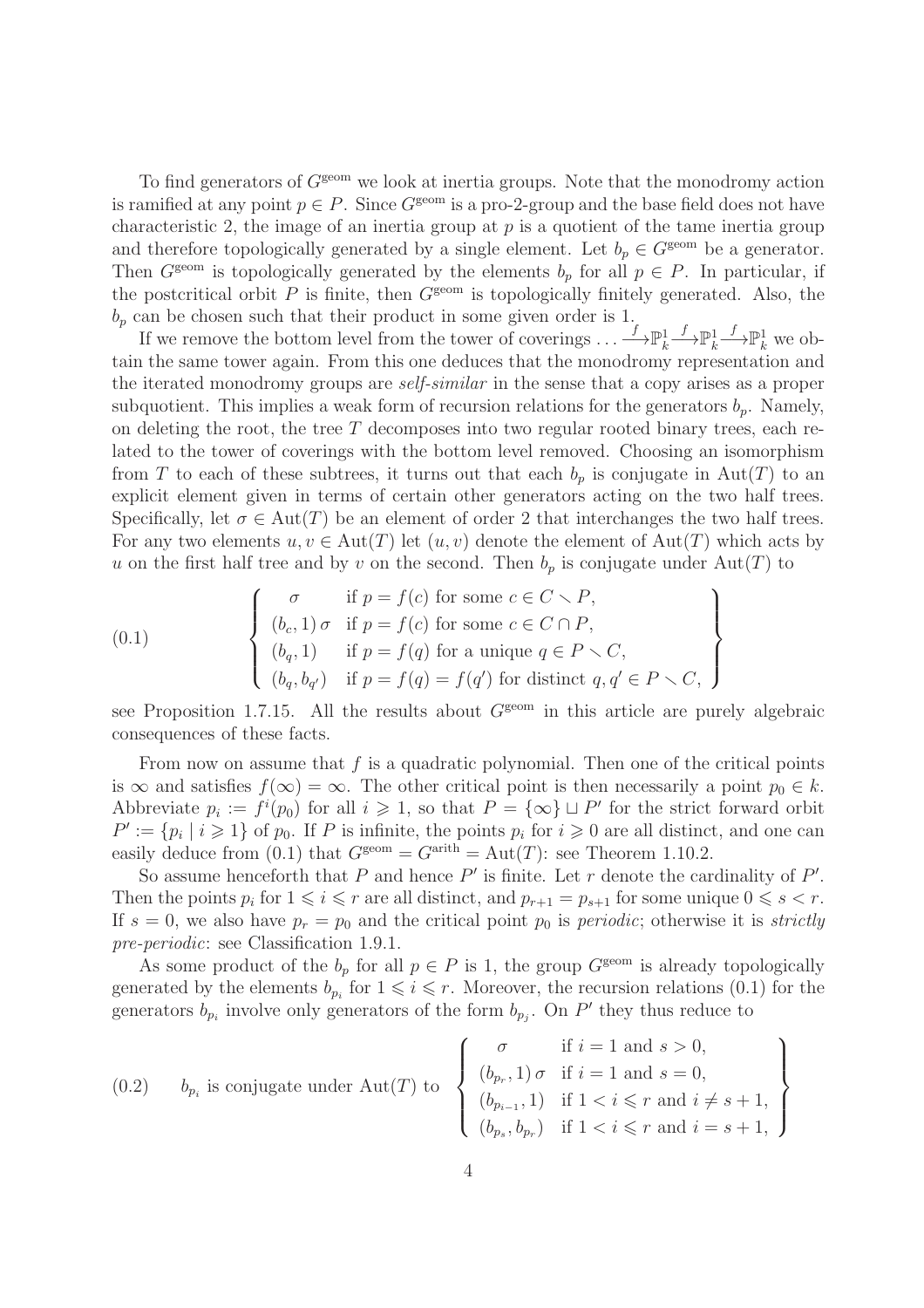To find generators of $G^{\text{geom}}$ we look at inertia groups. Note that the monodromy action is ramified at any point $p \in P$. Since $G^{\text{geom}}$ is a pro-2-group and the base field does not have characteristic 2, the image of an inertia group at $p$ is a quotient of the tame inertia group and therefore topologically generated by a single element. Let $b_p \in G^{\text{geom}}$ be a generator. Then $G^{\text{geom}}$ is topologically generated by the elements $b_p$ for all $p \in P$. In particular, if the postcritical orbit $P$ is finite, then $G^{\text{geom}}$ is topologically finitely generated. Also, the $b_p$ can be chosen such that their product in some given order is 1.

If we remove the bottom level from the tower of coverings $\ldots \xrightarrow{f} \mathbb{P}^1_k \xrightarrow{f} \mathbb{P}^1_k \xrightarrow{f} \mathbb{P}^1_k$ we obtain the same tower again. From this one deduces that the monodromy representation and the iterated monodromy groups are *self-similar* in the sense that a copy arises as a proper subquotient. This implies a weak form of recursion relations for the generators $b_p$. Namely, on deleting the root, the tree $T$ decomposes into two regular rooted binary trees, each related to the tower of coverings with the bottom level removed. Choosing an isomorphism from $T$ to each of these subtrees, it turns out that each $b_p$ is conjugate in $\text{Aut}(T)$ to an explicit element given in terms of certain other generators acting on the two half trees. Specifically, let $\sigma \in \text{Aut}(T)$ be an element of order 2 that interchanges the two half trees. For any two elements $u, v \in \text{Aut}(T)$ let $(u, v)$ denote the element of $\text{Aut}(T)$ which acts by $u$ on the first half tree and by $v$ on the second. Then $b_p$ is conjugate under $\text{Aut}(T)$ to

$$
(0.1) \qquad \left\{ \begin{array}{ll} \sigma & \text{if } p = f(c) \text{ for some } c \in C \setminus P, \\ (b_c, 1)\,\sigma & \text{if } p = f(c) \text{ for some } c \in C \cap P, \\ (b_q, 1) & \text{if } p = f(q) \text{ for a unique } q \in P \setminus C, \\ (b_q, b_{q'}) & \text{if } p = f(q) = f(q') \text{ for distinct } q, q' \in P \setminus C, \end{array} \right\}
$$

see Proposition 1.7.15. All the results about $G^{\text{geom}}$ in this article are purely algebraic consequences of these facts.

From now on assume that $f$ is a quadratic polynomial. Then one of the critical points is $\infty$ and satisfies $f(\infty) = \infty$. The other critical point is then necessarily a point $p_0 \in k$. Abbreviate $p_i := f^i(p_0)$ for all $i \geqslant 1$, so that $P = \{\infty\} \sqcup P'$ for the strict forward orbit $P' := \{p_i \mid i \geqslant 1\}$ of $p_0$. If $P$ is infinite, the points $p_i$ for $i \geqslant 0$ are all distinct, and one can easily deduce from (0.1) that $G^{\text{geom}} = G^{\text{arith}} = \text{Aut}(T)$: see Theorem 1.10.2.

So assume henceforth that $P$ and hence $P'$ is finite. Let $r$ denote the cardinality of $P'$. Then the points $p_i$ for $1 \leqslant i \leqslant r$ are all distinct, and $p_{r+1} = p_{s+1}$ for some unique $0 \leqslant s < r$. If $s = 0$, we also have $p_r = p_0$ and the critical point $p_0$ is *periodic*; otherwise it is *strictly pre-periodic*: see Classification 1.9.1.

As some product of the $b_p$ for all $p \in P$ is 1, the group $G^{\text{geom}}$ is already topologically generated by the elements $b_{p_i}$ for $1 \leqslant i \leqslant r$. Moreover, the recursion relations (0.1) for the generators $b_{p_i}$ involve only generators of the form $b_{p_j}$. On $P'$ they thus reduce to

$$
(0.2) \qquad b_{p_i} \text{ is conjugate under } \text{Aut}(T) \text{ to } \left\{ \begin{array}{ll} \sigma & \text{if } i = 1 \text{ and } s > 0, \\ (b_{p_r}, 1)\,\sigma & \text{if } i = 1 \text{ and } s = 0, \\ (b_{p_{i-1}}, 1) & \text{if } 1 < i \leqslant r \text{ and } i \neq s+1, \\ (b_{p_s}, b_{p_r}) & \text{if } 1 < i \leqslant r \text{ and } i = s+1, \end{array} \right\}
$$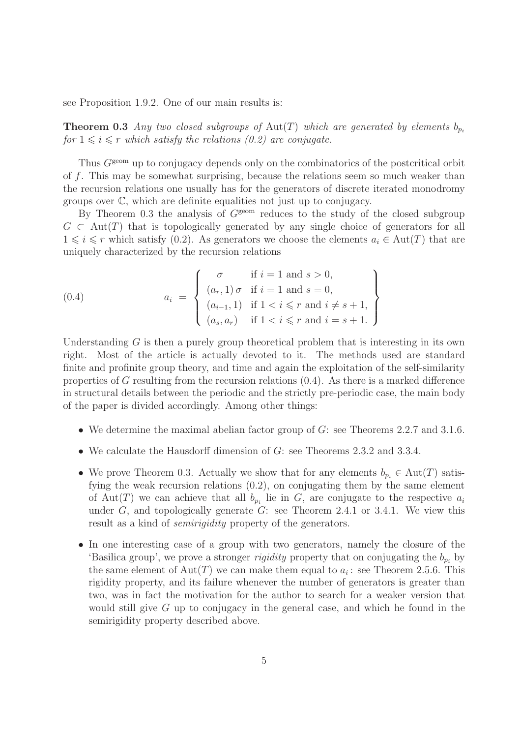see Proposition 1.9.2. One of our main results is:

**Theorem 0.3** *Any two closed subgroups of* $\mathrm{Aut}(T)$ *which are generated by elements* $b_{p_i}$ *for* $1 \leqslant i \leqslant r$ *which satisfy the relations (0.2) are conjugate.*

Thus $G^{\mathrm{geom}}$ up to conjugacy depends only on the combinatorics of the postcritical orbit of $f$. This may be somewhat surprising, because the relations seem so much weaker than the recursion relations one usually has for the generators of discrete iterated monodromy groups over $\mathbb{C}$, which are definite equalities not just up to conjugacy.

By Theorem 0.3 the analysis of $G^{\mathrm{geom}}$ reduces to the study of the closed subgroup $G \subset \mathrm{Aut}(T)$ that is topologically generated by any single choice of generators for all $1 \leqslant i \leqslant r$ which satisfy (0.2). As generators we choose the elements $a_i \in \mathrm{Aut}(T)$ that are uniquely characterized by the recursion relations

$$
(0.4) \qquad a_i \;=\; \left\{ \begin{array}{cl} \sigma & \text{if } i = 1 \text{ and } s > 0, \\ (a_r, 1)\,\sigma & \text{if } i = 1 \text{ and } s = 0, \\ (a_{i-1}, 1) & \text{if } 1 < i \leqslant r \text{ and } i \neq s+1, \\ (a_s, a_r) & \text{if } 1 < i \leqslant r \text{ and } i = s+1. \end{array} \right\}
$$

Understanding $G$ is then a purely group theoretical problem that is interesting in its own right. Most of the article is actually devoted to it. The methods used are standard finite and profinite group theory, and time and again the exploitation of the self-similarity properties of $G$ resulting from the recursion relations (0.4). As there is a marked difference in structural details between the periodic and the strictly pre-periodic case, the main body of the paper is divided accordingly. Among other things:

- We determine the maximal abelian factor group of $G$: see Theorems 2.2.7 and 3.1.6.
- We calculate the Hausdorff dimension of $G$: see Theorems 2.3.2 and 3.3.4.
- We prove Theorem 0.3. Actually we show that for any elements $b_{p_i} \in \mathrm{Aut}(T)$ satisfying the weak recursion relations (0.2), on conjugating them by the same element of $\mathrm{Aut}(T)$ we can achieve that all $b_{p_i}$ lie in $G$, are conjugate to the respective $a_i$ under $G$, and topologically generate $G$: see Theorem 2.4.1 or 3.4.1. We view this result as a kind of *semirigidity* property of the generators.
- In one interesting case of a group with two generators, namely the closure of the 'Basilica group', we prove a stronger *rigidity* property that on conjugating the $b_{p_i}$ by the same element of $\mathrm{Aut}(T)$ we can make them equal to $a_i$: see Theorem 2.5.6. This rigidity property, and its failure whenever the number of generators is greater than two, was in fact the motivation for the author to search for a weaker version that would still give $G$ up to conjugacy in the general case, and which he found in the semirigidity property described above.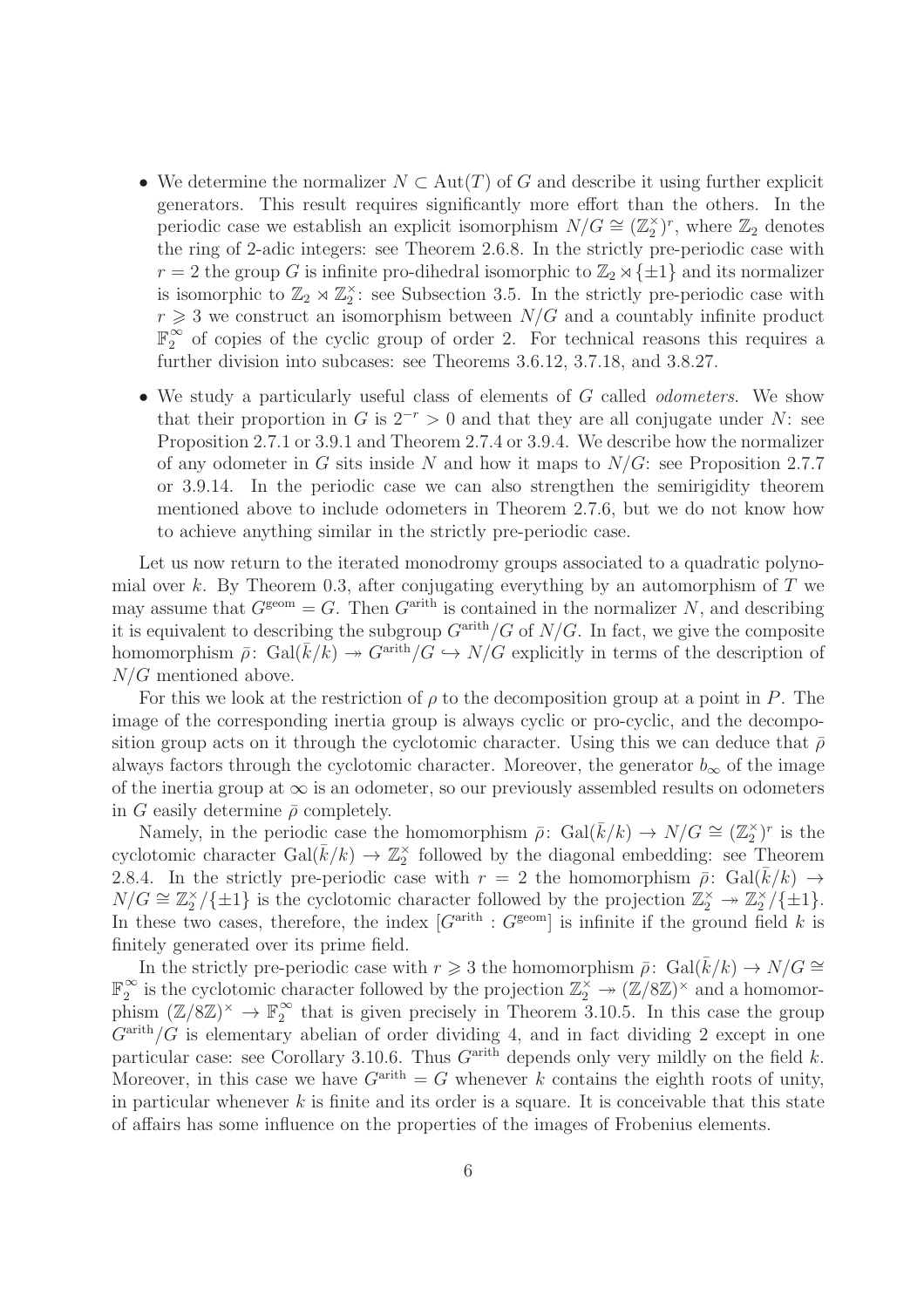- We determine the normalizer $N \subset \mathrm{Aut}(T)$ of $G$ and describe it using further explicit generators. This result requires significantly more effort than the others. In the periodic case we establish an explicit isomorphism $N/G \cong (\mathbb{Z}_2^\times)^r$, where $\mathbb{Z}_2$ denotes the ring of 2-adic integers: see Theorem 2.6.8. In the strictly pre-periodic case with $r = 2$ the group $G$ is infinite pro-dihedral isomorphic to $\mathbb{Z}_2 \rtimes \{\pm 1\}$ and its normalizer is isomorphic to $\mathbb{Z}_2 \rtimes \mathbb{Z}_2^\times$: see Subsection 3.5. In the strictly pre-periodic case with $r \geqslant 3$ we construct an isomorphism between $N/G$ and a countably infinite product $\mathbb{F}_2^\infty$ of copies of the cyclic group of order 2. For technical reasons this requires a further division into subcases: see Theorems 3.6.12, 3.7.18, and 3.8.27.
- We study a particularly useful class of elements of $G$ called *odometers*. We show that their proportion in $G$ is $2^{-r} > 0$ and that they are all conjugate under $N$: see Proposition 2.7.1 or 3.9.1 and Theorem 2.7.4 or 3.9.4. We describe how the normalizer of any odometer in $G$ sits inside $N$ and how it maps to $N/G$: see Proposition 2.7.7 or 3.9.14. In the periodic case we can also strengthen the semirigidity theorem mentioned above to include odometers in Theorem 2.7.6, but we do not know how to achieve anything similar in the strictly pre-periodic case.

Let us now return to the iterated monodromy groups associated to a quadratic polynomial over $k$. By Theorem 0.3, after conjugating everything by an automorphism of $T$ we may assume that $G^{\mathrm{geom}} = G$. Then $G^{\mathrm{arith}}$ is contained in the normalizer $N$, and describing it is equivalent to describing the subgroup $G^{\mathrm{arith}}/G$ of $N/G$. In fact, we give the composite homomorphism $\bar{\rho}\colon \mathrm{Gal}(\bar{k}/k) \twoheadrightarrow G^{\mathrm{arith}}/G \hookrightarrow N/G$ explicitly in terms of the description of $N/G$ mentioned above.

For this we look at the restriction of $\rho$ to the decomposition group at a point in $P$. The image of the corresponding inertia group is always cyclic or pro-cyclic, and the decomposition group acts on it through the cyclotomic character. Using this we can deduce that $\bar{\rho}$ always factors through the cyclotomic character. Moreover, the generator $b_\infty$ of the image of the inertia group at $\infty$ is an odometer, so our previously assembled results on odometers in $G$ easily determine $\bar{\rho}$ completely.

Namely, in the periodic case the homomorphism $\bar{\rho}\colon \mathrm{Gal}(\bar{k}/k) \to N/G \cong (\mathbb{Z}_2^\times)^r$ is the cyclotomic character $\mathrm{Gal}(\bar{k}/k) \to \mathbb{Z}_2^\times$ followed by the diagonal embedding: see Theorem 2.8.4. In the strictly pre-periodic case with $r = 2$ the homomorphism $\bar{\rho}\colon \mathrm{Gal}(\bar{k}/k) \to N/G \cong \mathbb{Z}_2^\times/\{\pm 1\}$ is the cyclotomic character followed by the projection $\mathbb{Z}_2^\times \twoheadrightarrow \mathbb{Z}_2^\times/\{\pm 1\}$. In these two cases, therefore, the index $[G^{\mathrm{arith}} : G^{\mathrm{geom}}]$ is infinite if the ground field $k$ is finitely generated over its prime field.

In the strictly pre-periodic case with $r \geqslant 3$ the homomorphism $\bar{\rho}\colon \mathrm{Gal}(\bar{k}/k) \to N/G \cong \mathbb{F}_2^\infty$ is the cyclotomic character followed by the projection $\mathbb{Z}_2^\times \twoheadrightarrow (\mathbb{Z}/8\mathbb{Z})^\times$ and a homomorphism $(\mathbb{Z}/8\mathbb{Z})^\times \to \mathbb{F}_2^\infty$ that is given precisely in Theorem 3.10.5. In this case the group $G^{\mathrm{arith}}/G$ is elementary abelian of order dividing 4, and in fact dividing 2 except in one particular case: see Corollary 3.10.6. Thus $G^{\mathrm{arith}}$ depends only very mildly on the field $k$. Moreover, in this case we have $G^{\mathrm{arith}} = G$ whenever $k$ contains the eighth roots of unity, in particular whenever $k$ is finite and its order is a square. It is conceivable that this state of affairs has some influence on the properties of the images of Frobenius elements.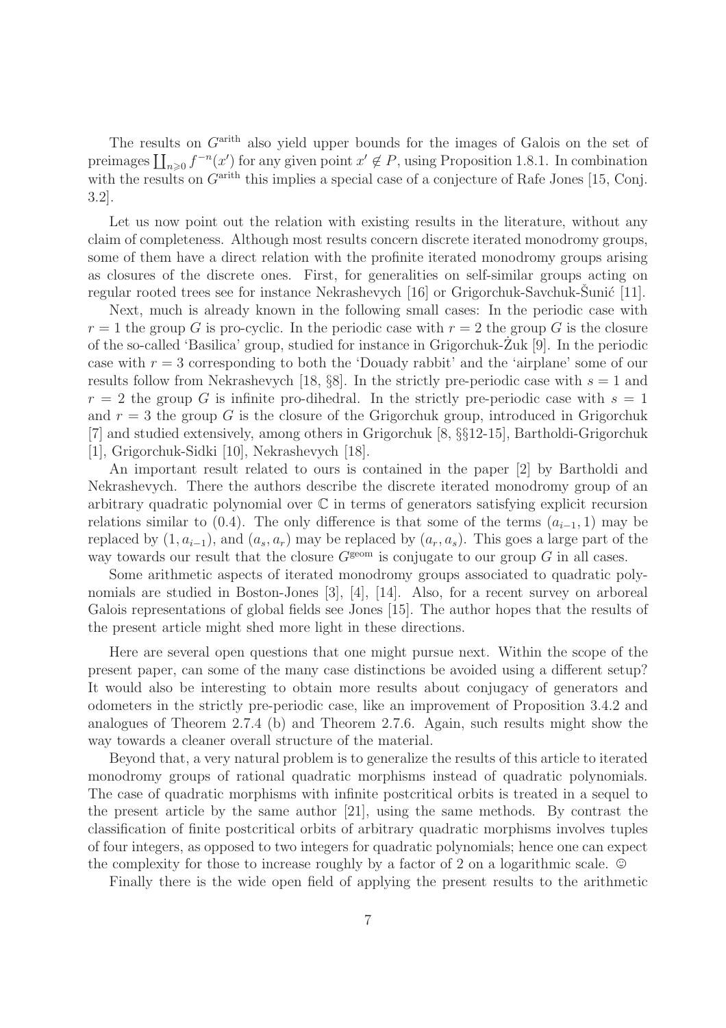The results on $G^{\mathrm{arith}}$ also yield upper bounds for the images of Galois on the set of preimages $\coprod_{n\geqslant 0} f^{-n}(x')$ for any given point $x' \notin P$, using Proposition 1.8.1. In combination with the results on $G^{\mathrm{arith}}$ this implies a special case of a conjecture of Rafe Jones [15, Conj. 3.2].

Let us now point out the relation with existing results in the literature, without any claim of completeness. Although most results concern discrete iterated monodromy groups, some of them have a direct relation with the profinite iterated monodromy groups arising as closures of the discrete ones. First, for generalities on self-similar groups acting on regular rooted trees see for instance Nekrashevych [16] or Grigorchuk-Savchuk-Šunić [11].

Next, much is already known in the following small cases: In the periodic case with $r = 1$ the group $G$ is pro-cyclic. In the periodic case with $r = 2$ the group $G$ is the closure of the so-called 'Basilica' group, studied for instance in Grigorchuk-Żuk [9]. In the periodic case with $r = 3$ corresponding to both the 'Douady rabbit' and the 'airplane' some of our results follow from Nekrashevych [18, §8]. In the strictly pre-periodic case with $s = 1$ and $r = 2$ the group $G$ is infinite pro-dihedral. In the strictly pre-periodic case with $s = 1$ and $r = 3$ the group $G$ is the closure of the Grigorchuk group, introduced in Grigorchuk [7] and studied extensively, among others in Grigorchuk [8, §§12-15], Bartholdi-Grigorchuk [1], Grigorchuk-Sidki [10], Nekrashevych [18].

An important result related to ours is contained in the paper [2] by Bartholdi and Nekrashevych. There the authors describe the discrete iterated monodromy group of an arbitrary quadratic polynomial over $\mathbb{C}$ in terms of generators satisfying explicit recursion relations similar to (0.4). The only difference is that some of the terms $(a_{i-1}, 1)$ may be replaced by $(1, a_{i-1})$, and $(a_s, a_r)$ may be replaced by $(a_r, a_s)$. This goes a large part of the way towards our result that the closure $G^{\mathrm{geom}}$ is conjugate to our group $G$ in all cases.

Some arithmetic aspects of iterated monodromy groups associated to quadratic polynomials are studied in Boston-Jones [3], [4], [14]. Also, for a recent survey on arboreal Galois representations of global fields see Jones [15]. The author hopes that the results of the present article might shed more light in these directions.

Here are several open questions that one might pursue next. Within the scope of the present paper, can some of the many case distinctions be avoided using a different setup? It would also be interesting to obtain more results about conjugacy of generators and odometers in the strictly pre-periodic case, like an improvement of Proposition 3.4.2 and analogues of Theorem 2.7.4 (b) and Theorem 2.7.6. Again, such results might show the way towards a cleaner overall structure of the material.

Beyond that, a very natural problem is to generalize the results of this article to iterated monodromy groups of rational quadratic morphisms instead of quadratic polynomials. The case of quadratic morphisms with infinite postcritical orbits is treated in a sequel to the present article by the same author [21], using the same methods. By contrast the classification of finite postcritical orbits of arbitrary quadratic morphisms involves tuples of four integers, as opposed to two integers for quadratic polynomials; hence one can expect the complexity for those to increase roughly by a factor of 2 on a logarithmic scale. ☺

Finally there is the wide open field of applying the present results to the arithmetic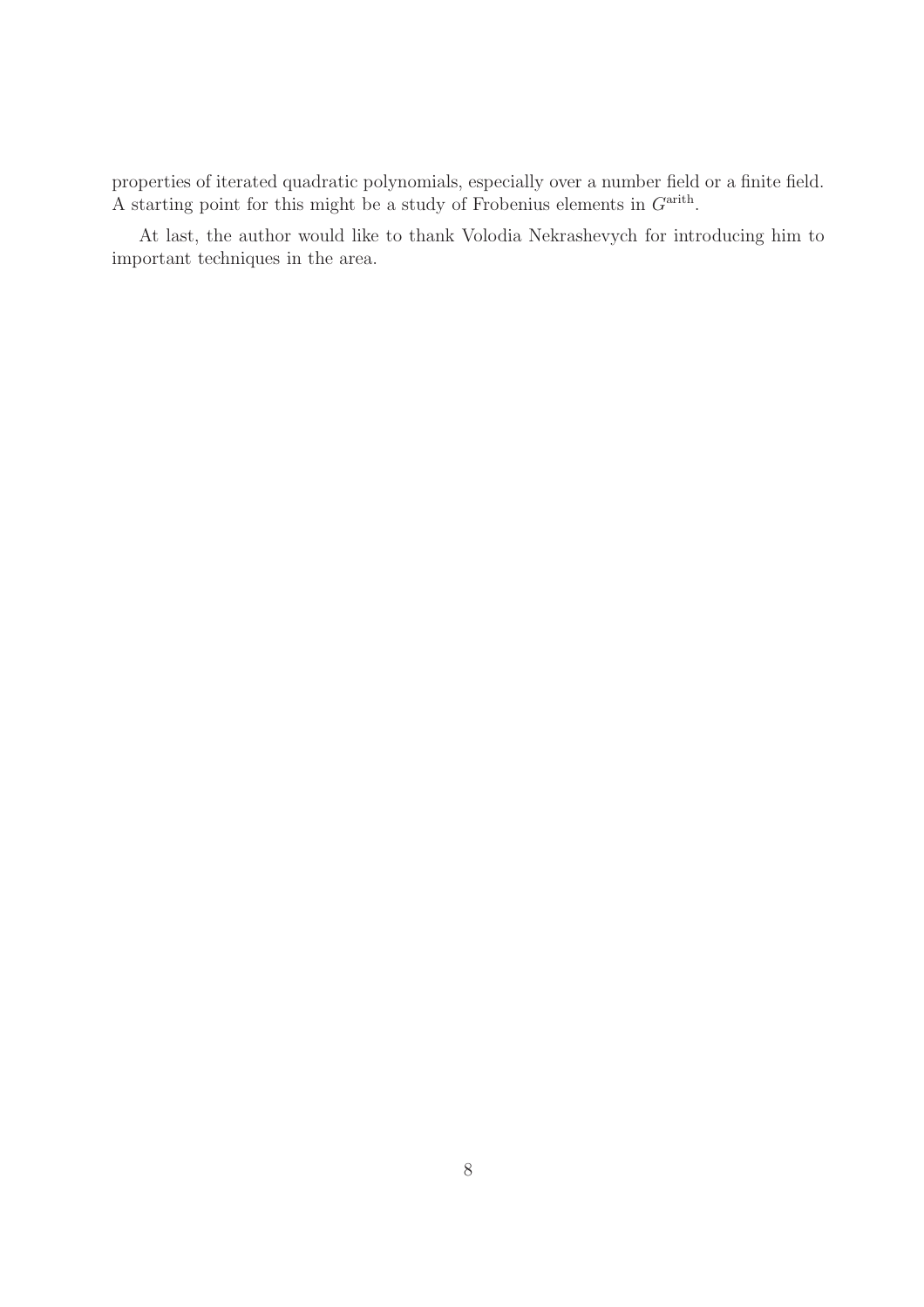properties of iterated quadratic polynomials, especially over a number field or a finite field. A starting point for this might be a study of Frobenius elements in $G^{\text{arith}}$.

At last, the author would like to thank Volodia Nekrashevych for introducing him to important techniques in the area.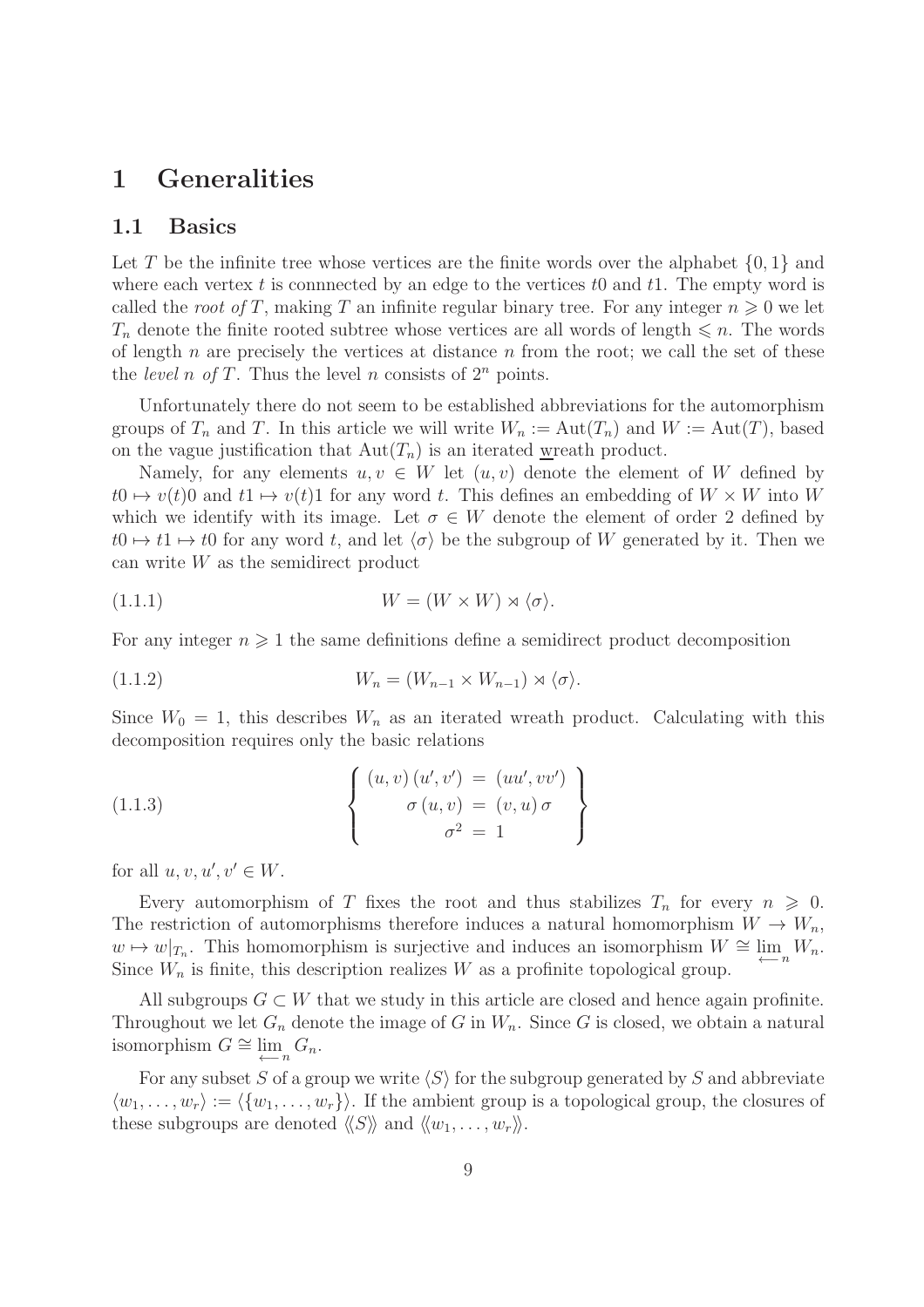# 1 Generalities

## 1.1 Basics

Let $T$ be the infinite tree whose vertices are the finite words over the alphabet $\{0, 1\}$ and where each vertex $t$ is connnected by an edge to the vertices $t0$ and $t1$. The empty word is called the *root of* $T$, making $T$ an infinite regular binary tree. For any integer $n \geqslant 0$ we let $T_n$ denote the finite rooted subtree whose vertices are all words of length $\leqslant n$. The words of length $n$ are precisely the vertices at distance $n$ from the root; we call the set of these the *level* $n$ *of* $T$. Thus the level $n$ consists of $2^n$ points.

Unfortunately there do not seem to be established abbreviations for the automorphism groups of $T_n$ and $T$. In this article we will write $W_n := \mathrm{Aut}(T_n)$ and $W := \mathrm{Aut}(T)$, based on the vague justification that $\mathrm{Aut}(T_n)$ is an iterated $\underline{\text{w}}$reath product.

Namely, for any elements $u, v \in W$ let $(u, v)$ denote the element of $W$ defined by $t0 \mapsto v(t)0$ and $t1 \mapsto v(t)1$ for any word $t$. This defines an embedding of $W \times W$ into $W$ which we identify with its image. Let $\sigma \in W$ denote the element of order 2 defined by $t0 \mapsto t1 \mapsto t0$ for any word $t$, and let $\langle\sigma\rangle$ be the subgroup of $W$ generated by it. Then we can write $W$ as the semidirect product

$$W = (W \times W) \rtimes \langle\sigma\rangle. \tag{1.1.1}$$

For any integer $n \geqslant 1$ the same definitions define a semidirect product decomposition

$$W_n = (W_{n-1} \times W_{n-1}) \rtimes \langle\sigma\rangle. \tag{1.1.2}$$

Since $W_0 = 1$, this describes $W_n$ as an iterated wreath product. Calculating with this decomposition requires only the basic relations

$$\left\{ \begin{array}{rcl} (u, v)\,(u', v') & = & (uu', vv') \\ \sigma\,(u, v) & = & (v, u)\,\sigma \\ \sigma^2 & = & 1 \end{array} \right\} \tag{1.1.3}$$

for all $u, v, u', v' \in W$.

Every automorphism of $T$ fixes the root and thus stabilizes $T_n$ for every $n \geqslant 0$. The restriction of automorphisms therefore induces a natural homomorphism $W \to W_n$, $w \mapsto w|_{T_n}$. This homomorphism is surjective and induces an isomorphism $W \cong \varprojlim_n W_n$. Since $W_n$ is finite, this description realizes $W$ as a profinite topological group.

All subgroups $G \subset W$ that we study in this article are closed and hence again profinite. Throughout we let $G_n$ denote the image of $G$ in $W_n$. Since $G$ is closed, we obtain a natural isomorphism $G \cong \varprojlim_n G_n$.

For any subset $S$ of a group we write $\langle S\rangle$ for the subgroup generated by $S$ and abbreviate $\langle w_1, \ldots, w_r\rangle := \langle\{w_1, \ldots, w_r\}\rangle$. If the ambient group is a topological group, the closures of these subgroups are denoted $\langle\langle S\rangle\rangle$ and $\langle\langle w_1, \ldots, w_r\rangle\rangle$.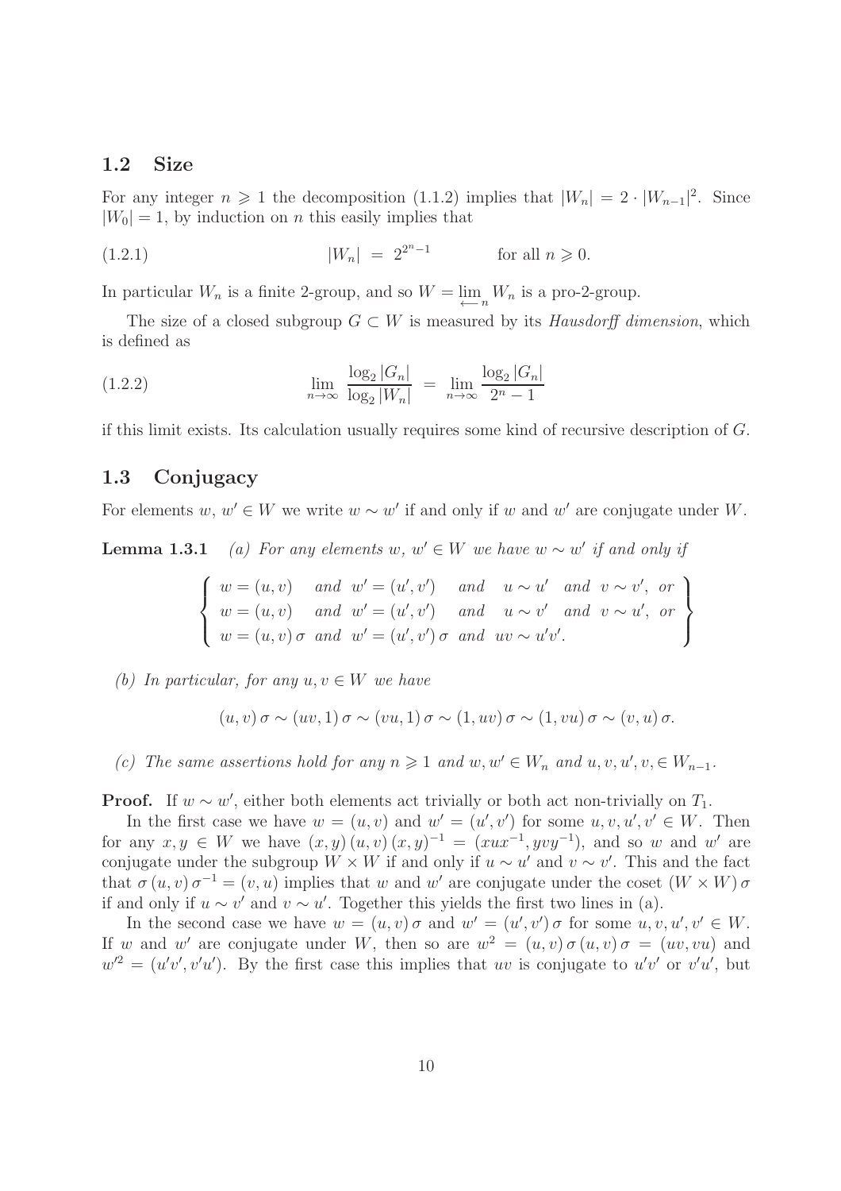## 1.2 Size

For any integer $n \geqslant 1$ the decomposition (1.1.2) implies that $|W_n| = 2 \cdot |W_{n-1}|^2$. Since $|W_0| = 1$, by induction on $n$ this easily implies that

$$|W_n| \;=\; 2^{2^n - 1} \qquad \text{for all } n \geqslant 0. \tag{1.2.1}$$

In particular $W_n$ is a finite 2-group, and so $W = \varprojlim_n W_n$ is a pro-2-group.

The size of a closed subgroup $G \subset W$ is measured by its *Hausdorff dimension*, which is defined as

$$\lim_{n\to\infty} \frac{\log_2 |G_n|}{\log_2 |W_n|} \;=\; \lim_{n\to\infty} \frac{\log_2 |G_n|}{2^n - 1} \tag{1.2.2}$$

if this limit exists. Its calculation usually requires some kind of recursive description of $G$.

## 1.3 Conjugacy

For elements $w, w' \in W$ we write $w \sim w'$ if and only if $w$ and $w'$ are conjugate under $W$.

**Lemma 1.3.1** *(a) For any elements $w, w' \in W$ we have $w \sim w'$ if and only if*

$$\left\{ \begin{array}{llll} w = (u,v) & \textit{and} \;\; w' = (u',v') & \textit{and} \;\; u \sim u' \;\; \textit{and} \;\; v \sim v', \;\; \textit{or} \\ w = (u,v) & \textit{and} \;\; w' = (u',v') & \textit{and} \;\; u \sim v' \;\; \textit{and} \;\; v \sim u', \;\; \textit{or} \\ w = (u,v)\,\sigma & \textit{and} \;\; w' = (u',v')\,\sigma & \textit{and} \;\; uv \sim u'v'. & \end{array} \right\}$$

*(b) In particular, for any $u, v \in W$ we have*

$$(u,v)\,\sigma \sim (uv,1)\,\sigma \sim (vu,1)\,\sigma \sim (1,uv)\,\sigma \sim (1,vu)\,\sigma \sim (v,u)\,\sigma.$$

*(c) The same assertions hold for any $n \geqslant 1$ and $w, w' \in W_n$ and $u, v, u', v, \in W_{n-1}$.*

**Proof.** If $w \sim w'$, either both elements act trivially or both act non-trivially on $T_1$.

In the first case we have $w = (u,v)$ and $w' = (u',v')$ for some $u, v, u', v' \in W$. Then for any $x, y \in W$ we have $(x,y)\,(u,v)\,(x,y)^{-1} = (xux^{-1}, yvy^{-1})$, and so $w$ and $w'$ are conjugate under the subgroup $W \times W$ if and only if $u \sim u'$ and $v \sim v'$. This and the fact that $\sigma\,(u,v)\,\sigma^{-1} = (v,u)$ implies that $w$ and $w'$ are conjugate under the coset $(W \times W)\,\sigma$ if and only if $u \sim v'$ and $v \sim u'$. Together this yields the first two lines in (a).

In the second case we have $w = (u,v)\,\sigma$ and $w' = (u',v')\,\sigma$ for some $u, v, u', v' \in W$. If $w$ and $w'$ are conjugate under $W$, then so are $w^2 = (u,v)\,\sigma\,(u,v)\,\sigma = (uv, vu)$ and $w'^2 = (u'v', v'u')$. By the first case this implies that $uv$ is conjugate to $u'v'$ or $v'u'$, but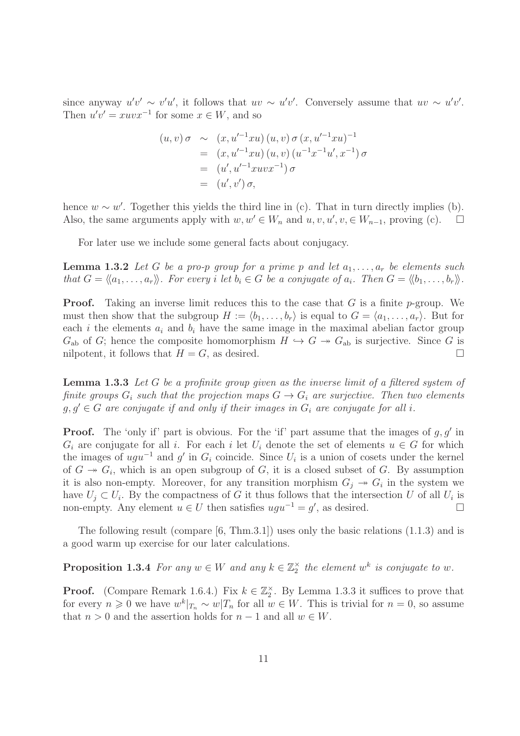since anyway $u'v' \sim v'u'$, it follows that $uv \sim u'v'$. Conversely assume that $uv \sim u'v'$. Then $u'v' = xuvx^{-1}$ for some $x \in W$, and so

$$
\begin{aligned}
(u,v)\,\sigma &\sim (x, u'^{-1}xu)\,(u,v)\,\sigma\,(x, u'^{-1}xu)^{-1} \\
&= (x, u'^{-1}xu)\,(u,v)\,(u^{-1}x^{-1}u', x^{-1})\,\sigma \\
&= (u', u'^{-1}xuvx^{-1})\,\sigma \\
&= (u', v')\,\sigma,
\end{aligned}
$$

hence $w \sim w'$. Together this yields the third line in (c). That in turn directly implies (b). Also, the same arguments apply with $w, w' \in W_n$ and $u, v, u', v, \in W_{n-1}$, proving (c). $\square$

For later use we include some general facts about conjugacy.

**Lemma 1.3.2** *Let $G$ be a pro-$p$ group for a prime $p$ and let $a_1, \ldots, a_r$ be elements such that $G = \langle\!\langle a_1, \ldots, a_r \rangle\!\rangle$. For every $i$ let $b_i \in G$ be a conjugate of $a_i$. Then $G = \langle\!\langle b_1, \ldots, b_r \rangle\!\rangle$.*

**Proof.** Taking an inverse limit reduces this to the case that $G$ is a finite $p$-group. We must then show that the subgroup $H := \langle b_1, \ldots, b_r \rangle$ is equal to $G = \langle a_1, \ldots, a_r \rangle$. But for each $i$ the elements $a_i$ and $b_i$ have the same image in the maximal abelian factor group $G_{\mathrm{ab}}$ of $G$; hence the composite homomorphism $H \hookrightarrow G \twoheadrightarrow G_{\mathrm{ab}}$ is surjective. Since $G$ is nilpotent, it follows that $H = G$, as desired. $\square$

**Lemma 1.3.3** *Let $G$ be a profinite group given as the inverse limit of a filtered system of finite groups $G_i$ such that the projection maps $G \to G_i$ are surjective. Then two elements $g, g' \in G$ are conjugate if and only if their images in $G_i$ are conjugate for all $i$.*

**Proof.** The 'only if' part is obvious. For the 'if' part assume that the images of $g, g'$ in $G_i$ are conjugate for all $i$. For each $i$ let $U_i$ denote the set of elements $u \in G$ for which the images of $ugu^{-1}$ and $g'$ in $G_i$ coincide. Since $U_i$ is a union of cosets under the kernel of $G \twoheadrightarrow G_i$, which is an open subgroup of $G$, it is a closed subset of $G$. By assumption it is also non-empty. Moreover, for any transition morphism $G_j \twoheadrightarrow G_i$ in the system we have $U_j \subset U_i$. By the compactness of $G$ it thus follows that the intersection $U$ of all $U_i$ is non-empty. Any element $u \in U$ then satisfies $ugu^{-1} = g'$, as desired. $\square$

The following result (compare [6, Thm.3.1]) uses only the basic relations (1.1.3) and is a good warm up exercise for our later calculations.

**Proposition 1.3.4** *For any $w \in W$ and any $k \in \mathbb{Z}_2^\times$ the element $w^k$ is conjugate to $w$.*

**Proof.** (Compare Remark 1.6.4.) Fix $k \in \mathbb{Z}_2^\times$. By Lemma 1.3.3 it suffices to prove that for every $n \geqslant 0$ we have $w^k|_{T_n} \sim w|T_n$ for all $w \in W$. This is trivial for $n = 0$, so assume that $n > 0$ and the assertion holds for $n - 1$ and all $w \in W$.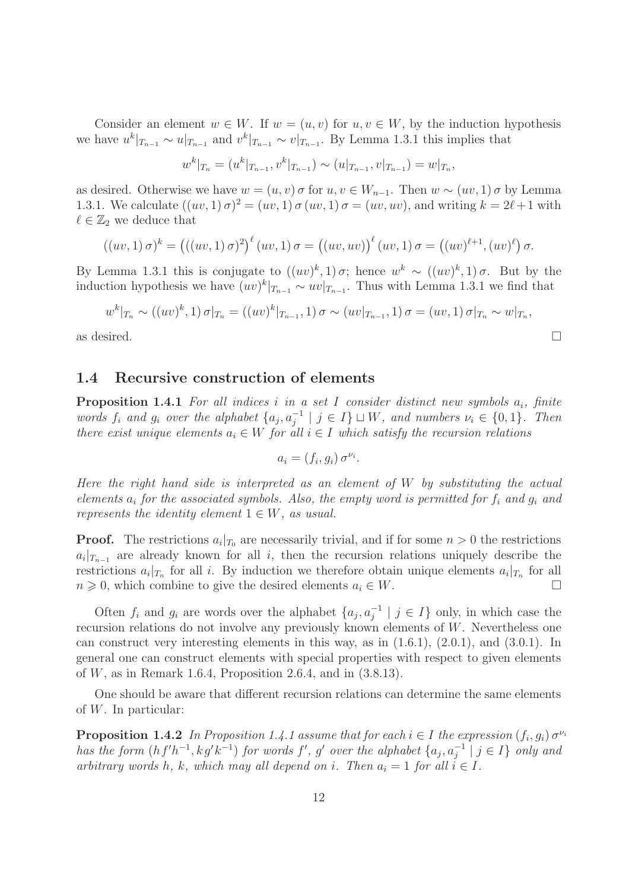Consider an element $w \in W$. If $w = (u, v)$ for $u, v \in W$, by the induction hypothesis we have $u^k|_{T_{n-1}} \sim u|_{T_{n-1}}$ and $v^k|_{T_{n-1}} \sim v|_{T_{n-1}}$. By Lemma 1.3.1 this implies that

$$w^k|_{T_n} = (u^k|_{T_{n-1}}, v^k|_{T_{n-1}}) \sim (u|_{T_{n-1}}, v|_{T_{n-1}}) = w|_{T_n},$$

as desired. Otherwise we have $w = (u, v)\,\sigma$ for $u, v \in W_{n-1}$. Then $w \sim (uv, 1)\,\sigma$ by Lemma 1.3.1. We calculate $((uv, 1)\,\sigma)^2 = (uv, 1)\,\sigma\,(uv, 1)\,\sigma = (uv, uv)$, and writing $k = 2\ell + 1$ with $\ell \in \mathbb{Z}_2$ we deduce that

$$((uv, 1)\,\sigma)^k = \big(((uv, 1)\,\sigma)^2\big)^\ell\,(uv, 1)\,\sigma = \big((uv, uv)\big)^\ell\,(uv, 1)\,\sigma = \big((uv)^{\ell+1}, (uv)^\ell\big)\,\sigma.$$

By Lemma 1.3.1 this is conjugate to $((uv)^k, 1)\,\sigma$; hence $w^k \sim ((uv)^k, 1)\,\sigma$. But by the induction hypothesis we have $(uv)^k|_{T_{n-1}} \sim uv|_{T_{n-1}}$. Thus with Lemma 1.3.1 we find that

$$w^k|_{T_n} \sim ((uv)^k, 1)\,\sigma|_{T_n} = ((uv)^k|_{T_{n-1}}, 1)\,\sigma \sim (uv|_{T_{n-1}}, 1)\,\sigma = (uv, 1)\,\sigma|_{T_n} \sim w|_{T_n},$$

as desired. □

## 1.4 Recursive construction of elements

**Proposition 1.4.1** *For all indices $i$ in a set $I$ consider distinct new symbols $a_i$, finite words $f_i$ and $g_i$ over the alphabet $\{a_j, a_j^{-1} \mid j \in I\} \sqcup W$, and numbers $\nu_i \in \{0, 1\}$. Then there exist unique elements $a_i \in W$ for all $i \in I$ which satisfy the recursion relations*

$$a_i = (f_i, g_i)\,\sigma^{\nu_i}.$$

*Here the right hand side is interpreted as an element of $W$ by substituting the actual elements $a_i$ for the associated symbols. Also, the empty word is permitted for $f_i$ and $g_i$ and represents the identity element $1 \in W$, as usual.*

**Proof.** The restrictions $a_i|_{T_0}$ are necessarily trivial, and if for some $n > 0$ the restrictions $a_i|_{T_{n-1}}$ are already known for all $i$, then the recursion relations uniquely describe the restrictions $a_i|_{T_n}$ for all $i$. By induction we therefore obtain unique elements $a_i|_{T_n}$ for all $n \geqslant 0$, which combine to give the desired elements $a_i \in W$. □

Often $f_i$ and $g_i$ are words over the alphabet $\{a_j, a_j^{-1} \mid j \in I\}$ only, in which case the recursion relations do not involve any previously known elements of $W$. Nevertheless one can construct very interesting elements in this way, as in (1.6.1), (2.0.1), and (3.0.1). In general one can construct elements with special properties with respect to given elements of $W$, as in Remark 1.6.4, Proposition 2.6.4, and in (3.8.13).

One should be aware that different recursion relations can determine the same elements of $W$. In particular:

**Proposition 1.4.2** *In Proposition 1.4.1 assume that for each $i \in I$ the expression $(f_i, g_i)\,\sigma^{\nu_i}$ has the form $(h\,f'h^{-1}, k\,g'k^{-1})$ for words $f'$, $g'$ over the alphabet $\{a_j, a_j^{-1} \mid j \in I\}$ only and arbitrary words $h$, $k$, which may all depend on $i$. Then $a_i = 1$ for all $i \in I$.*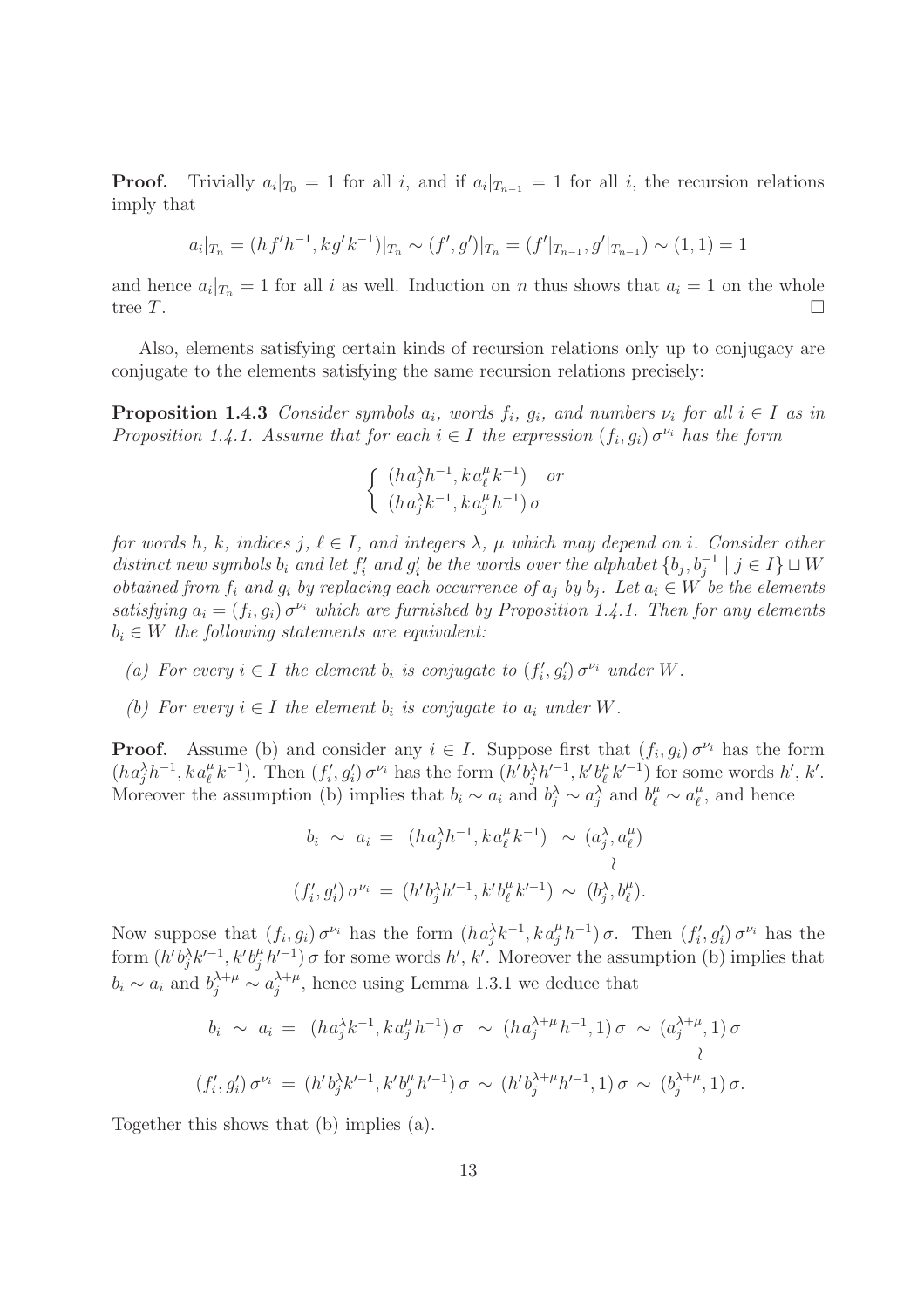**Proof.** Trivially $a_i|_{T_0} = 1$ for all $i$, and if $a_i|_{T_{n-1}} = 1$ for all $i$, the recursion relations imply that

$$a_i|_{T_n} = (h f' h^{-1}, k g' k^{-1})|_{T_n} \sim (f', g')|_{T_n} = (f'|_{T_{n-1}}, g'|_{T_{n-1}}) \sim (1,1) = 1$$

and hence $a_i|_{T_n} = 1$ for all $i$ as well. Induction on $n$ thus shows that $a_i = 1$ on the whole tree $T$. $\square$

Also, elements satisfying certain kinds of recursion relations only up to conjugacy are conjugate to the elements satisfying the same recursion relations precisely:

**Proposition 1.4.3** *Consider symbols $a_i$, words $f_i$, $g_i$, and numbers $\nu_i$ for all $i \in I$ as in Proposition 1.4.1. Assume that for each $i \in I$ the expression $(f_i, g_i)\,\sigma^{\nu_i}$ has the form*

$$\begin{cases} (h a_j^\lambda h^{-1}, k a_\ell^\mu k^{-1}) & \text{or} \\ (h a_j^\lambda k^{-1}, k a_j^\mu h^{-1})\,\sigma \end{cases}$$

*for words $h$, $k$, indices $j$, $\ell \in I$, and integers $\lambda$, $\mu$ which may depend on $i$. Consider other distinct new symbols $b_i$ and let $f_i'$ and $g_i'$ be the words over the alphabet $\{b_j, b_j^{-1} \mid j \in I\} \sqcup W$ obtained from $f_i$ and $g_i$ by replacing each occurrence of $a_j$ by $b_j$. Let $a_i \in W$ be the elements satisfying $a_i = (f_i, g_i)\,\sigma^{\nu_i}$ which are furnished by Proposition 1.4.1. Then for any elements $b_i \in W$ the following statements are equivalent:*

- *(a) For every $i \in I$ the element $b_i$ is conjugate to $(f_i', g_i')\,\sigma^{\nu_i}$ under $W$.*
- *(b) For every $i \in I$ the element $b_i$ is conjugate to $a_i$ under $W$.*

**Proof.** Assume (b) and consider any $i \in I$. Suppose first that $(f_i, g_i)\,\sigma^{\nu_i}$ has the form $(h a_j^\lambda h^{-1}, k a_\ell^\mu k^{-1})$. Then $(f_i', g_i')\,\sigma^{\nu_i}$ has the form $(h' b_j^\lambda h'^{-1}, k' b_\ell^\mu k'^{-1})$ for some words $h'$, $k'$. Moreover the assumption (b) implies that $b_i \sim a_i$ and $b_j^\lambda \sim a_j^\lambda$ and $b_\ell^\mu \sim a_\ell^\mu$, and hence

$$\begin{array}{rcl} b_i \ \sim \ a_i &=& (h a_j^\lambda h^{-1}, k a_\ell^\mu k^{-1}) \ \sim \ (a_j^\lambda, a_\ell^\mu) \\ && \hspace{9em} \wr \\ (f_i', g_i')\,\sigma^{\nu_i} &=& (h' b_j^\lambda h'^{-1}, k' b_\ell^\mu k'^{-1}) \ \sim \ (b_j^\lambda, b_\ell^\mu). \end{array}$$

Now suppose that $(f_i, g_i)\,\sigma^{\nu_i}$ has the form $(h a_j^\lambda k^{-1}, k a_j^\mu h^{-1})\,\sigma$. Then $(f_i', g_i')\,\sigma^{\nu_i}$ has the form $(h' b_j^\lambda k'^{-1}, k' b_j^\mu h'^{-1})\,\sigma$ for some words $h'$, $k'$. Moreover the assumption (b) implies that $b_i \sim a_i$ and $b_j^{\lambda+\mu} \sim a_j^{\lambda+\mu}$, hence using Lemma 1.3.1 we deduce that

$$\begin{array}{rcl} b_i \ \sim \ a_i &=& (h a_j^\lambda k^{-1}, k a_j^\mu h^{-1})\,\sigma \ \sim \ (h a_j^{\lambda+\mu} h^{-1}, 1)\,\sigma \ \sim \ (a_j^{\lambda+\mu}, 1)\,\sigma \\ && \hspace{17em} \wr \\ (f_i', g_i')\,\sigma^{\nu_i} &=& (h' b_j^\lambda k'^{-1}, k' b_j^\mu h'^{-1})\,\sigma \ \sim \ (h' b_j^{\lambda+\mu} h'^{-1}, 1)\,\sigma \ \sim \ (b_j^{\lambda+\mu}, 1)\,\sigma. \end{array}$$

Together this shows that (b) implies (a).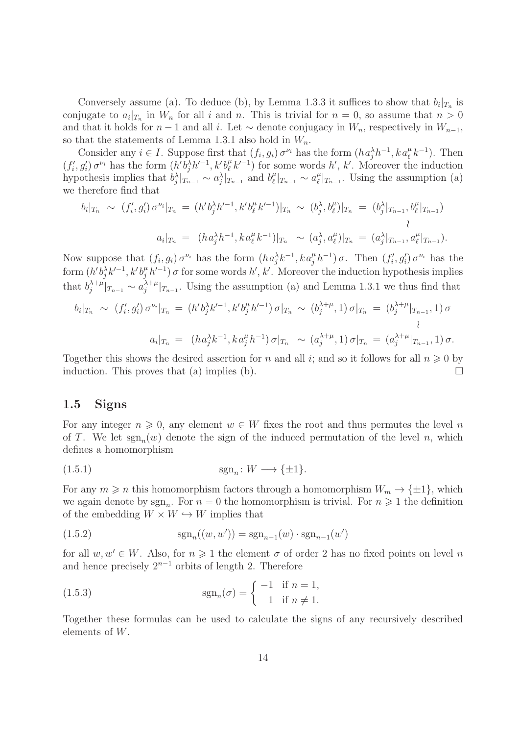Conversely assume (a). To deduce (b), by Lemma 1.3.3 it suffices to show that $b_i|_{T_n}$ is conjugate to $a_i|_{T_n}$ in $W_n$ for all $i$ and $n$. This is trivial for $n = 0$, so assume that $n > 0$ and that it holds for $n-1$ and all $i$. Let $\sim$ denote conjugacy in $W_n$, respectively in $W_{n-1}$, so that the statements of Lemma 1.3.1 also hold in $W_n$.

Consider any $i \in I$. Suppose first that $(f_i, g_i)\,\sigma^{\nu_i}$ has the form $(h a_j^\lambda h^{-1}, k a_\ell^\mu k^{-1})$. Then $(f'_i, g'_i)\,\sigma^{\nu_i}$ has the form $(h' b_j^\lambda h'^{-1}, k' b_\ell^\mu k'^{-1})$ for some words $h'$, $k'$. Moreover the induction hypothesis implies that $b_j^\lambda|_{T_{n-1}} \sim a_j^\lambda|_{T_{n-1}}$ and $b_\ell^\mu|_{T_{n-1}} \sim a_\ell^\mu|_{T_{n-1}}$. Using the assumption (a) we therefore find that

$$\begin{array}{rcl} b_i|_{T_n} \;\sim\; (f'_i, g'_i)\,\sigma^{\nu_i}|_{T_n} \;=\; (h' b_j^\lambda h'^{-1}, k' b_\ell^\mu k'^{-1})|_{T_n} \;\sim\; (b_j^\lambda, b_\ell^\mu)|_{T_n} & = & (b_j^\lambda|_{T_{n-1}}, b_\ell^\mu|_{T_{n-1}}) \\ & & \wr \\ a_i|_{T_n} \;=\; (h a_j^\lambda h^{-1}, k a_\ell^\mu k^{-1})|_{T_n} \;\sim\; (a_j^\lambda, a_\ell^\mu)|_{T_n} & = & (a_j^\lambda|_{T_{n-1}}, a_\ell^\mu|_{T_{n-1}}). \end{array}$$

Now suppose that $(f_i, g_i)\,\sigma^{\nu_i}$ has the form $(h a_j^\lambda k^{-1}, k a_j^\mu h^{-1})\,\sigma$. Then $(f'_i, g'_i)\,\sigma^{\nu_i}$ has the form $(h' b_j^\lambda k'^{-1}, k' b_j^\mu h'^{-1})\,\sigma$ for some words $h'$, $k'$. Moreover the induction hypothesis implies that $b_j^{\lambda+\mu}|_{T_{n-1}} \sim a_j^{\lambda+\mu}|_{T_{n-1}}$. Using the assumption (a) and Lemma 1.3.1 we thus find that

$$\begin{array}{rcl} b_i|_{T_n} \;\sim\; (f'_i, g'_i)\,\sigma^{\nu_i}|_{T_n} \;=\; (h' b_j^\lambda k'^{-1}, k' b_j^\mu h'^{-1})\,\sigma|_{T_n} \;\sim\; (b_j^{\lambda+\mu}, 1)\,\sigma|_{T_n} & = & (b_j^{\lambda+\mu}|_{T_{n-1}}, 1)\,\sigma \\ & & \wr \\ a_i|_{T_n} \;=\; (h a_j^\lambda k^{-1}, k a_j^\mu h^{-1})\,\sigma|_{T_n} \;\sim\; (a_j^{\lambda+\mu}, 1)\,\sigma|_{T_n} & = & (a_j^{\lambda+\mu}|_{T_{n-1}}, 1)\,\sigma. \end{array}$$

Together this shows the desired assertion for $n$ and all $i$; and so it follows for all $n \geqslant 0$ by induction. This proves that (a) implies (b). $\square$

## 1.5 Signs

For any integer $n \geqslant 0$, any element $w \in W$ fixes the root and thus permutes the level $n$ of $T$. We let $\mathrm{sgn}_n(w)$ denote the sign of the induced permutation of the level $n$, which defines a homomorphism

$$\mathrm{sgn}_n \colon W \longrightarrow \{\pm 1\}. \tag{1.5.1}$$

For any $m \geqslant n$ this homomorphism factors through a homomorphism $W_m \to \{\pm 1\}$, which we again denote by $\mathrm{sgn}_n$. For $n = 0$ the homomorphism is trivial. For $n \geqslant 1$ the definition of the embedding $W \times W \hookrightarrow W$ implies that

$$\mathrm{sgn}_n((w, w')) = \mathrm{sgn}_{n-1}(w) \cdot \mathrm{sgn}_{n-1}(w') \tag{1.5.2}$$

for all $w, w' \in W$. Also, for $n \geqslant 1$ the element $\sigma$ of order 2 has no fixed points on level $n$ and hence precisely $2^{n-1}$ orbits of length 2. Therefore

$$\mathrm{sgn}_n(\sigma) = \begin{cases} -1 & \text{if } n = 1, \\ \phantom{-}1 & \text{if } n \neq 1. \end{cases} \tag{1.5.3}$$

Together these formulas can be used to calculate the signs of any recursively described elements of $W$.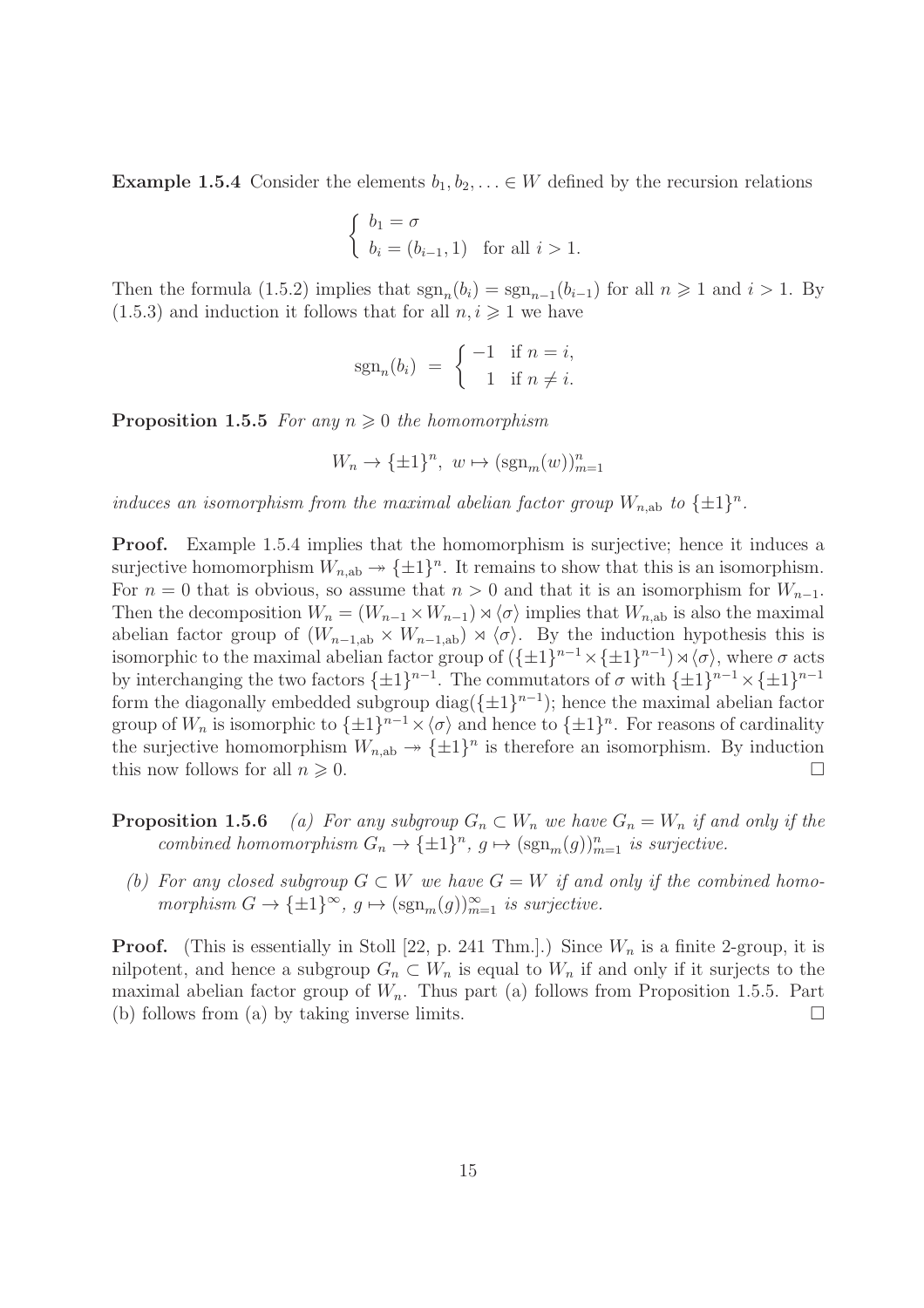**Example 1.5.4** Consider the elements $b_1, b_2, \ldots \in W$ defined by the recursion relations

$$\begin{cases} b_1 = \sigma \\ b_i = (b_{i-1}, 1) \quad \text{for all } i > 1. \end{cases}$$

Then the formula (1.5.2) implies that $\operatorname{sgn}_n(b_i) = \operatorname{sgn}_{n-1}(b_{i-1})$ for all $n \geqslant 1$ and $i > 1$. By (1.5.3) and induction it follows that for all $n, i \geqslant 1$ we have

$$\operatorname{sgn}_n(b_i) = \begin{cases} -1 & \text{if } n = i, \\ 1 & \text{if } n \neq i. \end{cases}$$

**Proposition 1.5.5** *For any $n \geqslant 0$ the homomorphism*

$$W_n \to \{\pm 1\}^n, \ w \mapsto (\operatorname{sgn}_m(w))_{m=1}^n$$

*induces an isomorphism from the maximal abelian factor group $W_{n,\text{ab}}$ to $\{\pm 1\}^n$.*

**Proof.** Example 1.5.4 implies that the homomorphism is surjective; hence it induces a surjective homomorphism $W_{n,\text{ab}} \twoheadrightarrow \{\pm 1\}^n$. It remains to show that this is an isomorphism. For $n = 0$ that is obvious, so assume that $n > 0$ and that it is an isomorphism for $W_{n-1}$. Then the decomposition $W_n = (W_{n-1} \times W_{n-1}) \rtimes \langle \sigma \rangle$ implies that $W_{n,\text{ab}}$ is also the maximal abelian factor group of $(W_{n-1,\text{ab}} \times W_{n-1,\text{ab}}) \rtimes \langle \sigma \rangle$. By the induction hypothesis this is isomorphic to the maximal abelian factor group of $(\{\pm 1\}^{n-1} \times \{\pm 1\}^{n-1}) \rtimes \langle \sigma \rangle$, where $\sigma$ acts by interchanging the two factors $\{\pm 1\}^{n-1}$. The commutators of $\sigma$ with $\{\pm 1\}^{n-1} \times \{\pm 1\}^{n-1}$ form the diagonally embedded subgroup $\operatorname{diag}(\{\pm 1\}^{n-1})$; hence the maximal abelian factor group of $W_n$ is isomorphic to $\{\pm 1\}^{n-1} \times \langle \sigma \rangle$ and hence to $\{\pm 1\}^n$. For reasons of cardinality the surjective homomorphism $W_{n,\text{ab}} \twoheadrightarrow \{\pm 1\}^n$ is therefore an isomorphism. By induction this now follows for all $n \geqslant 0$. $\square$

**Proposition 1.5.6** *(a) For any subgroup $G_n \subset W_n$ we have $G_n = W_n$ if and only if the combined homomorphism $G_n \to \{\pm 1\}^n$, $g \mapsto (\operatorname{sgn}_m(g))_{m=1}^n$ is surjective.*

*(b) For any closed subgroup $G \subset W$ we have $G = W$ if and only if the combined homomorphism $G \to \{\pm 1\}^\infty$, $g \mapsto (\operatorname{sgn}_m(g))_{m=1}^\infty$ is surjective.*

**Proof.** (This is essentially in Stoll [22, p. 241 Thm.].) Since $W_n$ is a finite 2-group, it is nilpotent, and hence a subgroup $G_n \subset W_n$ is equal to $W_n$ if and only if it surjects to the maximal abelian factor group of $W_n$. Thus part (a) follows from Proposition 1.5.5. Part (b) follows from (a) by taking inverse limits. $\square$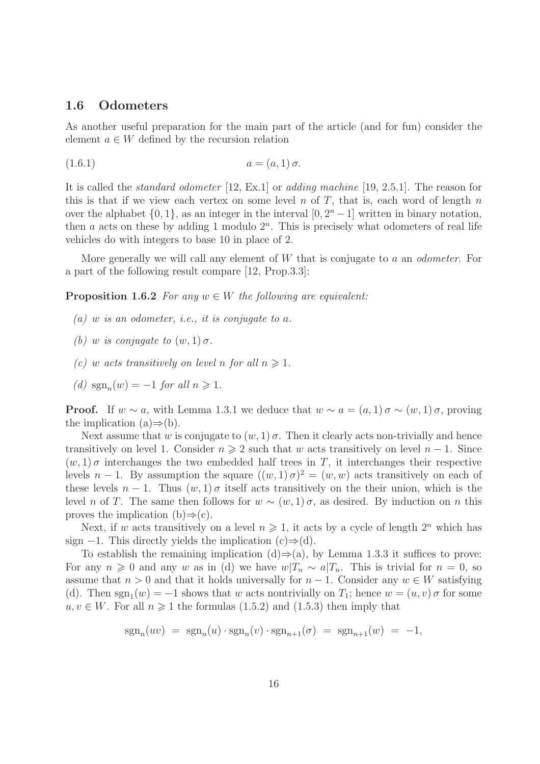## 1.6 Odometers

As another useful preparation for the main part of the article (and for fun) consider the element $a \in W$ defined by the recursion relation

$$a = (a, 1)\, \sigma. \tag{1.6.1}$$

It is called the *standard odometer* [12, Ex.1] or *adding machine* [19, 2.5.1]. The reason for this is that if we view each vertex on some level $n$ of $T$, that is, each word of length $n$ over the alphabet $\{0, 1\}$, as an integer in the interval $[0, 2^n - 1]$ written in binary notation, then $a$ acts on these by adding 1 modulo $2^n$. This is precisely what odometers of real life vehicles do with integers to base 10 in place of 2.

More generally we will call any element of $W$ that is conjugate to $a$ an *odometer*. For a part of the following result compare [12, Prop.3.3]:

**Proposition 1.6.2** *For any $w \in W$ the following are equivalent:*

*(a) $w$ is an odometer, i.e., it is conjugate to $a$.*

*(b) $w$ is conjugate to $(w, 1)\, \sigma$.*

*(c) $w$ acts transitively on level $n$ for all $n \geqslant 1$.*

*(d) $\mathrm{sgn}_n(w) = -1$ for all $n \geqslant 1$.*

**Proof.** If $w \sim a$, with Lemma 1.3.1 we deduce that $w \sim a = (a, 1)\, \sigma \sim (w, 1)\, \sigma$, proving the implication (a)⇒(b).

Next assume that $w$ is conjugate to $(w, 1)\, \sigma$. Then it clearly acts non-trivially and hence transitively on level 1. Consider $n \geqslant 2$ such that $w$ acts transitively on level $n - 1$. Since $(w, 1)\, \sigma$ interchanges the two embedded half trees in $T$, it interchanges their respective levels $n - 1$. By assumption the square $((w, 1)\, \sigma)^2 = (w, w)$ acts transitively on each of these levels $n - 1$. Thus $(w, 1)\, \sigma$ itself acts transitively on the their union, which is the level $n$ of $T$. The same then follows for $w \sim (w, 1)\, \sigma$, as desired. By induction on $n$ this proves the implication (b)⇒(c).

Next, if $w$ acts transitively on a level $n \geqslant 1$, it acts by a cycle of length $2^n$ which has sign $-1$. This directly yields the implication (c)⇒(d).

To establish the remaining implication (d)⇒(a), by Lemma 1.3.3 it suffices to prove: For any $n \geqslant 0$ and any $w$ as in (d) we have $w|T_n \sim a|T_n$. This is trivial for $n = 0$, so assume that $n > 0$ and that it holds universally for $n - 1$. Consider any $w \in W$ satisfying (d). Then $\mathrm{sgn}_1(w) = -1$ shows that $w$ acts nontrivially on $T_1$; hence $w = (u, v)\, \sigma$ for some $u, v \in W$. For all $n \geqslant 1$ the formulas (1.5.2) and (1.5.3) then imply that

$$\mathrm{sgn}_n(uv) \;=\; \mathrm{sgn}_n(u) \cdot \mathrm{sgn}_n(v) \cdot \mathrm{sgn}_{n+1}(\sigma) \;=\; \mathrm{sgn}_{n+1}(w) \;=\; -1,$$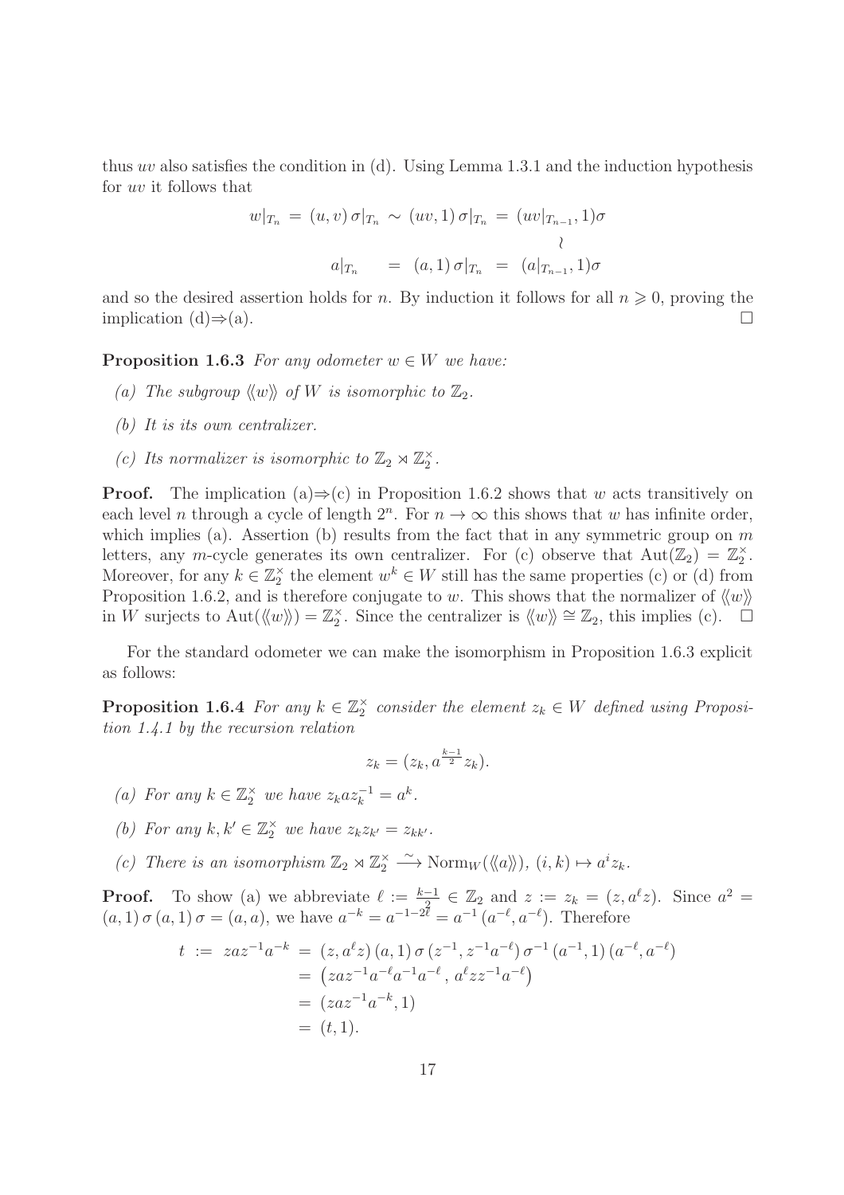thus $uv$ also satisfies the condition in (d). Using Lemma 1.3.1 and the induction hypothesis for $uv$ it follows that

$$\begin{array}{rcccl} w|_{T_n} & = & (u,v)\,\sigma|_{T_n} \;\sim\; (uv,1)\,\sigma|_{T_n} & = & (uv|_{T_{n-1}},1)\sigma \\ & & & & \wr \\ a|_{T_n} & = & (a,1)\,\sigma|_{T_n} & = & (a|_{T_{n-1}},1)\sigma \end{array}$$

and so the desired assertion holds for $n$. By induction it follows for all $n \geqslant 0$, proving the implication (d)⇒(a). $\square$

**Proposition 1.6.3** *For any odometer $w \in W$ we have:*

*(a) The subgroup $\langle\!\langle w \rangle\!\rangle$ of $W$ is isomorphic to $\mathbb{Z}_2$.*

*(b) It is its own centralizer.*

*(c) Its normalizer is isomorphic to $\mathbb{Z}_2 \rtimes \mathbb{Z}_2^\times$.*

**Proof.** The implication (a)⇒(c) in Proposition 1.6.2 shows that $w$ acts transitively on each level $n$ through a cycle of length $2^n$. For $n \to \infty$ this shows that $w$ has infinite order, which implies (a). Assertion (b) results from the fact that in any symmetric group on $m$ letters, any $m$-cycle generates its own centralizer. For (c) observe that $\mathrm{Aut}(\mathbb{Z}_2) = \mathbb{Z}_2^\times$. Moreover, for any $k \in \mathbb{Z}_2^\times$ the element $w^k \in W$ still has the same properties (c) or (d) from Proposition 1.6.2, and is therefore conjugate to $w$. This shows that the normalizer of $\langle\!\langle w \rangle\!\rangle$ in $W$ surjects to $\mathrm{Aut}(\langle\!\langle w \rangle\!\rangle) = \mathbb{Z}_2^\times$. Since the centralizer is $\langle\!\langle w \rangle\!\rangle \cong \mathbb{Z}_2$, this implies (c). $\square$

For the standard odometer we can make the isomorphism in Proposition 1.6.3 explicit as follows:

**Proposition 1.6.4** *For any $k \in \mathbb{Z}_2^\times$ consider the element $z_k \in W$ defined using Proposition 1.4.1 by the recursion relation*

$$z_k = (z_k, a^{\frac{k-1}{2}} z_k).$$

*(a) For any $k \in \mathbb{Z}_2^\times$ we have $z_k a z_k^{-1} = a^k$.*

*(b) For any $k, k' \in \mathbb{Z}_2^\times$ we have $z_k z_{k'} = z_{kk'}$.*

*(c) There is an isomorphism $\mathbb{Z}_2 \rtimes \mathbb{Z}_2^\times \xrightarrow{\sim} \mathrm{Norm}_W(\langle\!\langle a \rangle\!\rangle)$, $(i,k) \mapsto a^i z_k$.*

**Proof.** To show (a) we abbreviate $\ell := \frac{k-1}{2} \in \mathbb{Z}_2$ and $z := z_k = (z, a^\ell z)$. Since $a^2 = (a,1)\,\sigma\,(a,1)\,\sigma = (a,a)$, we have $a^{-k} = a^{-1-2\ell} = a^{-1}\,(a^{-\ell}, a^{-\ell})$. Therefore

$$\begin{aligned} t \;:=\; z a z^{-1} a^{-k} &= (z, a^\ell z)\,(a,1)\,\sigma\,(z^{-1}, z^{-1}a^{-\ell})\,\sigma^{-1}\,(a^{-1},1)\,(a^{-\ell}, a^{-\ell}) \\ &= \big(z a z^{-1} a^{-\ell} a^{-1} a^{-\ell}\,,\; a^\ell z z^{-1} a^{-\ell}\big) \\ &= (z a z^{-1} a^{-k}, 1) \\ &= (t, 1). \end{aligned}$$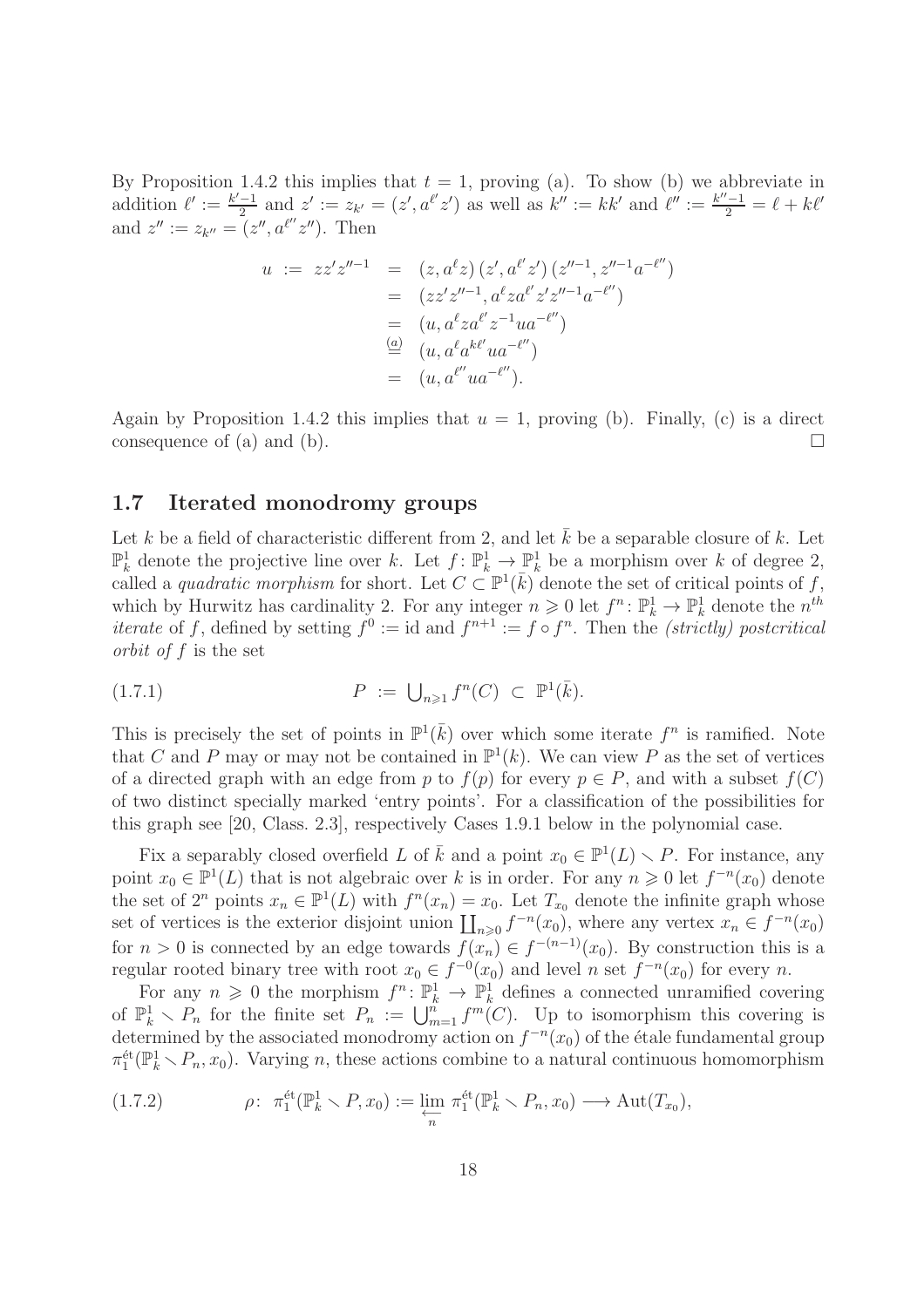By Proposition 1.4.2 this implies that $t = 1$, proving (a). To show (b) we abbreviate in addition $\ell' := \frac{k'-1}{2}$ and $z' := z_{k'} = (z', a^{\ell'} z')$ as well as $k'' := kk'$ and $\ell'' := \frac{k''-1}{2} = \ell + k\ell'$ and $z'' := z_{k''} = (z'', a^{\ell''} z'')$. Then

$$
\begin{aligned}
u \;:=\; zz'z''^{-1} &= (z, a^{\ell} z)\,(z', a^{\ell'} z')\,(z''^{-1}, z''^{-1} a^{-\ell''}) \\
&= (zz'z''^{-1}, a^{\ell} z a^{\ell'} z' z''^{-1} a^{-\ell''}) \\
&= (u, a^{\ell} z a^{\ell'} z^{-1} u a^{-\ell''}) \\
&\overset{(a)}{=} (u, a^{\ell} a^{k\ell'} u a^{-\ell''}) \\
&= (u, a^{\ell''} u a^{-\ell''}).
\end{aligned}
$$

Again by Proposition 1.4.2 this implies that $u = 1$, proving (b). Finally, (c) is a direct consequence of (a) and (b). $\square$

## 1.7 Iterated monodromy groups

Let $k$ be a field of characteristic different from 2, and let $\bar{k}$ be a separable closure of $k$. Let $\mathbb{P}^1_k$ denote the projective line over $k$. Let $f\colon \mathbb{P}^1_k \to \mathbb{P}^1_k$ be a morphism over $k$ of degree 2, called a *quadratic morphism* for short. Let $C \subset \mathbb{P}^1(\bar{k})$ denote the set of critical points of $f$, which by Hurwitz has cardinality 2. For any integer $n \geqslant 0$ let $f^n\colon \mathbb{P}^1_k \to \mathbb{P}^1_k$ denote the $n^{th}$ *iterate* of $f$, defined by setting $f^0 := \mathrm{id}$ and $f^{n+1} := f \circ f^n$. Then the *(strictly) postcritical orbit of $f$* is the set

$$
P \;:=\; \bigcup\nolimits_{n\geqslant 1} f^n(C) \;\subset\; \mathbb{P}^1(\bar{k}). \tag{1.7.1}
$$

This is precisely the set of points in $\mathbb{P}^1(\bar{k})$ over which some iterate $f^n$ is ramified. Note that $C$ and $P$ may or may not be contained in $\mathbb{P}^1(k)$. We can view $P$ as the set of vertices of a directed graph with an edge from $p$ to $f(p)$ for every $p \in P$, and with a subset $f(C)$ of two distinct specially marked 'entry points'. For a classification of the possibilities for this graph see [20, Class. 2.3], respectively Cases 1.9.1 below in the polynomial case.

Fix a separably closed overfield $L$ of $\bar{k}$ and a point $x_0 \in \mathbb{P}^1(L) \smallsetminus P$. For instance, any point $x_0 \in \mathbb{P}^1(L)$ that is not algebraic over $k$ is in order. For any $n \geqslant 0$ let $f^{-n}(x_0)$ denote the set of $2^n$ points $x_n \in \mathbb{P}^1(L)$ with $f^n(x_n) = x_0$. Let $T_{x_0}$ denote the infinite graph whose set of vertices is the exterior disjoint union $\coprod_{n\geqslant 0} f^{-n}(x_0)$, where any vertex $x_n \in f^{-n}(x_0)$ for $n > 0$ is connected by an edge towards $f(x_n) \in f^{-(n-1)}(x_0)$. By construction this is a regular rooted binary tree with root $x_0 \in f^{-0}(x_0)$ and level $n$ set $f^{-n}(x_0)$ for every $n$.

For any $n \geqslant 0$ the morphism $f^n\colon \mathbb{P}^1_k \to \mathbb{P}^1_k$ defines a connected unramified covering of $\mathbb{P}^1_k \smallsetminus P_n$ for the finite set $P_n := \bigcup_{m=1}^{n} f^m(C)$. Up to isomorphism this covering is determined by the associated monodromy action on $f^{-n}(x_0)$ of the étale fundamental group $\pi_1^{\text{ét}}(\mathbb{P}^1_k \smallsetminus P_n, x_0)$. Varying $n$, these actions combine to a natural continuous homomorphism

$$
\rho\colon\; \pi_1^{\text{ét}}(\mathbb{P}^1_k \smallsetminus P, x_0) := \varprojlim_n \pi_1^{\text{ét}}(\mathbb{P}^1_k \smallsetminus P_n, x_0) \longrightarrow \mathrm{Aut}(T_{x_0}), \tag{1.7.2}
$$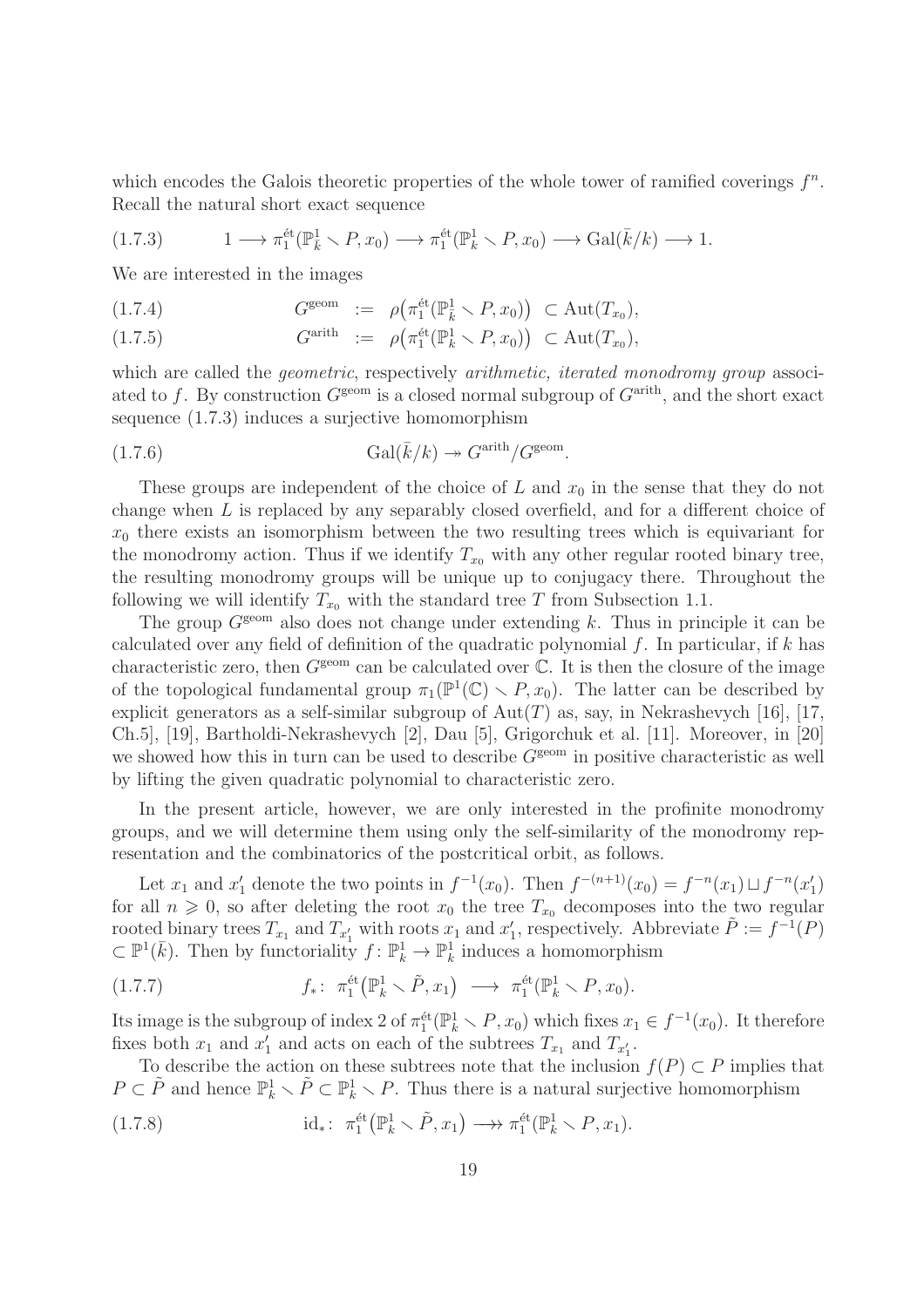which encodes the Galois theoretic properties of the whole tower of ramified coverings $f^n$. Recall the natural short exact sequence

$$
(1.7.3) \qquad 1 \longrightarrow \pi_1^{\text{ét}}(\mathbb{P}^1_{\bar{k}} \smallsetminus P, x_0) \longrightarrow \pi_1^{\text{ét}}(\mathbb{P}^1_k \smallsetminus P, x_0) \longrightarrow \operatorname{Gal}(\bar{k}/k) \longrightarrow 1.
$$

We are interested in the images

$$
(1.7.4) \qquad G^{\text{geom}} := \rho\big(\pi_1^{\text{ét}}(\mathbb{P}^1_{\bar{k}} \smallsetminus P, x_0)\big) \subset \operatorname{Aut}(T_{x_0}),
$$

$$
(1.7.5) \qquad G^{\text{arith}} := \rho\big(\pi_1^{\text{ét}}(\mathbb{P}^1_k \smallsetminus P, x_0)\big) \subset \operatorname{Aut}(T_{x_0}),
$$

which are called the *geometric*, respectively *arithmetic, iterated monodromy group* associated to $f$. By construction $G^{\text{geom}}$ is a closed normal subgroup of $G^{\text{arith}}$, and the short exact sequence (1.7.3) induces a surjective homomorphism

$$
(1.7.6) \qquad \operatorname{Gal}(\bar{k}/k) \twoheadrightarrow G^{\text{arith}}/G^{\text{geom}}.
$$

These groups are independent of the choice of $L$ and $x_0$ in the sense that they do not change when $L$ is replaced by any separably closed overfield, and for a different choice of $x_0$ there exists an isomorphism between the two resulting trees which is equivariant for the monodromy action. Thus if we identify $T_{x_0}$ with any other regular rooted binary tree, the resulting monodromy groups will be unique up to conjugacy there. Throughout the following we will identify $T_{x_0}$ with the standard tree $T$ from Subsection 1.1.

The group $G^{\text{geom}}$ also does not change under extending $k$. Thus in principle it can be calculated over any field of definition of the quadratic polynomial $f$. In particular, if $k$ has characteristic zero, then $G^{\text{geom}}$ can be calculated over $\mathbb{C}$. It is then the closure of the image of the topological fundamental group $\pi_1(\mathbb{P}^1(\mathbb{C}) \smallsetminus P, x_0)$. The latter can be described by explicit generators as a self-similar subgroup of $\operatorname{Aut}(T)$ as, say, in Nekrashevych [16], [17, Ch.5], [19], Bartholdi-Nekrashevych [2], Dau [5], Grigorchuk et al. [11]. Moreover, in [20] we showed how this in turn can be used to describe $G^{\text{geom}}$ in positive characteristic as well by lifting the given quadratic polynomial to characteristic zero.

In the present article, however, we are only interested in the profinite monodromy groups, and we will determine them using only the self-similarity of the monodromy representation and the combinatorics of the postcritical orbit, as follows.

Let $x_1$ and $x_1'$ denote the two points in $f^{-1}(x_0)$. Then $f^{-(n+1)}(x_0) = f^{-n}(x_1) \sqcup f^{-n}(x_1')$ for all $n \geqslant 0$, so after deleting the root $x_0$ the tree $T_{x_0}$ decomposes into the two regular rooted binary trees $T_{x_1}$ and $T_{x_1'}$ with roots $x_1$ and $x_1'$, respectively. Abbreviate $\tilde{P} := f^{-1}(P) \subset \mathbb{P}^1(\bar{k})$. Then by functoriality $f\colon \mathbb{P}^1_k \to \mathbb{P}^1_k$ induces a homomorphism

$$
(1.7.7) \qquad f_*\colon\ \pi_1^{\text{ét}}\big(\mathbb{P}^1_k \smallsetminus \tilde{P}, x_1\big) \longrightarrow \pi_1^{\text{ét}}(\mathbb{P}^1_k \smallsetminus P, x_0).
$$

Its image is the subgroup of index 2 of $\pi_1^{\text{ét}}(\mathbb{P}^1_k \smallsetminus P, x_0)$ which fixes $x_1 \in f^{-1}(x_0)$. It therefore fixes both $x_1$ and $x_1'$ and acts on each of the subtrees $T_{x_1}$ and $T_{x_1'}$.

To describe the action on these subtrees note that the inclusion $f(P) \subset P$ implies that $P \subset \tilde{P}$ and hence $\mathbb{P}^1_k \smallsetminus \tilde{P} \subset \mathbb{P}^1_k \smallsetminus P$. Thus there is a natural surjective homomorphism

$$
(1.7.8) \qquad \operatorname{id}_*\colon\ \pi_1^{\text{ét}}\big(\mathbb{P}^1_k \smallsetminus \tilde{P}, x_1\big) \longrightarrow\!\!\!\!\!\rightarrow \pi_1^{\text{ét}}(\mathbb{P}^1_k \smallsetminus P, x_1).
$$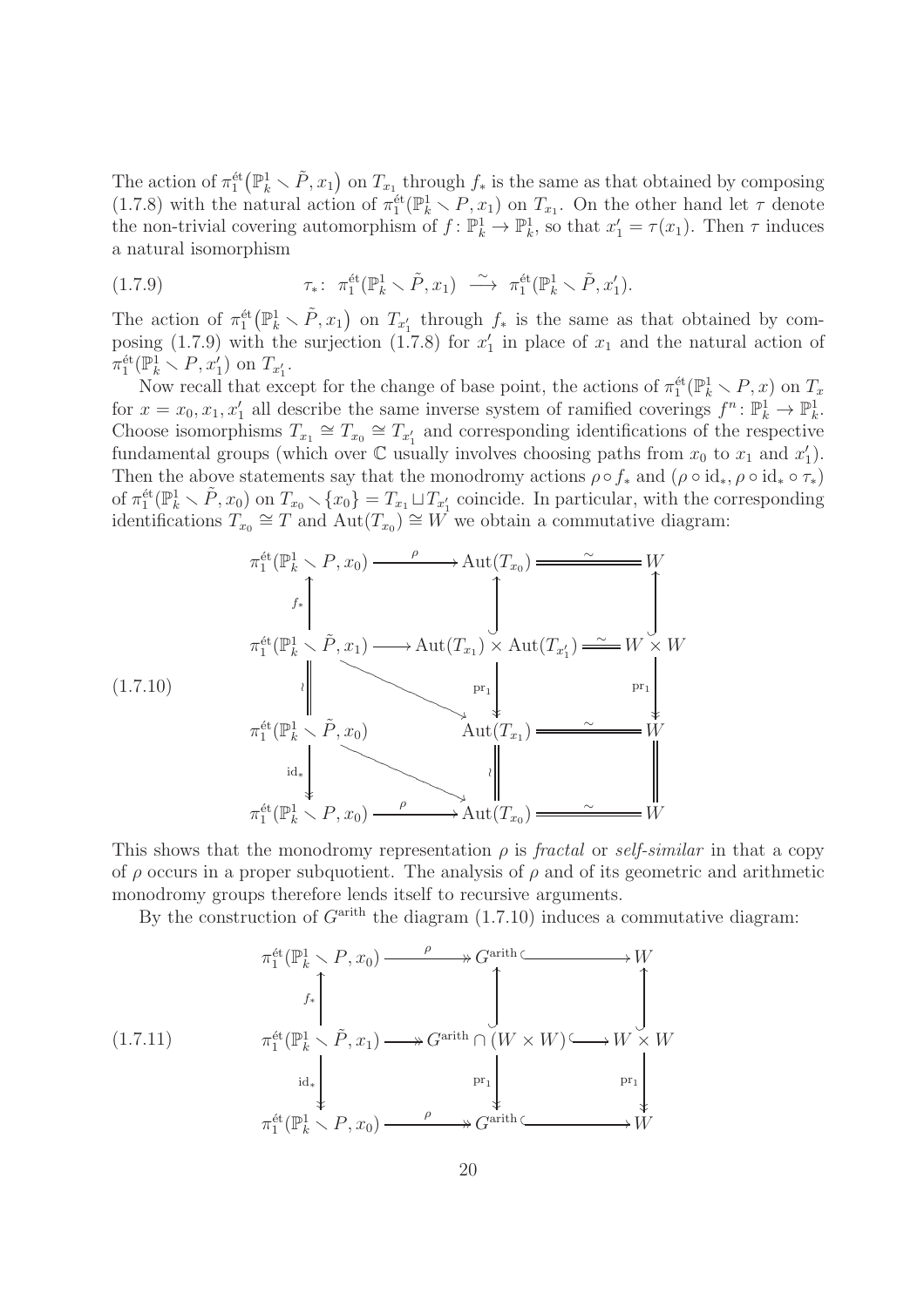The action of $\pi_1^{\text{ét}}(\mathbb{P}^1_k \smallsetminus \tilde{P}, x_1)$ on $T_{x_1}$ through $f_*$ is the same as that obtained by composing (1.7.8) with the natural action of $\pi_1^{\text{ét}}(\mathbb{P}^1_k \smallsetminus P, x_1)$ on $T_{x_1}$. On the other hand let $\tau$ denote the non-trivial covering automorphism of $f\colon \mathbb{P}^1_k \to \mathbb{P}^1_k$, so that $x_1' = \tau(x_1)$. Then $\tau$ induces a natural isomorphism

$$\tau_*\colon\ \pi_1^{\text{ét}}(\mathbb{P}^1_k \smallsetminus \tilde{P}, x_1) \ \stackrel{\sim}{\longrightarrow}\ \pi_1^{\text{ét}}(\mathbb{P}^1_k \smallsetminus \tilde{P}, x_1'). \tag{1.7.9}$$

The action of $\pi_1^{\text{ét}}(\mathbb{P}^1_k \smallsetminus \tilde{P}, x_1)$ on $T_{x_1'}$ through $f_*$ is the same as that obtained by composing (1.7.9) with the surjection (1.7.8) for $x_1'$ in place of $x_1$ and the natural action of $\pi_1^{\text{ét}}(\mathbb{P}^1_k \smallsetminus P, x_1')$ on $T_{x_1'}$.

Now recall that except for the change of base point, the actions of $\pi_1^{\text{ét}}(\mathbb{P}^1_k \smallsetminus P, x)$ on $T_x$ for $x = x_0, x_1, x_1'$ all describe the same inverse system of ramified coverings $f^n\colon \mathbb{P}^1_k \to \mathbb{P}^1_k$. Choose isomorphisms $T_{x_1} \cong T_{x_0} \cong T_{x_1'}$ and corresponding identifications of the respective fundamental groups (which over $\mathbb{C}$ usually involves choosing paths from $x_0$ to $x_1$ and $x_1'$). Then the above statements say that the monodromy actions $\rho \circ f_*$ and $(\rho \circ \mathrm{id}_*, \rho \circ \mathrm{id}_* \circ \tau_*)$ of $\pi_1^{\text{ét}}(\mathbb{P}^1_k \smallsetminus \tilde{P}, x_0)$ on $T_{x_0} \smallsetminus \{x_0\} = T_{x_1} \sqcup T_{x_1'}$ coincide. In particular, with the corresponding identifications $T_{x_0} \cong T$ and $\mathrm{Aut}(T_{x_0}) \cong W$ we obtain a commutative diagram:

$$\begin{array}{ccccc}
\pi_1^{\text{ét}}(\mathbb{P}^1_k \smallsetminus P, x_0) & \xrightarrow{\ \rho\ } & \mathrm{Aut}(T_{x_0}) & \xlongequal{\ \sim\ } & W \\
\uparrow{\scriptstyle f_*} & & \uparrow & & \uparrow \\
\pi_1^{\text{ét}}(\mathbb{P}^1_k \smallsetminus \tilde{P}, x_1) & \longrightarrow & \mathrm{Aut}(T_{x_1}) \times \mathrm{Aut}(T_{x_1'}) & \xlongequal{\ \sim\ } & W \times W \\
\| {\scriptstyle\wr} & \searrow & \downarrow{\scriptstyle \mathrm{pr}_1} & & \downarrow{\scriptstyle \mathrm{pr}_1} \\
\pi_1^{\text{ét}}(\mathbb{P}^1_k \smallsetminus \tilde{P}, x_0) & & \mathrm{Aut}(T_{x_1}) & \xlongequal{\ \sim\ } & W \\
\downarrow{\scriptstyle \mathrm{id}_*} & \searrow & \| {\scriptstyle\wr} & & \| \\
\pi_1^{\text{ét}}(\mathbb{P}^1_k \smallsetminus P, x_0) & \xrightarrow{\ \rho\ } & \mathrm{Aut}(T_{x_0}) & \xlongequal{\ \sim\ } & W
\end{array} \tag{1.7.10}$$

This shows that the monodromy representation $\rho$ is *fractal* or *self-similar* in that a copy of $\rho$ occurs in a proper subquotient. The analysis of $\rho$ and of its geometric and arithmetic monodromy groups therefore lends itself to recursive arguments.

By the construction of $G^{\text{arith}}$ the diagram (1.7.10) induces a commutative diagram:

$$\begin{array}{ccccc}
\pi_1^{\text{ét}}(\mathbb{P}^1_k \smallsetminus P, x_0) & \xrightarrow{\ \rho\ } & G^{\text{arith}} & \hookrightarrow & W \\
\uparrow{\scriptstyle f_*} & & \uparrow & & \uparrow \\
\pi_1^{\text{ét}}(\mathbb{P}^1_k \smallsetminus \tilde{P}, x_1) & \twoheadrightarrow & G^{\text{arith}} \cap (W \times W) & \hookrightarrow & W \times W \\
\downarrow{\scriptstyle \mathrm{id}_*} & & \downarrow{\scriptstyle \mathrm{pr}_1} & & \downarrow{\scriptstyle \mathrm{pr}_1} \\
\pi_1^{\text{ét}}(\mathbb{P}^1_k \smallsetminus P, x_0) & \xrightarrow{\ \rho\ } & G^{\text{arith}} & \hookrightarrow & W
\end{array} \tag{1.7.11}$$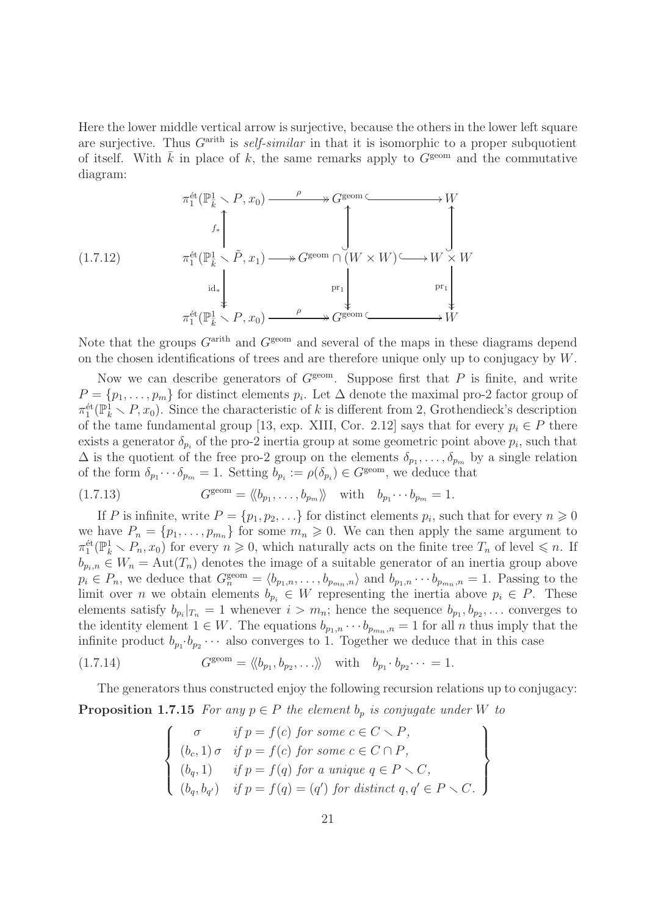Here the lower middle vertical arrow is surjective, because the others in the lower left square are surjective. Thus $G^{\text{arith}}$ is *self-similar* in that it is isomorphic to a proper subquotient of itself. With $\bar{k}$ in place of $k$, the same remarks apply to $G^{\text{geom}}$ and the commutative diagram:

$$
\begin{array}{ccccc}
\pi_1^{\text{ét}}(\mathbb{P}^1_{\bar{k}} \smallsetminus P, x_0) & \xrightarrow{\ \rho\ } & G^{\text{geom}} & \hookrightarrow & W \\
\uparrow {\scriptstyle f_*} & & \uparrow & & \uparrow \\
\pi_1^{\text{ét}}(\mathbb{P}^1_{\bar{k}} \smallsetminus \tilde{P}, x_1) & \twoheadrightarrow & G^{\text{geom}} \cap (W \times W) & \hookrightarrow & W \times W \\
\downarrow {\scriptstyle \text{id}_*} & & \downarrow {\scriptstyle \text{pr}_1} & & \downarrow {\scriptstyle \text{pr}_1} \\
\pi_1^{\text{ét}}(\mathbb{P}^1_{\bar{k}} \smallsetminus P, x_0) & \xrightarrow{\ \rho\ } & G^{\text{geom}} & \hookrightarrow & W
\end{array}
\tag{1.7.12}
$$

Note that the groups $G^{\text{arith}}$ and $G^{\text{geom}}$ and several of the maps in these diagrams depend on the chosen identifications of trees and are therefore unique only up to conjugacy by $W$.

Now we can describe generators of $G^{\text{geom}}$. Suppose first that $P$ is finite, and write $P = \{p_1, \ldots, p_m\}$ for distinct elements $p_i$. Let $\Delta$ denote the maximal pro-2 factor group of $\pi_1^{\text{ét}}(\mathbb{P}^1_{\bar{k}} \smallsetminus P, x_0)$. Since the characteristic of $k$ is different from 2, Grothendieck's description of the tame fundamental group [13, exp. XIII, Cor. 2.12] says that for every $p_i \in P$ there exists a generator $\delta_{p_i}$ of the pro-2 inertia group at some geometric point above $p_i$, such that $\Delta$ is the quotient of the free pro-2 group on the elements $\delta_{p_1}, \ldots, \delta_{p_m}$ by a single relation of the form $\delta_{p_1} \cdots \delta_{p_m} = 1$. Setting $b_{p_i} := \rho(\delta_{p_i}) \in G^{\text{geom}}$, we deduce that

$$
G^{\text{geom}} = \langle\!\langle b_{p_1}, \ldots, b_{p_m} \rangle\!\rangle \quad \text{with} \quad b_{p_1} \cdots b_{p_m} = 1. \tag{1.7.13}
$$

If $P$ is infinite, write $P = \{p_1, p_2, \ldots\}$ for distinct elements $p_i$, such that for every $n \geqslant 0$ we have $P_n = \{p_1, \ldots, p_{m_n}\}$ for some $m_n \geqslant 0$. We can then apply the same argument to $\pi_1^{\text{ét}}(\mathbb{P}^1_{\bar{k}} \smallsetminus P_n, x_0)$ for every $n \geqslant 0$, which naturally acts on the finite tree $T_n$ of level $\leqslant n$. If $b_{p_i,n} \in W_n = \text{Aut}(T_n)$ denotes the image of a suitable generator of an inertia group above $p_i \in P_n$, we deduce that $G_n^{\text{geom}} = \langle b_{p_1,n}, \ldots, b_{p_{m_n},n} \rangle$ and $b_{p_1,n} \cdots b_{p_{m_n},n} = 1$. Passing to the limit over $n$ we obtain elements $b_{p_i} \in W$ representing the inertia above $p_i \in P$. These elements satisfy $b_{p_i}|_{T_n} = 1$ whenever $i > m_n$; hence the sequence $b_{p_1}, b_{p_2}, \ldots$ converges to the identity element $1 \in W$. The equations $b_{p_1,n} \cdots b_{p_{m_n},n} = 1$ for all $n$ thus imply that the infinite product $b_{p_1} \cdot b_{p_2} \cdots$ also converges to 1. Together we deduce that in this case

$$
G^{\text{geom}} = \langle\!\langle b_{p_1}, b_{p_2}, \ldots \rangle\!\rangle \quad \text{with} \quad b_{p_1} \cdot b_{p_2} \cdots = 1. \tag{1.7.14}
$$

The generators thus constructed enjoy the following recursion relations up to conjugacy:

**Proposition 1.7.15** *For any $p \in P$ the element $b_p$ is conjugate under $W$ to*

$$
\left\{
\begin{array}{ll}
\sigma & \text{if } p = f(c) \text{ for some } c \in C \smallsetminus P, \\
(b_c, 1)\, \sigma & \text{if } p = f(c) \text{ for some } c \in C \cap P, \\
(b_q, 1) & \text{if } p = f(q) \text{ for a unique } q \in P \smallsetminus C, \\
(b_q, b_{q'}) & \text{if } p = f(q) = (q') \text{ for distinct } q, q' \in P \smallsetminus C.
\end{array}
\right\}
$$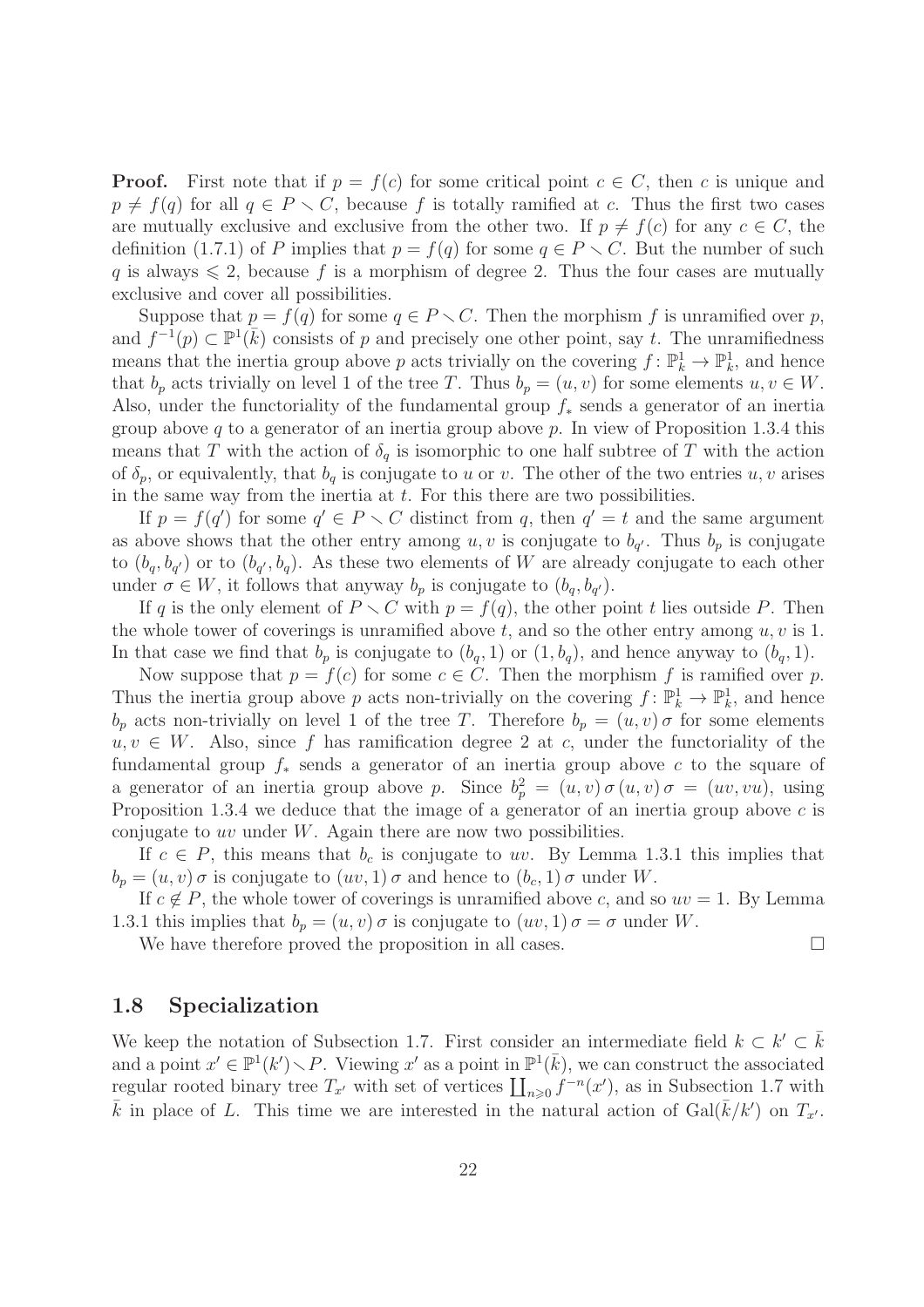**Proof.** First note that if $p = f(c)$ for some critical point $c \in C$, then $c$ is unique and $p \neq f(q)$ for all $q \in P \smallsetminus C$, because $f$ is totally ramified at $c$. Thus the first two cases are mutually exclusive and exclusive from the other two. If $p \neq f(c)$ for any $c \in C$, the definition (1.7.1) of $P$ implies that $p = f(q)$ for some $q \in P \smallsetminus C$. But the number of such $q$ is always $\leqslant 2$, because $f$ is a morphism of degree 2. Thus the four cases are mutually exclusive and cover all possibilities.

Suppose that $p = f(q)$ for some $q \in P \smallsetminus C$. Then the morphism $f$ is unramified over $p$, and $f^{-1}(p) \subset \mathbb{P}^1(\bar{k})$ consists of $p$ and precisely one other point, say $t$. The unramifiedness means that the inertia group above $p$ acts trivially on the covering $f\colon \mathbb{P}^1_k \to \mathbb{P}^1_k$, and hence that $b_p$ acts trivially on level 1 of the tree $T$. Thus $b_p = (u, v)$ for some elements $u, v \in W$. Also, under the functoriality of the fundamental group $f_*$ sends a generator of an inertia group above $q$ to a generator of an inertia group above $p$. In view of Proposition 1.3.4 this means that $T$ with the action of $\delta_q$ is isomorphic to one half subtree of $T$ with the action of $\delta_p$, or equivalently, that $b_q$ is conjugate to $u$ or $v$. The other of the two entries $u, v$ arises in the same way from the inertia at $t$. For this there are two possibilities.

If $p = f(q')$ for some $q' \in P \smallsetminus C$ distinct from $q$, then $q' = t$ and the same argument as above shows that the other entry among $u, v$ is conjugate to $b_{q'}$. Thus $b_p$ is conjugate to $(b_q, b_{q'})$ or to $(b_{q'}, b_q)$. As these two elements of $W$ are already conjugate to each other under $\sigma \in W$, it follows that anyway $b_p$ is conjugate to $(b_q, b_{q'})$.

If $q$ is the only element of $P \smallsetminus C$ with $p = f(q)$, the other point $t$ lies outside $P$. Then the whole tower of coverings is unramified above $t$, and so the other entry among $u, v$ is 1. In that case we find that $b_p$ is conjugate to $(b_q, 1)$ or $(1, b_q)$, and hence anyway to $(b_q, 1)$.

Now suppose that $p = f(c)$ for some $c \in C$. Then the morphism $f$ is ramified over $p$. Thus the inertia group above $p$ acts non-trivially on the covering $f\colon \mathbb{P}^1_k \to \mathbb{P}^1_k$, and hence $b_p$ acts non-trivially on level 1 of the tree $T$. Therefore $b_p = (u, v)\,\sigma$ for some elements $u, v \in W$. Also, since $f$ has ramification degree 2 at $c$, under the functoriality of the fundamental group $f_*$ sends a generator of an inertia group above $c$ to the square of a generator of an inertia group above $p$. Since $b_p^2 = (u, v)\,\sigma\,(u, v)\,\sigma = (uv, vu)$, using Proposition 1.3.4 we deduce that the image of a generator of an inertia group above $c$ is conjugate to $uv$ under $W$. Again there are now two possibilities.

If $c \in P$, this means that $b_c$ is conjugate to $uv$. By Lemma 1.3.1 this implies that $b_p = (u, v)\,\sigma$ is conjugate to $(uv, 1)\,\sigma$ and hence to $(b_c, 1)\,\sigma$ under $W$.

If $c \notin P$, the whole tower of coverings is unramified above $c$, and so $uv = 1$. By Lemma 1.3.1 this implies that $b_p = (u, v)\,\sigma$ is conjugate to $(uv, 1)\,\sigma = \sigma$ under $W$.

We have therefore proved the proposition in all cases. $\square$

## 1.8 Specialization

We keep the notation of Subsection 1.7. First consider an intermediate field $k \subset k' \subset \bar{k}$ and a point $x' \in \mathbb{P}^1(k') \smallsetminus P$. Viewing $x'$ as a point in $\mathbb{P}^1(\bar{k})$, we can construct the associated regular rooted binary tree $T_{x'}$ with set of vertices $\coprod_{n \geqslant 0} f^{-n}(x')$, as in Subsection 1.7 with $\bar{k}$ in place of $L$. This time we are interested in the natural action of $\mathrm{Gal}(\bar{k}/k')$ on $T_{x'}$.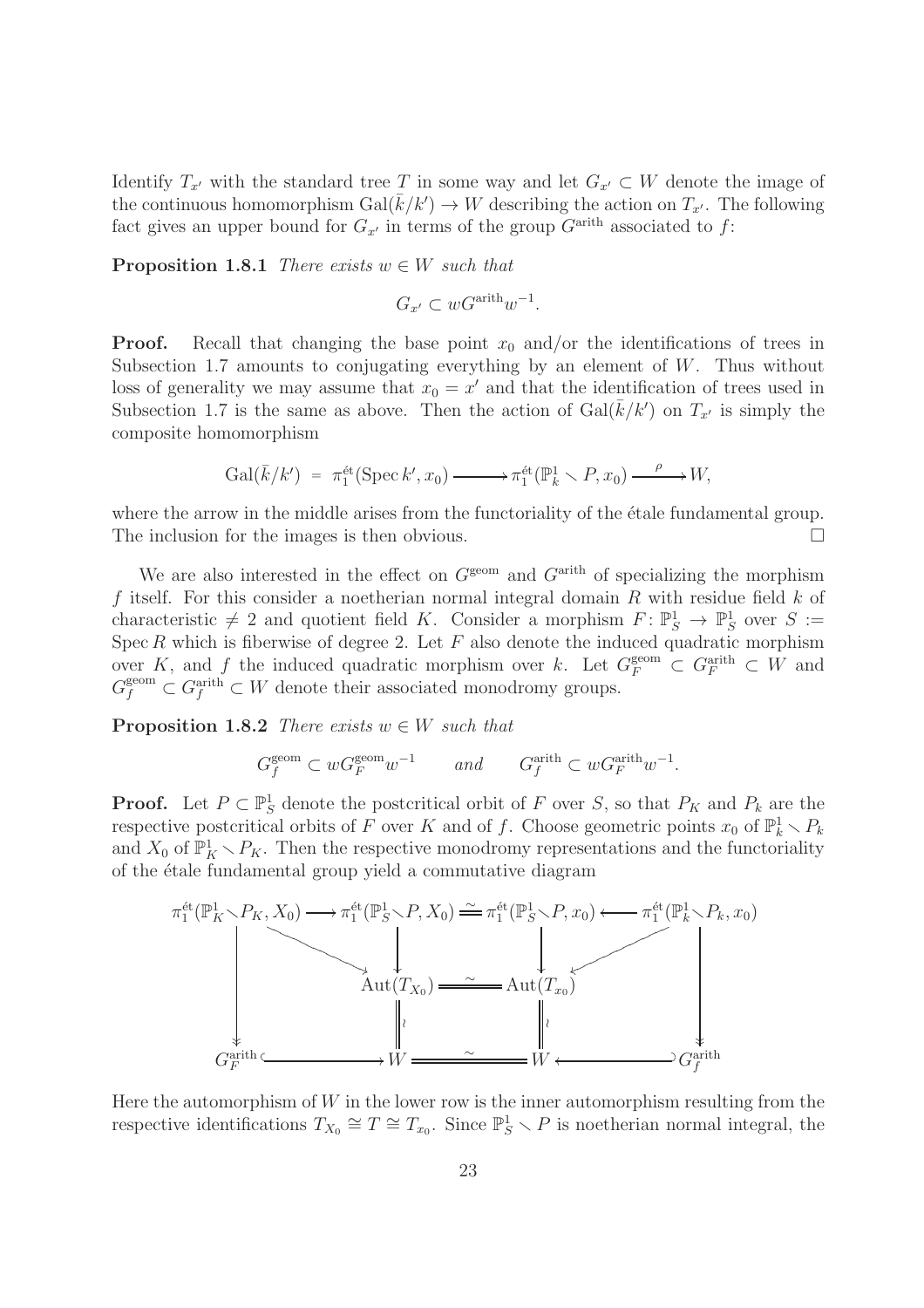Identify $T_{x'}$ with the standard tree $T$ in some way and let $G_{x'} \subset W$ denote the image of the continuous homomorphism $\mathrm{Gal}(\bar{k}/k') \to W$ describing the action on $T_{x'}$. The following fact gives an upper bound for $G_{x'}$ in terms of the group $G^{\mathrm{arith}}$ associated to $f$:

**Proposition 1.8.1** *There exists $w \in W$ such that*

$$G_{x'} \subset wG^{\mathrm{arith}}w^{-1}.$$

**Proof.** Recall that changing the base point $x_0$ and/or the identifications of trees in Subsection 1.7 amounts to conjugating everything by an element of $W$. Thus without loss of generality we may assume that $x_0 = x'$ and that the identification of trees used in Subsection 1.7 is the same as above. Then the action of $\mathrm{Gal}(\bar{k}/k')$ on $T_{x'}$ is simply the composite homomorphism

$$\mathrm{Gal}(\bar{k}/k') \;=\; \pi_1^{\text{ét}}(\mathrm{Spec}\, k', x_0) \longrightarrow \pi_1^{\text{ét}}(\mathbb{P}^1_k \setminus P, x_0) \xrightarrow{\;\rho\;} W,$$

where the arrow in the middle arises from the functoriality of the étale fundamental group. The inclusion for the images is then obvious. $\square$

We are also interested in the effect on $G^{\mathrm{geom}}$ and $G^{\mathrm{arith}}$ of specializing the morphism $f$ itself. For this consider a noetherian normal integral domain $R$ with residue field $k$ of characteristic $\neq 2$ and quotient field $K$. Consider a morphism $F\colon \mathbb{P}^1_S \to \mathbb{P}^1_S$ over $S := \mathrm{Spec}\, R$ which is fiberwise of degree 2. Let $F$ also denote the induced quadratic morphism over $K$, and $f$ the induced quadratic morphism over $k$. Let $G_F^{\mathrm{geom}} \subset G_F^{\mathrm{arith}} \subset W$ and $G_f^{\mathrm{geom}} \subset G_f^{\mathrm{arith}} \subset W$ denote their associated monodromy groups.

**Proposition 1.8.2** *There exists $w \in W$ such that*

$$G_f^{\mathrm{geom}} \subset wG_F^{\mathrm{geom}}w^{-1} \qquad \text{and} \qquad G_f^{\mathrm{arith}} \subset wG_F^{\mathrm{arith}}w^{-1}.$$

**Proof.** Let $P \subset \mathbb{P}^1_S$ denote the postcritical orbit of $F$ over $S$, so that $P_K$ and $P_k$ are the respective postcritical orbits of $F$ over $K$ and of $f$. Choose geometric points $x_0$ of $\mathbb{P}^1_k \setminus P_k$ and $X_0$ of $\mathbb{P}^1_K \setminus P_K$. Then the respective monodromy representations and the functoriality of the étale fundamental group yield a commutative diagram

$$\begin{array}{ccccccc}
\pi_1^{\text{ét}}(\mathbb{P}^1_K \setminus P_K, X_0) & \longrightarrow & \pi_1^{\text{ét}}(\mathbb{P}^1_S \setminus P, X_0) & \overset{\sim}{=\!=} & \pi_1^{\text{ét}}(\mathbb{P}^1_S \setminus P, x_0) & \longleftarrow & \pi_1^{\text{ét}}(\mathbb{P}^1_k \setminus P_k, x_0) \\
\big\downarrow & \searrow & \big\downarrow & & \big\downarrow & \swarrow & \big\downarrow \\
 & & \mathrm{Aut}(T_{X_0}) & \overset{\sim}{=\!=} & \mathrm{Aut}(T_{x_0}) & & \\
 & & \big\| \wr & & \big\| \wr & & \\
G_F^{\mathrm{arith}} & \hookrightarrow & W & \overset{\sim}{=\!=} & W & \hookleftarrow & G_f^{\mathrm{arith}}
\end{array}$$

Here the automorphism of $W$ in the lower row is the inner automorphism resulting from the respective identifications $T_{X_0} \cong T \cong T_{x_0}$. Since $\mathbb{P}^1_S \setminus P$ is noetherian normal integral, the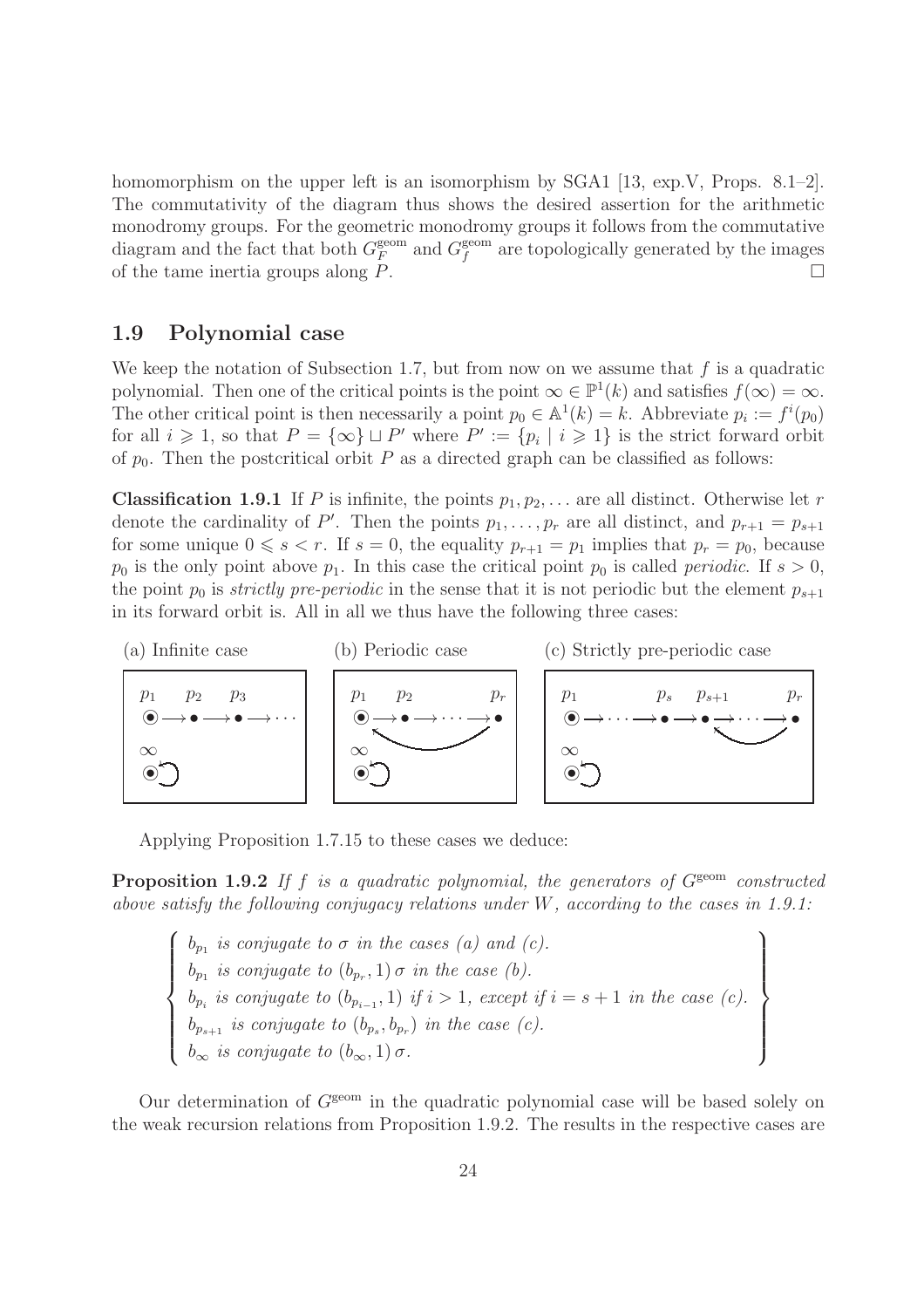homomorphism on the upper left is an isomorphism by SGA1 [13, exp.V, Props. 8.1–2]. The commutativity of the diagram thus shows the desired assertion for the arithmetic monodromy groups. For the geometric monodromy groups it follows from the commutative diagram and the fact that both $G_F^{\text{geom}}$ and $G_f^{\text{geom}}$ are topologically generated by the images of the tame inertia groups along $P$. $\square$

## 1.9 Polynomial case

We keep the notation of Subsection 1.7, but from now on we assume that $f$ is a quadratic polynomial. Then one of the critical points is the point $\infty \in \mathbb{P}^1(k)$ and satisfies $f(\infty) = \infty$. The other critical point is then necessarily a point $p_0 \in \mathbb{A}^1(k) = k$. Abbreviate $p_i := f^i(p_0)$ for all $i \geqslant 1$, so that $P = \{\infty\} \sqcup P'$ where $P' := \{p_i \mid i \geqslant 1\}$ is the strict forward orbit of $p_0$. Then the postcritical orbit $P$ as a directed graph can be classified as follows:

**Classification 1.9.1** If $P$ is infinite, the points $p_1, p_2, \ldots$ are all distinct. Otherwise let $r$ denote the cardinality of $P'$. Then the points $p_1, \ldots, p_r$ are all distinct, and $p_{r+1} = p_{s+1}$ for some unique $0 \leqslant s < r$. If $s = 0$, the equality $p_{r+1} = p_1$ implies that $p_r = p_0$, because $p_0$ is the only point above $p_1$. In this case the critical point $p_0$ is called *periodic*. If $s > 0$, the point $p_0$ is *strictly pre-periodic* in the sense that it is not periodic but the element $p_{s+1}$ in its forward orbit is. All in all we thus have the following three cases:

(a) Infinite case

$p_1 \quad p_2 \quad p_3$

$\odot \longrightarrow \bullet \longrightarrow \bullet \longrightarrow \cdots$

$\infty$

(b) Periodic case

$p_1 \quad p_2 \quad \quad p_r$

$\odot \longrightarrow \bullet \longrightarrow \cdots \longrightarrow \bullet$

$\infty$

(c) Strictly pre-periodic case

$p_1 \quad \quad p_s \quad p_{s+1} \quad \quad p_r$

$\odot \longrightarrow \cdots \longrightarrow \bullet \longrightarrow \bullet \longrightarrow \cdots \longrightarrow \bullet$

$\infty$

Applying Proposition 1.7.15 to these cases we deduce:

**Proposition 1.9.2** *If $f$ is a quadratic polynomial, the generators of $G^{\text{geom}}$ constructed above satisfy the following conjugacy relations under $W$, according to the cases in 1.9.1:*

$$\left\{ \begin{array}{l} b_{p_1} \text{ is conjugate to } \sigma \text{ in the cases (a) and (c).} \\ b_{p_1} \text{ is conjugate to } (b_{p_r}, 1)\,\sigma \text{ in the case (b).} \\ b_{p_i} \text{ is conjugate to } (b_{p_{i-1}}, 1) \text{ if } i > 1, \text{ except if } i = s+1 \text{ in the case (c).} \\ b_{p_{s+1}} \text{ is conjugate to } (b_{p_s}, b_{p_r}) \text{ in the case (c).} \\ b_\infty \text{ is conjugate to } (b_\infty, 1)\,\sigma. \end{array} \right\}$$

Our determination of $G^{\text{geom}}$ in the quadratic polynomial case will be based solely on the weak recursion relations from Proposition 1.9.2. The results in the respective cases are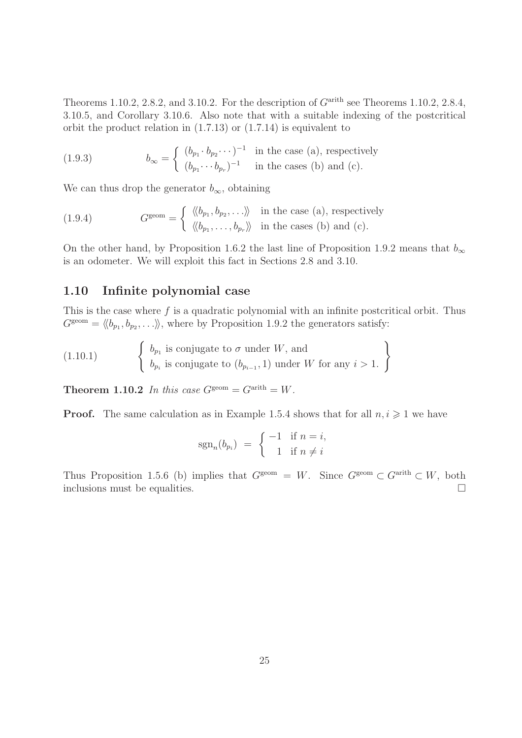Theorems 1.10.2, 2.8.2, and 3.10.2. For the description of $G^{\text{arith}}$ see Theorems 1.10.2, 2.8.4, 3.10.5, and Corollary 3.10.6. Also note that with a suitable indexing of the postcritical orbit the product relation in (1.7.13) or (1.7.14) is equivalent to

$$b_\infty = \begin{cases} (b_{p_1} \cdot b_{p_2} \cdots)^{-1} & \text{in the case (a), respectively} \\ (b_{p_1} \cdots b_{p_r})^{-1} & \text{in the cases (b) and (c).} \end{cases} \tag{1.9.3}$$

We can thus drop the generator $b_\infty$, obtaining

$$G^{\text{geom}} = \begin{cases} \langle\!\langle b_{p_1}, b_{p_2}, \ldots \rangle\!\rangle & \text{in the case (a), respectively} \\ \langle\!\langle b_{p_1}, \ldots, b_{p_r} \rangle\!\rangle & \text{in the cases (b) and (c).} \end{cases} \tag{1.9.4}$$

On the other hand, by Proposition 1.6.2 the last line of Proposition 1.9.2 means that $b_\infty$ is an odometer. We will exploit this fact in Sections 2.8 and 3.10.

## 1.10 Infinite polynomial case

This is the case where $f$ is a quadratic polynomial with an infinite postcritical orbit. Thus $G^{\text{geom}} = \langle\!\langle b_{p_1}, b_{p_2}, \ldots \rangle\!\rangle$, where by Proposition 1.9.2 the generators satisfy:

$$\left\{ \begin{array}{l} b_{p_1} \text{ is conjugate to } \sigma \text{ under } W, \text{ and} \\ b_{p_i} \text{ is conjugate to } (b_{p_{i-1}}, 1) \text{ under } W \text{ for any } i > 1. \end{array} \right\} \tag{1.10.1}$$

**Theorem 1.10.2** *In this case $G^{\text{geom}} = G^{\text{arith}} = W$.*

**Proof.** The same calculation as in Example 1.5.4 shows that for all $n, i \geqslant 1$ we have

$$\operatorname{sgn}_n(b_{p_i}) = \begin{cases} -1 & \text{if } n = i, \\ 1 & \text{if } n \neq i \end{cases}$$

Thus Proposition 1.5.6 (b) implies that $G^{\text{geom}} = W$. Since $G^{\text{geom}} \subset G^{\text{arith}} \subset W$, both inclusions must be equalities. $\square$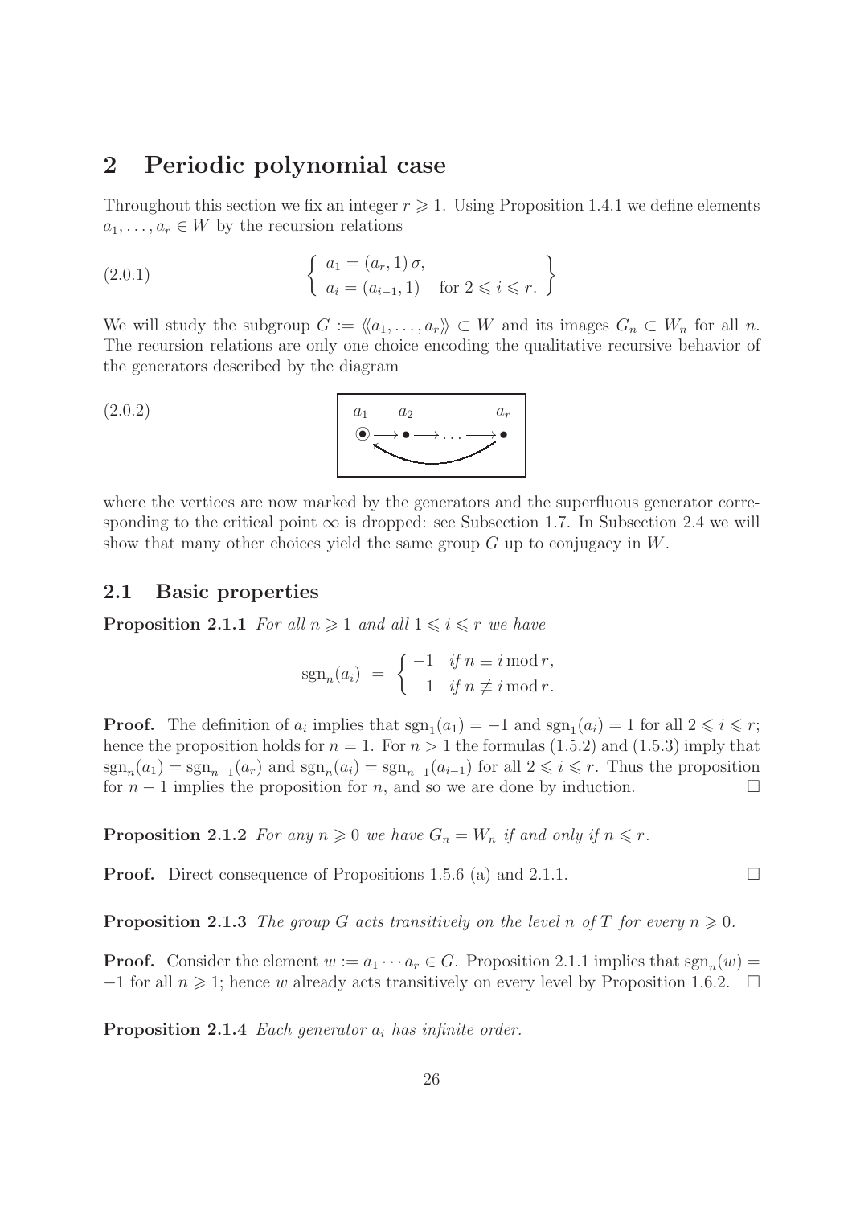## 2 Periodic polynomial case

Throughout this section we fix an integer $r \geqslant 1$. Using Proposition 1.4.1 we define elements $a_1, \ldots, a_r \in W$ by the recursion relations

$$
\left\{ \begin{array}{l} a_1 = (a_r, 1)\,\sigma, \\ a_i = (a_{i-1}, 1) \quad \text{for } 2 \leqslant i \leqslant r. \end{array} \right\} \tag{2.0.1}
$$

We will study the subgroup $G := \langle\!\langle a_1, \ldots, a_r \rangle\!\rangle \subset W$ and its images $G_n \subset W_n$ for all $n$. The recursion relations are only one choice encoding the qualitative recursive behavior of the generators described by the diagram

$$
\begin{array}{cccc} a_1 & a_2 & & a_r \\ \odot \longrightarrow & \bullet \longrightarrow & \ldots \longrightarrow & \bullet \end{array} \tag{2.0.2}
$$

(with an arrow from $a_r$ back to $a_1$)

where the vertices are now marked by the generators and the superfluous generator corresponding to the critical point $\infty$ is dropped: see Subsection 1.7. In Subsection 2.4 we will show that many other choices yield the same group $G$ up to conjugacy in $W$.

### 2.1 Basic properties

**Proposition 2.1.1** *For all $n \geqslant 1$ and all $1 \leqslant i \leqslant r$ we have*

$$
\operatorname{sgn}_n(a_i) \;=\; \begin{cases} -1 & \text{if } n \equiv i \bmod r, \\ \;\;\,1 & \text{if } n \not\equiv i \bmod r. \end{cases}
$$

**Proof.** The definition of $a_i$ implies that $\operatorname{sgn}_1(a_1) = -1$ and $\operatorname{sgn}_1(a_i) = 1$ for all $2 \leqslant i \leqslant r$; hence the proposition holds for $n = 1$. For $n > 1$ the formulas (1.5.2) and (1.5.3) imply that $\operatorname{sgn}_n(a_1) = \operatorname{sgn}_{n-1}(a_r)$ and $\operatorname{sgn}_n(a_i) = \operatorname{sgn}_{n-1}(a_{i-1})$ for all $2 \leqslant i \leqslant r$. Thus the proposition for $n-1$ implies the proposition for $n$, and so we are done by induction. $\square$

**Proposition 2.1.2** *For any $n \geqslant 0$ we have $G_n = W_n$ if and only if $n \leqslant r$.*

**Proof.** Direct consequence of Propositions 1.5.6 (a) and 2.1.1. $\square$

**Proposition 2.1.3** *The group $G$ acts transitively on the level $n$ of $T$ for every $n \geqslant 0$.*

**Proof.** Consider the element $w := a_1 \cdots a_r \in G$. Proposition 2.1.1 implies that $\operatorname{sgn}_n(w) = -1$ for all $n \geqslant 1$; hence $w$ already acts transitively on every level by Proposition 1.6.2. $\square$

**Proposition 2.1.4** *Each generator $a_i$ has infinite order.*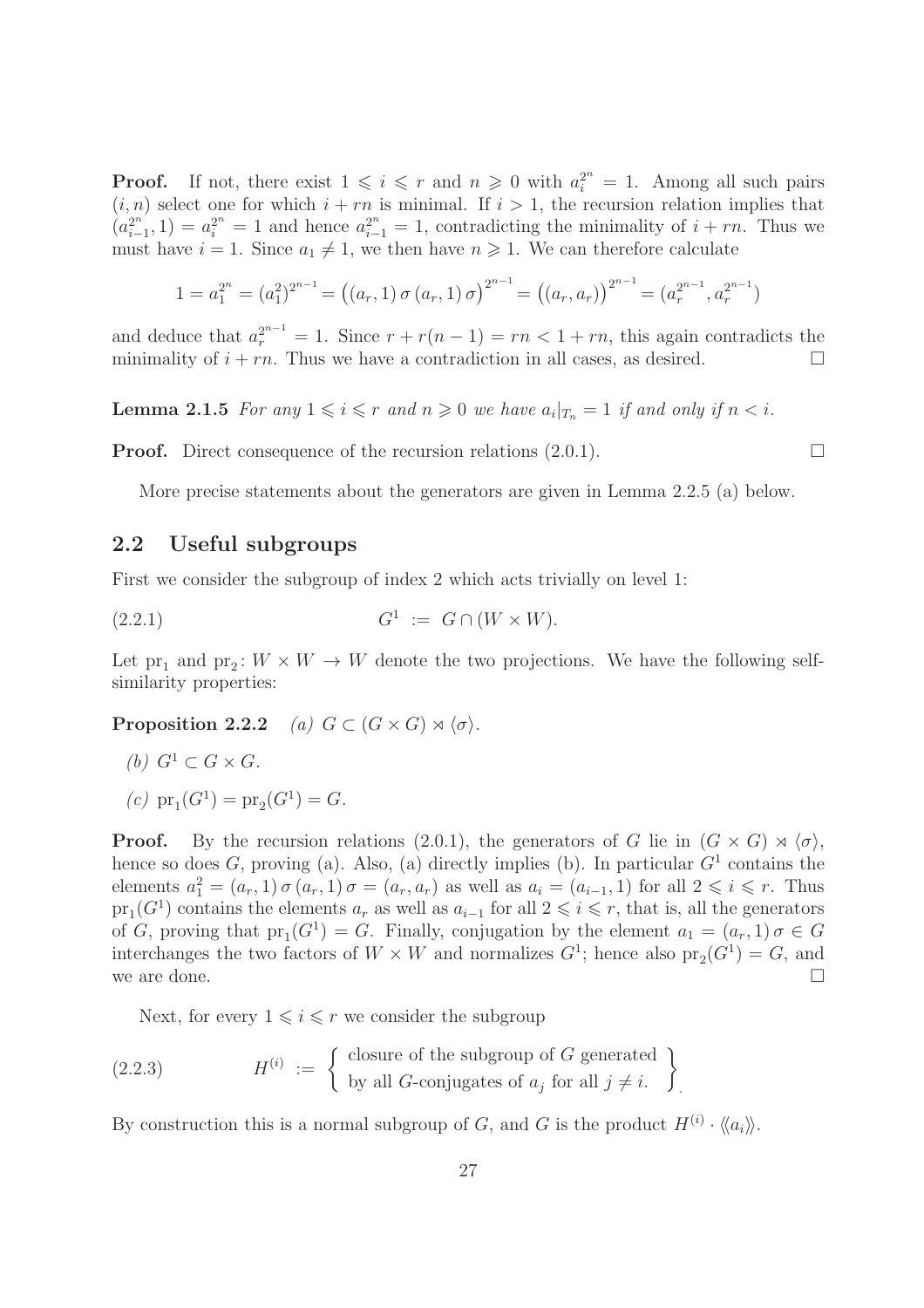**Proof.** If not, there exist $1 \leqslant i \leqslant r$ and $n \geqslant 0$ with $a_i^{2^n} = 1$. Among all such pairs $(i, n)$ select one for which $i + rn$ is minimal. If $i > 1$, the recursion relation implies that $(a_{i-1}^{2^n}, 1) = a_i^{2^n} = 1$ and hence $a_{i-1}^{2^n} = 1$, contradicting the minimality of $i + rn$. Thus we must have $i = 1$. Since $a_1 \neq 1$, we then have $n \geqslant 1$. We can therefore calculate

$$1 = a_1^{2^n} = (a_1^2)^{2^{n-1}} = \big((a_r, 1)\,\sigma\,(a_r, 1)\,\sigma\big)^{2^{n-1}} = \big((a_r, a_r)\big)^{2^{n-1}} = (a_r^{2^{n-1}}, a_r^{2^{n-1}})$$

and deduce that $a_r^{2^{n-1}} = 1$. Since $r + r(n-1) = rn < 1 + rn$, this again contradicts the minimality of $i + rn$. Thus we have a contradiction in all cases, as desired. $\square$

**Lemma 2.1.5** *For any $1 \leqslant i \leqslant r$ and $n \geqslant 0$ we have $a_i|_{T_n} = 1$ if and only if $n < i$.*

**Proof.** Direct consequence of the recursion relations (2.0.1). $\square$

More precise statements about the generators are given in Lemma 2.2.5 (a) below.

## 2.2 Useful subgroups

First we consider the subgroup of index 2 which acts trivially on level 1:

$$G^1 := G \cap (W \times W). \tag{2.2.1}$$

Let $\mathrm{pr}_1$ and $\mathrm{pr}_2 \colon W \times W \to W$ denote the two projections. We have the following self-similarity properties:

**Proposition 2.2.2** *(a) $G \subset (G \times G) \rtimes \langle\sigma\rangle$.*

*(b) $G^1 \subset G \times G$.*

*(c) $\mathrm{pr}_1(G^1) = \mathrm{pr}_2(G^1) = G$.*

**Proof.** By the recursion relations (2.0.1), the generators of $G$ lie in $(G \times G) \rtimes \langle\sigma\rangle$, hence so does $G$, proving (a). Also, (a) directly implies (b). In particular $G^1$ contains the elements $a_1^2 = (a_r, 1)\,\sigma\,(a_r, 1)\,\sigma = (a_r, a_r)$ as well as $a_i = (a_{i-1}, 1)$ for all $2 \leqslant i \leqslant r$. Thus $\mathrm{pr}_1(G^1)$ contains the elements $a_r$ as well as $a_{i-1}$ for all $2 \leqslant i \leqslant r$, that is, all the generators of $G$, proving that $\mathrm{pr}_1(G^1) = G$. Finally, conjugation by the element $a_1 = (a_r, 1)\,\sigma \in G$ interchanges the two factors of $W \times W$ and normalizes $G^1$; hence also $\mathrm{pr}_2(G^1) = G$, and we are done. $\square$

Next, for every $1 \leqslant i \leqslant r$ we consider the subgroup

$$H^{(i)} := \left\{ \begin{array}{c} \text{closure of the subgroup of } G \text{ generated} \\ \text{by all } G\text{-conjugates of } a_j \text{ for all } j \neq i. \end{array} \right\} \tag{2.2.3}$$

By construction this is a normal subgroup of $G$, and $G$ is the product $H^{(i)} \cdot \langle\!\langle a_i \rangle\!\rangle$.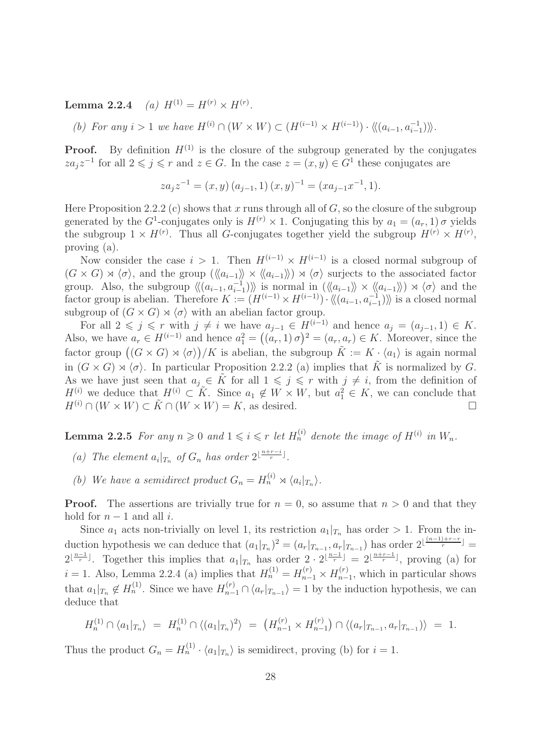**Lemma 2.2.4** *(a) $H^{(1)} = H^{(r)} \times H^{(r)}$.*

*(b) For any $i > 1$ we have $H^{(i)} \cap (W \times W) \subset (H^{(i-1)} \times H^{(i-1)}) \cdot \langle\!\langle (a_{i-1}, a_{i-1}^{-1}) \rangle\!\rangle$.*

**Proof.** By definition $H^{(1)}$ is the closure of the subgroup generated by the conjugates $za_jz^{-1}$ for all $2 \leqslant j \leqslant r$ and $z \in G$. In the case $z = (x, y) \in G^1$ these conjugates are

$$za_jz^{-1} = (x, y)\,(a_{j-1}, 1)\,(x, y)^{-1} = (xa_{j-1}x^{-1}, 1).$$

Here Proposition 2.2.2 (c) shows that $x$ runs through all of $G$, so the closure of the subgroup generated by the $G^1$-conjugates only is $H^{(r)} \times 1$. Conjugating this by $a_1 = (a_r, 1)\,\sigma$ yields the subgroup $1 \times H^{(r)}$. Thus all $G$-conjugates together yield the subgroup $H^{(r)} \times H^{(r)}$, proving (a).

Now consider the case $i > 1$. Then $H^{(i-1)} \times H^{(i-1)}$ is a closed normal subgroup of $(G \times G) \rtimes \langle\sigma\rangle$, and the group $(\langle\!\langle a_{i-1} \rangle\!\rangle \times \langle\!\langle a_{i-1} \rangle\!\rangle) \rtimes \langle\sigma\rangle$ surjects to the associated factor group. Also, the subgroup $\langle\!\langle (a_{i-1}, a_{i-1}^{-1}) \rangle\!\rangle$ is normal in $(\langle\!\langle a_{i-1} \rangle\!\rangle \times \langle\!\langle a_{i-1} \rangle\!\rangle) \rtimes \langle\sigma\rangle$ and the factor group is abelian. Therefore $K := (H^{(i-1)} \times H^{(i-1)}) \cdot \langle\!\langle (a_{i-1}, a_{i-1}^{-1}) \rangle\!\rangle$ is a closed normal subgroup of $(G \times G) \rtimes \langle\sigma\rangle$ with an abelian factor group.

For all $2 \leqslant j \leqslant r$ with $j \neq i$ we have $a_{j-1} \in H^{(i-1)}$ and hence $a_j = (a_{j-1}, 1) \in K$. Also, we have $a_r \in H^{(i-1)}$ and hence $a_1^2 = \big((a_r, 1)\,\sigma\big)^2 = (a_r, a_r) \in K$. Moreover, since the factor group $\big((G \times G) \rtimes \langle\sigma\rangle\big)/K$ is abelian, the subgroup $\tilde{K} := K \cdot \langle a_1 \rangle$ is again normal in $(G \times G) \rtimes \langle\sigma\rangle$. In particular Proposition 2.2.2 (a) implies that $\tilde{K}$ is normalized by $G$. As we have just seen that $a_j \in \tilde{K}$ for all $1 \leqslant j \leqslant r$ with $j \neq i$, from the definition of $H^{(i)}$ we deduce that $H^{(i)} \subset \tilde{K}$. Since $a_1 \notin W \times W$, but $a_1^2 \in K$, we can conclude that $H^{(i)} \cap (W \times W) \subset \tilde{K} \cap (W \times W) = K$, as desired. $\square$

**Lemma 2.2.5** *For any $n \geqslant 0$ and $1 \leqslant i \leqslant r$ let $H_n^{(i)}$ denote the image of $H^{(i)}$ in $W_n$.*

*(a) The element $a_i|_{T_n}$ of $G_n$ has order $2^{\lfloor \frac{n+r-i}{r} \rfloor}$.*

*(b) We have a semidirect product $G_n = H_n^{(i)} \rtimes \langle a_i|_{T_n} \rangle$.*

**Proof.** The assertions are trivially true for $n = 0$, so assume that $n > 0$ and that they hold for $n - 1$ and all $i$.

Since $a_1$ acts non-trivially on level 1, its restriction $a_1|_{T_n}$ has order $> 1$. From the induction hypothesis we can deduce that $(a_1|_{T_n})^2 = (a_r|_{T_{n-1}}, a_r|_{T_{n-1}})$ has order $2^{\lfloor \frac{(n-1)+r-r}{r} \rfloor} = 2^{\lfloor \frac{n-1}{r} \rfloor}$. Together this implies that $a_1|_{T_n}$ has order $2 \cdot 2^{\lfloor \frac{n-1}{r} \rfloor} = 2^{\lfloor \frac{n+r-1}{r} \rfloor}$, proving (a) for $i = 1$. Also, Lemma 2.2.4 (a) implies that $H_n^{(1)} = H_{n-1}^{(r)} \times H_{n-1}^{(r)}$, which in particular shows that $a_1|_{T_n} \notin H_n^{(1)}$. Since we have $H_{n-1}^{(r)} \cap \langle a_r|_{T_{n-1}} \rangle = 1$ by the induction hypothesis, we can deduce that

$$H_n^{(1)} \cap \langle a_1|_{T_n} \rangle \;=\; H_n^{(1)} \cap \langle (a_1|_{T_n})^2 \rangle \;=\; \big(H_{n-1}^{(r)} \times H_{n-1}^{(r)}\big) \cap \langle (a_r|_{T_{n-1}}, a_r|_{T_{n-1}}) \rangle \;=\; 1.$$

Thus the product $G_n = H_n^{(1)} \cdot \langle a_1|_{T_n} \rangle$ is semidirect, proving (b) for $i = 1$.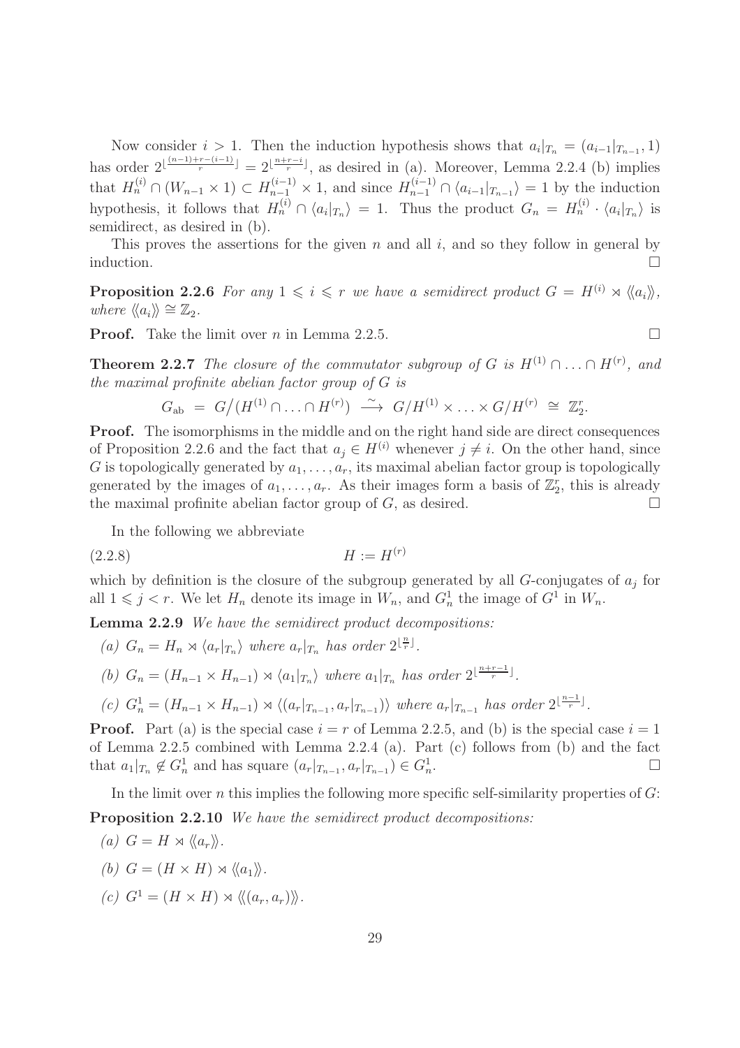Now consider $i > 1$. Then the induction hypothesis shows that $a_i|_{T_n} = (a_{i-1}|_{T_{n-1}}, 1)$ has order $2^{\lfloor \frac{(n-1)+r-(i-1)}{r} \rfloor} = 2^{\lfloor \frac{n+r-i}{r} \rfloor}$, as desired in (a). Moreover, Lemma 2.2.4 (b) implies that $H_n^{(i)} \cap (W_{n-1} \times 1) \subset H_{n-1}^{(i-1)} \times 1$, and since $H_{n-1}^{(i-1)} \cap \langle a_{i-1}|_{T_{n-1}} \rangle = 1$ by the induction hypothesis, it follows that $H_n^{(i)} \cap \langle a_i|_{T_n} \rangle = 1$. Thus the product $G_n = H_n^{(i)} \cdot \langle a_i|_{T_n} \rangle$ is semidirect, as desired in (b).

This proves the assertions for the given $n$ and all $i$, and so they follow in general by induction. $\square$

**Proposition 2.2.6** *For any $1 \leqslant i \leqslant r$ we have a semidirect product $G = H^{(i)} \rtimes \langle\langle a_i \rangle\rangle$, where $\langle\langle a_i \rangle\rangle \cong \mathbb{Z}_2$.*

**Proof.** Take the limit over $n$ in Lemma 2.2.5. $\square$

**Theorem 2.2.7** *The closure of the commutator subgroup of $G$ is $H^{(1)} \cap \ldots \cap H^{(r)}$, and the maximal profinite abelian factor group of $G$ is*

$$G_{\text{ab}} = G/(H^{(1)} \cap \ldots \cap H^{(r)}) \xrightarrow{\sim} G/H^{(1)} \times \ldots \times G/H^{(r)} \cong \mathbb{Z}_2^r.$$

**Proof.** The isomorphisms in the middle and on the right hand side are direct consequences of Proposition 2.2.6 and the fact that $a_j \in H^{(i)}$ whenever $j \neq i$. On the other hand, since $G$ is topologically generated by $a_1, \ldots, a_r$, its maximal abelian factor group is topologically generated by the images of $a_1, \ldots, a_r$. As their images form a basis of $\mathbb{Z}_2^r$, this is already the maximal profinite abelian factor group of $G$, as desired. $\square$

In the following we abbreviate

$$H := H^{(r)} \tag{2.2.8}$$

which by definition is the closure of the subgroup generated by all $G$-conjugates of $a_j$ for all $1 \leqslant j < r$. We let $H_n$ denote its image in $W_n$, and $G_n^1$ the image of $G^1$ in $W_n$.

**Lemma 2.2.9** *We have the semidirect product decompositions:*

*(a) $G_n = H_n \rtimes \langle a_r|_{T_n} \rangle$ where $a_r|_{T_n}$ has order $2^{\lfloor \frac{n}{r} \rfloor}$.*

*(b) $G_n = (H_{n-1} \times H_{n-1}) \rtimes \langle a_1|_{T_n} \rangle$ where $a_1|_{T_n}$ has order $2^{\lfloor \frac{n+r-1}{r} \rfloor}$.*

*(c) $G_n^1 = (H_{n-1} \times H_{n-1}) \rtimes \langle (a_r|_{T_{n-1}}, a_r|_{T_{n-1}}) \rangle$ where $a_r|_{T_{n-1}}$ has order $2^{\lfloor \frac{n-1}{r} \rfloor}$.*

**Proof.** Part (a) is the special case $i = r$ of Lemma 2.2.5, and (b) is the special case $i = 1$ of Lemma 2.2.5 combined with Lemma 2.2.4 (a). Part (c) follows from (b) and the fact that $a_1|_{T_n} \notin G_n^1$ and has square $(a_r|_{T_{n-1}}, a_r|_{T_{n-1}}) \in G_n^1$. $\square$

In the limit over $n$ this implies the following more specific self-similarity properties of $G$:

**Proposition 2.2.10** *We have the semidirect product decompositions:*

*(a) $G = H \rtimes \langle\langle a_r \rangle\rangle$.*

*(b) $G = (H \times H) \rtimes \langle\langle a_1 \rangle\rangle$.*

*(c) $G^1 = (H \times H) \rtimes \langle\langle (a_r, a_r) \rangle\rangle$.*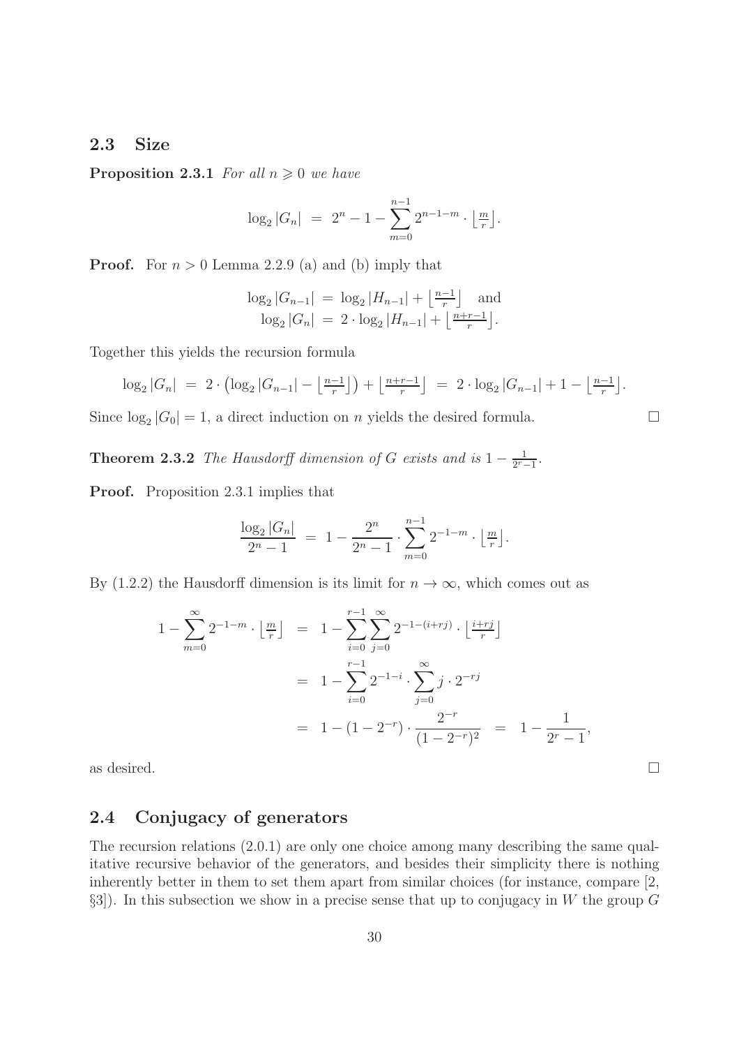## 2.3 Size

**Proposition 2.3.1** *For all $n \geqslant 0$ we have*

$$\log_2 |G_n| \;=\; 2^n - 1 - \sum_{m=0}^{n-1} 2^{n-1-m} \cdot \left\lfloor \tfrac{m}{r} \right\rfloor.$$

**Proof.** For $n > 0$ Lemma 2.2.9 (a) and (b) imply that

$$\begin{aligned}
\log_2 |G_{n-1}| \;&=\; \log_2 |H_{n-1}| + \left\lfloor \tfrac{n-1}{r} \right\rfloor \quad \text{and} \\
\log_2 |G_n| \;&=\; 2 \cdot \log_2 |H_{n-1}| + \left\lfloor \tfrac{n+r-1}{r} \right\rfloor.
\end{aligned}$$

Together this yields the recursion formula

$$\log_2 |G_n| \;=\; 2 \cdot \left(\log_2 |G_{n-1}| - \left\lfloor \tfrac{n-1}{r} \right\rfloor\right) + \left\lfloor \tfrac{n+r-1}{r} \right\rfloor \;=\; 2 \cdot \log_2 |G_{n-1}| + 1 - \left\lfloor \tfrac{n-1}{r} \right\rfloor.$$

Since $\log_2 |G_0| = 1$, a direct induction on $n$ yields the desired formula. $\square$

**Theorem 2.3.2** *The Hausdorff dimension of $G$ exists and is $1 - \frac{1}{2^r - 1}$.*

**Proof.** Proposition 2.3.1 implies that

$$\frac{\log_2 |G_n|}{2^n - 1} \;=\; 1 - \frac{2^n}{2^n - 1} \cdot \sum_{m=0}^{n-1} 2^{-1-m} \cdot \left\lfloor \tfrac{m}{r} \right\rfloor.$$

By (1.2.2) the Hausdorff dimension is its limit for $n \to \infty$, which comes out as

$$\begin{aligned}
1 - \sum_{m=0}^{\infty} 2^{-1-m} \cdot \left\lfloor \tfrac{m}{r} \right\rfloor \;&=\; 1 - \sum_{i=0}^{r-1} \sum_{j=0}^{\infty} 2^{-1-(i+rj)} \cdot \left\lfloor \tfrac{i+rj}{r} \right\rfloor \\
&=\; 1 - \sum_{i=0}^{r-1} 2^{-1-i} \cdot \sum_{j=0}^{\infty} j \cdot 2^{-rj} \\
&=\; 1 - (1 - 2^{-r}) \cdot \frac{2^{-r}}{(1-2^{-r})^2} \;\;=\;\; 1 - \frac{1}{2^r - 1},
\end{aligned}$$

as desired. $\square$

## 2.4 Conjugacy of generators

The recursion relations (2.0.1) are only one choice among many describing the same qualitative recursive behavior of the generators, and besides their simplicity there is nothing inherently better in them to set them apart from similar choices (for instance, compare [2, §3]). In this subsection we show in a precise sense that up to conjugacy in $W$ the group $G$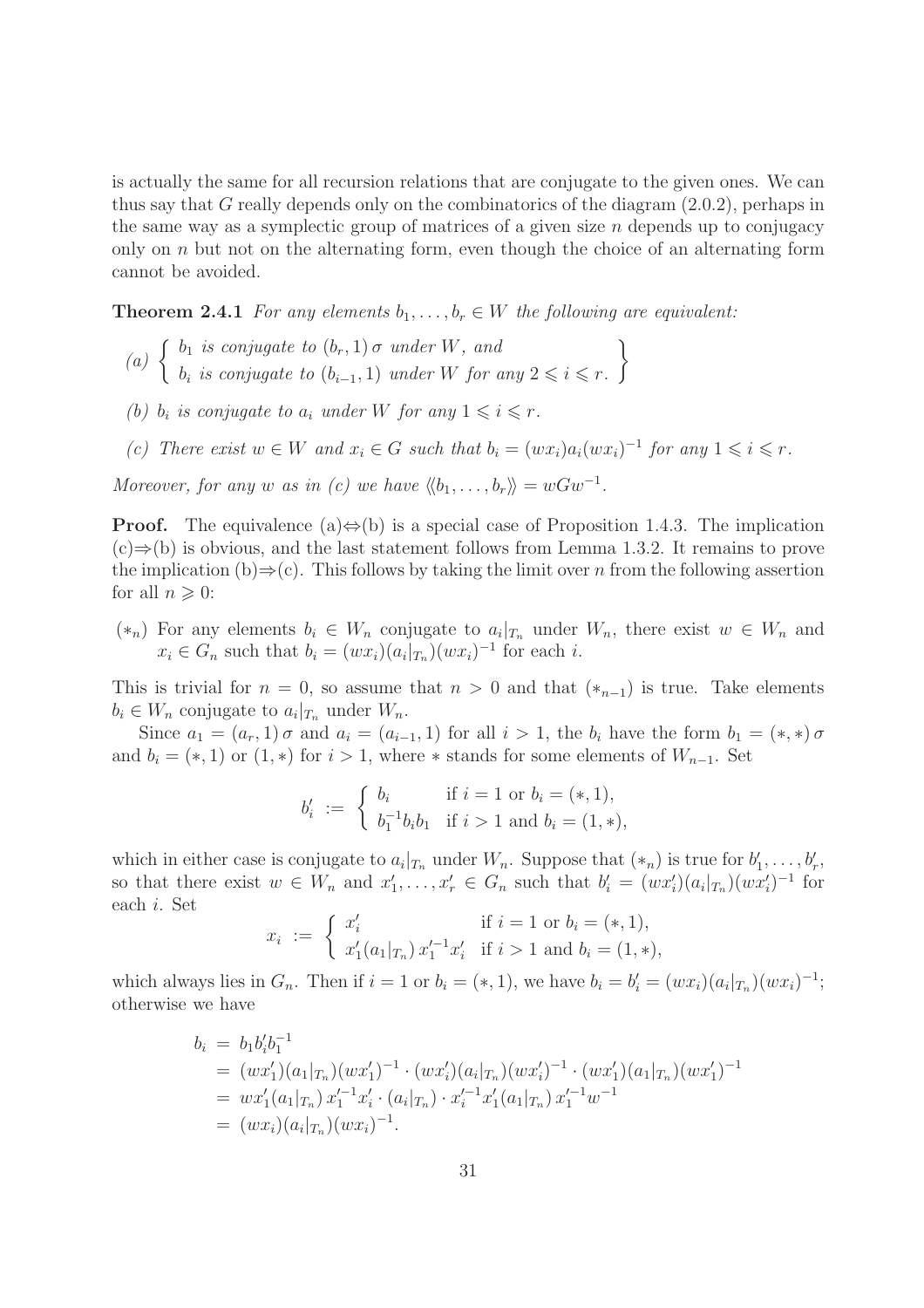is actually the same for all recursion relations that are conjugate to the given ones. We can thus say that $G$ really depends only on the combinatorics of the diagram (2.0.2), perhaps in the same way as a symplectic group of matrices of a given size $n$ depends up to conjugacy only on $n$ but not on the alternating form, even though the choice of an alternating form cannot be avoided.

**Theorem 2.4.1** *For any elements $b_1, \ldots, b_r \in W$ the following are equivalent:*

*(a)* $\left\{ \begin{array}{l} b_1 \text{ is conjugate to } (b_r, 1)\,\sigma \text{ under } W, \text{ and} \\ b_i \text{ is conjugate to } (b_{i-1}, 1) \text{ under } W \text{ for any } 2 \leqslant i \leqslant r. \end{array} \right\}$

*(b) $b_i$ is conjugate to $a_i$ under $W$ for any $1 \leqslant i \leqslant r$.*

*(c) There exist $w \in W$ and $x_i \in G$ such that $b_i = (wx_i)a_i(wx_i)^{-1}$ for any $1 \leqslant i \leqslant r$.*

*Moreover, for any $w$ as in (c) we have $\langle\!\langle b_1, \ldots, b_r \rangle\!\rangle = wGw^{-1}$.*

**Proof.** The equivalence (a)$\Leftrightarrow$(b) is a special case of Proposition 1.4.3. The implication (c)$\Rightarrow$(b) is obvious, and the last statement follows from Lemma 1.3.2. It remains to prove the implication (b)$\Rightarrow$(c). This follows by taking the limit over $n$ from the following assertion for all $n \geqslant 0$:

($*_n$) For any elements $b_i \in W_n$ conjugate to $a_i|_{T_n}$ under $W_n$, there exist $w \in W_n$ and $x_i \in G_n$ such that $b_i = (wx_i)(a_i|_{T_n})(wx_i)^{-1}$ for each $i$.

This is trivial for $n = 0$, so assume that $n > 0$ and that ($*_{n-1}$) is true. Take elements $b_i \in W_n$ conjugate to $a_i|_{T_n}$ under $W_n$.

Since $a_1 = (a_r, 1)\,\sigma$ and $a_i = (a_{i-1}, 1)$ for all $i > 1$, the $b_i$ have the form $b_1 = (*, *)\,\sigma$ and $b_i = (*, 1)$ or $(1, *)$ for $i > 1$, where $*$ stands for some elements of $W_{n-1}$. Set

$$b'_i := \begin{cases} b_i & \text{if } i = 1 \text{ or } b_i = (*, 1), \\ b_1^{-1} b_i b_1 & \text{if } i > 1 \text{ and } b_i = (1, *), \end{cases}$$

which in either case is conjugate to $a_i|_{T_n}$ under $W_n$. Suppose that ($*_n$) is true for $b'_1, \ldots, b'_r$, so that there exist $w \in W_n$ and $x'_1, \ldots, x'_r \in G_n$ such that $b'_i = (wx'_i)(a_i|_{T_n})(wx'_i)^{-1}$ for each $i$. Set

$$x_i := \begin{cases} x'_i & \text{if } i = 1 \text{ or } b_i = (*, 1), \\ x'_1(a_1|_{T_n})\, x_1'^{-1} x'_i & \text{if } i > 1 \text{ and } b_i = (1, *), \end{cases}$$

which always lies in $G_n$. Then if $i = 1$ or $b_i = (*, 1)$, we have $b_i = b'_i = (wx_i)(a_i|_{T_n})(wx_i)^{-1}$; otherwise we have

$$\begin{aligned} b_i &= b_1 b'_i b_1^{-1} \\ &= (wx'_1)(a_1|_{T_n})(wx'_1)^{-1} \cdot (wx'_i)(a_i|_{T_n})(wx'_i)^{-1} \cdot (wx'_1)(a_1|_{T_n})(wx'_1)^{-1} \\ &= wx'_1(a_1|_{T_n})\, x_1'^{-1} x'_i \cdot (a_i|_{T_n}) \cdot x_i'^{-1} x'_1 (a_1|_{T_n})\, x_1'^{-1} w^{-1} \\ &= (wx_i)(a_i|_{T_n})(wx_i)^{-1}. \end{aligned}$$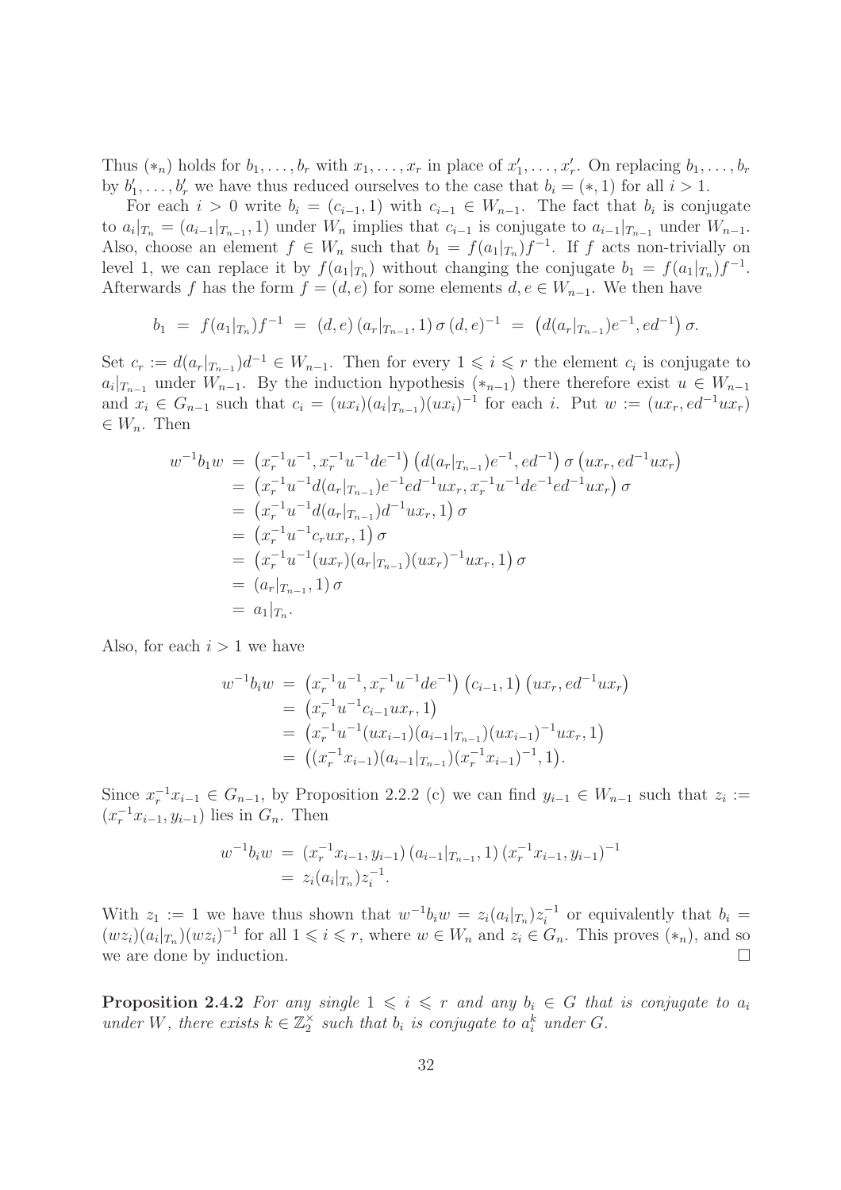Thus $(*_n)$ holds for $b_1, \ldots, b_r$ with $x_1, \ldots, x_r$ in place of $x'_1, \ldots, x'_r$. On replacing $b_1, \ldots, b_r$ by $b'_1, \ldots, b'_r$ we have thus reduced ourselves to the case that $b_i = (*, 1)$ for all $i > 1$.

For each $i > 0$ write $b_i = (c_{i-1}, 1)$ with $c_{i-1} \in W_{n-1}$. The fact that $b_i$ is conjugate to $a_i|_{T_n} = (a_{i-1}|_{T_{n-1}}, 1)$ under $W_n$ implies that $c_{i-1}$ is conjugate to $a_{i-1}|_{T_{n-1}}$ under $W_{n-1}$. Also, choose an element $f \in W_n$ such that $b_1 = f(a_1|_{T_n})f^{-1}$. If $f$ acts non-trivially on level 1, we can replace it by $f(a_1|_{T_n})$ without changing the conjugate $b_1 = f(a_1|_{T_n})f^{-1}$. Afterwards $f$ has the form $f = (d, e)$ for some elements $d, e \in W_{n-1}$. We then have

$$b_1 \;=\; f(a_1|_{T_n})f^{-1} \;=\; (d,e)\,(a_r|_{T_{n-1}},1)\,\sigma\,(d,e)^{-1} \;=\; \big(d(a_r|_{T_{n-1}})e^{-1}, ed^{-1}\big)\,\sigma.$$

Set $c_r := d(a_r|_{T_{n-1}})d^{-1} \in W_{n-1}$. Then for every $1 \leqslant i \leqslant r$ the element $c_i$ is conjugate to $a_i|_{T_{n-1}}$ under $W_{n-1}$. By the induction hypothesis $(*_{n-1})$ there therefore exist $u \in W_{n-1}$ and $x_i \in G_{n-1}$ such that $c_i = (ux_i)(a_i|_{T_{n-1}})(ux_i)^{-1}$ for each $i$. Put $w := (ux_r, ed^{-1}ux_r) \in W_n$. Then

$$\begin{aligned}
w^{-1}b_1w \;&=\; \big(x_r^{-1}u^{-1}, x_r^{-1}u^{-1}de^{-1}\big)\,\big(d(a_r|_{T_{n-1}})e^{-1}, ed^{-1}\big)\,\sigma\,\big(ux_r, ed^{-1}ux_r\big)\\
&=\; \big(x_r^{-1}u^{-1}d(a_r|_{T_{n-1}})e^{-1}ed^{-1}ux_r, x_r^{-1}u^{-1}de^{-1}ed^{-1}ux_r\big)\,\sigma\\
&=\; \big(x_r^{-1}u^{-1}d(a_r|_{T_{n-1}})d^{-1}ux_r, 1\big)\,\sigma\\
&=\; \big(x_r^{-1}u^{-1}c_rux_r, 1\big)\,\sigma\\
&=\; \big(x_r^{-1}u^{-1}(ux_r)(a_r|_{T_{n-1}})(ux_r)^{-1}ux_r, 1\big)\,\sigma\\
&=\; (a_r|_{T_{n-1}}, 1)\,\sigma\\
&=\; a_1|_{T_n}.
\end{aligned}$$

Also, for each $i > 1$ we have

$$\begin{aligned}
w^{-1}b_iw \;&=\; \big(x_r^{-1}u^{-1}, x_r^{-1}u^{-1}de^{-1}\big)\,\big(c_{i-1}, 1\big)\,\big(ux_r, ed^{-1}ux_r\big)\\
&=\; \big(x_r^{-1}u^{-1}c_{i-1}ux_r, 1\big)\\
&=\; \big(x_r^{-1}u^{-1}(ux_{i-1})(a_{i-1}|_{T_{n-1}})(ux_{i-1})^{-1}ux_r, 1\big)\\
&=\; \big((x_r^{-1}x_{i-1})(a_{i-1}|_{T_{n-1}})(x_r^{-1}x_{i-1})^{-1}, 1\big).
\end{aligned}$$

Since $x_r^{-1}x_{i-1} \in G_{n-1}$, by Proposition 2.2.2 (c) we can find $y_{i-1} \in W_{n-1}$ such that $z_i := (x_r^{-1}x_{i-1}, y_{i-1})$ lies in $G_n$. Then

$$\begin{aligned}
w^{-1}b_iw \;&=\; (x_r^{-1}x_{i-1}, y_{i-1})\,(a_{i-1}|_{T_{n-1}}, 1)\,(x_r^{-1}x_{i-1}, y_{i-1})^{-1}\\
&=\; z_i(a_i|_{T_n})z_i^{-1}.
\end{aligned}$$

With $z_1 := 1$ we have thus shown that $w^{-1}b_iw = z_i(a_i|_{T_n})z_i^{-1}$ or equivalently that $b_i = (wz_i)(a_i|_{T_n})(wz_i)^{-1}$ for all $1 \leqslant i \leqslant r$, where $w \in W_n$ and $z_i \in G_n$. This proves $(*_n)$, and so we are done by induction. $\square$

**Proposition 2.4.2** *For any single $1 \leqslant i \leqslant r$ and any $b_i \in G$ that is conjugate to $a_i$ under $W$, there exists $k \in \mathbb{Z}_2^\times$ such that $b_i$ is conjugate to $a_i^k$ under $G$.*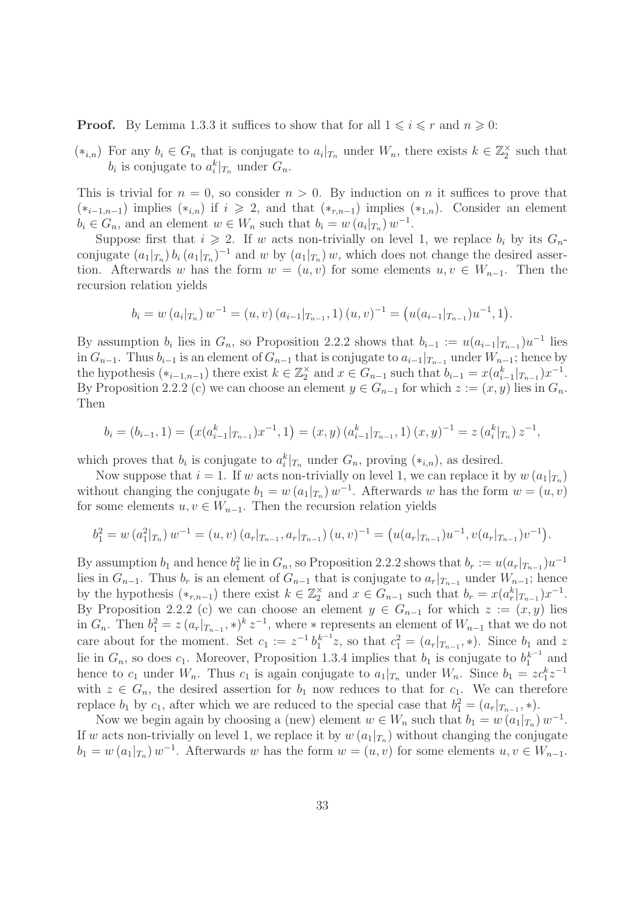**Proof.** By Lemma 1.3.3 it suffices to show that for all $1 \leqslant i \leqslant r$ and $n \geqslant 0$:

$(*_{i,n})$ For any $b_i \in G_n$ that is conjugate to $a_i|_{T_n}$ under $W_n$, there exists $k \in \mathbb{Z}_2^\times$ such that $b_i$ is conjugate to $a_i^k|_{T_n}$ under $G_n$.

This is trivial for $n = 0$, so consider $n > 0$. By induction on $n$ it suffices to prove that $(*_{i-1,n-1})$ implies $(*_{i,n})$ if $i \geqslant 2$, and that $(*_{r,n-1})$ implies $(*_{1,n})$. Consider an element $b_i \in G_n$, and an element $w \in W_n$ such that $b_i = w\,(a_i|_{T_n})\,w^{-1}$.

Suppose first that $i \geqslant 2$. If $w$ acts non-trivially on level 1, we replace $b_i$ by its $G_n$-conjugate $(a_1|_{T_n})\,b_i\,(a_1|_{T_n})^{-1}$ and $w$ by $(a_1|_{T_n})\,w$, which does not change the desired assertion. Afterwards $w$ has the form $w = (u, v)$ for some elements $u, v \in W_{n-1}$. Then the recursion relation yields

$$b_i = w\,(a_i|_{T_n})\,w^{-1} = (u, v)\,(a_{i-1}|_{T_{n-1}}, 1)\,(u, v)^{-1} = \big(u(a_{i-1}|_{T_{n-1}})u^{-1}, 1\big).$$

By assumption $b_i$ lies in $G_n$, so Proposition 2.2.2 shows that $b_{i-1} := u(a_{i-1}|_{T_{n-1}})u^{-1}$ lies in $G_{n-1}$. Thus $b_{i-1}$ is an element of $G_{n-1}$ that is conjugate to $a_{i-1}|_{T_{n-1}}$ under $W_{n-1}$; hence by the hypothesis $(*_{i-1,n-1})$ there exist $k \in \mathbb{Z}_2^\times$ and $x \in G_{n-1}$ such that $b_{i-1} = x(a_{i-1}^k|_{T_{n-1}})x^{-1}$. By Proposition 2.2.2 (c) we can choose an element $y \in G_{n-1}$ for which $z := (x, y)$ lies in $G_n$. Then

$$b_i = (b_{i-1}, 1) = \big(x(a_{i-1}^k|_{T_{n-1}})x^{-1}, 1\big) = (x, y)\,(a_{i-1}^k|_{T_{n-1}}, 1)\,(x, y)^{-1} = z\,(a_i^k|_{T_n})\,z^{-1},$$

which proves that $b_i$ is conjugate to $a_i^k|_{T_n}$ under $G_n$, proving $(*_{i,n})$, as desired.

Now suppose that $i = 1$. If $w$ acts non-trivially on level 1, we can replace it by $w\,(a_1|_{T_n})$ without changing the conjugate $b_1 = w\,(a_1|_{T_n})\,w^{-1}$. Afterwards $w$ has the form $w = (u, v)$ for some elements $u, v \in W_{n-1}$. Then the recursion relation yields

$$b_1^2 = w\,(a_1^2|_{T_n})\,w^{-1} = (u, v)\,(a_r|_{T_{n-1}}, a_r|_{T_{n-1}})\,(u, v)^{-1} = \big(u(a_r|_{T_{n-1}})u^{-1}, v(a_r|_{T_{n-1}})v^{-1}\big).$$

By assumption $b_1$ and hence $b_1^2$ lie in $G_n$, so Proposition 2.2.2 shows that $b_r := u(a_r|_{T_{n-1}})u^{-1}$ lies in $G_{n-1}$. Thus $b_r$ is an element of $G_{n-1}$ that is conjugate to $a_r|_{T_{n-1}}$ under $W_{n-1}$; hence by the hypothesis $(*_{r,n-1})$ there exist $k \in \mathbb{Z}_2^\times$ and $x \in G_{n-1}$ such that $b_r = x(a_r^k|_{T_{n-1}})x^{-1}$. By Proposition 2.2.2 (c) we can choose an element $y \in G_{n-1}$ for which $z := (x, y)$ lies in $G_n$. Then $b_1^2 = z\,(a_r|_{T_{n-1}}, *)^k\,z^{-1}$, where $*$ represents an element of $W_{n-1}$ that we do not care about for the moment. Set $c_1 := z^{-1}\,b_1^{k^{-1}}z$, so that $c_1^2 = (a_r|_{T_{n-1}}, *)$. Since $b_1$ and $z$ lie in $G_n$, so does $c_1$. Moreover, Proposition 1.3.4 implies that $b_1$ is conjugate to $b_1^{k^{-1}}$ and hence to $c_1$ under $W_n$. Thus $c_1$ is again conjugate to $a_1|_{T_n}$ under $W_n$. Since $b_1 = zc_1^k z^{-1}$ with $z \in G_n$, the desired assertion for $b_1$ now reduces to that for $c_1$. We can therefore replace $b_1$ by $c_1$, after which we are reduced to the special case that $b_1^2 = (a_r|_{T_{n-1}}, *)$.

Now we begin again by choosing a (new) element $w \in W_n$ such that $b_1 = w\,(a_1|_{T_n})\,w^{-1}$. If $w$ acts non-trivially on level 1, we replace it by $w\,(a_1|_{T_n})$ without changing the conjugate $b_1 = w\,(a_1|_{T_n})\,w^{-1}$. Afterwards $w$ has the form $w = (u, v)$ for some elements $u, v \in W_{n-1}$.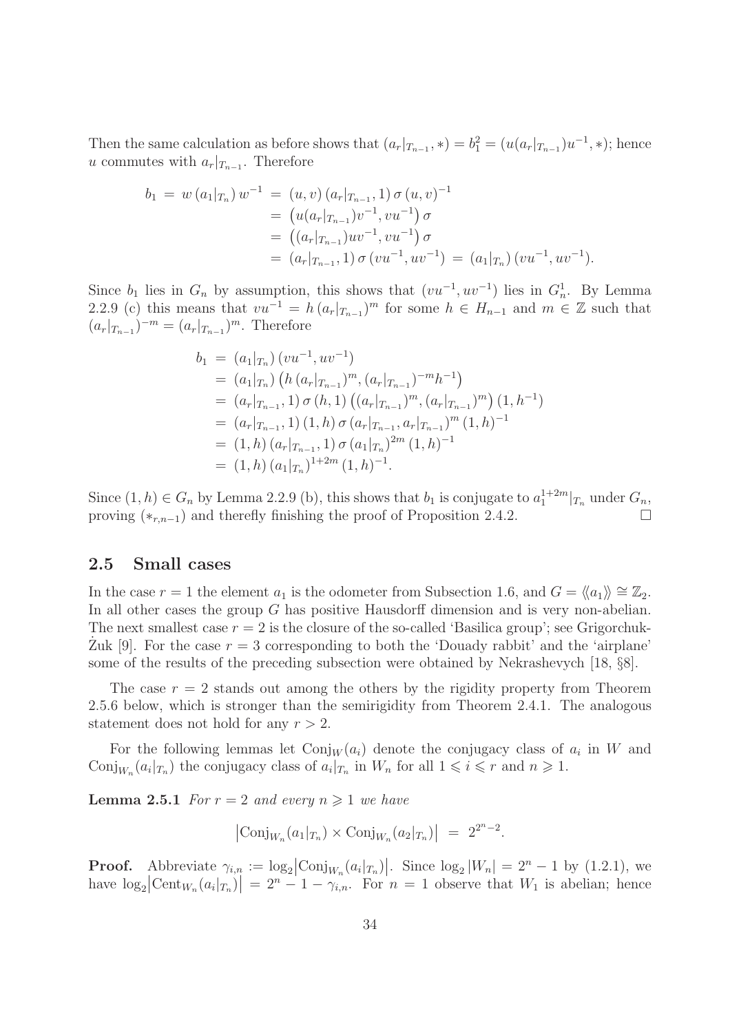Then the same calculation as before shows that $(a_r|_{T_{n-1}}, *) = b_1^2 = (u(a_r|_{T_{n-1}})u^{-1}, *)$; hence $u$ commutes with $a_r|_{T_{n-1}}$. Therefore

$$\begin{aligned}
b_1 \;=\; w\,(a_1|_{T_n})\,w^{-1} \;&=\; (u,v)\,(a_r|_{T_{n-1}},1)\,\sigma\,(u,v)^{-1} \\
&=\; \big(u(a_r|_{T_{n-1}})v^{-1}, vu^{-1}\big)\,\sigma \\
&=\; \big((a_r|_{T_{n-1}})uv^{-1}, vu^{-1}\big)\,\sigma \\
&=\; (a_r|_{T_{n-1}},1)\,\sigma\,(vu^{-1},uv^{-1}) \;=\; (a_1|_{T_n})\,(vu^{-1},uv^{-1}).
\end{aligned}$$

Since $b_1$ lies in $G_n$ by assumption, this shows that $(vu^{-1}, uv^{-1})$ lies in $G_n^1$. By Lemma 2.2.9 (c) this means that $vu^{-1} = h\,(a_r|_{T_{n-1}})^m$ for some $h \in H_{n-1}$ and $m \in \mathbb{Z}$ such that $(a_r|_{T_{n-1}})^{-m} = (a_r|_{T_{n-1}})^m$. Therefore

$$\begin{aligned}
b_1 \;&=\; (a_1|_{T_n})\,(vu^{-1},uv^{-1}) \\
&=\; (a_1|_{T_n})\,\big(h\,(a_r|_{T_{n-1}})^m, (a_r|_{T_{n-1}})^{-m}h^{-1}\big) \\
&=\; (a_r|_{T_{n-1}},1)\,\sigma\,(h,1)\,\big((a_r|_{T_{n-1}})^m, (a_r|_{T_{n-1}})^m\big)\,(1,h^{-1}) \\
&=\; (a_r|_{T_{n-1}},1)\,(1,h)\,\sigma\,(a_r|_{T_{n-1}}, a_r|_{T_{n-1}})^m\,(1,h)^{-1} \\
&=\; (1,h)\,(a_r|_{T_{n-1}},1)\,\sigma\,(a_1|_{T_n})^{2m}\,(1,h)^{-1} \\
&=\; (1,h)\,(a_1|_{T_n})^{1+2m}\,(1,h)^{-1}.
\end{aligned}$$

Since $(1,h) \in G_n$ by Lemma 2.2.9 (b), this shows that $b_1$ is conjugate to $a_1^{1+2m}|_{T_n}$ under $G_n$, proving $(*_{r,n-1})$ and therefly finishing the proof of Proposition 2.4.2. □

## 2.5 Small cases

In the case $r = 1$ the element $a_1$ is the odometer from Subsection 1.6, and $G = \langle\!\langle a_1 \rangle\!\rangle \cong \mathbb{Z}_2$. In all other cases the group $G$ has positive Hausdorff dimension and is very non-abelian. The next smallest case $r = 2$ is the closure of the so-called 'Basilica group'; see Grigorchuk-Żuk [9]. For the case $r = 3$ corresponding to both the 'Douady rabbit' and the 'airplane' some of the results of the preceding subsection were obtained by Nekrashevych [18, §8].

The case $r = 2$ stands out among the others by the rigidity property from Theorem 2.5.6 below, which is stronger than the semirigidity from Theorem 2.4.1. The analogous statement does not hold for any $r > 2$.

For the following lemmas let $\mathrm{Conj}_W(a_i)$ denote the conjugacy class of $a_i$ in $W$ and $\mathrm{Conj}_{W_n}(a_i|_{T_n})$ the conjugacy class of $a_i|_{T_n}$ in $W_n$ for all $1 \leqslant i \leqslant r$ and $n \geqslant 1$.

**Lemma 2.5.1** *For $r = 2$ and every $n \geqslant 1$ we have*

$$\big|\mathrm{Conj}_{W_n}(a_1|_{T_n}) \times \mathrm{Conj}_{W_n}(a_2|_{T_n})\big| \;=\; 2^{2^n-2}.$$

**Proof.** Abbreviate $\gamma_{i,n} := \log_2\big|\mathrm{Conj}_{W_n}(a_i|_{T_n})\big|$. Since $\log_2|W_n| = 2^n - 1$ by (1.2.1), we have $\log_2\big|\mathrm{Cent}_{W_n}(a_i|_{T_n})\big| = 2^n - 1 - \gamma_{i,n}$. For $n = 1$ observe that $W_1$ is abelian; hence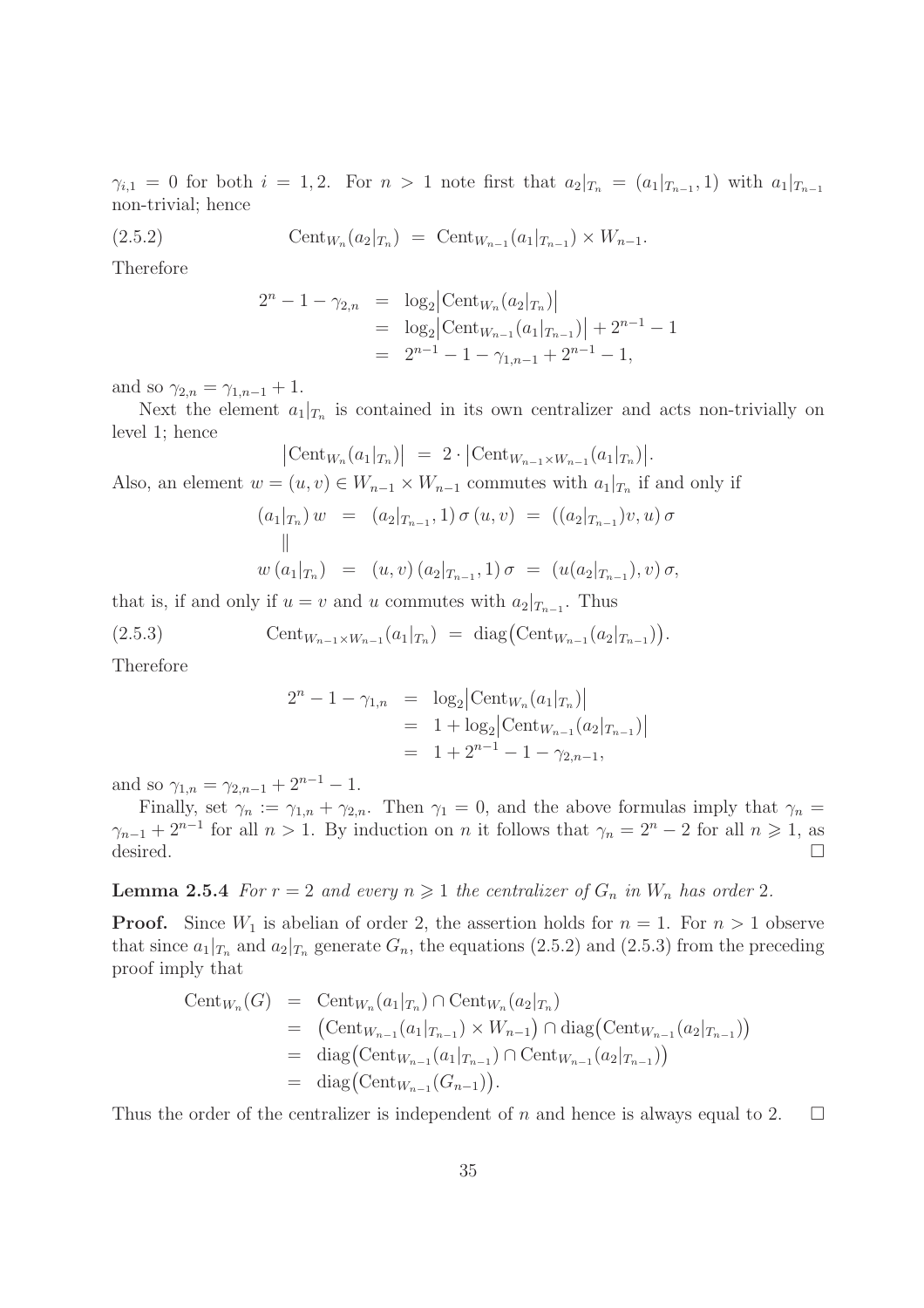$\gamma_{i,1} = 0$ for both $i = 1, 2$. For $n > 1$ note first that $a_2|_{T_n} = (a_1|_{T_{n-1}}, 1)$ with $a_1|_{T_{n-1}}$ non-trivial; hence

$$\mathrm{Cent}_{W_n}(a_2|_{T_n}) \;=\; \mathrm{Cent}_{W_{n-1}}(a_1|_{T_{n-1}}) \times W_{n-1}. \tag{2.5.2}$$

Therefore

$$\begin{aligned}
2^n - 1 - \gamma_{2,n} &= \log_2\bigl|\mathrm{Cent}_{W_n}(a_2|_{T_n})\bigr| \\
&= \log_2\bigl|\mathrm{Cent}_{W_{n-1}}(a_1|_{T_{n-1}})\bigr| + 2^{n-1} - 1 \\
&= 2^{n-1} - 1 - \gamma_{1,n-1} + 2^{n-1} - 1,
\end{aligned}$$

and so $\gamma_{2,n} = \gamma_{1,n-1} + 1$.

Next the element $a_1|_{T_n}$ is contained in its own centralizer and acts non-trivially on level 1; hence

$$\bigl|\mathrm{Cent}_{W_n}(a_1|_{T_n})\bigr| \;=\; 2 \cdot \bigl|\mathrm{Cent}_{W_{n-1}\times W_{n-1}}(a_1|_{T_n})\bigr|.$$

Also, an element $w = (u, v) \in W_{n-1} \times W_{n-1}$ commutes with $a_1|_{T_n}$ if and only if

$$\begin{array}{rcl}
(a_1|_{T_n})\, w &=& (a_2|_{T_{n-1}}, 1)\, \sigma\, (u, v) \;=\; ((a_2|_{T_{n-1}})v, u)\, \sigma \\
\| && \\
w\, (a_1|_{T_n}) &=& (u, v)\, (a_2|_{T_{n-1}}, 1)\, \sigma \;=\; (u(a_2|_{T_{n-1}}), v)\, \sigma,
\end{array}$$

that is, if and only if $u = v$ and $u$ commutes with $a_2|_{T_{n-1}}$. Thus

$$\mathrm{Cent}_{W_{n-1}\times W_{n-1}}(a_1|_{T_n}) \;=\; \mathrm{diag}\bigl(\mathrm{Cent}_{W_{n-1}}(a_2|_{T_{n-1}})\bigr). \tag{2.5.3}$$

Therefore

$$\begin{aligned}
2^n - 1 - \gamma_{1,n} &= \log_2\bigl|\mathrm{Cent}_{W_n}(a_1|_{T_n})\bigr| \\
&= 1 + \log_2\bigl|\mathrm{Cent}_{W_{n-1}}(a_2|_{T_{n-1}})\bigr| \\
&= 1 + 2^{n-1} - 1 - \gamma_{2,n-1},
\end{aligned}$$

and so $\gamma_{1,n} = \gamma_{2,n-1} + 2^{n-1} - 1$.

Finally, set $\gamma_n := \gamma_{1,n} + \gamma_{2,n}$. Then $\gamma_1 = 0$, and the above formulas imply that $\gamma_n = \gamma_{n-1} + 2^{n-1}$ for all $n > 1$. By induction on $n$ it follows that $\gamma_n = 2^n - 2$ for all $n \geqslant 1$, as desired. $\square$

**Lemma 2.5.4** *For $r = 2$ and every $n \geqslant 1$ the centralizer of $G_n$ in $W_n$ has order 2.*

**Proof.** Since $W_1$ is abelian of order 2, the assertion holds for $n = 1$. For $n > 1$ observe that since $a_1|_{T_n}$ and $a_2|_{T_n}$ generate $G_n$, the equations (2.5.2) and (2.5.3) from the preceding proof imply that

$$\begin{aligned}
\mathrm{Cent}_{W_n}(G) &= \mathrm{Cent}_{W_n}(a_1|_{T_n}) \cap \mathrm{Cent}_{W_n}(a_2|_{T_n}) \\
&= \bigl(\mathrm{Cent}_{W_{n-1}}(a_1|_{T_{n-1}}) \times W_{n-1}\bigr) \cap \mathrm{diag}\bigl(\mathrm{Cent}_{W_{n-1}}(a_2|_{T_{n-1}})\bigr) \\
&= \mathrm{diag}\bigl(\mathrm{Cent}_{W_{n-1}}(a_1|_{T_{n-1}}) \cap \mathrm{Cent}_{W_{n-1}}(a_2|_{T_{n-1}})\bigr) \\
&= \mathrm{diag}\bigl(\mathrm{Cent}_{W_{n-1}}(G_{n-1})\bigr).
\end{aligned}$$

Thus the order of the centralizer is independent of $n$ and hence is always equal to 2. $\square$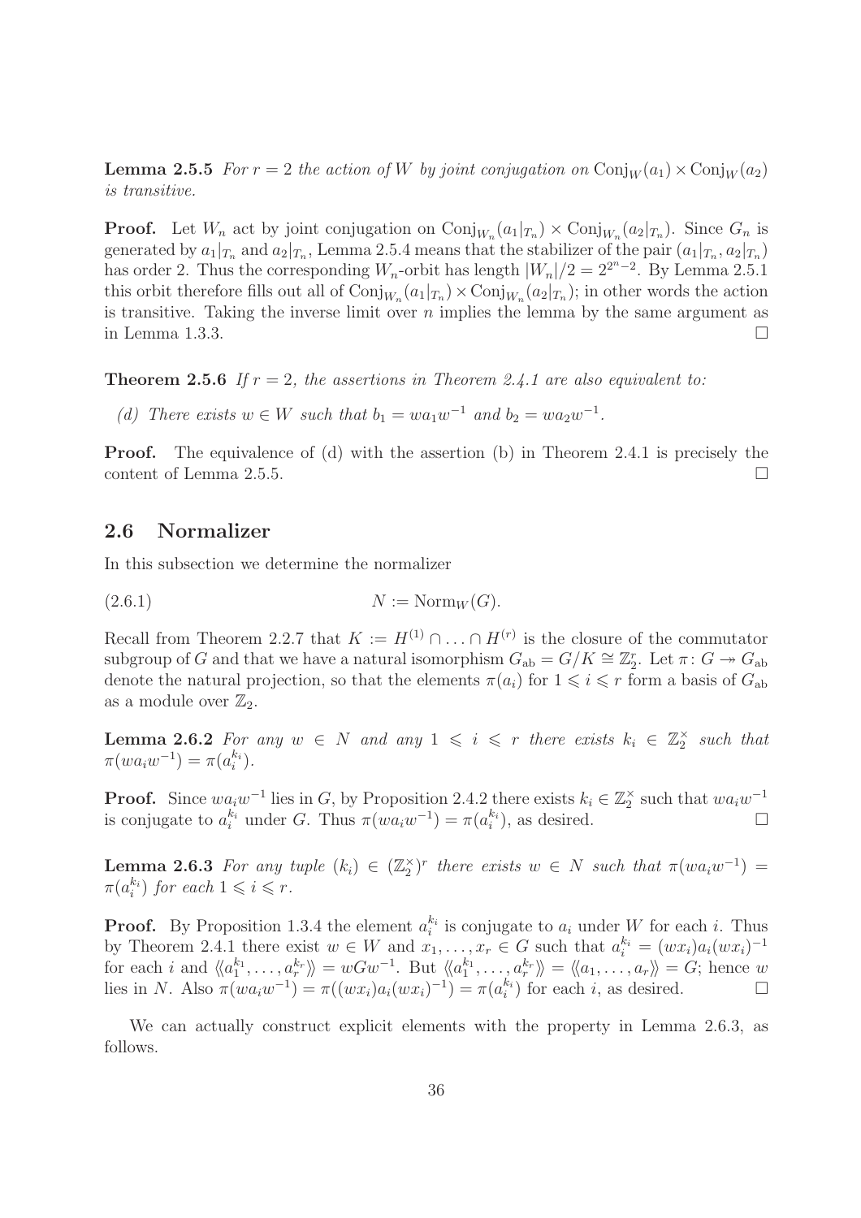**Lemma 2.5.5** *For $r = 2$ the action of $W$ by joint conjugation on $\mathrm{Conj}_W(a_1) \times \mathrm{Conj}_W(a_2)$ is transitive.*

**Proof.** Let $W_n$ act by joint conjugation on $\mathrm{Conj}_{W_n}(a_1|_{T_n}) \times \mathrm{Conj}_{W_n}(a_2|_{T_n})$. Since $G_n$ is generated by $a_1|_{T_n}$ and $a_2|_{T_n}$, Lemma 2.5.4 means that the stabilizer of the pair $(a_1|_{T_n}, a_2|_{T_n})$ has order 2. Thus the corresponding $W_n$-orbit has length $|W_n|/2 = 2^{2^n-2}$. By Lemma 2.5.1 this orbit therefore fills out all of $\mathrm{Conj}_{W_n}(a_1|_{T_n}) \times \mathrm{Conj}_{W_n}(a_2|_{T_n})$; in other words the action is transitive. Taking the inverse limit over $n$ implies the lemma by the same argument as in Lemma 1.3.3. $\square$

**Theorem 2.5.6** *If $r = 2$, the assertions in Theorem 2.4.1 are also equivalent to:*

*(d) There exists $w \in W$ such that $b_1 = wa_1w^{-1}$ and $b_2 = wa_2w^{-1}$.*

**Proof.** The equivalence of (d) with the assertion (b) in Theorem 2.4.1 is precisely the content of Lemma 2.5.5. $\square$

## 2.6 Normalizer

In this subsection we determine the normalizer

$$N := \mathrm{Norm}_W(G). \tag{2.6.1}$$

Recall from Theorem 2.2.7 that $K := H^{(1)} \cap \ldots \cap H^{(r)}$ is the closure of the commutator subgroup of $G$ and that we have a natural isomorphism $G_{\mathrm{ab}} = G/K \cong \mathbb{Z}_2^r$. Let $\pi\colon G \twoheadrightarrow G_{\mathrm{ab}}$ denote the natural projection, so that the elements $\pi(a_i)$ for $1 \leqslant i \leqslant r$ form a basis of $G_{\mathrm{ab}}$ as a module over $\mathbb{Z}_2$.

**Lemma 2.6.2** *For any $w \in N$ and any $1 \leqslant i \leqslant r$ there exists $k_i \in \mathbb{Z}_2^\times$ such that $\pi(wa_iw^{-1}) = \pi(a_i^{k_i})$.*

**Proof.** Since $wa_iw^{-1}$ lies in $G$, by Proposition 2.4.2 there exists $k_i \in \mathbb{Z}_2^\times$ such that $wa_iw^{-1}$ is conjugate to $a_i^{k_i}$ under $G$. Thus $\pi(wa_iw^{-1}) = \pi(a_i^{k_i})$, as desired. $\square$

**Lemma 2.6.3** *For any tuple $(k_i) \in (\mathbb{Z}_2^\times)^r$ there exists $w \in N$ such that $\pi(wa_iw^{-1}) = \pi(a_i^{k_i})$ for each $1 \leqslant i \leqslant r$.*

**Proof.** By Proposition 1.3.4 the element $a_i^{k_i}$ is conjugate to $a_i$ under $W$ for each $i$. Thus by Theorem 2.4.1 there exist $w \in W$ and $x_1, \ldots, x_r \in G$ such that $a_i^{k_i} = (wx_i)a_i(wx_i)^{-1}$ for each $i$ and $\langle\!\langle a_1^{k_1}, \ldots, a_r^{k_r} \rangle\!\rangle = wGw^{-1}$. But $\langle\!\langle a_1^{k_1}, \ldots, a_r^{k_r} \rangle\!\rangle = \langle\!\langle a_1, \ldots, a_r \rangle\!\rangle = G$; hence $w$ lies in $N$. Also $\pi(wa_iw^{-1}) = \pi((wx_i)a_i(wx_i)^{-1}) = \pi(a_i^{k_i})$ for each $i$, as desired. $\square$

We can actually construct explicit elements with the property in Lemma 2.6.3, as follows.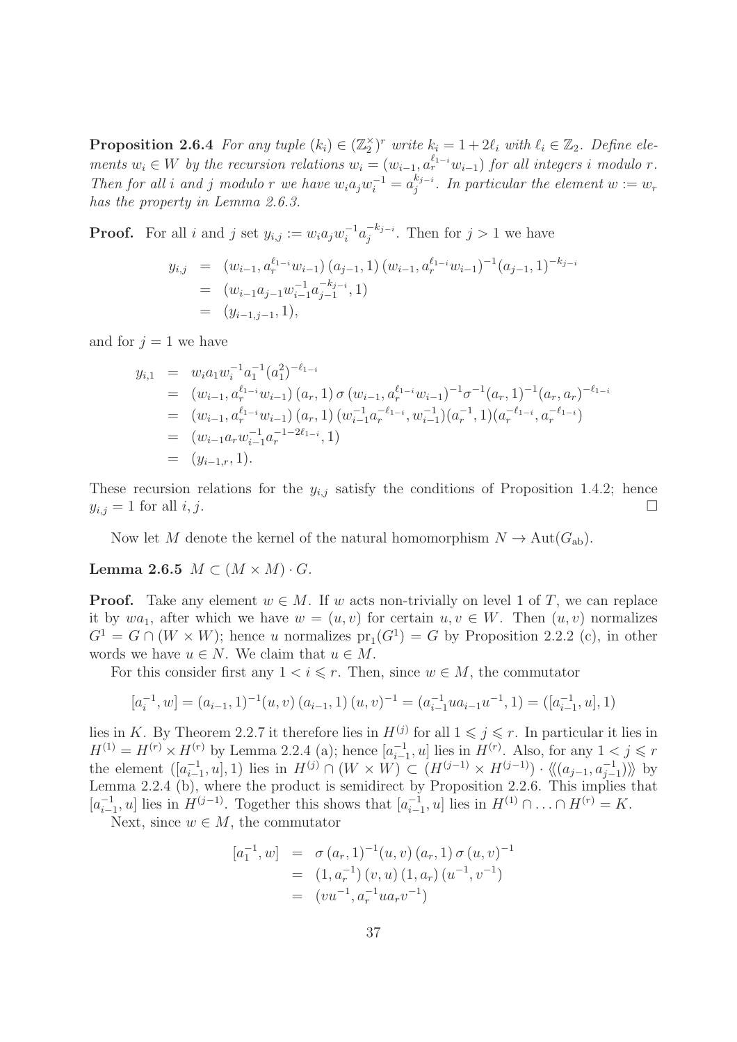**Proposition 2.6.4** *For any tuple $(k_i) \in (\mathbb{Z}_2^\times)^r$ write $k_i = 1 + 2\ell_i$ with $\ell_i \in \mathbb{Z}_2$. Define elements $w_i \in W$ by the recursion relations $w_i = (w_{i-1}, a_r^{\ell_{1-i}} w_{i-1})$ for all integers $i$ modulo $r$. Then for all $i$ and $j$ modulo $r$ we have $w_i a_j w_i^{-1} = a_j^{k_{j-i}}$. In particular the element $w := w_r$ has the property in Lemma 2.6.3.*

**Proof.** For all $i$ and $j$ set $y_{i,j} := w_i a_j w_i^{-1} a_j^{-k_{j-i}}$. Then for $j > 1$ we have

$$\begin{aligned} y_{i,j} &= (w_{i-1}, a_r^{\ell_{1-i}} w_{i-1})\,(a_{j-1}, 1)\,(w_{i-1}, a_r^{\ell_{1-i}} w_{i-1})^{-1} (a_{j-1}, 1)^{-k_{j-i}} \\ &= (w_{i-1} a_{j-1} w_{i-1}^{-1} a_{j-1}^{-k_{j-i}}, 1) \\ &= (y_{i-1,j-1}, 1), \end{aligned}$$

and for $j = 1$ we have

$$\begin{aligned} y_{i,1} &= w_i a_1 w_i^{-1} a_1^{-1} (a_1^2)^{-\ell_{1-i}} \\ &= (w_{i-1}, a_r^{\ell_{1-i}} w_{i-1})\,(a_r, 1)\,\sigma\,(w_{i-1}, a_r^{\ell_{1-i}} w_{i-1})^{-1} \sigma^{-1} (a_r, 1)^{-1} (a_r, a_r)^{-\ell_{1-i}} \\ &= (w_{i-1}, a_r^{\ell_{1-i}} w_{i-1})\,(a_r, 1)\,(w_{i-1}^{-1} a_r^{-\ell_{1-i}}, w_{i-1}^{-1})(a_r^{-1}, 1)(a_r^{-\ell_{1-i}}, a_r^{-\ell_{1-i}}) \\ &= (w_{i-1} a_r w_{i-1}^{-1} a_r^{-1-2\ell_{1-i}}, 1) \\ &= (y_{i-1,r}, 1). \end{aligned}$$

These recursion relations for the $y_{i,j}$ satisfy the conditions of Proposition 1.4.2; hence $y_{i,j} = 1$ for all $i, j$. $\square$

Now let $M$ denote the kernel of the natural homomorphism $N \to \mathrm{Aut}(G_{\mathrm{ab}})$.

**Lemma 2.6.5** $M \subset (M \times M) \cdot G$.

**Proof.** Take any element $w \in M$. If $w$ acts non-trivially on level 1 of $T$, we can replace it by $wa_1$, after which we have $w = (u, v)$ for certain $u, v \in W$. Then $(u, v)$ normalizes $G^1 = G \cap (W \times W)$; hence $u$ normalizes $\mathrm{pr}_1(G^1) = G$ by Proposition 2.2.2 (c), in other words we have $u \in N$. We claim that $u \in M$.

For this consider first any $1 < i \leqslant r$. Then, since $w \in M$, the commutator

$$[a_i^{-1}, w] = (a_{i-1}, 1)^{-1} (u, v)\,(a_{i-1}, 1)\,(u, v)^{-1} = (a_{i-1}^{-1} u a_{i-1} u^{-1}, 1) = ([a_{i-1}^{-1}, u], 1)$$

lies in $K$. By Theorem 2.2.7 it therefore lies in $H^{(j)}$ for all $1 \leqslant j \leqslant r$. In particular it lies in $H^{(1)} = H^{(r)} \times H^{(r)}$ by Lemma 2.2.4 (a); hence $[a_{i-1}^{-1}, u]$ lies in $H^{(r)}$. Also, for any $1 < j \leqslant r$ the element $([a_{i-1}^{-1}, u], 1)$ lies in $H^{(j)} \cap (W \times W) \subset (H^{(j-1)} \times H^{(j-1)}) \cdot \langle\!\langle (a_{j-1}, a_{j-1}^{-1}) \rangle\!\rangle$ by Lemma 2.2.4 (b), where the product is semidirect by Proposition 2.2.6. This implies that $[a_{i-1}^{-1}, u]$ lies in $H^{(j-1)}$. Together this shows that $[a_{i-1}^{-1}, u]$ lies in $H^{(1)} \cap \ldots \cap H^{(r)} = K$.

Next, since $w \in M$, the commutator

$$\begin{aligned} [a_1^{-1}, w] &= \sigma\,(a_r, 1)^{-1} (u, v)\,(a_r, 1)\,\sigma\,(u, v)^{-1} \\ &= (1, a_r^{-1})\,(v, u)\,(1, a_r)\,(u^{-1}, v^{-1}) \\ &= (vu^{-1}, a_r^{-1} u a_r v^{-1}) \end{aligned}$$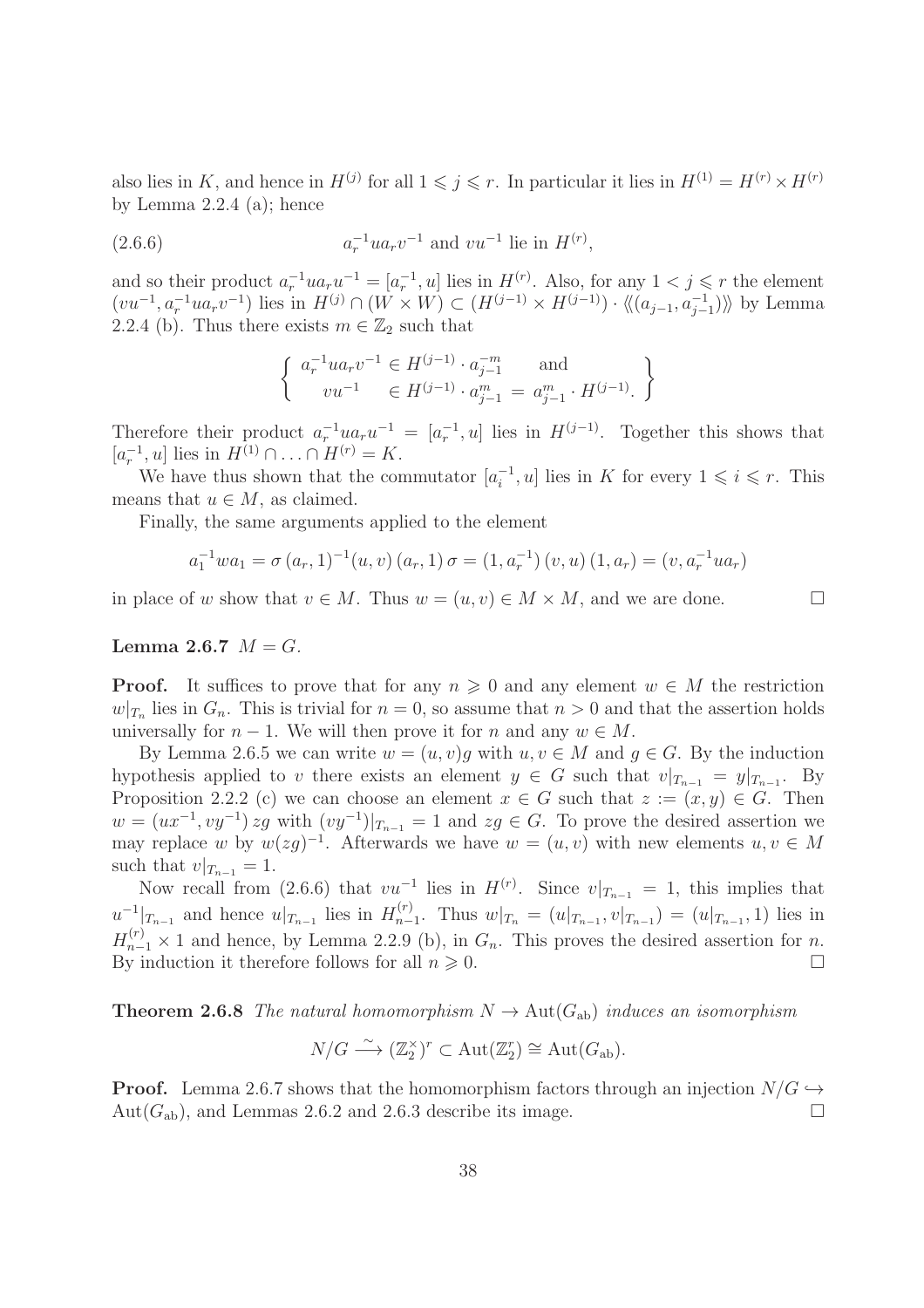also lies in $K$, and hence in $H^{(j)}$ for all $1 \leqslant j \leqslant r$. In particular it lies in $H^{(1)} = H^{(r)} \times H^{(r)}$ by Lemma 2.2.4 (a); hence

$$a_r^{-1} u a_r v^{-1} \text{ and } v u^{-1} \text{ lie in } H^{(r)}, \tag{2.6.6}$$

and so their product $a_r^{-1} u a_r u^{-1} = [a_r^{-1}, u]$ lies in $H^{(r)}$. Also, for any $1 < j \leqslant r$ the element $(vu^{-1}, a_r^{-1} u a_r v^{-1})$ lies in $H^{(j)} \cap (W \times W) \subset (H^{(j-1)} \times H^{(j-1)}) \cdot \langle\!\langle (a_{j-1}, a_{j-1}^{-1}) \rangle\!\rangle$ by Lemma 2.2.4 (b). Thus there exists $m \in \mathbb{Z}_2$ such that

$$\left\{ \begin{array}{lll} a_r^{-1} u a_r v^{-1} \in H^{(j-1)} \cdot a_{j-1}^{-m} & \text{and} & \\ \quad v u^{-1} \quad \in H^{(j-1)} \cdot a_{j-1}^{m} = a_{j-1}^{m} \cdot H^{(j-1)}. & & \end{array} \right\}$$

Therefore their product $a_r^{-1} u a_r u^{-1} = [a_r^{-1}, u]$ lies in $H^{(j-1)}$. Together this shows that $[a_r^{-1}, u]$ lies in $H^{(1)} \cap \ldots \cap H^{(r)} = K$.

We have thus shown that the commutator $[a_i^{-1}, u]$ lies in $K$ for every $1 \leqslant i \leqslant r$. This means that $u \in M$, as claimed.

Finally, the same arguments applied to the element

$$a_1^{-1} w a_1 = \sigma\,(a_r, 1)^{-1} (u, v)\,(a_r, 1)\,\sigma = (1, a_r^{-1})\,(v, u)\,(1, a_r) = (v, a_r^{-1} u a_r)$$

in place of $w$ show that $v \in M$. Thus $w = (u, v) \in M \times M$, and we are done. $\square$

**Lemma 2.6.7** *$M = G$.*

**Proof.** It suffices to prove that for any $n \geqslant 0$ and any element $w \in M$ the restriction $w|_{T_n}$ lies in $G_n$. This is trivial for $n = 0$, so assume that $n > 0$ and that the assertion holds universally for $n-1$. We will then prove it for $n$ and any $w \in M$.

By Lemma 2.6.5 we can write $w = (u, v)g$ with $u, v \in M$ and $g \in G$. By the induction hypothesis applied to $v$ there exists an element $y \in G$ such that $v|_{T_{n-1}} = y|_{T_{n-1}}$. By Proposition 2.2.2 (c) we can choose an element $x \in G$ such that $z := (x, y) \in G$. Then $w = (ux^{-1}, vy^{-1})\, zg$ with $(vy^{-1})|_{T_{n-1}} = 1$ and $zg \in G$. To prove the desired assertion we may replace $w$ by $w(zg)^{-1}$. Afterwards we have $w = (u, v)$ with new elements $u, v \in M$ such that $v|_{T_{n-1}} = 1$.

Now recall from (2.6.6) that $vu^{-1}$ lies in $H^{(r)}$. Since $v|_{T_{n-1}} = 1$, this implies that $u^{-1}|_{T_{n-1}}$ and hence $u|_{T_{n-1}}$ lies in $H_{n-1}^{(r)}$. Thus $w|_{T_n} = (u|_{T_{n-1}}, v|_{T_{n-1}}) = (u|_{T_{n-1}}, 1)$ lies in $H_{n-1}^{(r)} \times 1$ and hence, by Lemma 2.2.9 (b), in $G_n$. This proves the desired assertion for $n$. By induction it therefore follows for all $n \geqslant 0$. $\square$

**Theorem 2.6.8** *The natural homomorphism $N \to \mathrm{Aut}(G_{\mathrm{ab}})$ induces an isomorphism*

$$N/G \xrightarrow{\ \sim\ } (\mathbb{Z}_2^\times)^r \subset \mathrm{Aut}(\mathbb{Z}_2^r) \cong \mathrm{Aut}(G_{\mathrm{ab}}).$$

**Proof.** Lemma 2.6.7 shows that the homomorphism factors through an injection $N/G \hookrightarrow \mathrm{Aut}(G_{\mathrm{ab}})$, and Lemmas 2.6.2 and 2.6.3 describe its image. $\square$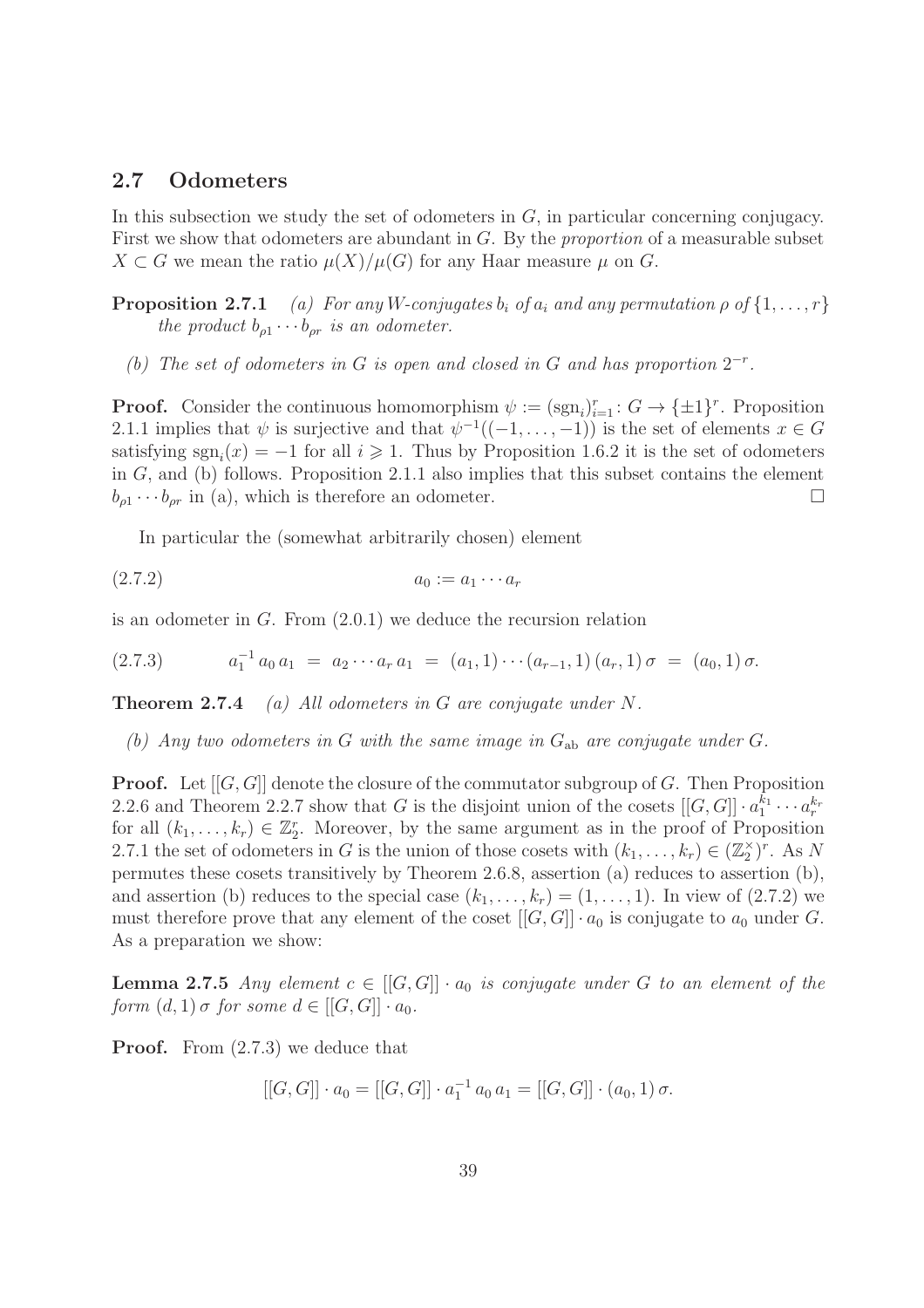## 2.7 Odometers

In this subsection we study the set of odometers in $G$, in particular concerning conjugacy. First we show that odometers are abundant in $G$. By the *proportion* of a measurable subset $X \subset G$ we mean the ratio $\mu(X)/\mu(G)$ for any Haar measure $\mu$ on $G$.

**Proposition 2.7.1** *(a) For any $W$-conjugates $b_i$ of $a_i$ and any permutation $\rho$ of $\{1, \ldots, r\}$ the product $b_{\rho 1} \cdots b_{\rho r}$ is an odometer.*

*(b) The set of odometers in $G$ is open and closed in $G$ and has proportion $2^{-r}$.*

**Proof.** Consider the continuous homomorphism $\psi := (\mathrm{sgn}_i)_{i=1}^r \colon G \to \{\pm 1\}^r$. Proposition 2.1.1 implies that $\psi$ is surjective and that $\psi^{-1}((-1, \ldots, -1))$ is the set of elements $x \in G$ satisfying $\mathrm{sgn}_i(x) = -1$ for all $i \geqslant 1$. Thus by Proposition 1.6.2 it is the set of odometers in $G$, and (b) follows. Proposition 2.1.1 also implies that this subset contains the element $b_{\rho 1} \cdots b_{\rho r}$ in (a), which is therefore an odometer. $\square$

In particular the (somewhat arbitrarily chosen) element

$$a_0 := a_1 \cdots a_r \tag{2.7.2}$$

is an odometer in $G$. From (2.0.1) we deduce the recursion relation

$$a_1^{-1} \, a_0 \, a_1 \;=\; a_2 \cdots a_r \, a_1 \;=\; (a_1, 1) \cdots (a_{r-1}, 1) \, (a_r, 1) \, \sigma \;=\; (a_0, 1) \, \sigma. \tag{2.7.3}$$

**Theorem 2.7.4** *(a) All odometers in $G$ are conjugate under $N$.*

*(b) Any two odometers in $G$ with the same image in $G_{\mathrm{ab}}$ are conjugate under $G$.*

**Proof.** Let $[[G, G]]$ denote the closure of the commutator subgroup of $G$. Then Proposition 2.2.6 and Theorem 2.2.7 show that $G$ is the disjoint union of the cosets $[[G, G]] \cdot a_1^{k_1} \cdots a_r^{k_r}$ for all $(k_1, \ldots, k_r) \in \mathbb{Z}_2^r$. Moreover, by the same argument as in the proof of Proposition 2.7.1 the set of odometers in $G$ is the union of those cosets with $(k_1, \ldots, k_r) \in (\mathbb{Z}_2^\times)^r$. As $N$ permutes these cosets transitively by Theorem 2.6.8, assertion (a) reduces to assertion (b), and assertion (b) reduces to the special case $(k_1, \ldots, k_r) = (1, \ldots, 1)$. In view of (2.7.2) we must therefore prove that any element of the coset $[[G, G]] \cdot a_0$ is conjugate to $a_0$ under $G$. As a preparation we show:

**Lemma 2.7.5** *Any element $c \in [[G, G]] \cdot a_0$ is conjugate under $G$ to an element of the form $(d, 1)\, \sigma$ for some $d \in [[G, G]] \cdot a_0$.*

**Proof.** From (2.7.3) we deduce that

$$[[G, G]] \cdot a_0 = [[G, G]] \cdot a_1^{-1} \, a_0 \, a_1 = [[G, G]] \cdot (a_0, 1) \, \sigma.$$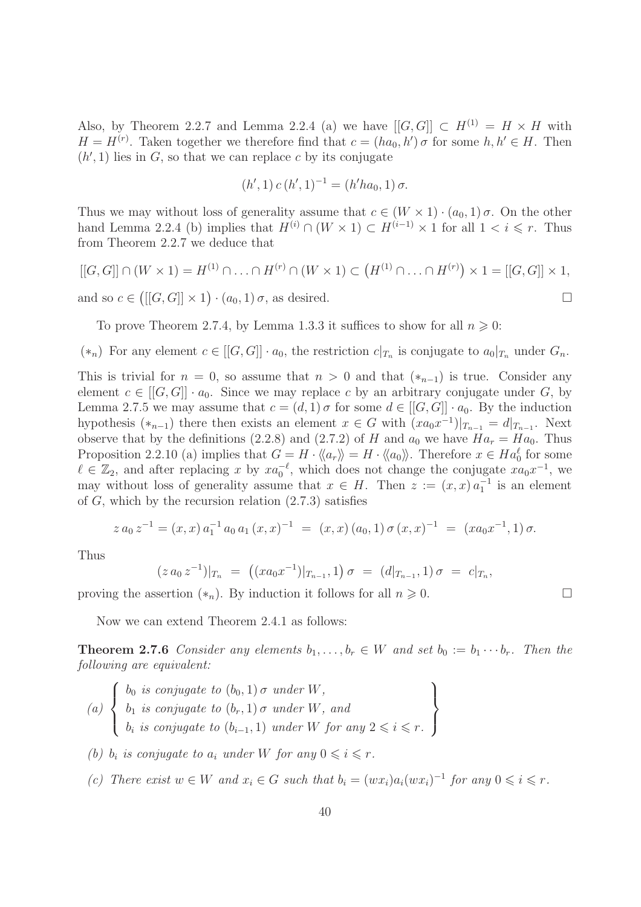Also, by Theorem 2.2.7 and Lemma 2.2.4 (a) we have $[[G,G]] \subset H^{(1)} = H \times H$ with $H = H^{(r)}$. Taken together we therefore find that $c = (ha_0, h')\,\sigma$ for some $h, h' \in H$. Then $(h', 1)$ lies in $G$, so that we can replace $c$ by its conjugate

$$(h',1)\,c\,(h',1)^{-1} = (h'ha_0, 1)\,\sigma.$$

Thus we may without loss of generality assume that $c \in (W \times 1) \cdot (a_0, 1)\,\sigma$. On the other hand Lemma 2.2.4 (b) implies that $H^{(i)} \cap (W \times 1) \subset H^{(i-1)} \times 1$ for all $1 < i \leqslant r$. Thus from Theorem 2.2.7 we deduce that

$$[[G,G]] \cap (W \times 1) = H^{(1)} \cap \ldots \cap H^{(r)} \cap (W \times 1) \subset \big(H^{(1)} \cap \ldots \cap H^{(r)}\big) \times 1 = [[G,G]] \times 1,$$

and so $c \in \big([[G,G]] \times 1\big) \cdot (a_0, 1)\,\sigma$, as desired. $\square$

To prove Theorem 2.7.4, by Lemma 1.3.3 it suffices to show for all $n \geqslant 0$:

$(*_n)$ For any element $c \in [[G,G]] \cdot a_0$, the restriction $c|_{T_n}$ is conjugate to $a_0|_{T_n}$ under $G_n$.

This is trivial for $n = 0$, so assume that $n > 0$ and that $(*_{n-1})$ is true. Consider any element $c \in [[G,G]] \cdot a_0$. Since we may replace $c$ by an arbitrary conjugate under $G$, by Lemma 2.7.5 we may assume that $c = (d, 1)\,\sigma$ for some $d \in [[G,G]] \cdot a_0$. By the induction hypothesis $(*_{n-1})$ there then exists an element $x \in G$ with $(xa_0x^{-1})|_{T_{n-1}} = d|_{T_{n-1}}$. Next observe that by the definitions (2.2.8) and (2.7.2) of $H$ and $a_0$ we have $Ha_r = Ha_0$. Thus Proposition 2.2.10 (a) implies that $G = H \cdot \langle\!\langle a_r \rangle\!\rangle = H \cdot \langle\!\langle a_0 \rangle\!\rangle$. Therefore $x \in Ha_0^\ell$ for some $\ell \in \mathbb{Z}_2$, and after replacing $x$ by $xa_0^{-\ell}$, which does not change the conjugate $xa_0x^{-1}$, we may without loss of generality assume that $x \in H$. Then $z := (x,x)\,a_1^{-1}$ is an element of $G$, which by the recursion relation (2.7.3) satisfies

$$z\,a_0\,z^{-1} = (x,x)\,a_1^{-1}\,a_0\,a_1\,(x,x)^{-1} \;=\; (x,x)\,(a_0,1)\,\sigma\,(x,x)^{-1} \;=\; (xa_0x^{-1}, 1)\,\sigma.$$

Thus

$$(z\,a_0\,z^{-1})|_{T_n} \;=\; \big((xa_0x^{-1})|_{T_{n-1}}, 1\big)\,\sigma \;=\; (d|_{T_{n-1}}, 1)\,\sigma \;=\; c|_{T_n},$$

proving the assertion $(*_n)$. By induction it follows for all $n \geqslant 0$. $\square$

Now we can extend Theorem 2.4.1 as follows:

**Theorem 2.7.6** *Consider any elements $b_1, \ldots, b_r \in W$ and set $b_0 := b_1 \cdots b_r$. Then the following are equivalent:*

*(a)*
$$\left\{\begin{array}{l} b_0 \text{ is conjugate to } (b_0,1)\,\sigma \text{ under } W, \\ b_1 \text{ is conjugate to } (b_r,1)\,\sigma \text{ under } W, \text{ and} \\ b_i \text{ is conjugate to } (b_{i-1},1) \text{ under } W \text{ for any } 2 \leqslant i \leqslant r. \end{array}\right\}$$

*(b) $b_i$ is conjugate to $a_i$ under $W$ for any $0 \leqslant i \leqslant r$.*

*(c) There exist $w \in W$ and $x_i \in G$ such that $b_i = (wx_i)a_i(wx_i)^{-1}$ for any $0 \leqslant i \leqslant r$.*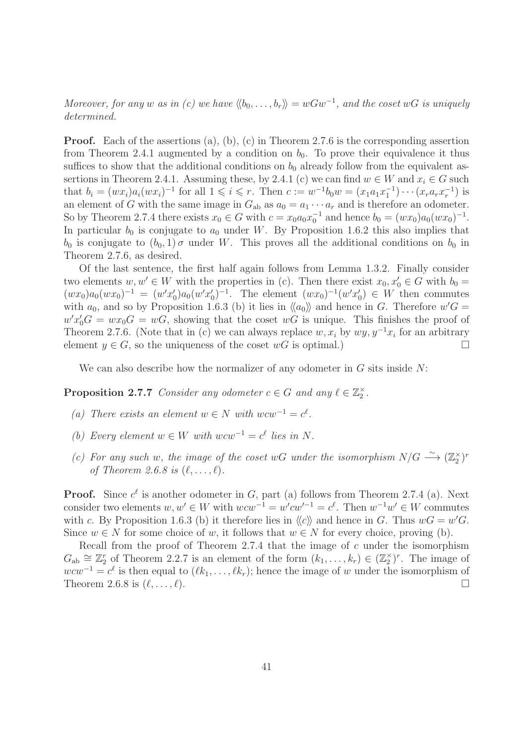*Moreover, for any $w$ as in (c) we have $\langle\!\langle b_0, \ldots, b_r \rangle\!\rangle = wGw^{-1}$, and the coset $wG$ is uniquely determined.*

**Proof.** Each of the assertions (a), (b), (c) in Theorem 2.7.6 is the corresponding assertion from Theorem 2.4.1 augmented by a condition on $b_0$. To prove their equivalence it thus suffices to show that the additional conditions on $b_0$ already follow from the equivalent assertions in Theorem 2.4.1. Assuming these, by 2.4.1 (c) we can find $w \in W$ and $x_i \in G$ such that $b_i = (wx_i)a_i(wx_i)^{-1}$ for all $1 \leqslant i \leqslant r$. Then $c := w^{-1}b_0 w = (x_1 a_1 x_1^{-1}) \cdots (x_r a_r x_r^{-1})$ is an element of $G$ with the same image in $G_{\rm ab}$ as $a_0 = a_1 \cdots a_r$ and is therefore an odometer. So by Theorem 2.7.4 there exists $x_0 \in G$ with $c = x_0 a_0 x_0^{-1}$ and hence $b_0 = (wx_0)a_0(wx_0)^{-1}$. In particular $b_0$ is conjugate to $a_0$ under $W$. By Proposition 1.6.2 this also implies that $b_0$ is conjugate to $(b_0, 1)\,\sigma$ under $W$. This proves all the additional conditions on $b_0$ in Theorem 2.7.6, as desired.

Of the last sentence, the first half again follows from Lemma 1.3.2. Finally consider two elements $w, w' \in W$ with the properties in (c). Then there exist $x_0, x_0' \in G$ with $b_0 = (wx_0)a_0(wx_0)^{-1} = (w'x_0')a_0(w'x_0')^{-1}$. The element $(wx_0)^{-1}(w'x_0') \in W$ then commutes with $a_0$, and so by Proposition 1.6.3 (b) it lies in $\langle\!\langle a_0 \rangle\!\rangle$ and hence in $G$. Therefore $w'G = w'x_0'G = wx_0G = wG$, showing that the coset $wG$ is unique. This finishes the proof of Theorem 2.7.6. (Note that in (c) we can always replace $w, x_i$ by $wy, y^{-1}x_i$ for an arbitrary element $y \in G$, so the uniqueness of the coset $wG$ is optimal.) $\square$

We can also describe how the normalizer of any odometer in $G$ sits inside $N$:

**Proposition 2.7.7** *Consider any odometer $c \in G$ and any $\ell \in \mathbb{Z}_2^\times$.*

*(a) There exists an element $w \in N$ with $wcw^{-1} = c^\ell$.*

*(b) Every element $w \in W$ with $wcw^{-1} = c^\ell$ lies in $N$.*

*(c) For any such $w$, the image of the coset $wG$ under the isomorphism $N/G \xrightarrow{\sim} (\mathbb{Z}_2^\times)^r$ of Theorem 2.6.8 is $(\ell, \ldots, \ell)$.*

**Proof.** Since $c^\ell$ is another odometer in $G$, part (a) follows from Theorem 2.7.4 (a). Next consider two elements $w, w' \in W$ with $wcw^{-1} = w'cw'^{-1} = c^\ell$. Then $w^{-1}w' \in W$ commutes with $c$. By Proposition 1.6.3 (b) it therefore lies in $\langle\!\langle c \rangle\!\rangle$ and hence in $G$. Thus $wG = w'G$. Since $w \in N$ for some choice of $w$, it follows that $w \in N$ for every choice, proving (b).

Recall from the proof of Theorem 2.7.4 that the image of $c$ under the isomorphism $G_{\rm ab} \cong \mathbb{Z}_2^r$ of Theorem 2.2.7 is an element of the form $(k_1, \ldots, k_r) \in (\mathbb{Z}_2^\times)^r$. The image of $wcw^{-1} = c^\ell$ is then equal to $(\ell k_1, \ldots, \ell k_r)$; hence the image of $w$ under the isomorphism of Theorem 2.6.8 is $(\ell, \ldots, \ell)$. $\square$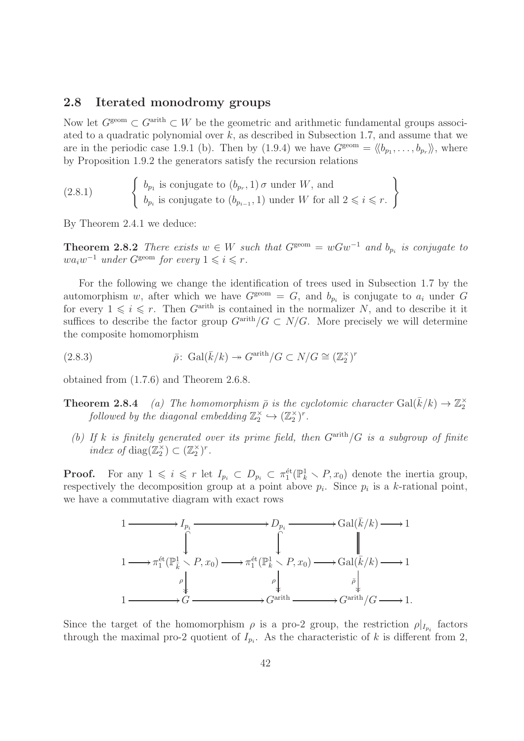## 2.8 Iterated monodromy groups

Now let $G^{\rm geom} \subset G^{\rm arith} \subset W$ be the geometric and arithmetic fundamental groups associated to a quadratic polynomial over $k$, as described in Subsection 1.7, and assume that we are in the periodic case 1.9.1 (b). Then by (1.9.4) we have $G^{\rm geom} = \langle\!\langle b_{p_1}, \ldots, b_{p_r} \rangle\!\rangle$, where by Proposition 1.9.2 the generators satisfy the recursion relations

$$
\left\{ \begin{array}{l} b_{p_1} \text{ is conjugate to } (b_{p_r}, 1)\,\sigma \text{ under } W, \text{ and} \\ b_{p_i} \text{ is conjugate to } (b_{p_{i-1}}, 1) \text{ under } W \text{ for all } 2 \leqslant i \leqslant r. \end{array} \right\} \tag{2.8.1}
$$

By Theorem 2.4.1 we deduce:

**Theorem 2.8.2** *There exists $w \in W$ such that $G^{\rm geom} = wGw^{-1}$ and $b_{p_i}$ is conjugate to $wa_iw^{-1}$ under $G^{\rm geom}$ for every $1 \leqslant i \leqslant r$.*

For the following we change the identification of trees used in Subsection 1.7 by the automorphism $w$, after which we have $G^{\rm geom} = G$, and $b_{p_i}$ is conjugate to $a_i$ under $G$ for every $1 \leqslant i \leqslant r$. Then $G^{\rm arith}$ is contained in the normalizer $N$, and to describe it it suffices to describe the factor group $G^{\rm arith}/G \subset N/G$. More precisely we will determine the composite homomorphism

$$
\bar\rho\colon\ \mathrm{Gal}(\bar k/k) \twoheadrightarrow G^{\rm arith}/G \subset N/G \cong (\mathbb{Z}_2^\times)^r \tag{2.8.3}
$$

obtained from (1.7.6) and Theorem 2.6.8.

**Theorem 2.8.4** *(a) The homomorphism $\bar\rho$ is the cyclotomic character $\mathrm{Gal}(\bar k/k) \to \mathbb{Z}_2^\times$ followed by the diagonal embedding $\mathbb{Z}_2^\times \hookrightarrow (\mathbb{Z}_2^\times)^r$.*

*(b) If $k$ is finitely generated over its prime field, then $G^{\rm arith}/G$ is a subgroup of finite index of $\mathrm{diag}(\mathbb{Z}_2^\times) \subset (\mathbb{Z}_2^\times)^r$.*

**Proof.** For any $1 \leqslant i \leqslant r$ let $I_{p_i} \subset D_{p_i} \subset \pi_1^{\rm \acute et}(\mathbb{P}^1_k \smallsetminus P, x_0)$ denote the inertia group, respectively the decomposition group at a point above $p_i$. Since $p_i$ is a $k$-rational point, we have a commutative diagram with exact rows

$$
\begin{array}{ccccccccc}
1 & \longrightarrow & I_{p_i} & \longrightarrow & D_{p_i} & \longrightarrow & \mathrm{Gal}(\bar k/k) & \longrightarrow & 1 \\
 & & \downarrow & & \downarrow & & \| & & \\
1 & \longrightarrow & \pi_1^{\rm \acute et}(\mathbb{P}^1_{\bar k} \smallsetminus P, x_0) & \longrightarrow & \pi_1^{\rm \acute et}(\mathbb{P}^1_k \smallsetminus P, x_0) & \longrightarrow & \mathrm{Gal}(\bar k/k) & \longrightarrow & 1 \\
 & & \downarrow \rho & & \downarrow \rho & & \downarrow \bar\rho & & \\
1 & \longrightarrow & G & \longrightarrow & G^{\rm arith} & \longrightarrow & G^{\rm arith}/G & \longrightarrow & 1.
\end{array}
$$

Since the target of the homomorphism $\rho$ is a pro-2 group, the restriction $\rho|_{I_{p_i}}$ factors through the maximal pro-2 quotient of $I_{p_i}$. As the characteristic of $k$ is different from 2,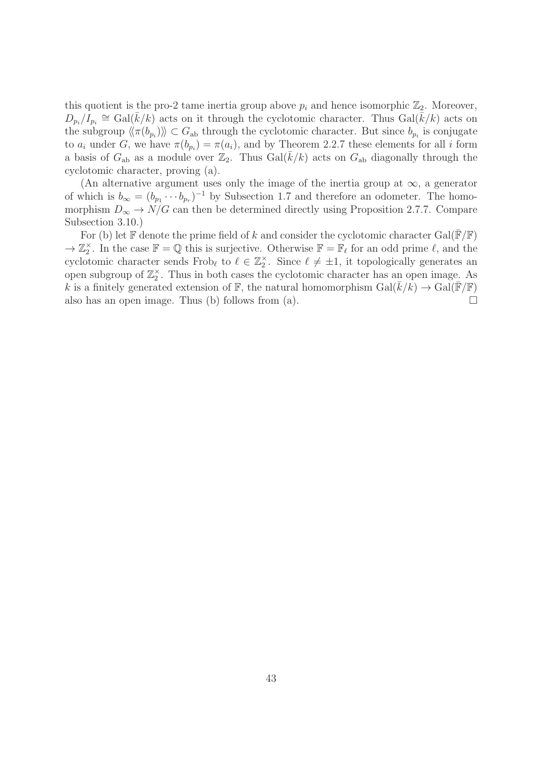this quotient is the pro-2 tame inertia group above $p_i$ and hence isomorphic $\mathbb{Z}_2$. Moreover, $D_{p_i}/I_{p_i} \cong \mathrm{Gal}(\bar{k}/k)$ acts on it through the cyclotomic character. Thus $\mathrm{Gal}(\bar{k}/k)$ acts on the subgroup $\langle\!\langle \pi(b_{p_i}) \rangle\!\rangle \subset G_{\mathrm{ab}}$ through the cyclotomic character. But since $b_{p_i}$ is conjugate to $a_i$ under $G$, we have $\pi(b_{p_i}) = \pi(a_i)$, and by Theorem 2.2.7 these elements for all $i$ form a basis of $G_{\mathrm{ab}}$ as a module over $\mathbb{Z}_2$. Thus $\mathrm{Gal}(\bar{k}/k)$ acts on $G_{\mathrm{ab}}$ diagonally through the cyclotomic character, proving (a).

(An alternative argument uses only the image of the inertia group at $\infty$, a generator of which is $b_\infty = (b_{p_1} \cdots b_{p_r})^{-1}$ by Subsection 1.7 and therefore an odometer. The homomorphism $D_\infty \to N/G$ can then be determined directly using Proposition 2.7.7. Compare Subsection 3.10.)

For (b) let $\mathbb{F}$ denote the prime field of $k$ and consider the cyclotomic character $\mathrm{Gal}(\bar{\mathbb{F}}/\mathbb{F}) \to \mathbb{Z}_2^\times$. In the case $\mathbb{F} = \mathbb{Q}$ this is surjective. Otherwise $\mathbb{F} = \mathbb{F}_\ell$ for an odd prime $\ell$, and the cyclotomic character sends $\mathrm{Frob}_\ell$ to $\ell \in \mathbb{Z}_2^\times$. Since $\ell \neq \pm 1$, it topologically generates an open subgroup of $\mathbb{Z}_2^\times$. Thus in both cases the cyclotomic character has an open image. As $k$ is a finitely generated extension of $\mathbb{F}$, the natural homomorphism $\mathrm{Gal}(\bar{k}/k) \to \mathrm{Gal}(\bar{\mathbb{F}}/\mathbb{F})$ also has an open image. Thus (b) follows from (a). $\square$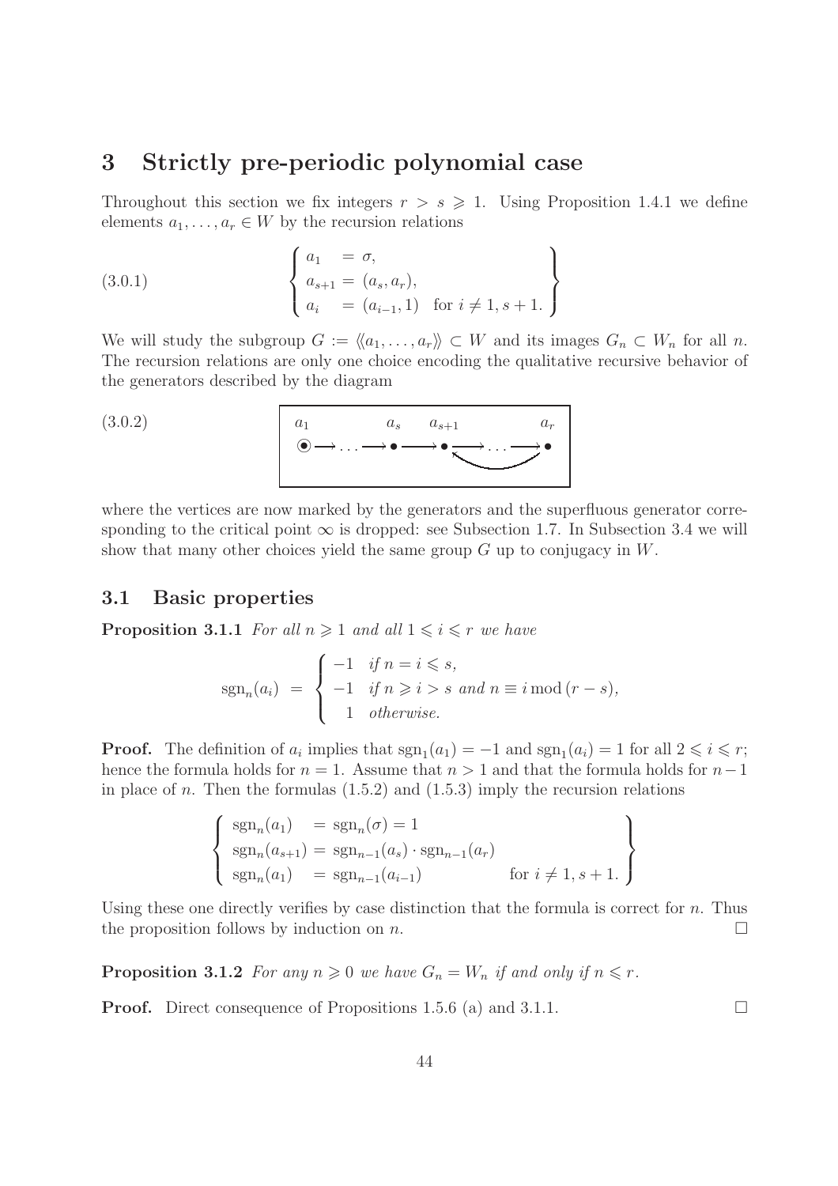# 3 Strictly pre-periodic polynomial case

Throughout this section we fix integers $r > s \geqslant 1$. Using Proposition 1.4.1 we define elements $a_1, \ldots, a_r \in W$ by the recursion relations

$$
\left\{
\begin{array}{lll}
a_1 & = \sigma, & \\
a_{s+1} & = (a_s, a_r), & \\
a_i & = (a_{i-1}, 1) & \text{for } i \neq 1, s+1.
\end{array}
\right\}
\tag{3.0.1}
$$

We will study the subgroup $G := \langle\!\langle a_1, \ldots, a_r \rangle\!\rangle \subset W$ and its images $G_n \subset W_n$ for all $n$. The recursion relations are only one choice encoding the qualitative recursive behavior of the generators described by the diagram

$$
\begin{array}{c}
a_1 \qquad\qquad a_s \quad a_{s+1} \qquad\qquad a_r \\
\odot \longrightarrow \ldots \longrightarrow \bullet \longrightarrow \bullet \longrightarrow \ldots \longrightarrow \bullet \\
\qquad\qquad\qquad\qquad \curvearrowleft
\end{array}
\tag{3.0.2}
$$

where the vertices are now marked by the generators and the superfluous generator corresponding to the critical point $\infty$ is dropped: see Subsection 1.7. In Subsection 3.4 we will show that many other choices yield the same group $G$ up to conjugacy in $W$.

## 3.1 Basic properties

**Proposition 3.1.1** *For all $n \geqslant 1$ and all $1 \leqslant i \leqslant r$ we have*

$$
\operatorname{sgn}_n(a_i) \;=\; \left\{
\begin{array}{ll}
-1 & \text{if } n = i \leqslant s, \\
-1 & \text{if } n \geqslant i > s \text{ and } n \equiv i \bmod (r-s), \\
\;\;1 & \text{otherwise.}
\end{array}
\right.
$$

**Proof.** The definition of $a_i$ implies that $\operatorname{sgn}_1(a_1) = -1$ and $\operatorname{sgn}_1(a_i) = 1$ for all $2 \leqslant i \leqslant r$; hence the formula holds for $n = 1$. Assume that $n > 1$ and that the formula holds for $n-1$ in place of $n$. Then the formulas (1.5.2) and (1.5.3) imply the recursion relations

$$
\left\{
\begin{array}{lll}
\operatorname{sgn}_n(a_1) & = \operatorname{sgn}_n(\sigma) = 1 & \\
\operatorname{sgn}_n(a_{s+1}) & = \operatorname{sgn}_{n-1}(a_s) \cdot \operatorname{sgn}_{n-1}(a_r) & \\
\operatorname{sgn}_n(a_1) & = \operatorname{sgn}_{n-1}(a_{i-1}) & \text{for } i \neq 1, s+1.
\end{array}
\right\}
$$

Using these one directly verifies by case distinction that the formula is correct for $n$. Thus the proposition follows by induction on $n$. $\square$

**Proposition 3.1.2** *For any $n \geqslant 0$ we have $G_n = W_n$ if and only if $n \leqslant r$.*

**Proof.** Direct consequence of Propositions 1.5.6 (a) and 3.1.1. $\square$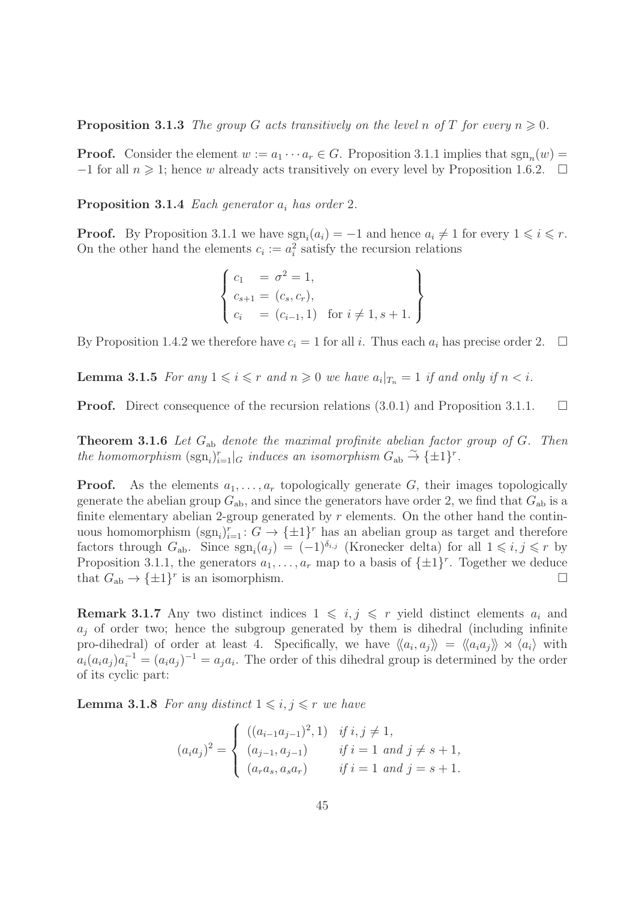**Proposition 3.1.3** *The group $G$ acts transitively on the level $n$ of $T$ for every $n \geqslant 0$.*

**Proof.** Consider the element $w := a_1 \cdots a_r \in G$. Proposition 3.1.1 implies that $\operatorname{sgn}_n(w) = -1$ for all $n \geqslant 1$; hence $w$ already acts transitively on every level by Proposition 1.6.2. $\square$

**Proposition 3.1.4** *Each generator $a_i$ has order 2.*

**Proof.** By Proposition 3.1.1 we have $\operatorname{sgn}_i(a_i) = -1$ and hence $a_i \neq 1$ for every $1 \leqslant i \leqslant r$. On the other hand the elements $c_i := a_i^2$ satisfy the recursion relations

$$\left\{ \begin{array}{lll} c_1 & = \sigma^2 = 1, & \\ c_{s+1} & = (c_s, c_r), & \\ c_i & = (c_{i-1}, 1) & \text{for } i \neq 1, s+1. \end{array} \right\}$$

By Proposition 1.4.2 we therefore have $c_i = 1$ for all $i$. Thus each $a_i$ has precise order 2. $\square$

**Lemma 3.1.5** *For any $1 \leqslant i \leqslant r$ and $n \geqslant 0$ we have $a_i|_{T_n} = 1$ if and only if $n < i$.*

**Proof.** Direct consequence of the recursion relations (3.0.1) and Proposition 3.1.1. $\square$

**Theorem 3.1.6** *Let $G_{\text{ab}}$ denote the maximal profinite abelian factor group of $G$. Then the homomorphism $(\operatorname{sgn}_i)_{i=1}^r|_G$ induces an isomorphism $G_{\text{ab}} \xrightarrow{\sim} \{\pm 1\}^r$.*

**Proof.** As the elements $a_1, \ldots, a_r$ topologically generate $G$, their images topologically generate the abelian group $G_{\text{ab}}$, and since the generators have order 2, we find that $G_{\text{ab}}$ is a finite elementary abelian 2-group generated by $r$ elements. On the other hand the continuous homomorphism $(\operatorname{sgn}_i)_{i=1}^r \colon G \to \{\pm 1\}^r$ has an abelian group as target and therefore factors through $G_{\text{ab}}$. Since $\operatorname{sgn}_i(a_j) = (-1)^{\delta_{i,j}}$ (Kronecker delta) for all $1 \leqslant i, j \leqslant r$ by Proposition 3.1.1, the generators $a_1, \ldots, a_r$ map to a basis of $\{\pm 1\}^r$. Together we deduce that $G_{\text{ab}} \to \{\pm 1\}^r$ is an isomorphism. $\square$

**Remark 3.1.7** Any two distinct indices $1 \leqslant i, j \leqslant r$ yield distinct elements $a_i$ and $a_j$ of order two; hence the subgroup generated by them is dihedral (including infinite pro-dihedral) of order at least 4. Specifically, we have $\langle\!\langle a_i, a_j \rangle\!\rangle = \langle\!\langle a_i a_j \rangle\!\rangle \rtimes \langle a_i \rangle$ with $a_i (a_i a_j) a_i^{-1} = (a_i a_j)^{-1} = a_j a_i$. The order of this dihedral group is determined by the order of its cyclic part:

**Lemma 3.1.8** *For any distinct $1 \leqslant i, j \leqslant r$ we have*

$$(a_i a_j)^2 = \left\{ \begin{array}{ll} ((a_{i-1} a_{j-1})^2, 1) & \text{if } i, j \neq 1, \\ (a_{j-1}, a_{j-1}) & \text{if } i = 1 \text{ and } j \neq s+1, \\ (a_r a_s, a_s a_r) & \text{if } i = 1 \text{ and } j = s+1. \end{array} \right.$$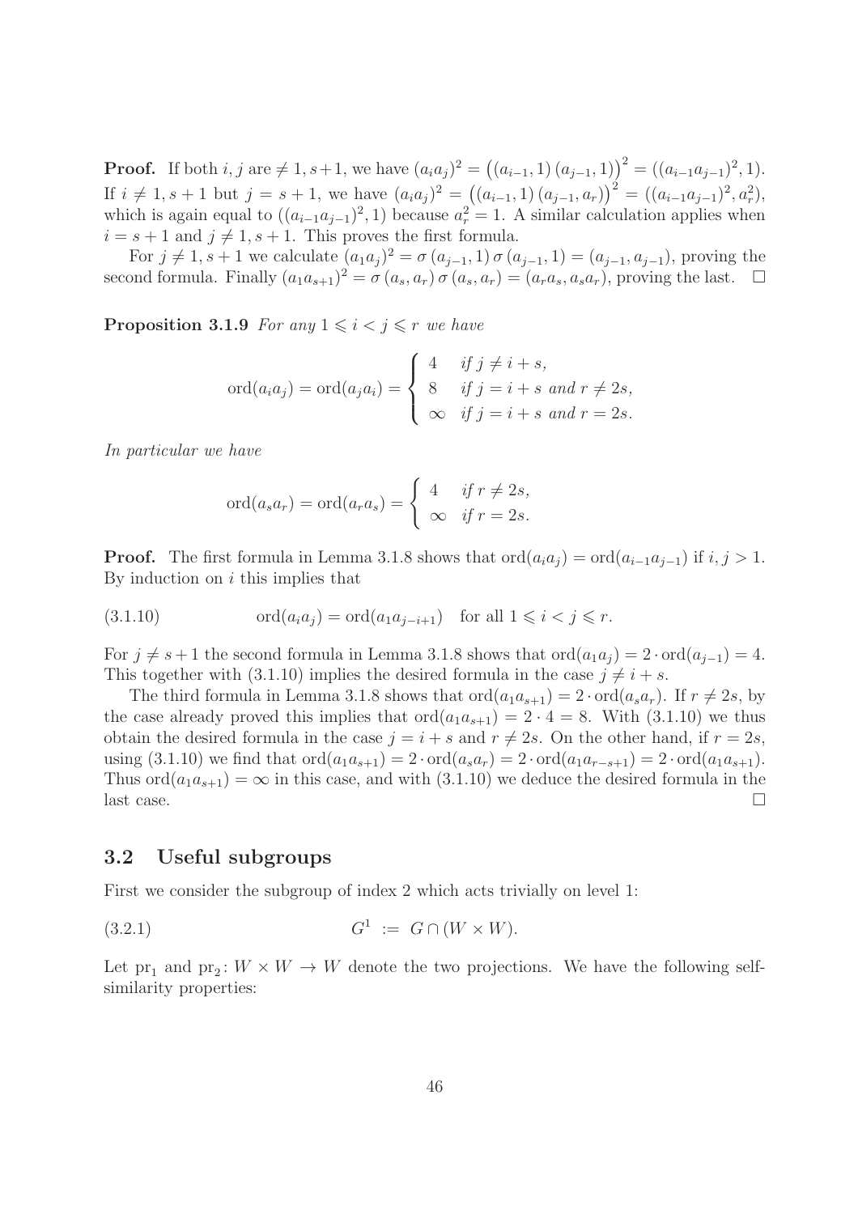**Proof.** If both $i, j$ are $\neq 1, s+1$, we have $(a_i a_j)^2 = \big((a_{i-1}, 1)\,(a_{j-1}, 1)\big)^2 = ((a_{i-1}a_{j-1})^2, 1)$. If $i \neq 1, s+1$ but $j = s+1$, we have $(a_i a_j)^2 = \big((a_{i-1}, 1)\,(a_{j-1}, a_r)\big)^2 = ((a_{i-1}a_{j-1})^2, a_r^2)$, which is again equal to $((a_{i-1}a_{j-1})^2, 1)$ because $a_r^2 = 1$. A similar calculation applies when $i = s+1$ and $j \neq 1, s+1$. This proves the first formula.

For $j \neq 1, s+1$ we calculate $(a_1 a_j)^2 = \sigma\,(a_{j-1}, 1)\,\sigma\,(a_{j-1}, 1) = (a_{j-1}, a_{j-1})$, proving the second formula. Finally $(a_1 a_{s+1})^2 = \sigma\,(a_s, a_r)\,\sigma\,(a_s, a_r) = (a_r a_s, a_s a_r)$, proving the last. $\square$

**Proposition 3.1.9** *For any $1 \leqslant i < j \leqslant r$ we have*

$$\operatorname{ord}(a_i a_j) = \operatorname{ord}(a_j a_i) = \begin{cases} 4 & \text{if } j \neq i+s, \\ 8 & \text{if } j = i+s \text{ and } r \neq 2s, \\ \infty & \text{if } j = i+s \text{ and } r = 2s. \end{cases}$$

*In particular we have*

$$\operatorname{ord}(a_s a_r) = \operatorname{ord}(a_r a_s) = \begin{cases} 4 & \text{if } r \neq 2s, \\ \infty & \text{if } r = 2s. \end{cases}$$

**Proof.** The first formula in Lemma 3.1.8 shows that $\operatorname{ord}(a_i a_j) = \operatorname{ord}(a_{i-1}a_{j-1})$ if $i, j > 1$. By induction on $i$ this implies that

$$\operatorname{ord}(a_i a_j) = \operatorname{ord}(a_1 a_{j-i+1}) \quad \text{for all } 1 \leqslant i < j \leqslant r. \tag{3.1.10}$$

For $j \neq s+1$ the second formula in Lemma 3.1.8 shows that $\operatorname{ord}(a_1 a_j) = 2 \cdot \operatorname{ord}(a_{j-1}) = 4$. This together with (3.1.10) implies the desired formula in the case $j \neq i+s$.

The third formula in Lemma 3.1.8 shows that $\operatorname{ord}(a_1 a_{s+1}) = 2 \cdot \operatorname{ord}(a_s a_r)$. If $r \neq 2s$, by the case already proved this implies that $\operatorname{ord}(a_1 a_{s+1}) = 2 \cdot 4 = 8$. With (3.1.10) we thus obtain the desired formula in the case $j = i+s$ and $r \neq 2s$. On the other hand, if $r = 2s$, using (3.1.10) we find that $\operatorname{ord}(a_1 a_{s+1}) = 2 \cdot \operatorname{ord}(a_s a_r) = 2 \cdot \operatorname{ord}(a_1 a_{r-s+1}) = 2 \cdot \operatorname{ord}(a_1 a_{s+1})$. Thus $\operatorname{ord}(a_1 a_{s+1}) = \infty$ in this case, and with (3.1.10) we deduce the desired formula in the last case. $\square$

## 3.2 Useful subgroups

First we consider the subgroup of index 2 which acts trivially on level 1:

$$G^1 \;:=\; G \cap (W \times W). \tag{3.2.1}$$

Let $\mathrm{pr}_1$ and $\mathrm{pr}_2 \colon W \times W \to W$ denote the two projections. We have the following self-similarity properties: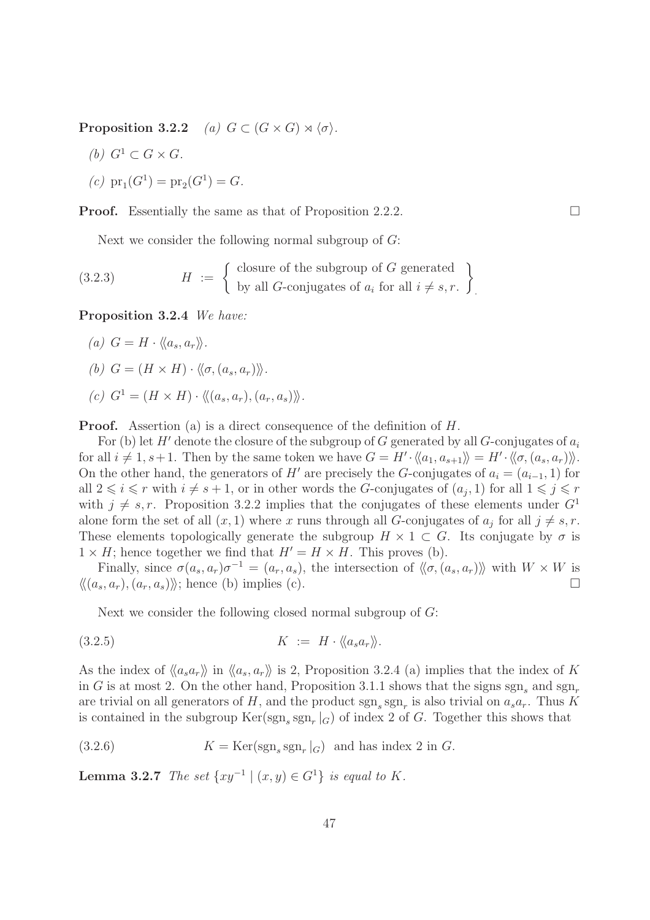**Proposition 3.2.2** *(a) $G \subset (G \times G) \rtimes \langle\sigma\rangle$.*

*(b) $G^1 \subset G \times G$.*

*(c) $\mathrm{pr}_1(G^1) = \mathrm{pr}_2(G^1) = G$.*

**Proof.** Essentially the same as that of Proposition 2.2.2. $\square$

Next we consider the following normal subgroup of $G$:

$$H := \left\{ \begin{array}{l} \text{closure of the subgroup of } G \text{ generated} \\ \text{by all } G\text{-conjugates of } a_i \text{ for all } i \neq s, r. \end{array} \right\}. \tag{3.2.3}$$

**Proposition 3.2.4** *We have:*

*(a) $G = H \cdot \langle\langle a_s, a_r \rangle\rangle$.*

*(b) $G = (H \times H) \cdot \langle\langle \sigma, (a_s, a_r) \rangle\rangle$.*

*(c) $G^1 = (H \times H) \cdot \langle\langle (a_s, a_r), (a_r, a_s) \rangle\rangle$.*

**Proof.** Assertion (a) is a direct consequence of the definition of $H$.

For (b) let $H'$ denote the closure of the subgroup of $G$ generated by all $G$-conjugates of $a_i$ for all $i \neq 1, s+1$. Then by the same token we have $G = H' \cdot \langle\langle a_1, a_{s+1} \rangle\rangle = H' \cdot \langle\langle \sigma, (a_s, a_r) \rangle\rangle$. On the other hand, the generators of $H'$ are precisely the $G$-conjugates of $a_i = (a_{i-1}, 1)$ for all $2 \leqslant i \leqslant r$ with $i \neq s+1$, or in other words the $G$-conjugates of $(a_j, 1)$ for all $1 \leqslant j \leqslant r$ with $j \neq s, r$. Proposition 3.2.2 implies that the conjugates of these elements under $G^1$ alone form the set of all $(x, 1)$ where $x$ runs through all $G$-conjugates of $a_j$ for all $j \neq s, r$. These elements topologically generate the subgroup $H \times 1 \subset G$. Its conjugate by $\sigma$ is $1 \times H$; hence together we find that $H' = H \times H$. This proves (b).

Finally, since $\sigma(a_s, a_r)\sigma^{-1} = (a_r, a_s)$, the intersection of $\langle\langle \sigma, (a_s, a_r) \rangle\rangle$ with $W \times W$ is $\langle\langle (a_s, a_r), (a_r, a_s) \rangle\rangle$; hence (b) implies (c). $\square$

Next we consider the following closed normal subgroup of $G$:

$$K := H \cdot \langle\langle a_s a_r \rangle\rangle. \tag{3.2.5}$$

As the index of $\langle\langle a_s a_r \rangle\rangle$ in $\langle\langle a_s, a_r \rangle\rangle$ is 2, Proposition 3.2.4 (a) implies that the index of $K$ in $G$ is at most 2. On the other hand, Proposition 3.1.1 shows that the signs $\mathrm{sgn}_s$ and $\mathrm{sgn}_r$ are trivial on all generators of $H$, and the product $\mathrm{sgn}_s \mathrm{sgn}_r$ is also trivial on $a_s a_r$. Thus $K$ is contained in the subgroup $\mathrm{Ker}(\mathrm{sgn}_s \mathrm{sgn}_r |_G)$ of index 2 of $G$. Together this shows that

$$K = \mathrm{Ker}(\mathrm{sgn}_s \mathrm{sgn}_r |_G) \text{ and has index 2 in } G. \tag{3.2.6}$$

**Lemma 3.2.7** *The set $\{xy^{-1} \mid (x, y) \in G^1\}$ is equal to $K$.*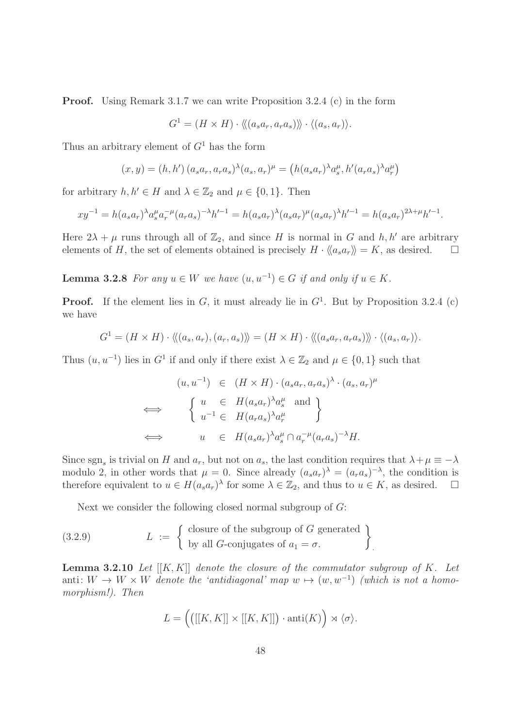**Proof.** Using Remark 3.1.7 we can write Proposition 3.2.4 (c) in the form

$$G^1 = (H \times H) \cdot \langle\!\langle (a_s a_r, a_r a_s) \rangle\!\rangle \cdot \langle (a_s, a_r) \rangle.$$

Thus an arbitrary element of $G^1$ has the form

$$(x, y) = (h, h')\,(a_s a_r, a_r a_s)^\lambda (a_s, a_r)^\mu = \big(h(a_s a_r)^\lambda a_s^\mu, h'(a_r a_s)^\lambda a_r^\mu\big)$$

for arbitrary $h, h' \in H$ and $\lambda \in \mathbb{Z}_2$ and $\mu \in \{0, 1\}$. Then

$$xy^{-1} = h(a_s a_r)^\lambda a_s^\mu a_r^{-\mu} (a_r a_s)^{-\lambda} h'^{-1} = h(a_s a_r)^\lambda (a_s a_r)^\mu (a_s a_r)^\lambda h'^{-1} = h(a_s a_r)^{2\lambda+\mu} h'^{-1}.$$

Here $2\lambda + \mu$ runs through all of $\mathbb{Z}_2$, and since $H$ is normal in $G$ and $h, h'$ are arbitrary elements of $H$, the set of elements obtained is precisely $H \cdot \langle\!\langle a_s a_r \rangle\!\rangle = K$, as desired. □

**Lemma 3.2.8** *For any $u \in W$ we have $(u, u^{-1}) \in G$ if and only if $u \in K$.*

**Proof.** If the element lies in $G$, it must already lie in $G^1$. But by Proposition 3.2.4 (c) we have

$$G^1 = (H \times H) \cdot \langle\!\langle (a_s, a_r), (a_r, a_s) \rangle\!\rangle = (H \times H) \cdot \langle\!\langle (a_s a_r, a_r a_s) \rangle\!\rangle \cdot \langle (a_s, a_r) \rangle.$$

Thus $(u, u^{-1})$ lies in $G^1$ if and only if there exist $\lambda \in \mathbb{Z}_2$ and $\mu \in \{0, 1\}$ such that

$$\begin{array}{rrcl} & (u, u^{-1}) & \in & (H \times H) \cdot (a_s a_r, a_r a_s)^\lambda \cdot (a_s, a_r)^\mu \\ \iff & \left\{ \begin{array}{lcl} u & \in & H(a_s a_r)^\lambda a_s^\mu \quad \text{and} \\ u^{-1} & \in & H(a_r a_s)^\lambda a_r^\mu \end{array} \right\} \\ \iff & u & \in & H(a_s a_r)^\lambda a_s^\mu \cap a_r^{-\mu} (a_r a_s)^{-\lambda} H. \end{array}$$

Since $\mathrm{sgn}_s$ is trivial on $H$ and $a_r$, but not on $a_s$, the last condition requires that $\lambda + \mu \equiv -\lambda$ modulo 2, in other words that $\mu = 0$. Since already $(a_s a_r)^\lambda = (a_r a_s)^{-\lambda}$, the condition is therefore equivalent to $u \in H(a_s a_r)^\lambda$ for some $\lambda \in \mathbb{Z}_2$, and thus to $u \in K$, as desired. □

Next we consider the following closed normal subgroup of $G$:

$$L := \left\{ \begin{array}{l} \text{closure of the subgroup of } G \text{ generated} \\ \text{by all } G\text{-conjugates of } a_1 = \sigma. \end{array} \right\}. \tag{3.2.9}$$

**Lemma 3.2.10** *Let $[[K, K]]$ denote the closure of the commutator subgroup of $K$. Let* anti: $W \to W \times W$ *denote the 'antidiagonal' map $w \mapsto (w, w^{-1})$ (which is not a homomorphism!). Then*

$$L = \Big( \big( [[K, K]] \times [[K, K]] \big) \cdot \mathrm{anti}(K) \Big) \rtimes \langle \sigma \rangle.$$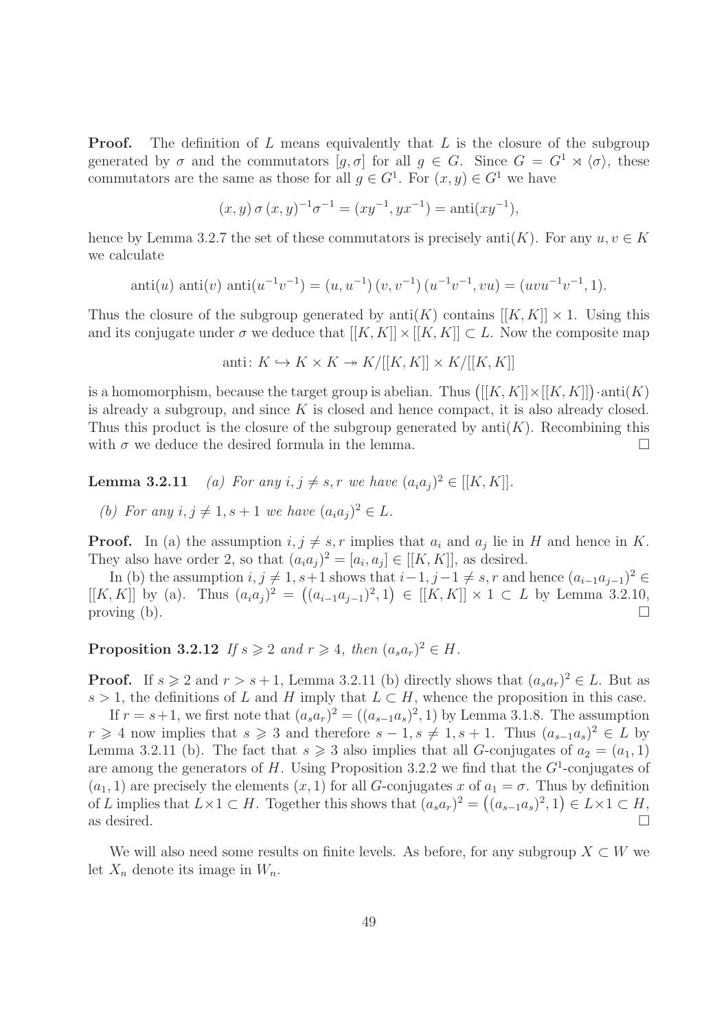**Proof.** The definition of $L$ means equivalently that $L$ is the closure of the subgroup generated by $\sigma$ and the commutators $[g, \sigma]$ for all $g \in G$. Since $G = G^1 \rtimes \langle\sigma\rangle$, these commutators are the same as those for all $g \in G^1$. For $(x, y) \in G^1$ we have

$$(x, y)\,\sigma\,(x, y)^{-1}\sigma^{-1} = (xy^{-1}, yx^{-1}) = \text{anti}(xy^{-1}),$$

hence by Lemma 3.2.7 the set of these commutators is precisely $\text{anti}(K)$. For any $u, v \in K$ we calculate

$$\text{anti}(u)\ \text{anti}(v)\ \text{anti}(u^{-1}v^{-1}) = (u, u^{-1})\,(v, v^{-1})\,(u^{-1}v^{-1}, vu) = (uvu^{-1}v^{-1}, 1).$$

Thus the closure of the subgroup generated by $\text{anti}(K)$ contains $[[K, K]] \times 1$. Using this and its conjugate under $\sigma$ we deduce that $[[K, K]] \times [[K, K]] \subset L$. Now the composite map

$$\text{anti}\colon K \hookrightarrow K \times K \twoheadrightarrow K/[[K, K]] \times K/[[K, K]]$$

is a homomorphism, because the target group is abelian. Thus $\big([[K, K]] \times [[K, K]]\big) \cdot \text{anti}(K)$ is already a subgroup, and since $K$ is closed and hence compact, it is also already closed. Thus this product is the closure of the subgroup generated by $\text{anti}(K)$. Recombining this with $\sigma$ we deduce the desired formula in the lemma. $\square$

**Lemma 3.2.11** *(a) For any $i, j \neq s, r$ we have $(a_ia_j)^2 \in [[K, K]]$.*

*(b) For any $i, j \neq 1, s+1$ we have $(a_ia_j)^2 \in L$.*

**Proof.** In (a) the assumption $i, j \neq s, r$ implies that $a_i$ and $a_j$ lie in $H$ and hence in $K$. They also have order 2, so that $(a_ia_j)^2 = [a_i, a_j] \in [[K, K]]$, as desired.

In (b) the assumption $i, j \neq 1, s+1$ shows that $i-1, j-1 \neq s, r$ and hence $(a_{i-1}a_{j-1})^2 \in [[K, K]]$ by (a). Thus $(a_ia_j)^2 = \big((a_{i-1}a_{j-1})^2, 1\big) \in [[K, K]] \times 1 \subset L$ by Lemma 3.2.10, proving (b). $\square$

**Proposition 3.2.12** *If $s \geqslant 2$ and $r \geqslant 4$, then $(a_sa_r)^2 \in H$.*

**Proof.** If $s \geqslant 2$ and $r > s+1$, Lemma 3.2.11 (b) directly shows that $(a_sa_r)^2 \in L$. But as $s > 1$, the definitions of $L$ and $H$ imply that $L \subset H$, whence the proposition in this case.

If $r = s+1$, we first note that $(a_sa_r)^2 = ((a_{s-1}a_s)^2, 1)$ by Lemma 3.1.8. The assumption $r \geqslant 4$ now implies that $s \geqslant 3$ and therefore $s-1, s \neq 1, s+1$. Thus $(a_{s-1}a_s)^2 \in L$ by Lemma 3.2.11 (b). The fact that $s \geqslant 3$ also implies that all $G$-conjugates of $a_2 = (a_1, 1)$ are among the generators of $H$. Using Proposition 3.2.2 we find that the $G^1$-conjugates of $(a_1, 1)$ are precisely the elements $(x, 1)$ for all $G$-conjugates $x$ of $a_1 = \sigma$. Thus by definition of $L$ implies that $L \times 1 \subset H$. Together this shows that $(a_sa_r)^2 = \big((a_{s-1}a_s)^2, 1\big) \in L \times 1 \subset H$, as desired. $\square$

We will also need some results on finite levels. As before, for any subgroup $X \subset W$ we let $X_n$ denote its image in $W_n$.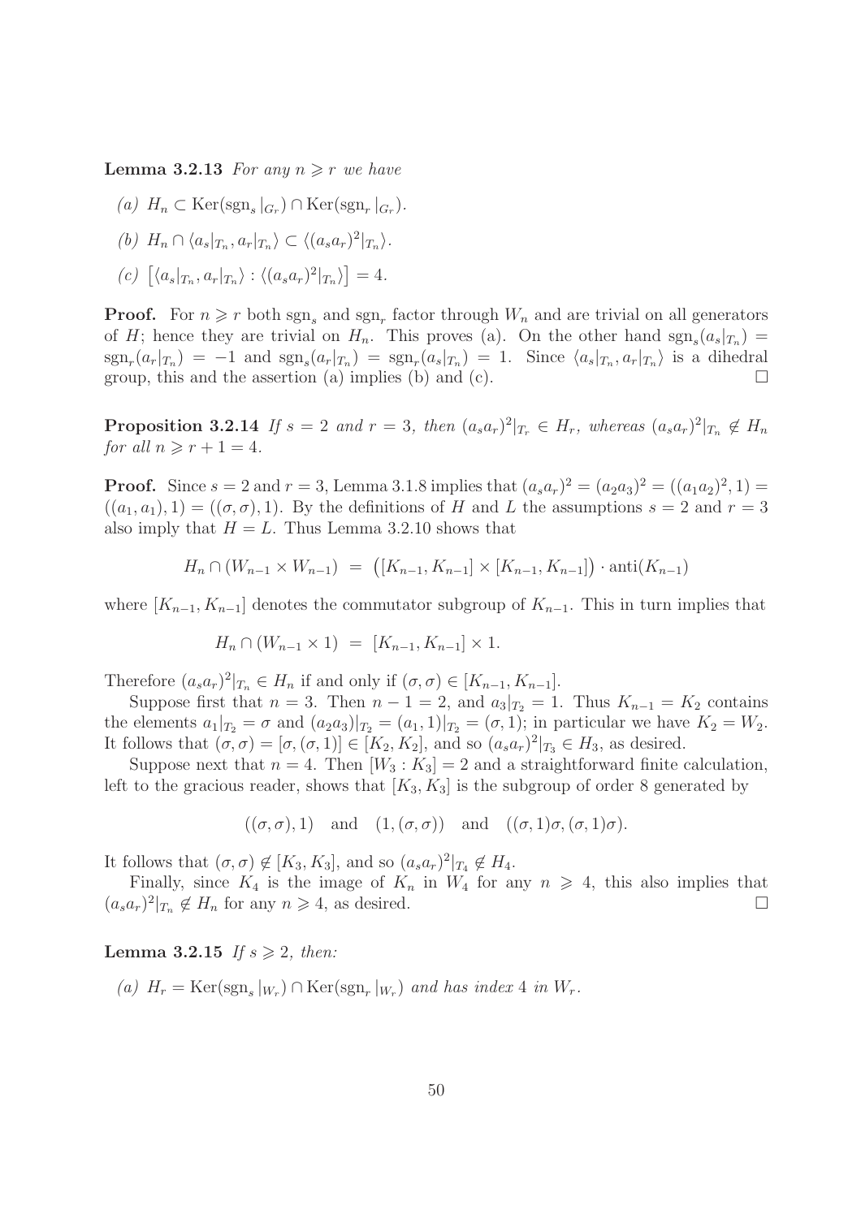**Lemma 3.2.13** *For any $n \geqslant r$ we have*

*(a)* $H_n \subset \mathrm{Ker}(\mathrm{sgn}_s|_{G_r}) \cap \mathrm{Ker}(\mathrm{sgn}_r|_{G_r})$.

*(b)* $H_n \cap \langle a_s|_{T_n}, a_r|_{T_n}\rangle \subset \langle (a_sa_r)^2|_{T_n}\rangle$.

*(c)* $\big[\langle a_s|_{T_n}, a_r|_{T_n}\rangle : \langle (a_sa_r)^2|_{T_n}\rangle\big] = 4$.

**Proof.** For $n \geqslant r$ both $\mathrm{sgn}_s$ and $\mathrm{sgn}_r$ factor through $W_n$ and are trivial on all generators of $H$; hence they are trivial on $H_n$. This proves (a). On the other hand $\mathrm{sgn}_s(a_s|_{T_n}) = \mathrm{sgn}_r(a_r|_{T_n}) = -1$ and $\mathrm{sgn}_s(a_r|_{T_n}) = \mathrm{sgn}_r(a_s|_{T_n}) = 1$. Since $\langle a_s|_{T_n}, a_r|_{T_n}\rangle$ is a dihedral group, this and the assertion (a) implies (b) and (c). $\square$

**Proposition 3.2.14** *If $s = 2$ and $r = 3$, then $(a_sa_r)^2|_{T_r} \in H_r$, whereas $(a_sa_r)^2|_{T_n} \notin H_n$ for all $n \geqslant r + 1 = 4$.*

**Proof.** Since $s = 2$ and $r = 3$, Lemma 3.1.8 implies that $(a_sa_r)^2 = (a_2a_3)^2 = ((a_1a_2)^2, 1) = ((a_1, a_1), 1) = ((\sigma, \sigma), 1)$. By the definitions of $H$ and $L$ the assumptions $s = 2$ and $r = 3$ also imply that $H = L$. Thus Lemma 3.2.10 shows that

$$H_n \cap (W_{n-1} \times W_{n-1}) \;=\; \big([K_{n-1}, K_{n-1}] \times [K_{n-1}, K_{n-1}]\big) \cdot \mathrm{anti}(K_{n-1})$$

where $[K_{n-1}, K_{n-1}]$ denotes the commutator subgroup of $K_{n-1}$. This in turn implies that

$$H_n \cap (W_{n-1} \times 1) \;=\; [K_{n-1}, K_{n-1}] \times 1.$$

Therefore $(a_sa_r)^2|_{T_n} \in H_n$ if and only if $(\sigma, \sigma) \in [K_{n-1}, K_{n-1}]$.

Suppose first that $n = 3$. Then $n - 1 = 2$, and $a_3|_{T_2} = 1$. Thus $K_{n-1} = K_2$ contains the elements $a_1|_{T_2} = \sigma$ and $(a_2a_3)|_{T_2} = (a_1, 1)|_{T_2} = (\sigma, 1)$; in particular we have $K_2 = W_2$. It follows that $(\sigma, \sigma) = [\sigma, (\sigma, 1)] \in [K_2, K_2]$, and so $(a_sa_r)^2|_{T_3} \in H_3$, as desired.

Suppose next that $n = 4$. Then $[W_3 : K_3] = 2$ and a straightforward finite calculation, left to the gracious reader, shows that $[K_3, K_3]$ is the subgroup of order 8 generated by

$$((\sigma, \sigma), 1) \quad \text{and} \quad (1, (\sigma, \sigma)) \quad \text{and} \quad ((\sigma, 1)\sigma, (\sigma, 1)\sigma).$$

It follows that $(\sigma, \sigma) \notin [K_3, K_3]$, and so $(a_sa_r)^2|_{T_4} \notin H_4$.

Finally, since $K_4$ is the image of $K_n$ in $W_4$ for any $n \geqslant 4$, this also implies that $(a_sa_r)^2|_{T_n} \notin H_n$ for any $n \geqslant 4$, as desired. $\square$

**Lemma 3.2.15** *If $s \geqslant 2$, then:*

*(a)* $H_r = \mathrm{Ker}(\mathrm{sgn}_s|_{W_r}) \cap \mathrm{Ker}(\mathrm{sgn}_r|_{W_r})$ *and has index 4 in $W_r$.*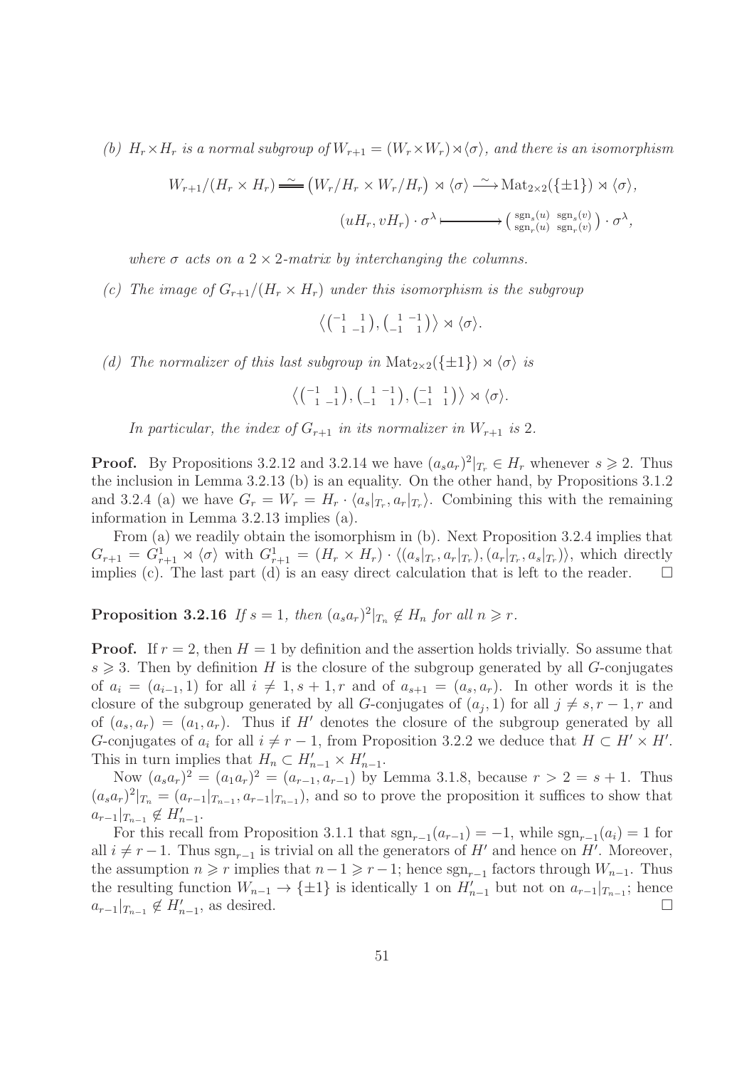*(b)* $H_r \times H_r$ *is a normal subgroup of* $W_{r+1} = (W_r \times W_r) \rtimes \langle\sigma\rangle$*, and there is an isomorphism*

$$W_{r+1}/(H_r \times H_r) \overset{\sim}{=\!=} \big(W_r/H_r \times W_r/H_r\big) \rtimes \langle\sigma\rangle \xrightarrow{\ \sim\ } \mathrm{Mat}_{2\times 2}(\{\pm 1\}) \rtimes \langle\sigma\rangle,$$

$$(uH_r, vH_r)\cdot\sigma^\lambda \longmapsto \begin{pmatrix} \mathrm{sgn}_s(u) & \mathrm{sgn}_s(v) \\ \mathrm{sgn}_r(u) & \mathrm{sgn}_r(v) \end{pmatrix}\cdot\sigma^\lambda,$$

*where* $\sigma$ *acts on a* $2\times 2$*-matrix by interchanging the columns.*

*(c) The image of* $G_{r+1}/(H_r \times H_r)$ *under this isomorphism is the subgroup*

$$\Big\langle \begin{pmatrix} -1 & 1 \\ 1 & -1 \end{pmatrix}, \begin{pmatrix} 1 & -1 \\ -1 & 1 \end{pmatrix} \Big\rangle \rtimes \langle\sigma\rangle.$$

*(d) The normalizer of this last subgroup in* $\mathrm{Mat}_{2\times 2}(\{\pm 1\}) \rtimes \langle\sigma\rangle$ *is*

$$\Big\langle \begin{pmatrix} -1 & 1 \\ 1 & -1 \end{pmatrix}, \begin{pmatrix} 1 & -1 \\ -1 & 1 \end{pmatrix}, \begin{pmatrix} -1 & 1 \\ -1 & 1 \end{pmatrix} \Big\rangle \rtimes \langle\sigma\rangle.$$

*In particular, the index of* $G_{r+1}$ *in its normalizer in* $W_{r+1}$ *is* 2*.*

**Proof.** By Propositions 3.2.12 and 3.2.14 we have $(a_s a_r)^2|_{T_r} \in H_r$ whenever $s \geqslant 2$. Thus the inclusion in Lemma 3.2.13 (b) is an equality. On the other hand, by Propositions 3.1.2 and 3.2.4 (a) we have $G_r = W_r = H_r \cdot \langle a_s|_{T_r}, a_r|_{T_r}\rangle$. Combining this with the remaining information in Lemma 3.2.13 implies (a).

From (a) we readily obtain the isomorphism in (b). Next Proposition 3.2.4 implies that $G_{r+1} = G^1_{r+1} \rtimes \langle\sigma\rangle$ with $G^1_{r+1} = (H_r \times H_r)\cdot\langle(a_s|_{T_r}, a_r|_{T_r}), (a_r|_{T_r}, a_s|_{T_r})\rangle$, which directly implies (c). The last part (d) is an easy direct calculation that is left to the reader. $\square$

**Proposition 3.2.16** *If* $s = 1$*, then* $(a_s a_r)^2|_{T_n} \notin H_n$ *for all* $n \geqslant r$*.*

**Proof.** If $r = 2$, then $H = 1$ by definition and the assertion holds trivially. So assume that $s \geqslant 3$. Then by definition $H$ is the closure of the subgroup generated by all $G$-conjugates of $a_i = (a_{i-1}, 1)$ for all $i \neq 1, s+1, r$ and of $a_{s+1} = (a_s, a_r)$. In other words it is the closure of the subgroup generated by all $G$-conjugates of $(a_j, 1)$ for all $j \neq s, r-1, r$ and of $(a_s, a_r) = (a_1, a_r)$. Thus if $H'$ denotes the closure of the subgroup generated by all $G$-conjugates of $a_i$ for all $i \neq r-1$, from Proposition 3.2.2 we deduce that $H \subset H' \times H'$. This in turn implies that $H_n \subset H'_{n-1} \times H'_{n-1}$.

Now $(a_s a_r)^2 = (a_1 a_r)^2 = (a_{r-1}, a_{r-1})$ by Lemma 3.1.8, because $r > 2 = s+1$. Thus $(a_s a_r)^2|_{T_n} = (a_{r-1}|_{T_{n-1}}, a_{r-1}|_{T_{n-1}})$, and so to prove the proposition it suffices to show that $a_{r-1}|_{T_{n-1}} \notin H'_{n-1}$.

For this recall from Proposition 3.1.1 that $\mathrm{sgn}_{r-1}(a_{r-1}) = -1$, while $\mathrm{sgn}_{r-1}(a_i) = 1$ for all $i \neq r-1$. Thus $\mathrm{sgn}_{r-1}$ is trivial on all the generators of $H'$ and hence on $H'$. Moreover, the assumption $n \geqslant r$ implies that $n-1 \geqslant r-1$; hence $\mathrm{sgn}_{r-1}$ factors through $W_{n-1}$. Thus the resulting function $W_{n-1} \to \{\pm 1\}$ is identically 1 on $H'_{n-1}$ but not on $a_{r-1}|_{T_{n-1}}$; hence $a_{r-1}|_{T_{n-1}} \notin H'_{n-1}$, as desired. $\square$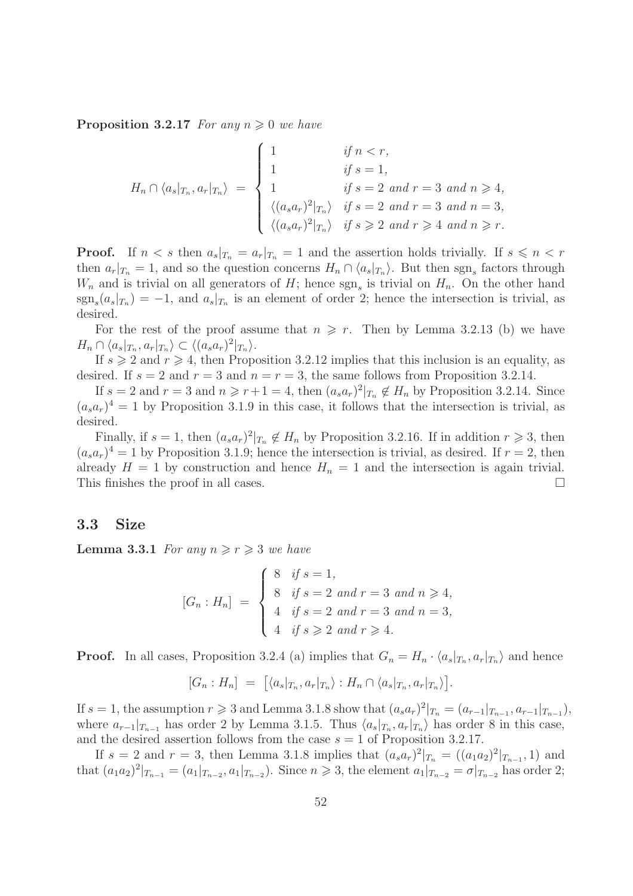**Proposition 3.2.17** *For any $n \geqslant 0$ we have*

$$H_n \cap \langle a_s|_{T_n}, a_r|_{T_n} \rangle \;=\; \begin{cases} 1 & \text{if } n < r, \\ 1 & \text{if } s = 1, \\ 1 & \text{if } s = 2 \text{ and } r = 3 \text{ and } n \geqslant 4, \\ \langle (a_s a_r)^2|_{T_n} \rangle & \text{if } s = 2 \text{ and } r = 3 \text{ and } n = 3, \\ \langle (a_s a_r)^2|_{T_n} \rangle & \text{if } s \geqslant 2 \text{ and } r \geqslant 4 \text{ and } n \geqslant r. \end{cases}$$

**Proof.** If $n < s$ then $a_s|_{T_n} = a_r|_{T_n} = 1$ and the assertion holds trivially. If $s \leqslant n < r$ then $a_r|_{T_n} = 1$, and so the question concerns $H_n \cap \langle a_s|_{T_n} \rangle$. But then $\mathrm{sgn}_s$ factors through $W_n$ and is trivial on all generators of $H$; hence $\mathrm{sgn}_s$ is trivial on $H_n$. On the other hand $\mathrm{sgn}_s(a_s|_{T_n}) = -1$, and $a_s|_{T_n}$ is an element of order 2; hence the intersection is trivial, as desired.

For the rest of the proof assume that $n \geqslant r$. Then by Lemma 3.2.13 (b) we have $H_n \cap \langle a_s|_{T_n}, a_r|_{T_n} \rangle \subset \langle (a_s a_r)^2|_{T_n} \rangle$.

If $s \geqslant 2$ and $r \geqslant 4$, then Proposition 3.2.12 implies that this inclusion is an equality, as desired. If $s = 2$ and $r = 3$ and $n = r = 3$, the same follows from Proposition 3.2.14.

If $s = 2$ and $r = 3$ and $n \geqslant r+1 = 4$, then $(a_s a_r)^2|_{T_n} \notin H_n$ by Proposition 3.2.14. Since $(a_s a_r)^4 = 1$ by Proposition 3.1.9 in this case, it follows that the intersection is trivial, as desired.

Finally, if $s = 1$, then $(a_s a_r)^2|_{T_n} \notin H_n$ by Proposition 3.2.16. If in addition $r \geqslant 3$, then $(a_s a_r)^4 = 1$ by Proposition 3.1.9; hence the intersection is trivial, as desired. If $r = 2$, then already $H = 1$ by construction and hence $H_n = 1$ and the intersection is again trivial. This finishes the proof in all cases. $\square$

## 3.3 Size

**Lemma 3.3.1** *For any $n \geqslant r \geqslant 3$ we have*

$$[G_n : H_n] \;=\; \begin{cases} 8 & \text{if } s = 1, \\ 8 & \text{if } s = 2 \text{ and } r = 3 \text{ and } n \geqslant 4, \\ 4 & \text{if } s = 2 \text{ and } r = 3 \text{ and } n = 3, \\ 4 & \text{if } s \geqslant 2 \text{ and } r \geqslant 4. \end{cases}$$

**Proof.** In all cases, Proposition 3.2.4 (a) implies that $G_n = H_n \cdot \langle a_s|_{T_n}, a_r|_{T_n} \rangle$ and hence

$$[G_n : H_n] \;=\; \big[ \langle a_s|_{T_n}, a_r|_{T_n} \rangle : H_n \cap \langle a_s|_{T_n}, a_r|_{T_n} \rangle \big].$$

If $s = 1$, the assumption $r \geqslant 3$ and Lemma 3.1.8 show that $(a_s a_r)^2|_{T_n} = (a_{r-1}|_{T_{n-1}}, a_{r-1}|_{T_{n-1}})$, where $a_{r-1}|_{T_{n-1}}$ has order 2 by Lemma 3.1.5. Thus $\langle a_s|_{T_n}, a_r|_{T_n} \rangle$ has order 8 in this case, and the desired assertion follows from the case $s = 1$ of Proposition 3.2.17.

If $s = 2$ and $r = 3$, then Lemma 3.1.8 implies that $(a_s a_r)^2|_{T_n} = ((a_1 a_2)^2|_{T_{n-1}}, 1)$ and that $(a_1 a_2)^2|_{T_{n-1}} = (a_1|_{T_{n-2}}, a_1|_{T_{n-2}})$. Since $n \geqslant 3$, the element $a_1|_{T_{n-2}} = \sigma|_{T_{n-2}}$ has order 2;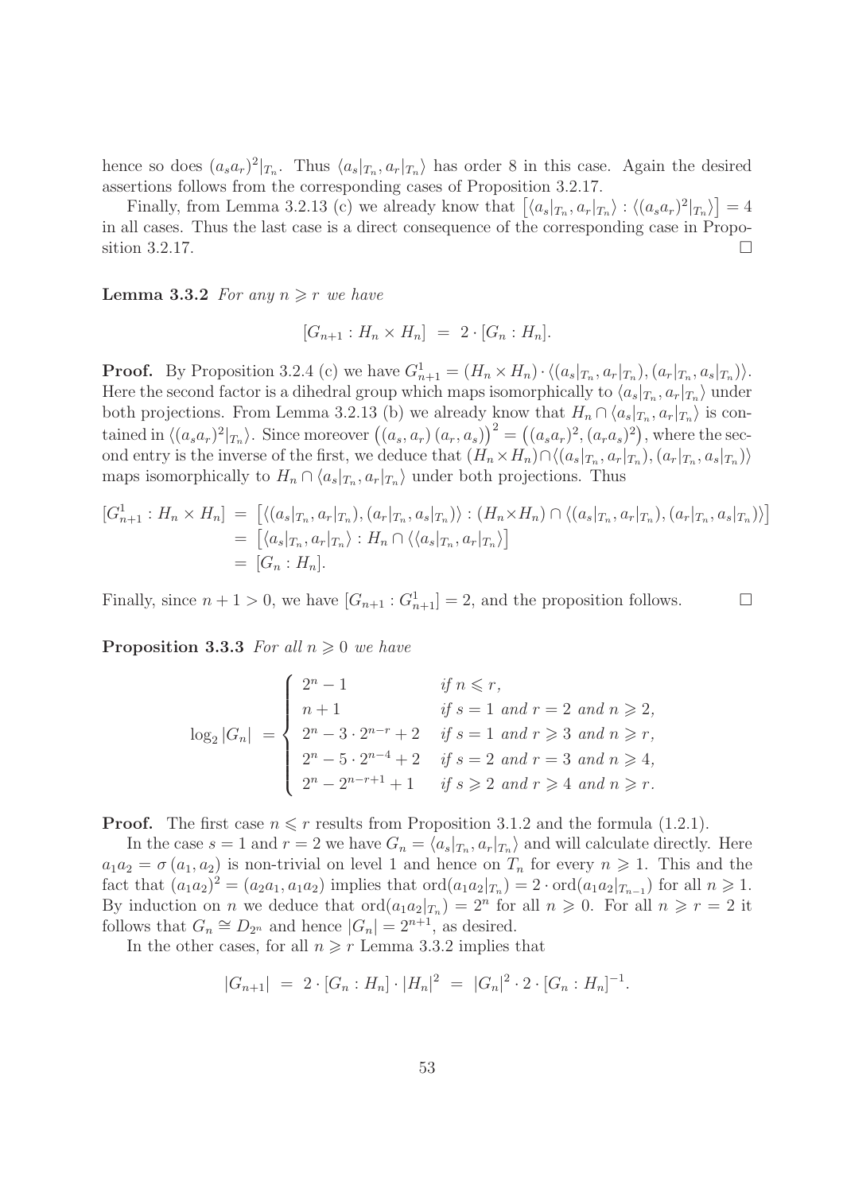hence so does $(a_s a_r)^2|_{T_n}$. Thus $\langle a_s|_{T_n}, a_r|_{T_n}\rangle$ has order 8 in this case. Again the desired assertions follows from the corresponding cases of Proposition 3.2.17.

Finally, from Lemma 3.2.13 (c) we already know that $\left[\langle a_s|_{T_n}, a_r|_{T_n}\rangle : \langle (a_s a_r)^2|_{T_n}\rangle\right] = 4$ in all cases. Thus the last case is a direct consequence of the corresponding case in Proposition 3.2.17. □

**Lemma 3.3.2** *For any $n \geqslant r$ we have*

$$[G_{n+1} : H_n \times H_n] \;=\; 2 \cdot [G_n : H_n].$$

**Proof.** By Proposition 3.2.4 (c) we have $G^1_{n+1} = (H_n \times H_n) \cdot \langle (a_s|_{T_n}, a_r|_{T_n}), (a_r|_{T_n}, a_s|_{T_n})\rangle$. Here the second factor is a dihedral group which maps isomorphically to $\langle a_s|_{T_n}, a_r|_{T_n}\rangle$ under both projections. From Lemma 3.2.13 (b) we already know that $H_n \cap \langle a_s|_{T_n}, a_r|_{T_n}\rangle$ is contained in $\langle (a_s a_r)^2|_{T_n}\rangle$. Since moreover $\big((a_s, a_r)\,(a_r, a_s)\big)^2 = \big((a_s a_r)^2, (a_r a_s)^2\big)$, where the second entry is the inverse of the first, we deduce that $(H_n \times H_n) \cap \langle (a_s|_{T_n}, a_r|_{T_n}), (a_r|_{T_n}, a_s|_{T_n})\rangle$ maps isomorphically to $H_n \cap \langle a_s|_{T_n}, a_r|_{T_n}\rangle$ under both projections. Thus

$$\begin{aligned}
[G^1_{n+1} : H_n \times H_n] \;&=\; \big[\langle (a_s|_{T_n}, a_r|_{T_n}), (a_r|_{T_n}, a_s|_{T_n})\rangle : (H_n \times H_n) \cap \langle (a_s|_{T_n}, a_r|_{T_n}), (a_r|_{T_n}, a_s|_{T_n})\rangle\big] \\
&=\; \big[\langle a_s|_{T_n}, a_r|_{T_n}\rangle : H_n \cap \langle \langle a_s|_{T_n}, a_r|_{T_n}\rangle\big] \\
&=\; [G_n : H_n].
\end{aligned}$$

Finally, since $n+1 > 0$, we have $[G_{n+1} : G^1_{n+1}] = 2$, and the proposition follows. □

**Proposition 3.3.3** *For all $n \geqslant 0$ we have*

$$\log_2 |G_n| \;=\; \begin{cases} 2^n - 1 & \textit{if } n \leqslant r, \\ n+1 & \textit{if } s = 1 \textit{ and } r = 2 \textit{ and } n \geqslant 2, \\ 2^n - 3 \cdot 2^{n-r} + 2 & \textit{if } s = 1 \textit{ and } r \geqslant 3 \textit{ and } n \geqslant r, \\ 2^n - 5 \cdot 2^{n-4} + 2 & \textit{if } s = 2 \textit{ and } r = 3 \textit{ and } n \geqslant 4, \\ 2^n - 2^{n-r+1} + 1 & \textit{if } s \geqslant 2 \textit{ and } r \geqslant 4 \textit{ and } n \geqslant r. \end{cases}$$

**Proof.** The first case $n \leqslant r$ results from Proposition 3.1.2 and the formula (1.2.1).

In the case $s = 1$ and $r = 2$ we have $G_n = \langle a_s|_{T_n}, a_r|_{T_n}\rangle$ and will calculate directly. Here $a_1 a_2 = \sigma\,(a_1, a_2)$ is non-trivial on level 1 and hence on $T_n$ for every $n \geqslant 1$. This and the fact that $(a_1 a_2)^2 = (a_2 a_1, a_1 a_2)$ implies that $\mathrm{ord}(a_1 a_2|_{T_n}) = 2 \cdot \mathrm{ord}(a_1 a_2|_{T_{n-1}})$ for all $n \geqslant 1$. By induction on $n$ we deduce that $\mathrm{ord}(a_1 a_2|_{T_n}) = 2^n$ for all $n \geqslant 0$. For all $n \geqslant r = 2$ it follows that $G_n \cong D_{2^n}$ and hence $|G_n| = 2^{n+1}$, as desired.

In the other cases, for all $n \geqslant r$ Lemma 3.3.2 implies that

$$|G_{n+1}| \;=\; 2 \cdot [G_n : H_n] \cdot |H_n|^2 \;=\; |G_n|^2 \cdot 2 \cdot [G_n : H_n]^{-1}.$$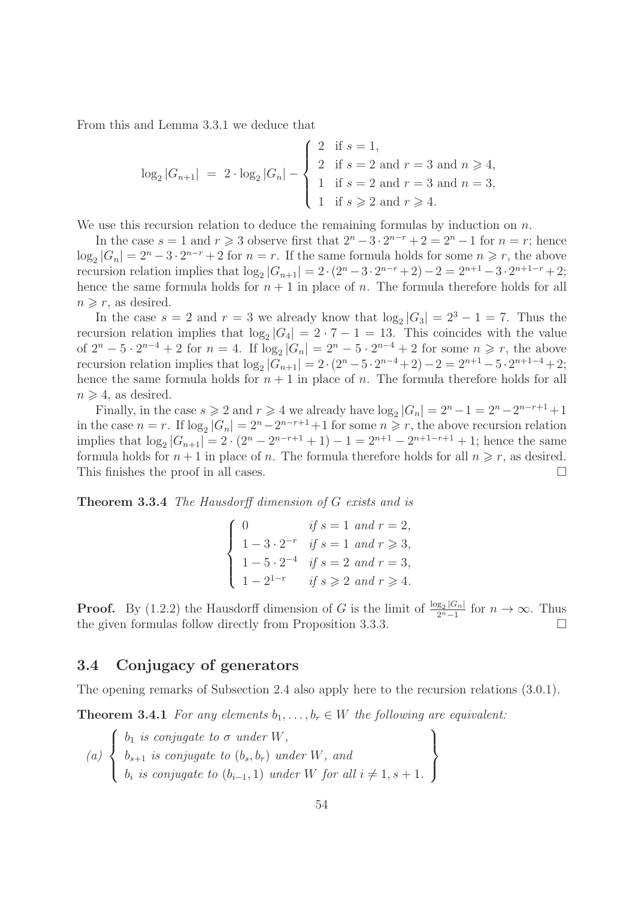From this and Lemma 3.3.1 we deduce that

$$\log_2 |G_{n+1}| \;=\; 2\cdot \log_2 |G_n| - \begin{cases} 2 & \text{if } s=1, \\ 2 & \text{if } s=2 \text{ and } r=3 \text{ and } n\geqslant 4, \\ 1 & \text{if } s=2 \text{ and } r=3 \text{ and } n=3, \\ 1 & \text{if } s\geqslant 2 \text{ and } r\geqslant 4. \end{cases}$$

We use this recursion relation to deduce the remaining formulas by induction on $n$.

In the case $s=1$ and $r\geqslant 3$ observe first that $2^n-3\cdot 2^{n-r}+2=2^n-1$ for $n=r$; hence $\log_2|G_n|=2^n-3\cdot 2^{n-r}+2$ for $n=r$. If the same formula holds for some $n\geqslant r$, the above recursion relation implies that $\log_2|G_{n+1}|=2\cdot(2^n-3\cdot 2^{n-r}+2)-2=2^{n+1}-3\cdot 2^{n+1-r}+2$; hence the same formula holds for $n+1$ in place of $n$. The formula therefore holds for all $n\geqslant r$, as desired.

In the case $s=2$ and $r=3$ we already know that $\log_2|G_3|=2^3-1=7$. Thus the recursion relation implies that $\log_2|G_4|=2\cdot 7-1=13$. This coincides with the value of $2^n-5\cdot 2^{n-4}+2$ for $n=4$. If $\log_2|G_n|=2^n-5\cdot 2^{n-4}+2$ for some $n\geqslant r$, the above recursion relation implies that $\log_2|G_{n+1}|=2\cdot(2^n-5\cdot 2^{n-4}+2)-2=2^{n+1}-5\cdot 2^{n+1-4}+2$; hence the same formula holds for $n+1$ in place of $n$. The formula therefore holds for all $n\geqslant 4$, as desired.

Finally, in the case $s\geqslant 2$ and $r\geqslant 4$ we already have $\log_2|G_n|=2^n-1=2^n-2^{n-r+1}+1$ in the case $n=r$. If $\log_2|G_n|=2^n-2^{n-r+1}+1$ for some $n\geqslant r$, the above recursion relation implies that $\log_2|G_{n+1}|=2\cdot(2^n-2^{n-r+1}+1)-1=2^{n+1}-2^{n+1-r+1}+1$; hence the same formula holds for $n+1$ in place of $n$. The formula therefore holds for all $n\geqslant r$, as desired. This finishes the proof in all cases. $\square$

**Theorem 3.3.4** *The Hausdorff dimension of $G$ exists and is*

$$\begin{cases} 0 & \text{if } s=1 \text{ and } r=2, \\ 1-3\cdot 2^{-r} & \text{if } s=1 \text{ and } r\geqslant 3, \\ 1-5\cdot 2^{-4} & \text{if } s=2 \text{ and } r=3, \\ 1-2^{1-r} & \text{if } s\geqslant 2 \text{ and } r\geqslant 4. \end{cases}$$

**Proof.** By (1.2.2) the Hausdorff dimension of $G$ is the limit of $\frac{\log_2|G_n|}{2^n-1}$ for $n\to\infty$. Thus the given formulas follow directly from Proposition 3.3.3. $\square$

## 3.4 Conjugacy of generators

The opening remarks of Subsection 2.4 also apply here to the recursion relations (3.0.1).

**Theorem 3.4.1** *For any elements $b_1,\ldots,b_r\in W$ the following are equivalent:*

$$(a)\ \left\{\begin{array}{l} b_1 \text{ is conjugate to } \sigma \text{ under } W, \\ b_{s+1} \text{ is conjugate to } (b_s,b_r) \text{ under } W, \text{ and} \\ b_i \text{ is conjugate to } (b_{i-1},1) \text{ under } W \text{ for all } i\neq 1, s+1. \end{array}\right\}$$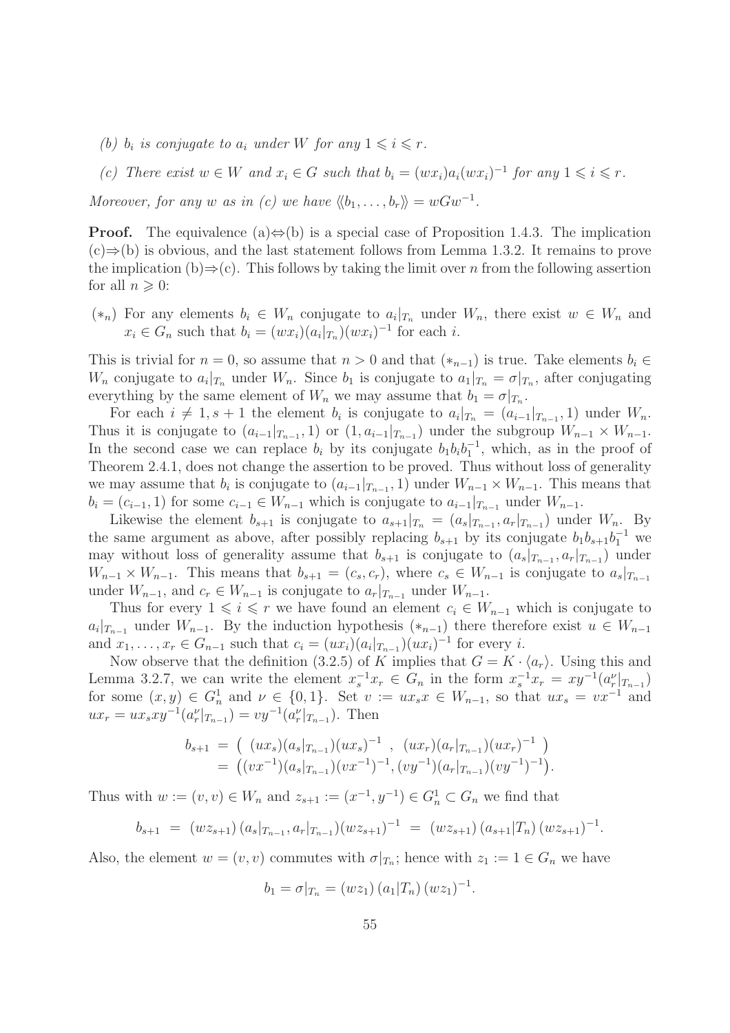*(b) $b_i$ is conjugate to $a_i$ under $W$ for any $1 \leqslant i \leqslant r$.*

*(c) There exist $w \in W$ and $x_i \in G$ such that $b_i = (wx_i)a_i(wx_i)^{-1}$ for any $1 \leqslant i \leqslant r$.*

*Moreover, for any $w$ as in (c) we have $\langle\!\langle b_1, \ldots, b_r \rangle\!\rangle = wGw^{-1}$.*

**Proof.** The equivalence (a)$\Leftrightarrow$(b) is a special case of Proposition 1.4.3. The implication (c)$\Rightarrow$(b) is obvious, and the last statement follows from Lemma 1.3.2. It remains to prove the implication (b)$\Rightarrow$(c). This follows by taking the limit over $n$ from the following assertion for all $n \geqslant 0$:

$(*_n)$ For any elements $b_i \in W_n$ conjugate to $a_i|_{T_n}$ under $W_n$, there exist $w \in W_n$ and $x_i \in G_n$ such that $b_i = (wx_i)(a_i|_{T_n})(wx_i)^{-1}$ for each $i$.

This is trivial for $n = 0$, so assume that $n > 0$ and that $(*_{n-1})$ is true. Take elements $b_i \in W_n$ conjugate to $a_i|_{T_n}$ under $W_n$. Since $b_1$ is conjugate to $a_1|_{T_n} = \sigma|_{T_n}$, after conjugating everything by the same element of $W_n$ we may assume that $b_1 = \sigma|_{T_n}$.

For each $i \neq 1, s+1$ the element $b_i$ is conjugate to $a_i|_{T_n} = (a_{i-1}|_{T_{n-1}}, 1)$ under $W_n$. Thus it is conjugate to $(a_{i-1}|_{T_{n-1}}, 1)$ or $(1, a_{i-1}|_{T_{n-1}})$ under the subgroup $W_{n-1} \times W_{n-1}$. In the second case we can replace $b_i$ by its conjugate $b_1 b_i b_1^{-1}$, which, as in the proof of Theorem 2.4.1, does not change the assertion to be proved. Thus without loss of generality we may assume that $b_i$ is conjugate to $(a_{i-1}|_{T_{n-1}}, 1)$ under $W_{n-1} \times W_{n-1}$. This means that $b_i = (c_{i-1}, 1)$ for some $c_{i-1} \in W_{n-1}$ which is conjugate to $a_{i-1}|_{T_{n-1}}$ under $W_{n-1}$.

Likewise the element $b_{s+1}$ is conjugate to $a_{s+1}|_{T_n} = (a_s|_{T_{n-1}}, a_r|_{T_{n-1}})$ under $W_n$. By the same argument as above, after possibly replacing $b_{s+1}$ by its conjugate $b_1 b_{s+1} b_1^{-1}$ we may without loss of generality assume that $b_{s+1}$ is conjugate to $(a_s|_{T_{n-1}}, a_r|_{T_{n-1}})$ under $W_{n-1} \times W_{n-1}$. This means that $b_{s+1} = (c_s, c_r)$, where $c_s \in W_{n-1}$ is conjugate to $a_s|_{T_{n-1}}$ under $W_{n-1}$, and $c_r \in W_{n-1}$ is conjugate to $a_r|_{T_{n-1}}$ under $W_{n-1}$.

Thus for every $1 \leqslant i \leqslant r$ we have found an element $c_i \in W_{n-1}$ which is conjugate to $a_i|_{T_{n-1}}$ under $W_{n-1}$. By the induction hypothesis $(*_{n-1})$ there therefore exist $u \in W_{n-1}$ and $x_1, \ldots, x_r \in G_{n-1}$ such that $c_i = (ux_i)(a_i|_{T_{n-1}})(ux_i)^{-1}$ for every $i$.

Now observe that the definition (3.2.5) of $K$ implies that $G = K \cdot \langle a_r \rangle$. Using this and Lemma 3.2.7, we can write the element $x_s^{-1}x_r \in G_n$ in the form $x_s^{-1}x_r = xy^{-1}(a_r^\nu|_{T_{n-1}})$ for some $(x, y) \in G_n^1$ and $\nu \in \{0, 1\}$. Set $v := ux_s x \in W_{n-1}$, so that $ux_s = vx^{-1}$ and $ux_r = ux_s xy^{-1}(a_r^\nu|_{T_{n-1}}) = vy^{-1}(a_r^\nu|_{T_{n-1}})$. Then

$$\begin{aligned} b_{s+1} &= \big(\ (ux_s)(a_s|_{T_{n-1}})(ux_s)^{-1}\ ,\ (ux_r)(a_r|_{T_{n-1}})(ux_r)^{-1}\ \big) \\ &= \big((vx^{-1})(a_s|_{T_{n-1}})(vx^{-1})^{-1}, (vy^{-1})(a_r|_{T_{n-1}})(vy^{-1})^{-1}\big). \end{aligned}$$

Thus with $w := (v, v) \in W_n$ and $z_{s+1} := (x^{-1}, y^{-1}) \in G_n^1 \subset G_n$ we find that

$$b_{s+1} \ = \ (wz_{s+1})\,(a_s|_{T_{n-1}}, a_r|_{T_{n-1}})(wz_{s+1})^{-1} \ = \ (wz_{s+1})\,(a_{s+1}|T_n)\,(wz_{s+1})^{-1}.$$

Also, the element $w = (v, v)$ commutes with $\sigma|_{T_n}$; hence with $z_1 := 1 \in G_n$ we have

$$b_1 = \sigma|_{T_n} = (wz_1)\,(a_1|T_n)\,(wz_1)^{-1}.$$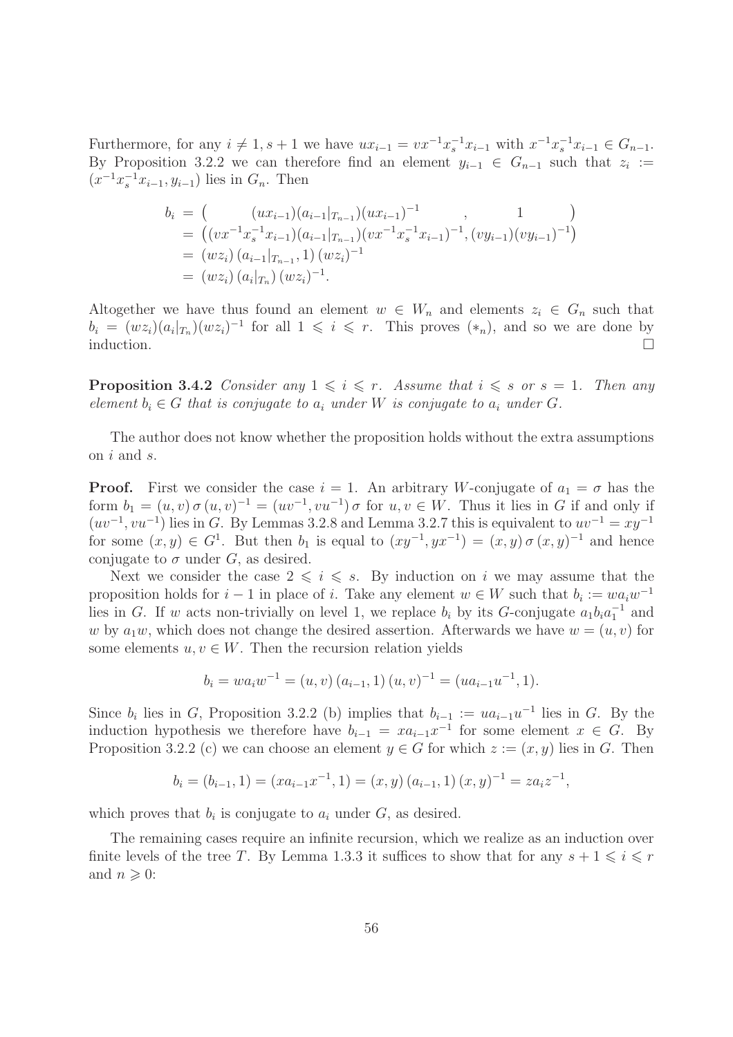Furthermore, for any $i \neq 1, s+1$ we have $ux_{i-1} = vx^{-1}x_s^{-1}x_{i-1}$ with $x^{-1}x_s^{-1}x_{i-1} \in G_{n-1}$. By Proposition 3.2.2 we can therefore find an element $y_{i-1} \in G_{n-1}$ such that $z_i := (x^{-1}x_s^{-1}x_{i-1}, y_{i-1})$ lies in $G_n$. Then

$$
\begin{aligned}
b_i &= \big( \qquad (ux_{i-1})(a_{i-1}|_{T_{n-1}})(ux_{i-1})^{-1} \qquad , \qquad 1 \qquad \big) \\
&= \big((vx^{-1}x_s^{-1}x_{i-1})(a_{i-1}|_{T_{n-1}})(vx^{-1}x_s^{-1}x_{i-1})^{-1}, (vy_{i-1})(vy_{i-1})^{-1}\big) \\
&= (wz_i)\,(a_{i-1}|_{T_{n-1}}, 1)\,(wz_i)^{-1} \\
&= (wz_i)\,(a_i|_{T_n})\,(wz_i)^{-1}.
\end{aligned}
$$

Altogether we have thus found an element $w \in W_n$ and elements $z_i \in G_n$ such that $b_i = (wz_i)(a_i|_{T_n})(wz_i)^{-1}$ for all $1 \leqslant i \leqslant r$. This proves $(*_n)$, and so we are done by induction. $\square$

**Proposition 3.4.2** *Consider any $1 \leqslant i \leqslant r$. Assume that $i \leqslant s$ or $s = 1$. Then any element $b_i \in G$ that is conjugate to $a_i$ under $W$ is conjugate to $a_i$ under $G$.*

The author does not know whether the proposition holds without the extra assumptions on $i$ and $s$.

**Proof.** First we consider the case $i = 1$. An arbitrary $W$-conjugate of $a_1 = \sigma$ has the form $b_1 = (u, v)\,\sigma\,(u, v)^{-1} = (uv^{-1}, vu^{-1})\,\sigma$ for $u, v \in W$. Thus it lies in $G$ if and only if $(uv^{-1}, vu^{-1})$ lies in $G$. By Lemmas 3.2.8 and Lemma 3.2.7 this is equivalent to $uv^{-1} = xy^{-1}$ for some $(x, y) \in G^1$. But then $b_1$ is equal to $(xy^{-1}, yx^{-1}) = (x, y)\,\sigma\,(x, y)^{-1}$ and hence conjugate to $\sigma$ under $G$, as desired.

Next we consider the case $2 \leqslant i \leqslant s$. By induction on $i$ we may assume that the proposition holds for $i-1$ in place of $i$. Take any element $w \in W$ such that $b_i := wa_iw^{-1}$ lies in $G$. If $w$ acts non-trivially on level 1, we replace $b_i$ by its $G$-conjugate $a_1b_ia_1^{-1}$ and $w$ by $a_1w$, which does not change the desired assertion. Afterwards we have $w = (u, v)$ for some elements $u, v \in W$. Then the recursion relation yields

$$
b_i = wa_iw^{-1} = (u, v)\,(a_{i-1}, 1)\,(u, v)^{-1} = (ua_{i-1}u^{-1}, 1).
$$

Since $b_i$ lies in $G$, Proposition 3.2.2 (b) implies that $b_{i-1} := ua_{i-1}u^{-1}$ lies in $G$. By the induction hypothesis we therefore have $b_{i-1} = xa_{i-1}x^{-1}$ for some element $x \in G$. By Proposition 3.2.2 (c) we can choose an element $y \in G$ for which $z := (x, y)$ lies in $G$. Then

$$
b_i = (b_{i-1}, 1) = (xa_{i-1}x^{-1}, 1) = (x, y)\,(a_{i-1}, 1)\,(x, y)^{-1} = za_iz^{-1},
$$

which proves that $b_i$ is conjugate to $a_i$ under $G$, as desired.

The remaining cases require an infinite recursion, which we realize as an induction over finite levels of the tree $T$. By Lemma 1.3.3 it suffices to show that for any $s+1 \leqslant i \leqslant r$ and $n \geqslant 0$: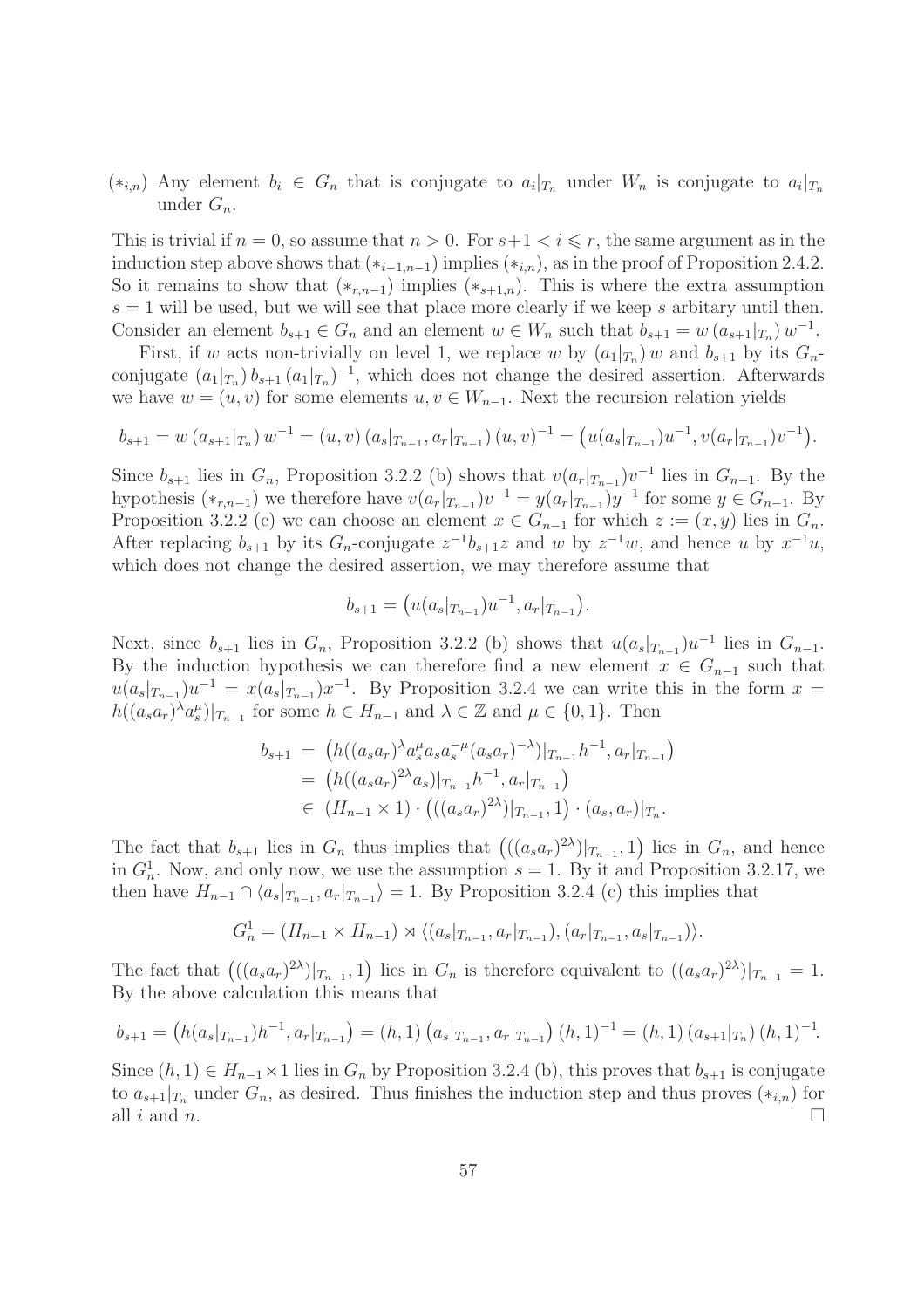$(*_{i,n})$ Any element $b_i \in G_n$ that is conjugate to $a_i|_{T_n}$ under $W_n$ is conjugate to $a_i|_{T_n}$ under $G_n$.

This is trivial if $n = 0$, so assume that $n > 0$. For $s+1 < i \leqslant r$, the same argument as in the induction step above shows that $(*_{i-1,n-1})$ implies $(*_{i,n})$, as in the proof of Proposition 2.4.2. So it remains to show that $(*_{r,n-1})$ implies $(*_{s+1,n})$. This is where the extra assumption $s = 1$ will be used, but we will see that place more clearly if we keep $s$ arbitary until then. Consider an element $b_{s+1} \in G_n$ and an element $w \in W_n$ such that $b_{s+1} = w\,(a_{s+1}|_{T_n})\,w^{-1}$.

First, if $w$ acts non-trivially on level 1, we replace $w$ by $(a_1|_{T_n})\,w$ and $b_{s+1}$ by its $G_n$-conjugate $(a_1|_{T_n})\,b_{s+1}\,(a_1|_{T_n})^{-1}$, which does not change the desired assertion. Afterwards we have $w = (u, v)$ for some elements $u, v \in W_{n-1}$. Next the recursion relation yields

$$b_{s+1} = w\,(a_{s+1}|_{T_n})\,w^{-1} = (u, v)\,(a_s|_{T_{n-1}}, a_r|_{T_{n-1}})\,(u, v)^{-1} = \big(u(a_s|_{T_{n-1}})u^{-1}, v(a_r|_{T_{n-1}})v^{-1}\big).$$

Since $b_{s+1}$ lies in $G_n$, Proposition 3.2.2 (b) shows that $v(a_r|_{T_{n-1}})v^{-1}$ lies in $G_{n-1}$. By the hypothesis $(*_{r,n-1})$ we therefore have $v(a_r|_{T_{n-1}})v^{-1} = y(a_r|_{T_{n-1}})y^{-1}$ for some $y \in G_{n-1}$. By Proposition 3.2.2 (c) we can choose an element $x \in G_{n-1}$ for which $z := (x, y)$ lies in $G_n$. After replacing $b_{s+1}$ by its $G_n$-conjugate $z^{-1}b_{s+1}z$ and $w$ by $z^{-1}w$, and hence $u$ by $x^{-1}u$, which does not change the desired assertion, we may therefore assume that

$$b_{s+1} = \big(u(a_s|_{T_{n-1}})u^{-1}, a_r|_{T_{n-1}}\big).$$

Next, since $b_{s+1}$ lies in $G_n$, Proposition 3.2.2 (b) shows that $u(a_s|_{T_{n-1}})u^{-1}$ lies in $G_{n-1}$. By the induction hypothesis we can therefore find a new element $x \in G_{n-1}$ such that $u(a_s|_{T_{n-1}})u^{-1} = x(a_s|_{T_{n-1}})x^{-1}$. By Proposition 3.2.4 we can write this in the form $x = h((a_sa_r)^\lambda a_s^\mu)|_{T_{n-1}}$ for some $h \in H_{n-1}$ and $\lambda \in \mathbb{Z}$ and $\mu \in \{0, 1\}$. Then

$$\begin{aligned}
b_{s+1} &= \big(h((a_sa_r)^\lambda a_s^\mu a_s a_s^{-\mu}(a_sa_r)^{-\lambda})|_{T_{n-1}}h^{-1}, a_r|_{T_{n-1}}\big) \\
&= \big(h((a_sa_r)^{2\lambda}a_s)|_{T_{n-1}}h^{-1}, a_r|_{T_{n-1}}\big) \\
&\in (H_{n-1} \times 1) \cdot \big(((a_sa_r)^{2\lambda})|_{T_{n-1}}, 1\big) \cdot (a_s, a_r)|_{T_n}.
\end{aligned}$$

The fact that $b_{s+1}$ lies in $G_n$ thus implies that $\big(((a_sa_r)^{2\lambda})|_{T_{n-1}}, 1\big)$ lies in $G_n$, and hence in $G_n^1$. Now, and only now, we use the assumption $s = 1$. By it and Proposition 3.2.17, we then have $H_{n-1} \cap \langle a_s|_{T_{n-1}}, a_r|_{T_{n-1}}\rangle = 1$. By Proposition 3.2.4 (c) this implies that

$$G_n^1 = (H_{n-1} \times H_{n-1}) \rtimes \langle (a_s|_{T_{n-1}}, a_r|_{T_{n-1}}), (a_r|_{T_{n-1}}, a_s|_{T_{n-1}})\rangle.$$

The fact that $\big(((a_sa_r)^{2\lambda})|_{T_{n-1}}, 1\big)$ lies in $G_n$ is therefore equivalent to $((a_sa_r)^{2\lambda})|_{T_{n-1}} = 1$. By the above calculation this means that

$$b_{s+1} = \big(h(a_s|_{T_{n-1}})h^{-1}, a_r|_{T_{n-1}}\big) = (h, 1)\,\big(a_s|_{T_{n-1}}, a_r|_{T_{n-1}}\big)\,(h, 1)^{-1} = (h, 1)\,(a_{s+1}|_{T_n})\,(h, 1)^{-1}.$$

Since $(h, 1) \in H_{n-1} \times 1$ lies in $G_n$ by Proposition 3.2.4 (b), this proves that $b_{s+1}$ is conjugate to $a_{s+1}|_{T_n}$ under $G_n$, as desired. Thus finishes the induction step and thus proves $(*_{i,n})$ for all $i$ and $n$. $\square$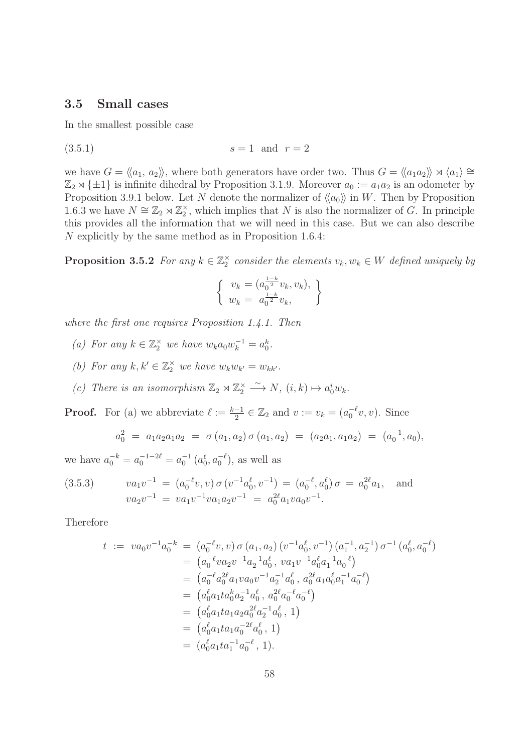## 3.5 Small cases

In the smallest possible case

$$s = 1 \quad \text{and} \quad r = 2 \tag{3.5.1}$$

we have $G = \langle\!\langle a_1, a_2 \rangle\!\rangle$, where both generators have order two. Thus $G = \langle\!\langle a_1 a_2 \rangle\!\rangle \rtimes \langle a_1 \rangle \cong \mathbb{Z}_2 \rtimes \{\pm 1\}$ is infinite dihedral by Proposition 3.1.9. Moreover $a_0 := a_1 a_2$ is an odometer by Proposition 3.9.1 below. Let $N$ denote the normalizer of $\langle\!\langle a_0 \rangle\!\rangle$ in $W$. Then by Proposition 1.6.3 we have $N \cong \mathbb{Z}_2 \rtimes \mathbb{Z}_2^\times$, which implies that $N$ is also the normalizer of $G$. In principle this provides all the information that we will need in this case. But we can also describe $N$ explicitly by the same method as in Proposition 1.6.4:

**Proposition 3.5.2** *For any $k \in \mathbb{Z}_2^\times$ consider the elements $v_k, w_k \in W$ defined uniquely by*

$$\left\{ \begin{array}{l} v_k = (a_0^{\frac{1-k}{2}} v_k, v_k), \\ w_k = \; a_0^{\frac{1-k}{2}} v_k, \end{array} \right\}$$

*where the first one requires Proposition 1.4.1. Then*

- *(a) For any $k \in \mathbb{Z}_2^\times$ we have $w_k a_0 w_k^{-1} = a_0^k$.*
- *(b) For any $k, k' \in \mathbb{Z}_2^\times$ we have $w_k w_{k'} = w_{kk'}$.*
- *(c) There is an isomorphism $\mathbb{Z}_2 \rtimes \mathbb{Z}_2^\times \xrightarrow{\sim} N$, $(i, k) \mapsto a_0^i w_k$.*

**Proof.** For (a) we abbreviate $\ell := \frac{k-1}{2} \in \mathbb{Z}_2$ and $v := v_k = (a_0^{-\ell} v, v)$. Since

$$a_0^2 \;=\; a_1 a_2 a_1 a_2 \;=\; \sigma\,(a_1, a_2)\,\sigma\,(a_1, a_2) \;=\; (a_2 a_1, a_1 a_2) \;=\; (a_0^{-1}, a_0),$$

we have $a_0^{-k} = a_0^{-1-2\ell} = a_0^{-1}\,(a_0^\ell, a_0^{-\ell})$, as well as

$$\begin{array}{l} v a_1 v^{-1} \;=\; (a_0^{-\ell} v, v)\,\sigma\,(v^{-1} a_0^\ell, v^{-1}) \;=\; (a_0^{-\ell}, a_0^\ell)\,\sigma \;=\; a_0^{2\ell} a_1, \quad \text{and} \\ v a_2 v^{-1} \;=\; v a_1 v^{-1} v a_1 a_2 v^{-1} \;=\; a_0^{2\ell} a_1 v a_0 v^{-1}. \end{array} \tag{3.5.3}$$

Therefore

$$\begin{aligned} t \;:=\; v a_0 v^{-1} a_0^{-k} \;&=\; (a_0^{-\ell} v, v)\,\sigma\,(a_1, a_2)\,(v^{-1} a_0^\ell, v^{-1})\,(a_1^{-1}, a_2^{-1})\,\sigma^{-1}\,(a_0^\ell, a_0^{-\ell}) \\ &=\; \big(a_0^{-\ell} v a_2 v^{-1} a_2^{-1} a_0^\ell\,,\; v a_1 v^{-1} a_0^\ell a_1^{-1} a_0^{-\ell}\big) \\ &=\; \big(a_0^{-\ell} a_0^{2\ell} a_1 v a_0 v^{-1} a_2^{-1} a_0^\ell\,,\; a_0^{2\ell} a_1 a_0^\ell a_1^{-1} a_0^{-\ell}\big) \\ &=\; \big(a_0^\ell a_1 t a_0^k a_2^{-1} a_0^\ell\,,\; a_0^{2\ell} a_0^{-\ell} a_0^{-\ell}\big) \\ &=\; \big(a_0^\ell a_1 t a_1 a_2 a_0^{2\ell} a_2^{-1} a_0^\ell\,,\; 1\big) \\ &=\; \big(a_0^\ell a_1 t a_1 a_0^{-2\ell} a_0^\ell\,,\; 1\big) \\ &=\; (a_0^\ell a_1 t a_1^{-1} a_0^{-\ell},\; 1). \end{aligned}$$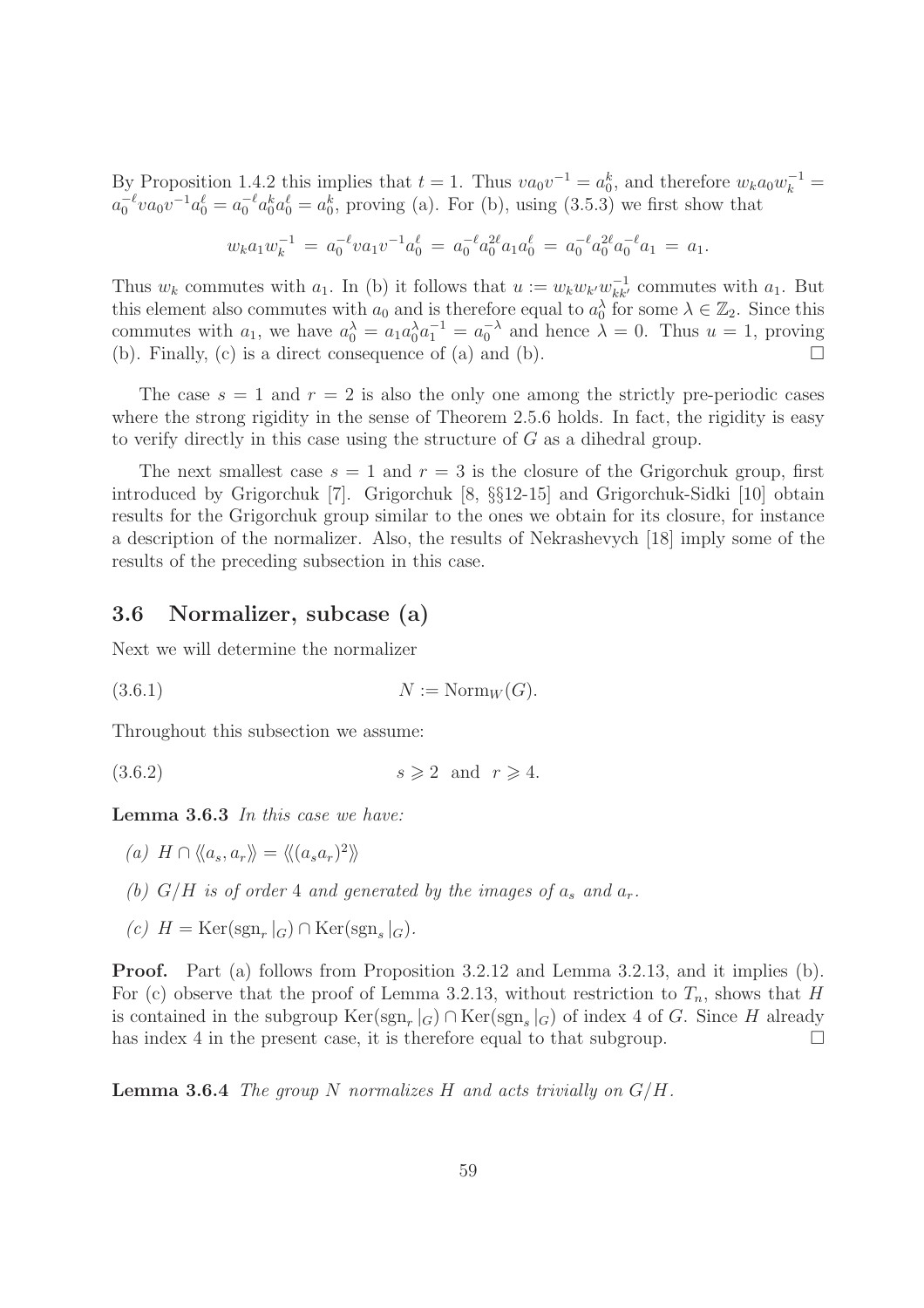By Proposition 1.4.2 this implies that $t = 1$. Thus $va_0v^{-1} = a_0^k$, and therefore $w_k a_0 w_k^{-1} = a_0^{-\ell} v a_0 v^{-1} a_0^{\ell} = a_0^{-\ell} a_0^k a_0^{\ell} = a_0^k$, proving (a). For (b), using (3.5.3) we first show that

$$w_k a_1 w_k^{-1} = a_0^{-\ell} v a_1 v^{-1} a_0^{\ell} = a_0^{-\ell} a_0^{2\ell} a_1 a_0^{\ell} = a_0^{-\ell} a_0^{2\ell} a_0^{-\ell} a_1 = a_1.$$

Thus $w_k$ commutes with $a_1$. In (b) it follows that $u := w_k w_{k'} w_{kk'}^{-1}$ commutes with $a_1$. But this element also commutes with $a_0$ and is therefore equal to $a_0^{\lambda}$ for some $\lambda \in \mathbb{Z}_2$. Since this commutes with $a_1$, we have $a_0^{\lambda} = a_1 a_0^{\lambda} a_1^{-1} = a_0^{-\lambda}$ and hence $\lambda = 0$. Thus $u = 1$, proving (b). Finally, (c) is a direct consequence of (a) and (b). $\square$

The case $s = 1$ and $r = 2$ is also the only one among the strictly pre-periodic cases where the strong rigidity in the sense of Theorem 2.5.6 holds. In fact, the rigidity is easy to verify directly in this case using the structure of $G$ as a dihedral group.

The next smallest case $s = 1$ and $r = 3$ is the closure of the Grigorchuk group, first introduced by Grigorchuk [7]. Grigorchuk [8, §§12-15] and Grigorchuk-Sidki [10] obtain results for the Grigorchuk group similar to the ones we obtain for its closure, for instance a description of the normalizer. Also, the results of Nekrashevych [18] imply some of the results of the preceding subsection in this case.

## 3.6 Normalizer, subcase (a)

Next we will determine the normalizer

$$N := \mathrm{Norm}_W(G). \tag{3.6.1}$$

Throughout this subsection we assume:

$$s \geqslant 2 \text{ and } r \geqslant 4. \tag{3.6.2}$$

**Lemma 3.6.3** *In this case we have:*

*(a)* $H \cap \langle\!\langle a_s, a_r \rangle\!\rangle = \langle\!\langle (a_s a_r)^2 \rangle\!\rangle$

*(b)* $G/H$ *is of order* 4 *and generated by the images of* $a_s$ *and* $a_r$*.*

*(c)* $H = \mathrm{Ker}(\mathrm{sgn}_r|_G) \cap \mathrm{Ker}(\mathrm{sgn}_s|_G)$*.*

**Proof.** Part (a) follows from Proposition 3.2.12 and Lemma 3.2.13, and it implies (b). For (c) observe that the proof of Lemma 3.2.13, without restriction to $T_n$, shows that $H$ is contained in the subgroup $\mathrm{Ker}(\mathrm{sgn}_r|_G) \cap \mathrm{Ker}(\mathrm{sgn}_s|_G)$ of index 4 of $G$. Since $H$ already has index 4 in the present case, it is therefore equal to that subgroup. $\square$

**Lemma 3.6.4** *The group* $N$ *normalizes* $H$ *and acts trivially on* $G/H$*.*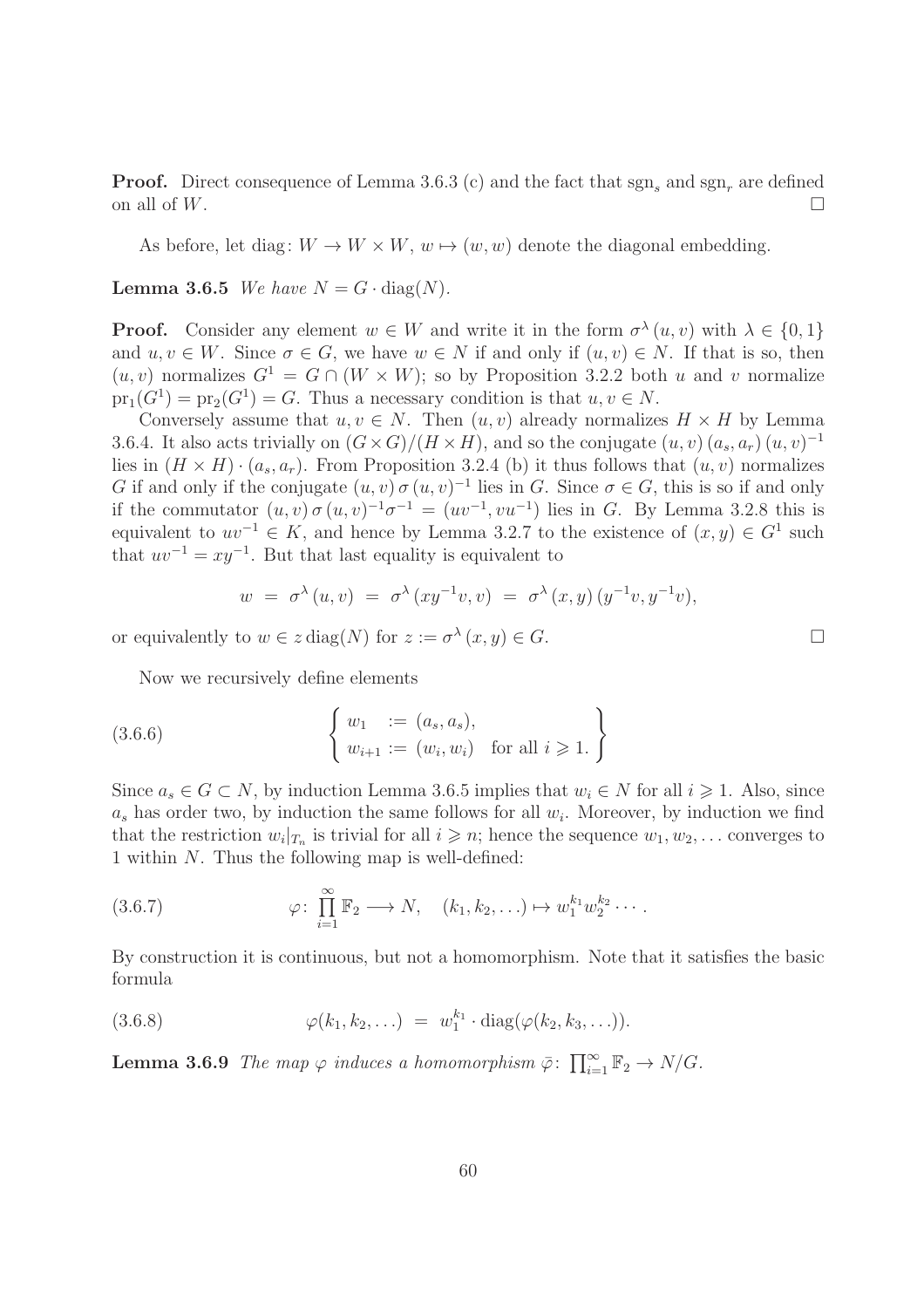**Proof.** Direct consequence of Lemma 3.6.3 (c) and the fact that $\operatorname{sgn}_s$ and $\operatorname{sgn}_r$ are defined on all of $W$. $\square$

As before, let $\operatorname{diag}\colon W \to W \times W$, $w \mapsto (w,w)$ denote the diagonal embedding.

**Lemma 3.6.5** *We have $N = G \cdot \operatorname{diag}(N)$.*

**Proof.** Consider any element $w \in W$ and write it in the form $\sigma^\lambda(u,v)$ with $\lambda \in \{0,1\}$ and $u, v \in W$. Since $\sigma \in G$, we have $w \in N$ if and only if $(u,v) \in N$. If that is so, then $(u,v)$ normalizes $G^1 = G \cap (W \times W)$; so by Proposition 3.2.2 both $u$ and $v$ normalize $\operatorname{pr}_1(G^1) = \operatorname{pr}_2(G^1) = G$. Thus a necessary condition is that $u, v \in N$.

Conversely assume that $u, v \in N$. Then $(u,v)$ already normalizes $H \times H$ by Lemma 3.6.4. It also acts trivially on $(G \times G)/(H \times H)$, and so the conjugate $(u,v)\,(a_s,a_r)\,(u,v)^{-1}$ lies in $(H \times H)\cdot(a_s,a_r)$. From Proposition 3.2.4 (b) it thus follows that $(u,v)$ normalizes $G$ if and only if the conjugate $(u,v)\,\sigma\,(u,v)^{-1}$ lies in $G$. Since $\sigma \in G$, this is so if and only if the commutator $(u,v)\,\sigma\,(u,v)^{-1}\sigma^{-1} = (uv^{-1}, vu^{-1})$ lies in $G$. By Lemma 3.2.8 this is equivalent to $uv^{-1} \in K$, and hence by Lemma 3.2.7 to the existence of $(x,y) \in G^1$ such that $uv^{-1} = xy^{-1}$. But that last equality is equivalent to

$$w \;=\; \sigma^\lambda(u,v) \;=\; \sigma^\lambda(xy^{-1}v, v) \;=\; \sigma^\lambda(x,y)\,(y^{-1}v, y^{-1}v),$$

or equivalently to $w \in z\operatorname{diag}(N)$ for $z := \sigma^\lambda(x,y) \in G$. $\square$

Now we recursively define elements

$$\left\{\begin{array}{ll} w_1 &:= (a_s, a_s), \\ w_{i+1} &:= (w_i, w_i) \quad \text{for all } i \geqslant 1. \end{array}\right\} \tag{3.6.6}$$

Since $a_s \in G \subset N$, by induction Lemma 3.6.5 implies that $w_i \in N$ for all $i \geqslant 1$. Also, since $a_s$ has order two, by induction the same follows for all $w_i$. Moreover, by induction we find that the restriction $w_i|_{T_n}$ is trivial for all $i \geqslant n$; hence the sequence $w_1, w_2, \ldots$ converges to 1 within $N$. Thus the following map is well-defined:

$$\varphi\colon \prod_{i=1}^{\infty} \mathbb{F}_2 \longrightarrow N, \quad (k_1, k_2, \ldots) \mapsto w_1^{k_1} w_2^{k_2} \cdots. \tag{3.6.7}$$

By construction it is continuous, but not a homomorphism. Note that it satisfies the basic formula

$$\varphi(k_1, k_2, \ldots) \;=\; w_1^{k_1} \cdot \operatorname{diag}(\varphi(k_2, k_3, \ldots)). \tag{3.6.8}$$

**Lemma 3.6.9** *The map $\varphi$ induces a homomorphism $\bar{\varphi}\colon \prod_{i=1}^{\infty} \mathbb{F}_2 \to N/G$.*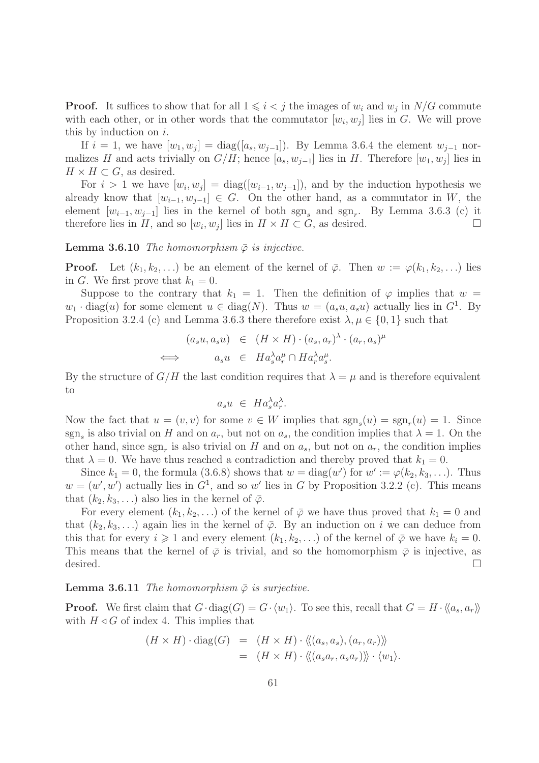**Proof.** It suffices to show that for all $1 \leqslant i < j$ the images of $w_i$ and $w_j$ in $N/G$ commute with each other, or in other words that the commutator $[w_i, w_j]$ lies in $G$. We will prove this by induction on $i$.

If $i = 1$, we have $[w_1, w_j] = \mathrm{diag}([a_s, w_{j-1}])$. By Lemma 3.6.4 the element $w_{j-1}$ normalizes $H$ and acts trivially on $G/H$; hence $[a_s, w_{j-1}]$ lies in $H$. Therefore $[w_1, w_j]$ lies in $H \times H \subset G$, as desired.

For $i > 1$ we have $[w_i, w_j] = \mathrm{diag}([w_{i-1}, w_{j-1}])$, and by the induction hypothesis we already know that $[w_{i-1}, w_{j-1}] \in G$. On the other hand, as a commutator in $W$, the element $[w_{i-1}, w_{j-1}]$ lies in the kernel of both $\mathrm{sgn}_s$ and $\mathrm{sgn}_r$. By Lemma 3.6.3 (c) it therefore lies in $H$, and so $[w_i, w_j]$ lies in $H \times H \subset G$, as desired. □

**Lemma 3.6.10** *The homomorphism $\bar{\varphi}$ is injective.*

**Proof.** Let $(k_1, k_2, \ldots)$ be an element of the kernel of $\bar{\varphi}$. Then $w := \varphi(k_1, k_2, \ldots)$ lies in $G$. We first prove that $k_1 = 0$.

Suppose to the contrary that $k_1 = 1$. Then the definition of $\varphi$ implies that $w = w_1 \cdot \mathrm{diag}(u)$ for some element $u \in \mathrm{diag}(N)$. Thus $w = (a_s u, a_s u)$ actually lies in $G^1$. By Proposition 3.2.4 (c) and Lemma 3.6.3 there therefore exist $\lambda, \mu \in \{0, 1\}$ such that

$$\begin{array}{rrcl} & (a_s u, a_s u) & \in & (H \times H) \cdot (a_s, a_r)^\lambda \cdot (a_r, a_s)^\mu \\ \iff & a_s u & \in & H a_s^\lambda a_r^\mu \cap H a_r^\lambda a_s^\mu. \end{array}$$

By the structure of $G/H$ the last condition requires that $\lambda = \mu$ and is therefore equivalent to

$$a_s u \;\in\; H a_s^\lambda a_r^\lambda.$$

Now the fact that $u = (v, v)$ for some $v \in W$ implies that $\mathrm{sgn}_s(u) = \mathrm{sgn}_r(u) = 1$. Since $\mathrm{sgn}_s$ is also trivial on $H$ and on $a_r$, but not on $a_s$, the condition implies that $\lambda = 1$. On the other hand, since $\mathrm{sgn}_r$ is also trivial on $H$ and on $a_s$, but not on $a_r$, the condition implies that $\lambda = 0$. We have thus reached a contradiction and thereby proved that $k_1 = 0$.

Since $k_1 = 0$, the formula (3.6.8) shows that $w = \mathrm{diag}(w')$ for $w' := \varphi(k_2, k_3, \ldots)$. Thus $w = (w', w')$ actually lies in $G^1$, and so $w'$ lies in $G$ by Proposition 3.2.2 (c). This means that $(k_2, k_3, \ldots)$ also lies in the kernel of $\bar{\varphi}$.

For every element $(k_1, k_2, \ldots)$ of the kernel of $\bar{\varphi}$ we have thus proved that $k_1 = 0$ and that $(k_2, k_3, \ldots)$ again lies in the kernel of $\bar{\varphi}$. By an induction on $i$ we can deduce from this that for every $i \geqslant 1$ and every element $(k_1, k_2, \ldots)$ of the kernel of $\bar{\varphi}$ we have $k_i = 0$. This means that the kernel of $\bar{\varphi}$ is trivial, and so the homomorphism $\bar{\varphi}$ is injective, as desired. □

**Lemma 3.6.11** *The homomorphism $\bar{\varphi}$ is surjective.*

**Proof.** We first claim that $G \cdot \mathrm{diag}(G) = G \cdot \langle w_1 \rangle$. To see this, recall that $G = H \cdot \langle\!\langle a_s, a_r \rangle\!\rangle$ with $H \triangleleft G$ of index 4. This implies that

$$\begin{array}{rcl} (H \times H) \cdot \mathrm{diag}(G) & = & (H \times H) \cdot \langle\!\langle (a_s, a_s), (a_r, a_r) \rangle\!\rangle \\ & = & (H \times H) \cdot \langle\!\langle (a_s a_r, a_s a_r) \rangle\!\rangle \cdot \langle w_1 \rangle. \end{array}$$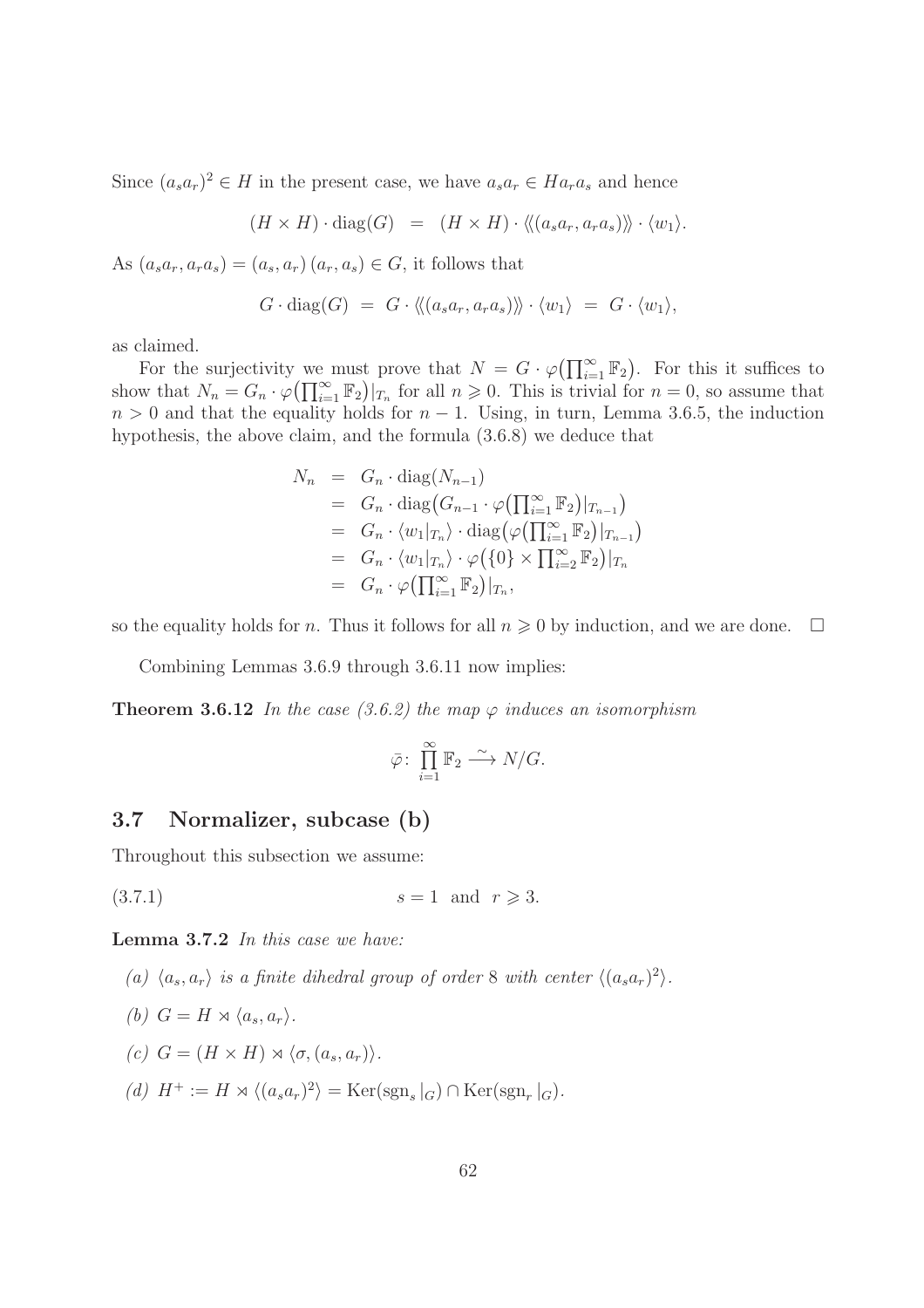Since $(a_s a_r)^2 \in H$ in the present case, we have $a_s a_r \in H a_r a_s$ and hence

$$(H \times H) \cdot \mathrm{diag}(G) \;\;=\;\; (H \times H) \cdot \langle\!\langle (a_s a_r, a_r a_s) \rangle\!\rangle \cdot \langle w_1 \rangle.$$

As $(a_s a_r, a_r a_s) = (a_s, a_r)\,(a_r, a_s) \in G$, it follows that

$$G \cdot \mathrm{diag}(G) \;=\; G \cdot \langle\!\langle (a_s a_r, a_r a_s) \rangle\!\rangle \cdot \langle w_1 \rangle \;=\; G \cdot \langle w_1 \rangle,$$

as claimed.

For the surjectivity we must prove that $N = G \cdot \varphi\big(\prod_{i=1}^\infty \mathbb{F}_2\big)$. For this it suffices to show that $N_n = G_n \cdot \varphi\big(\prod_{i=1}^\infty \mathbb{F}_2\big)|_{T_n}$ for all $n \geqslant 0$. This is trivial for $n = 0$, so assume that $n > 0$ and that the equality holds for $n-1$. Using, in turn, Lemma 3.6.5, the induction hypothesis, the above claim, and the formula (3.6.8) we deduce that

$$\begin{aligned}
N_n &= G_n \cdot \mathrm{diag}(N_{n-1}) \\
&= G_n \cdot \mathrm{diag}\big(G_{n-1} \cdot \varphi\big(\textstyle\prod_{i=1}^\infty \mathbb{F}_2\big)|_{T_{n-1}}\big) \\
&= G_n \cdot \langle w_1|_{T_n} \rangle \cdot \mathrm{diag}\big(\varphi\big(\textstyle\prod_{i=1}^\infty \mathbb{F}_2\big)|_{T_{n-1}}\big) \\
&= G_n \cdot \langle w_1|_{T_n} \rangle \cdot \varphi\big(\{0\} \times \textstyle\prod_{i=2}^\infty \mathbb{F}_2\big)|_{T_n} \\
&= G_n \cdot \varphi\big(\textstyle\prod_{i=1}^\infty \mathbb{F}_2\big)|_{T_n},
\end{aligned}$$

so the equality holds for $n$. Thus it follows for all $n \geqslant 0$ by induction, and we are done. $\square$

Combining Lemmas 3.6.9 through 3.6.11 now implies:

**Theorem 3.6.12** *In the case (3.6.2) the map $\varphi$ induces an isomorphism*

$$\bar{\varphi}\colon \prod_{i=1}^\infty \mathbb{F}_2 \xrightarrow{\sim} N/G.$$

## 3.7 Normalizer, subcase (b)

Throughout this subsection we assume:

$$(3.7.1) \qquad\qquad s = 1 \;\text{ and }\; r \geqslant 3.$$

**Lemma 3.7.2** *In this case we have:*

*(a) $\langle a_s, a_r \rangle$ is a finite dihedral group of order 8 with center $\langle (a_s a_r)^2 \rangle$.*

*(b) $G = H \rtimes \langle a_s, a_r \rangle$.*

*(c) $G = (H \times H) \rtimes \langle \sigma, (a_s, a_r) \rangle$.*

*(d) $H^+ := H \rtimes \langle (a_s a_r)^2 \rangle = \mathrm{Ker}(\mathrm{sgn}_s|_G) \cap \mathrm{Ker}(\mathrm{sgn}_r|_G)$.*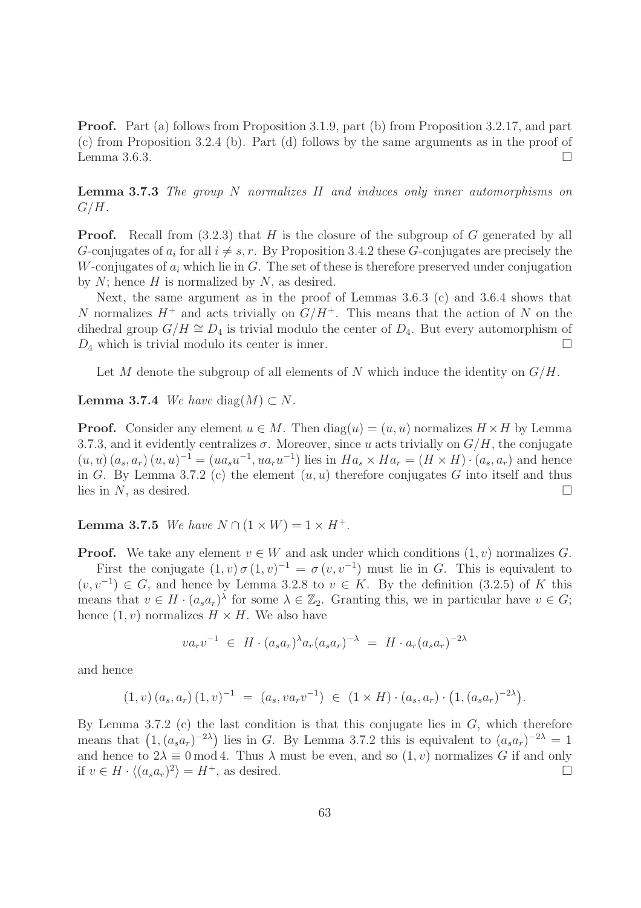**Proof.** Part (a) follows from Proposition 3.1.9, part (b) from Proposition 3.2.17, and part (c) from Proposition 3.2.4 (b). Part (d) follows by the same arguments as in the proof of Lemma 3.6.3. $\square$

**Lemma 3.7.3** *The group $N$ normalizes $H$ and induces only inner automorphisms on $G/H$.*

**Proof.** Recall from (3.2.3) that $H$ is the closure of the subgroup of $G$ generated by all $G$-conjugates of $a_i$ for all $i \neq s, r$. By Proposition 3.4.2 these $G$-conjugates are precisely the $W$-conjugates of $a_i$ which lie in $G$. The set of these is therefore preserved under conjugation by $N$; hence $H$ is normalized by $N$, as desired.

Next, the same argument as in the proof of Lemmas 3.6.3 (c) and 3.6.4 shows that $N$ normalizes $H^+$ and acts trivially on $G/H^+$. This means that the action of $N$ on the dihedral group $G/H \cong D_4$ is trivial modulo the center of $D_4$. But every automorphism of $D_4$ which is trivial modulo its center is inner. $\square$

Let $M$ denote the subgroup of all elements of $N$ which induce the identity on $G/H$.

**Lemma 3.7.4** *We have $\mathrm{diag}(M) \subset N$.*

**Proof.** Consider any element $u \in M$. Then $\mathrm{diag}(u) = (u, u)$ normalizes $H \times H$ by Lemma 3.7.3, and it evidently centralizes $\sigma$. Moreover, since $u$ acts trivially on $G/H$, the conjugate $(u, u)\,(a_s, a_r)\,(u, u)^{-1} = (ua_su^{-1}, ua_ru^{-1})$ lies in $Ha_s \times Ha_r = (H \times H) \cdot (a_s, a_r)$ and hence in $G$. By Lemma 3.7.2 (c) the element $(u, u)$ therefore conjugates $G$ into itself and thus lies in $N$, as desired. $\square$

**Lemma 3.7.5** *We have $N \cap (1 \times W) = 1 \times H^+$.*

**Proof.** We take any element $v \in W$ and ask under which conditions $(1, v)$ normalizes $G$.

First the conjugate $(1, v)\,\sigma\,(1, v)^{-1} = \sigma\,(v, v^{-1})$ must lie in $G$. This is equivalent to $(v, v^{-1}) \in G$, and hence by Lemma 3.2.8 to $v \in K$. By the definition (3.2.5) of $K$ this means that $v \in H \cdot (a_sa_r)^\lambda$ for some $\lambda \in \mathbb{Z}_2$. Granting this, we in particular have $v \in G$; hence $(1, v)$ normalizes $H \times H$. We also have

$$va_rv^{-1} \;\in\; H \cdot (a_sa_r)^\lambda a_r (a_sa_r)^{-\lambda} \;=\; H \cdot a_r(a_sa_r)^{-2\lambda}$$

and hence

$$(1, v)\,(a_s, a_r)\,(1, v)^{-1} \;=\; (a_s, va_rv^{-1}) \;\in\; (1 \times H) \cdot (a_s, a_r) \cdot \big(1, (a_sa_r)^{-2\lambda}\big).$$

By Lemma 3.7.2 (c) the last condition is that this conjugate lies in $G$, which therefore means that $\big(1, (a_sa_r)^{-2\lambda}\big)$ lies in $G$. By Lemma 3.7.2 this is equivalent to $(a_sa_r)^{-2\lambda} = 1$ and hence to $2\lambda \equiv 0 \bmod 4$. Thus $\lambda$ must be even, and so $(1, v)$ normalizes $G$ if and only if $v \in H \cdot \langle (a_sa_r)^2 \rangle = H^+$, as desired. $\square$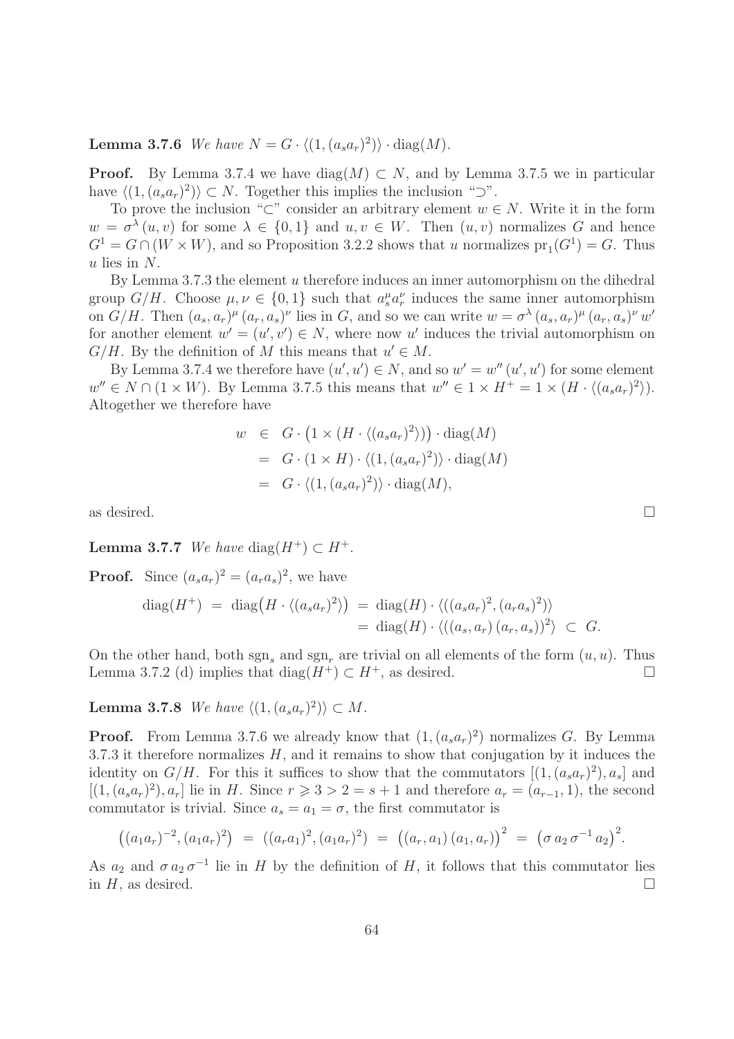**Lemma 3.7.6** *We have $N = G \cdot \langle(1,(a_s a_r)^2)\rangle \cdot \mathrm{diag}(M)$.*

**Proof.** By Lemma 3.7.4 we have $\mathrm{diag}(M) \subset N$, and by Lemma 3.7.5 we in particular have $\langle(1,(a_s a_r)^2)\rangle \subset N$. Together this implies the inclusion "$\supset$".

To prove the inclusion "$\subset$" consider an arbitrary element $w \in N$. Write it in the form $w = \sigma^\lambda (u,v)$ for some $\lambda \in \{0,1\}$ and $u,v \in W$. Then $(u,v)$ normalizes $G$ and hence $G^1 = G \cap (W \times W)$, and so Proposition 3.2.2 shows that $u$ normalizes $\mathrm{pr}_1(G^1) = G$. Thus $u$ lies in $N$.

By Lemma 3.7.3 the element $u$ therefore induces an inner automorphism on the dihedral group $G/H$. Choose $\mu, \nu \in \{0,1\}$ such that $a_s^\mu a_r^\nu$ induces the same inner automorphism on $G/H$. Then $(a_s,a_r)^\mu (a_r,a_s)^\nu$ lies in $G$, and so we can write $w = \sigma^\lambda (a_s,a_r)^\mu (a_r,a_s)^\nu w'$ for another element $w' = (u',v') \in N$, where now $u'$ induces the trivial automorphism on $G/H$. By the definition of $M$ this means that $u' \in M$.

By Lemma 3.7.4 we therefore have $(u',u') \in N$, and so $w' = w''(u',u')$ for some element $w'' \in N \cap (1 \times W)$. By Lemma 3.7.5 this means that $w'' \in 1 \times H^+ = 1 \times (H \cdot \langle(a_s a_r)^2\rangle)$. Altogether we therefore have

$$
\begin{aligned}
w &\in G \cdot \big(1 \times (H \cdot \langle(a_s a_r)^2\rangle)\big) \cdot \mathrm{diag}(M) \\
&= G \cdot (1 \times H) \cdot \langle(1,(a_s a_r)^2)\rangle \cdot \mathrm{diag}(M) \\
&= G \cdot \langle(1,(a_s a_r)^2)\rangle \cdot \mathrm{diag}(M),
\end{aligned}
$$

as desired. $\square$

**Lemma 3.7.7** *We have $\mathrm{diag}(H^+) \subset H^+$.*

**Proof.** Since $(a_s a_r)^2 = (a_r a_s)^2$, we have

$$
\begin{aligned}
\mathrm{diag}(H^+) &= \mathrm{diag}\big(H \cdot \langle(a_s a_r)^2\rangle\big) = \mathrm{diag}(H) \cdot \langle((a_s a_r)^2,(a_r a_s)^2)\rangle \\
&= \mathrm{diag}(H) \cdot \langle((a_s,a_r)\,(a_r,a_s))^2\rangle \subset G.
\end{aligned}
$$

On the other hand, both $\mathrm{sgn}_s$ and $\mathrm{sgn}_r$ are trivial on all elements of the form $(u,u)$. Thus Lemma 3.7.2 (d) implies that $\mathrm{diag}(H^+) \subset H^+$, as desired. $\square$

**Lemma 3.7.8** *We have $\langle(1,(a_s a_r)^2)\rangle \subset M$.*

**Proof.** From Lemma 3.7.6 we already know that $(1,(a_s a_r)^2)$ normalizes $G$. By Lemma 3.7.3 it therefore normalizes $H$, and it remains to show that conjugation by it induces the identity on $G/H$. For this it suffices to show that the commutators $[(1,(a_s a_r)^2), a_s]$ and $[(1,(a_s a_r)^2), a_r]$ lie in $H$. Since $r \geqslant 3 > 2 = s+1$ and therefore $a_r = (a_{r-1},1)$, the second commutator is trivial. Since $a_s = a_1 = \sigma$, the first commutator is

$$
\big((a_1 a_r)^{-2},(a_1 a_r)^2\big) = ((a_r a_1)^2,(a_1 a_r)^2) = \big((a_r,a_1)\,(a_1,a_r)\big)^2 = \big(\sigma\, a_2\, \sigma^{-1}\, a_2\big)^2.
$$

As $a_2$ and $\sigma\, a_2\, \sigma^{-1}$ lie in $H$ by the definition of $H$, it follows that this commutator lies in $H$, as desired. $\square$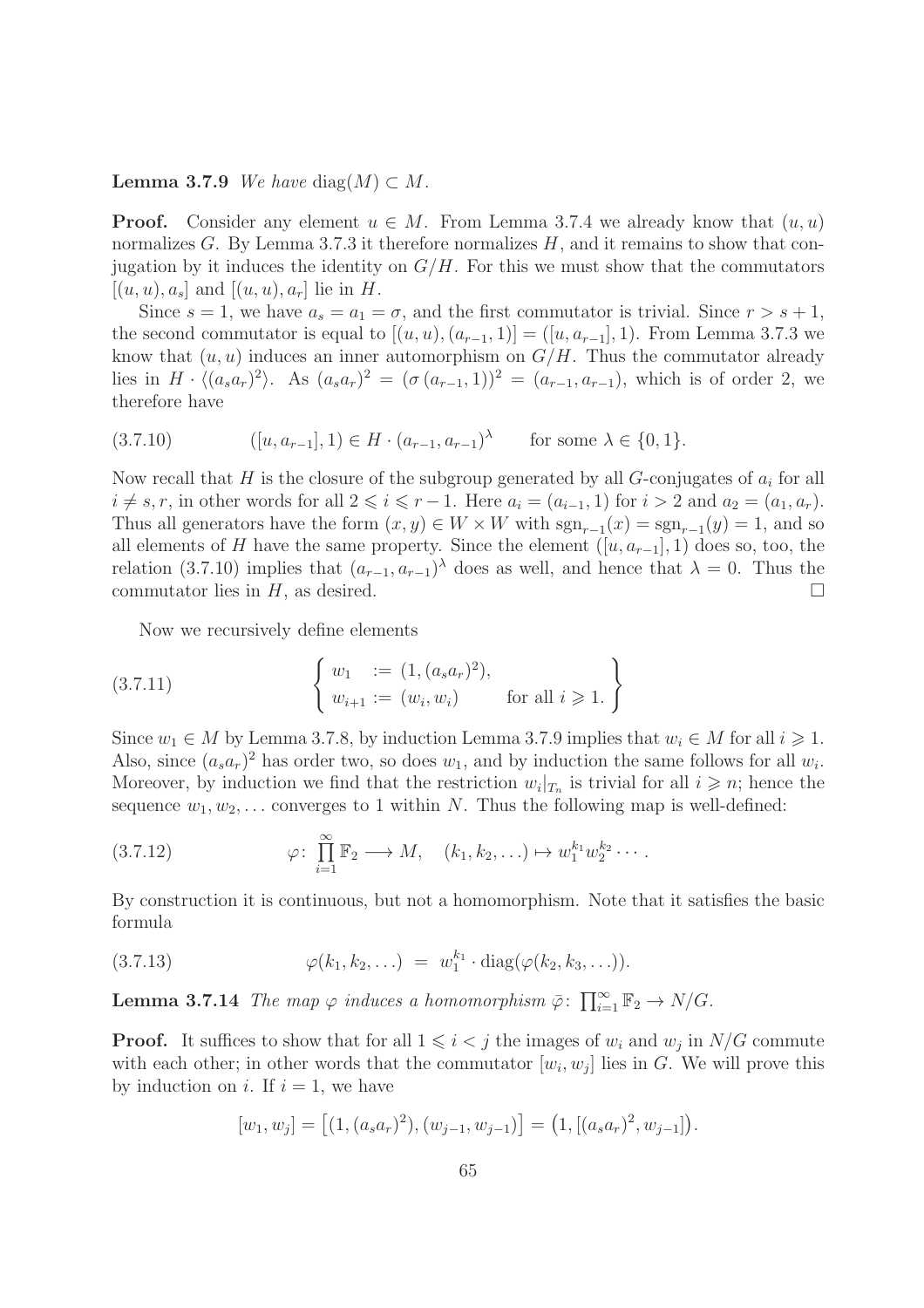**Lemma 3.7.9** *We have* $\operatorname{diag}(M) \subset M$.

**Proof.** Consider any element $u \in M$. From Lemma 3.7.4 we already know that $(u,u)$ normalizes $G$. By Lemma 3.7.3 it therefore normalizes $H$, and it remains to show that conjugation by it induces the identity on $G/H$. For this we must show that the commutators $[(u,u), a_s]$ and $[(u,u), a_r]$ lie in $H$.

Since $s = 1$, we have $a_s = a_1 = \sigma$, and the first commutator is trivial. Since $r > s+1$, the second commutator is equal to $[(u,u),(a_{r-1},1)] = ([u,a_{r-1}],1)$. From Lemma 3.7.3 we know that $(u,u)$ induces an inner automorphism on $G/H$. Thus the commutator already lies in $H \cdot \langle (a_s a_r)^2 \rangle$. As $(a_s a_r)^2 = (\sigma\,(a_{r-1},1))^2 = (a_{r-1},a_{r-1})$, which is of order 2, we therefore have

$$([u,a_{r-1}],1) \in H \cdot (a_{r-1},a_{r-1})^\lambda \qquad \text{for some } \lambda \in \{0,1\}. \tag{3.7.10}$$

Now recall that $H$ is the closure of the subgroup generated by all $G$-conjugates of $a_i$ for all $i \neq s, r$, in other words for all $2 \leqslant i \leqslant r-1$. Here $a_i = (a_{i-1},1)$ for $i > 2$ and $a_2 = (a_1, a_r)$. Thus all generators have the form $(x,y) \in W \times W$ with $\operatorname{sgn}_{r-1}(x) = \operatorname{sgn}_{r-1}(y) = 1$, and so all elements of $H$ have the same property. Since the element $([u,a_{r-1}],1)$ does so, too, the relation (3.7.10) implies that $(a_{r-1},a_{r-1})^\lambda$ does as well, and hence that $\lambda = 0$. Thus the commutator lies in $H$, as desired. $\square$

Now we recursively define elements

$$\left\{ \begin{array}{ll} w_1 := (1,(a_s a_r)^2), & \\ w_{i+1} := (w_i, w_i) & \text{for all } i \geqslant 1. \end{array} \right\} \tag{3.7.11}$$

Since $w_1 \in M$ by Lemma 3.7.8, by induction Lemma 3.7.9 implies that $w_i \in M$ for all $i \geqslant 1$. Also, since $(a_s a_r)^2$ has order two, so does $w_1$, and by induction the same follows for all $w_i$. Moreover, by induction we find that the restriction $w_i|_{T_n}$ is trivial for all $i \geqslant n$; hence the sequence $w_1, w_2, \ldots$ converges to 1 within $N$. Thus the following map is well-defined:

$$\varphi\colon \prod_{i=1}^{\infty} \mathbb{F}_2 \longrightarrow M, \quad (k_1,k_2,\ldots) \mapsto w_1^{k_1} w_2^{k_2} \cdots. \tag{3.7.12}$$

By construction it is continuous, but not a homomorphism. Note that it satisfies the basic formula

$$\varphi(k_1,k_2,\ldots) \;=\; w_1^{k_1} \cdot \operatorname{diag}(\varphi(k_2,k_3,\ldots)). \tag{3.7.13}$$

**Lemma 3.7.14** *The map* $\varphi$ *induces a homomorphism* $\bar{\varphi}\colon \prod_{i=1}^\infty \mathbb{F}_2 \to N/G$.

**Proof.** It suffices to show that for all $1 \leqslant i < j$ the images of $w_i$ and $w_j$ in $N/G$ commute with each other; in other words that the commutator $[w_i, w_j]$ lies in $G$. We will prove this by induction on $i$. If $i = 1$, we have

$$[w_1, w_j] = \big[(1,(a_s a_r)^2), (w_{j-1}, w_{j-1})\big] = \big(1, [(a_s a_r)^2, w_{j-1}]\big).$$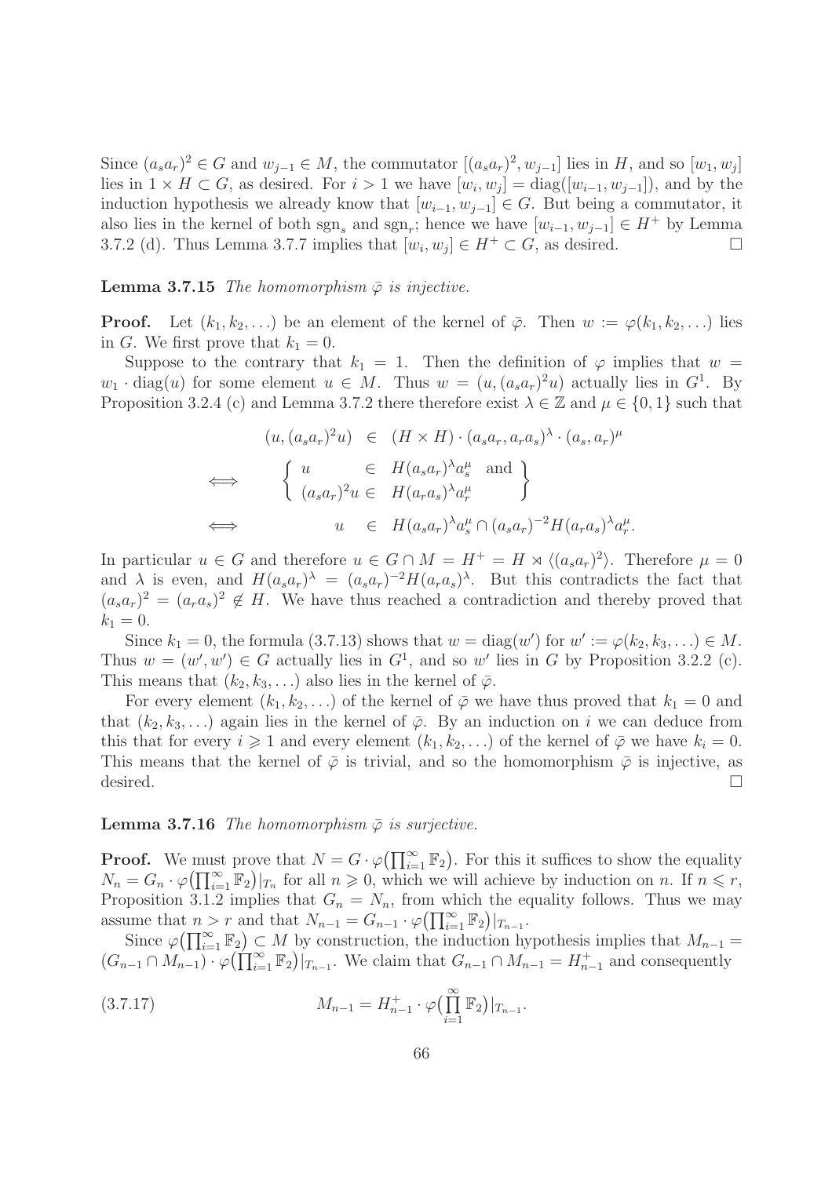Since $(a_sa_r)^2 \in G$ and $w_{j-1} \in M$, the commutator $[(a_sa_r)^2, w_{j-1}]$ lies in $H$, and so $[w_1, w_j]$ lies in $1 \times H \subset G$, as desired. For $i > 1$ we have $[w_i, w_j] = \mathrm{diag}([w_{i-1}, w_{j-1}])$, and by the induction hypothesis we already know that $[w_{i-1}, w_{j-1}] \in G$. But being a commutator, it also lies in the kernel of both $\mathrm{sgn}_s$ and $\mathrm{sgn}_r$; hence we have $[w_{i-1}, w_{j-1}] \in H^+$ by Lemma 3.7.2 (d). Thus Lemma 3.7.7 implies that $[w_i, w_j] \in H^+ \subset G$, as desired. $\square$

**Lemma 3.7.15** *The homomorphism $\bar{\varphi}$ is injective.*

**Proof.** Let $(k_1, k_2, \ldots)$ be an element of the kernel of $\bar{\varphi}$. Then $w := \varphi(k_1, k_2, \ldots)$ lies in $G$. We first prove that $k_1 = 0$.

Suppose to the contrary that $k_1 = 1$. Then the definition of $\varphi$ implies that $w = w_1 \cdot \mathrm{diag}(u)$ for some element $u \in M$. Thus $w = (u, (a_sa_r)^2u)$ actually lies in $G^1$. By Proposition 3.2.4 (c) and Lemma 3.7.2 there therefore exist $\lambda \in \mathbb{Z}$ and $\mu \in \{0, 1\}$ such that

$$
\begin{array}{lrcl}
 & (u, (a_sa_r)^2u) & \in & (H \times H) \cdot (a_sa_r, a_ra_s)^\lambda \cdot (a_s, a_r)^\mu \\
\Longleftrightarrow & \left\{ \begin{array}{lcl} u & \in & H(a_sa_r)^\lambda a_s^\mu \quad \text{and} \\ (a_sa_r)^2u & \in & H(a_ra_s)^\lambda a_r^\mu \end{array} \right\} \\
\Longleftrightarrow & u & \in & H(a_sa_r)^\lambda a_s^\mu \cap (a_sa_r)^{-2}H(a_ra_s)^\lambda a_r^\mu.
\end{array}
$$

In particular $u \in G$ and therefore $u \in G \cap M = H^+ = H \rtimes \langle (a_sa_r)^2 \rangle$. Therefore $\mu = 0$ and $\lambda$ is even, and $H(a_sa_r)^\lambda = (a_sa_r)^{-2}H(a_ra_s)^\lambda$. But this contradicts the fact that $(a_sa_r)^2 = (a_ra_s)^2 \notin H$. We have thus reached a contradiction and thereby proved that $k_1 = 0$.

Since $k_1 = 0$, the formula (3.7.13) shows that $w = \mathrm{diag}(w')$ for $w' := \varphi(k_2, k_3, \ldots) \in M$. Thus $w = (w', w') \in G$ actually lies in $G^1$, and so $w'$ lies in $G$ by Proposition 3.2.2 (c). This means that $(k_2, k_3, \ldots)$ also lies in the kernel of $\bar{\varphi}$.

For every element $(k_1, k_2, \ldots)$ of the kernel of $\bar{\varphi}$ we have thus proved that $k_1 = 0$ and that $(k_2, k_3, \ldots)$ again lies in the kernel of $\bar{\varphi}$. By an induction on $i$ we can deduce from this that for every $i \geqslant 1$ and every element $(k_1, k_2, \ldots)$ of the kernel of $\bar{\varphi}$ we have $k_i = 0$. This means that the kernel of $\bar{\varphi}$ is trivial, and so the homomorphism $\bar{\varphi}$ is injective, as desired. $\square$

**Lemma 3.7.16** *The homomorphism $\bar{\varphi}$ is surjective.*

**Proof.** We must prove that $N = G \cdot \varphi\big(\prod_{i=1}^\infty \mathbb{F}_2\big)$. For this it suffices to show the equality $N_n = G_n \cdot \varphi\big(\prod_{i=1}^\infty \mathbb{F}_2\big)|_{T_n}$ for all $n \geqslant 0$, which we will achieve by induction on $n$. If $n \leqslant r$, Proposition 3.1.2 implies that $G_n = N_n$, from which the equality follows. Thus we may assume that $n > r$ and that $N_{n-1} = G_{n-1} \cdot \varphi\big(\prod_{i=1}^\infty \mathbb{F}_2\big)|_{T_{n-1}}$.

Since $\varphi\big(\prod_{i=1}^\infty \mathbb{F}_2\big) \subset M$ by construction, the induction hypothesis implies that $M_{n-1} = (G_{n-1} \cap M_{n-1}) \cdot \varphi\big(\prod_{i=1}^\infty \mathbb{F}_2\big)|_{T_{n-1}}$. We claim that $G_{n-1} \cap M_{n-1} = H^+_{n-1}$ and consequently

$$
M_{n-1} = H^+_{n-1} \cdot \varphi\big(\prod_{i=1}^\infty \mathbb{F}_2\big)|_{T_{n-1}}. \tag{3.7.17}
$$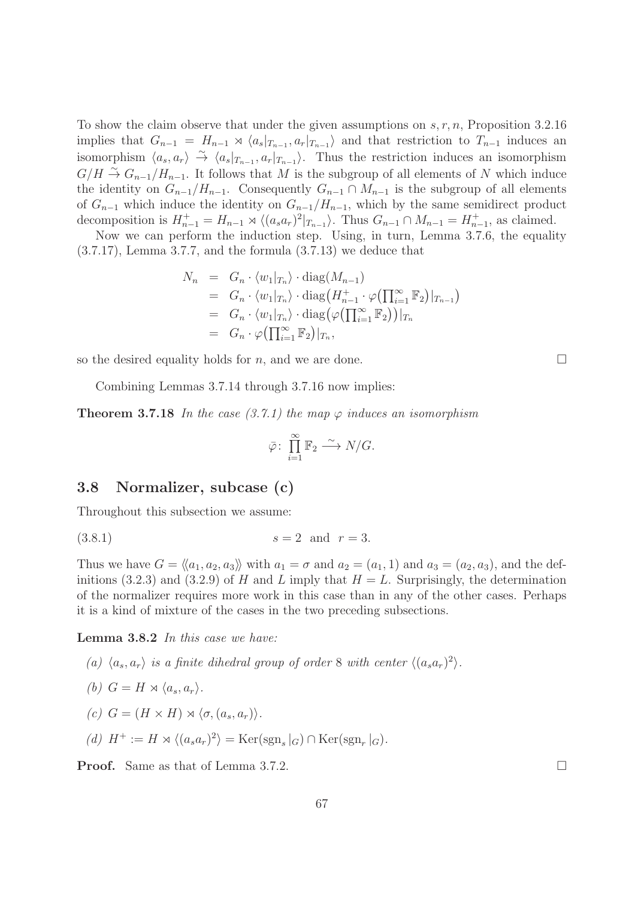To show the claim observe that under the given assumptions on $s, r, n$, Proposition 3.2.16 implies that $G_{n-1} = H_{n-1} \rtimes \langle a_s|_{T_{n-1}}, a_r|_{T_{n-1}} \rangle$ and that restriction to $T_{n-1}$ induces an isomorphism $\langle a_s, a_r \rangle \xrightarrow{\sim} \langle a_s|_{T_{n-1}}, a_r|_{T_{n-1}} \rangle$. Thus the restriction induces an isomorphism $G/H \xrightarrow{\sim} G_{n-1}/H_{n-1}$. It follows that $M$ is the subgroup of all elements of $N$ which induce the identity on $G_{n-1}/H_{n-1}$. Consequently $G_{n-1} \cap M_{n-1}$ is the subgroup of all elements of $G_{n-1}$ which induce the identity on $G_{n-1}/H_{n-1}$, which by the same semidirect product decomposition is $H_{n-1}^+ = H_{n-1} \rtimes \langle (a_s a_r)^2|_{T_{n-1}} \rangle$. Thus $G_{n-1} \cap M_{n-1} = H_{n-1}^+$, as claimed.

Now we can perform the induction step. Using, in turn, Lemma 3.7.6, the equality (3.7.17), Lemma 3.7.7, and the formula (3.7.13) we deduce that

$$
\begin{aligned}
N_n &= G_n \cdot \langle w_1|_{T_n} \rangle \cdot \mathrm{diag}(M_{n-1}) \\
&= G_n \cdot \langle w_1|_{T_n} \rangle \cdot \mathrm{diag}\big(H_{n-1}^+ \cdot \varphi\big(\textstyle\prod_{i=1}^\infty \mathbb{F}_2\big)|_{T_{n-1}}\big) \\
&= G_n \cdot \langle w_1|_{T_n} \rangle \cdot \mathrm{diag}\big(\varphi\big(\textstyle\prod_{i=1}^\infty \mathbb{F}_2\big)\big)|_{T_n} \\
&= G_n \cdot \varphi\big(\textstyle\prod_{i=1}^\infty \mathbb{F}_2\big)|_{T_n},
\end{aligned}
$$

so the desired equality holds for $n$, and we are done. $\square$

Combining Lemmas 3.7.14 through 3.7.16 now implies:

**Theorem 3.7.18** *In the case (3.7.1) the map $\varphi$ induces an isomorphism*

$$
\bar{\varphi} \colon \prod_{i=1}^{\infty} \mathbb{F}_2 \xrightarrow{\ \sim\ } N/G.
$$

## 3.8 Normalizer, subcase (c)

Throughout this subsection we assume:

$$
(3.8.1) \qquad\qquad s = 2 \ \text{ and } \ r = 3.
$$

Thus we have $G = \langle\!\langle a_1, a_2, a_3 \rangle\!\rangle$ with $a_1 = \sigma$ and $a_2 = (a_1, 1)$ and $a_3 = (a_2, a_3)$, and the definitions (3.2.3) and (3.2.9) of $H$ and $L$ imply that $H = L$. Surprisingly, the determination of the normalizer requires more work in this case than in any of the other cases. Perhaps it is a kind of mixture of the cases in the two preceding subsections.

**Lemma 3.8.2** *In this case we have:*

(a) *$\langle a_s, a_r \rangle$ is a finite dihedral group of order 8 with center $\langle (a_s a_r)^2 \rangle$.*

(b) *$G = H \rtimes \langle a_s, a_r \rangle$.*

(c) *$G = (H \times H) \rtimes \langle \sigma, (a_s, a_r) \rangle$.*

(d) *$H^+ := H \rtimes \langle (a_s a_r)^2 \rangle = \mathrm{Ker}(\mathrm{sgn}_s|_G) \cap \mathrm{Ker}(\mathrm{sgn}_r|_G)$.*

**Proof.** Same as that of Lemma 3.7.2. $\square$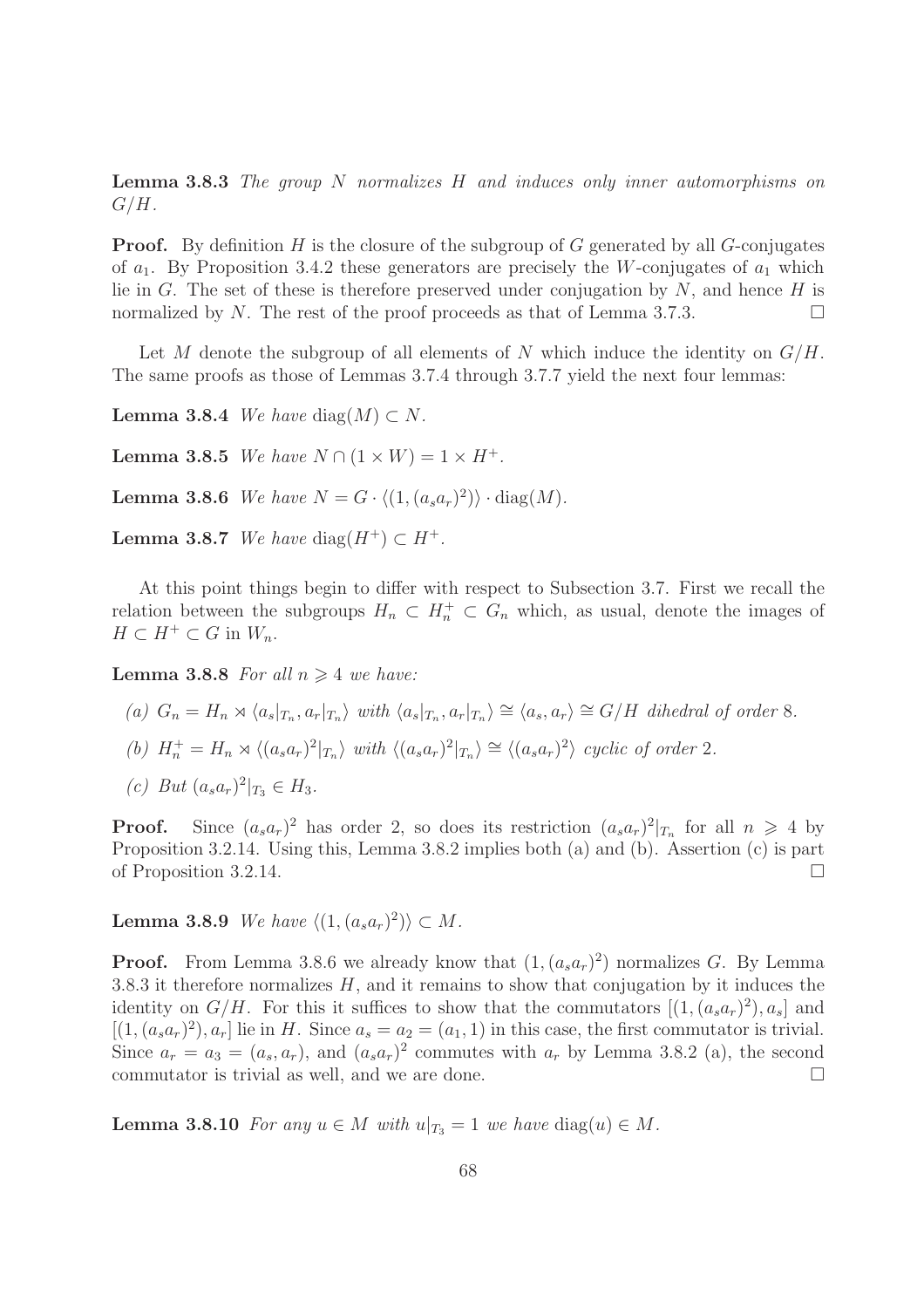**Lemma 3.8.3** *The group $N$ normalizes $H$ and induces only inner automorphisms on $G/H$.*

**Proof.** By definition $H$ is the closure of the subgroup of $G$ generated by all $G$-conjugates of $a_1$. By Proposition 3.4.2 these generators are precisely the $W$-conjugates of $a_1$ which lie in $G$. The set of these is therefore preserved under conjugation by $N$, and hence $H$ is normalized by $N$. The rest of the proof proceeds as that of Lemma 3.7.3. $\square$

Let $M$ denote the subgroup of all elements of $N$ which induce the identity on $G/H$. The same proofs as those of Lemmas 3.7.4 through 3.7.7 yield the next four lemmas:

**Lemma 3.8.4** *We have $\mathrm{diag}(M) \subset N$.*

**Lemma 3.8.5** *We have $N \cap (1 \times W) = 1 \times H^+$.*

**Lemma 3.8.6** *We have $N = G \cdot \langle (1, (a_s a_r)^2) \rangle \cdot \mathrm{diag}(M)$.*

**Lemma 3.8.7** *We have $\mathrm{diag}(H^+) \subset H^+$.*

At this point things begin to differ with respect to Subsection 3.7. First we recall the relation between the subgroups $H_n \subset H_n^+ \subset G_n$ which, as usual, denote the images of $H \subset H^+ \subset G$ in $W_n$.

**Lemma 3.8.8** *For all $n \geqslant 4$ we have:*

*(a) $G_n = H_n \rtimes \langle a_s|_{T_n}, a_r|_{T_n} \rangle$ with $\langle a_s|_{T_n}, a_r|_{T_n} \rangle \cong \langle a_s, a_r \rangle \cong G/H$ dihedral of order 8.*

*(b) $H_n^+ = H_n \rtimes \langle (a_s a_r)^2|_{T_n} \rangle$ with $\langle (a_s a_r)^2|_{T_n} \rangle \cong \langle (a_s a_r)^2 \rangle$ cyclic of order 2.*

*(c) But $(a_s a_r)^2|_{T_3} \in H_3$.*

**Proof.** Since $(a_s a_r)^2$ has order 2, so does its restriction $(a_s a_r)^2|_{T_n}$ for all $n \geqslant 4$ by Proposition 3.2.14. Using this, Lemma 3.8.2 implies both (a) and (b). Assertion (c) is part of Proposition 3.2.14. $\square$

**Lemma 3.8.9** *We have $\langle (1, (a_s a_r)^2) \rangle \subset M$.*

**Proof.** From Lemma 3.8.6 we already know that $(1, (a_s a_r)^2)$ normalizes $G$. By Lemma 3.8.3 it therefore normalizes $H$, and it remains to show that conjugation by it induces the identity on $G/H$. For this it suffices to show that the commutators $[(1, (a_s a_r)^2), a_s]$ and $[(1, (a_s a_r)^2), a_r]$ lie in $H$. Since $a_s = a_2 = (a_1, 1)$ in this case, the first commutator is trivial. Since $a_r = a_3 = (a_s, a_r)$, and $(a_s a_r)^2$ commutes with $a_r$ by Lemma 3.8.2 (a), the second commutator is trivial as well, and we are done. $\square$

**Lemma 3.8.10** *For any $u \in M$ with $u|_{T_3} = 1$ we have $\mathrm{diag}(u) \in M$.*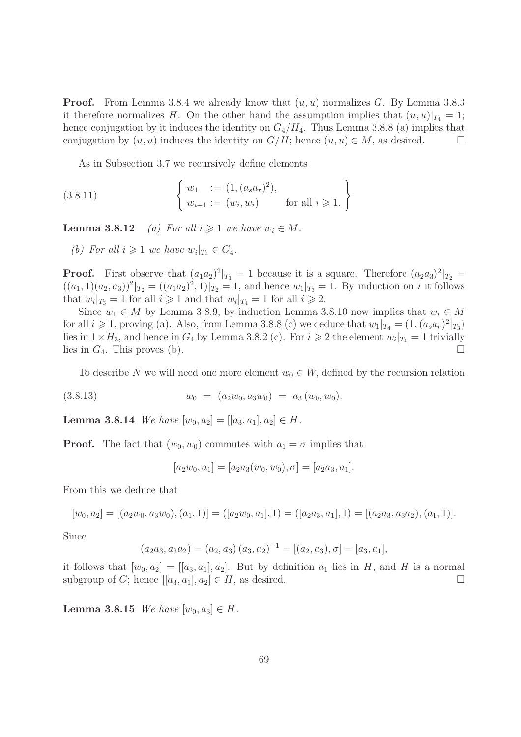**Proof.** From Lemma 3.8.4 we already know that $(u, u)$ normalizes $G$. By Lemma 3.8.3 it therefore normalizes $H$. On the other hand the assumption implies that $(u, u)|_{T_4} = 1$; hence conjugation by it induces the identity on $G_4/H_4$. Thus Lemma 3.8.8 (a) implies that conjugation by $(u, u)$ induces the identity on $G/H$; hence $(u, u) \in M$, as desired. $\square$

As in Subsection 3.7 we recursively define elements

$$
\left\{ \begin{array}{ll} w_1 & := (1, (a_s a_r)^2), \\ w_{i+1} := (w_i, w_i) & \text{for all } i \geqslant 1. \end{array} \right\} \tag{3.8.11}
$$

**Lemma 3.8.12** *(a) For all $i \geqslant 1$ we have $w_i \in M$.*

*(b) For all $i \geqslant 1$ we have $w_i|_{T_4} \in G_4$.*

**Proof.** First observe that $(a_1 a_2)^2|_{T_1} = 1$ because it is a square. Therefore $(a_2 a_3)^2|_{T_2} = ((a_1, 1)(a_2, a_3))^2|_{T_2} = ((a_1 a_2)^2, 1)|_{T_2} = 1$, and hence $w_1|_{T_3} = 1$. By induction on $i$ it follows that $w_i|_{T_3} = 1$ for all $i \geqslant 1$ and that $w_i|_{T_4} = 1$ for all $i \geqslant 2$.

Since $w_1 \in M$ by Lemma 3.8.9, by induction Lemma 3.8.10 now implies that $w_i \in M$ for all $i \geqslant 1$, proving (a). Also, from Lemma 3.8.8 (c) we deduce that $w_1|_{T_4} = (1, (a_s a_r)^2|_{T_3})$ lies in $1 \times H_3$, and hence in $G_4$ by Lemma 3.8.2 (c). For $i \geqslant 2$ the element $w_i|_{T_4} = 1$ trivially lies in $G_4$. This proves (b). $\square$

To describe $N$ we will need one more element $w_0 \in W$, defined by the recursion relation

$$
w_0 \;=\; (a_2 w_0, a_3 w_0) \;=\; a_3\, (w_0, w_0). \tag{3.8.13}
$$

**Lemma 3.8.14** *We have $[w_0, a_2] = [[a_3, a_1], a_2] \in H$.*

**Proof.** The fact that $(w_0, w_0)$ commutes with $a_1 = \sigma$ implies that

$$
[a_2 w_0, a_1] = [a_2 a_3 (w_0, w_0), \sigma] = [a_2 a_3, a_1].
$$

From this we deduce that

$$
[w_0, a_2] = [(a_2 w_0, a_3 w_0), (a_1, 1)] = ([a_2 w_0, a_1], 1) = ([a_2 a_3, a_1], 1) = [(a_2 a_3, a_3 a_2), (a_1, 1)].
$$

Since

$$
(a_2 a_3, a_3 a_2) = (a_2, a_3)\, (a_3, a_2)^{-1} = [(a_2, a_3), \sigma] = [a_3, a_1],
$$

it follows that $[w_0, a_2] = [[a_3, a_1], a_2]$. But by definition $a_1$ lies in $H$, and $H$ is a normal subgroup of $G$; hence $[[a_3, a_1], a_2] \in H$, as desired. $\square$

**Lemma 3.8.15** *We have $[w_0, a_3] \in H$.*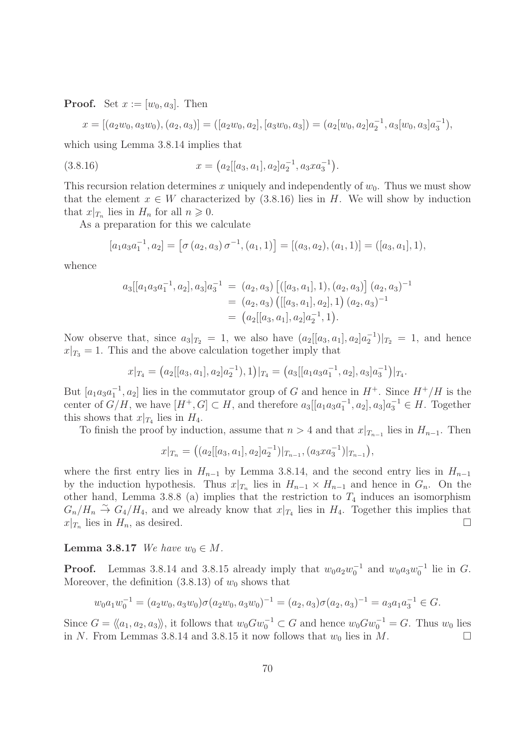**Proof.** Set $x := [w_0, a_3]$. Then

$$x = [(a_2w_0, a_3w_0), (a_2, a_3)] = ([a_2w_0, a_2], [a_3w_0, a_3]) = (a_2[w_0, a_2]a_2^{-1}, a_3[w_0, a_3]a_3^{-1}),$$

which using Lemma 3.8.14 implies that

$$x = \big(a_2[[a_3, a_1], a_2]a_2^{-1}, a_3xa_3^{-1}\big). \tag{3.8.16}$$

This recursion relation determines $x$ uniquely and independently of $w_0$. Thus we must show that the element $x \in W$ characterized by (3.8.16) lies in $H$. We will show by induction that $x|_{T_n}$ lies in $H_n$ for all $n \geqslant 0$.

As a preparation for this we calculate

$$[a_1a_3a_1^{-1}, a_2] = \big[\sigma\,(a_2, a_3)\,\sigma^{-1}, (a_1, 1)\big] = [(a_3, a_2), (a_1, 1)] = ([a_3, a_1], 1),$$

whence

$$\begin{aligned} a_3[[a_1a_3a_1^{-1}, a_2], a_3]a_3^{-1} &= (a_2, a_3)\,\big[([a_3, a_1], 1), (a_2, a_3)\big]\,(a_2, a_3)^{-1} \\ &= (a_2, a_3)\,\big([[a_3, a_1], a_2], 1\big)\,(a_2, a_3)^{-1} \\ &= \big(a_2[[a_3, a_1], a_2]a_2^{-1}, 1\big). \end{aligned}$$

Now observe that, since $a_3|_{T_2} = 1$, we also have $(a_2[[a_3, a_1], a_2]a_2^{-1})|_{T_2} = 1$, and hence $x|_{T_3} = 1$. This and the above calculation together imply that

$$x|_{T_4} = \big(a_2[[a_3, a_1], a_2]a_2^{-1}), 1\big)|_{T_4} = \big(a_3[[a_1a_3a_1^{-1}, a_2], a_3]a_3^{-1}\big)|_{T_4}.$$

But $[a_1a_3a_1^{-1}, a_2]$ lies in the commutator group of $G$ and hence in $H^+$. Since $H^+/H$ is the center of $G/H$, we have $[H^+, G] \subset H$, and therefore $a_3[[a_1a_3a_1^{-1}, a_2], a_3]a_3^{-1} \in H$. Together this shows that $x|_{T_4}$ lies in $H_4$.

To finish the proof by induction, assume that $n > 4$ and that $x|_{T_{n-1}}$ lies in $H_{n-1}$. Then

$$x|_{T_n} = \big((a_2[[a_3, a_1], a_2]a_2^{-1})|_{T_{n-1}}, (a_3xa_3^{-1})|_{T_{n-1}}\big),$$

where the first entry lies in $H_{n-1}$ by Lemma 3.8.14, and the second entry lies in $H_{n-1}$ by the induction hypothesis. Thus $x|_{T_n}$ lies in $H_{n-1} \times H_{n-1}$ and hence in $G_n$. On the other hand, Lemma 3.8.8 (a) implies that the restriction to $T_4$ induces an isomorphism $G_n/H_n \overset{\sim}{\to} G_4/H_4$, and we already know that $x|_{T_4}$ lies in $H_4$. Together this implies that $x|_{T_n}$ lies in $H_n$, as desired. $\square$

**Lemma 3.8.17** *We have $w_0 \in M$.*

**Proof.** Lemmas 3.8.14 and 3.8.15 already imply that $w_0a_2w_0^{-1}$ and $w_0a_3w_0^{-1}$ lie in $G$. Moreover, the definition (3.8.13) of $w_0$ shows that

$$w_0a_1w_0^{-1} = (a_2w_0, a_3w_0)\sigma(a_2w_0, a_3w_0)^{-1} = (a_2, a_3)\sigma(a_2, a_3)^{-1} = a_3a_1a_3^{-1} \in G.$$

Since $G = \langle\!\langle a_1, a_2, a_3\rangle\!\rangle$, it follows that $w_0Gw_0^{-1} \subset G$ and hence $w_0Gw_0^{-1} = G$. Thus $w_0$ lies in $N$. From Lemmas 3.8.14 and 3.8.15 it now follows that $w_0$ lies in $M$. $\square$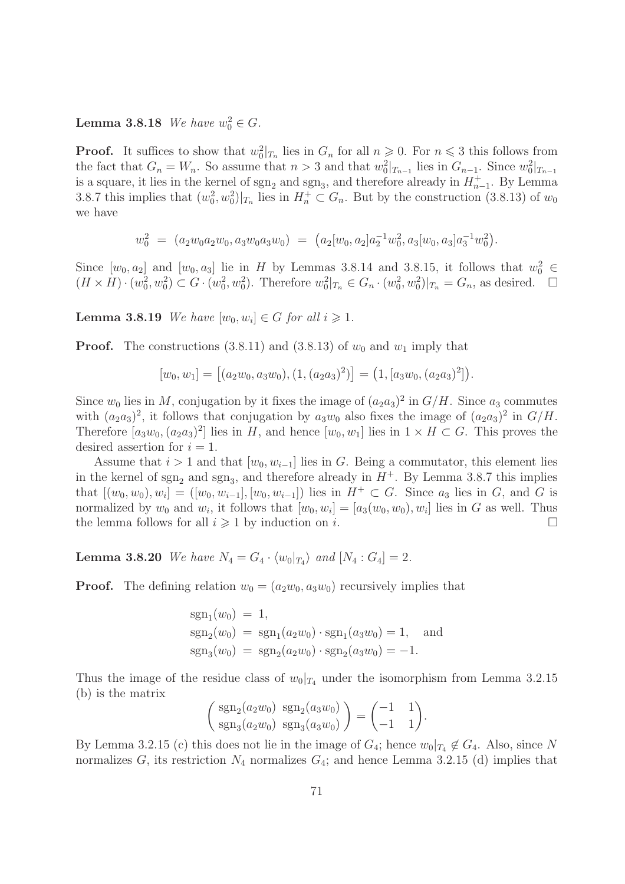**Lemma 3.8.18** *We have $w_0^2 \in G$.*

**Proof.** It suffices to show that $w_0^2|_{T_n}$ lies in $G_n$ for all $n \geqslant 0$. For $n \leqslant 3$ this follows from the fact that $G_n = W_n$. So assume that $n > 3$ and that $w_0^2|_{T_{n-1}}$ lies in $G_{n-1}$. Since $w_0^2|_{T_{n-1}}$ is a square, it lies in the kernel of $\mathrm{sgn}_2$ and $\mathrm{sgn}_3$, and therefore already in $H_{n-1}^+$. By Lemma 3.8.7 this implies that $(w_0^2, w_0^2)|_{T_n}$ lies in $H_n^+ \subset G_n$. But by the construction (3.8.13) of $w_0$ we have

$$w_0^2 \;=\; (a_2 w_0 a_2 w_0, a_3 w_0 a_3 w_0) \;=\; \big(a_2 [w_0, a_2] a_2^{-1} w_0^2, a_3 [w_0, a_3] a_3^{-1} w_0^2\big).$$

Since $[w_0, a_2]$ and $[w_0, a_3]$ lie in $H$ by Lemmas 3.8.14 and 3.8.15, it follows that $w_0^2 \in (H \times H) \cdot (w_0^2, w_0^2) \subset G \cdot (w_0^2, w_0^2)$. Therefore $w_0^2|_{T_n} \in G_n \cdot (w_0^2, w_0^2)|_{T_n} = G_n$, as desired. $\square$

**Lemma 3.8.19** *We have $[w_0, w_i] \in G$ for all $i \geqslant 1$.*

**Proof.** The constructions (3.8.11) and (3.8.13) of $w_0$ and $w_1$ imply that

$$[w_0, w_1] = \big[(a_2 w_0, a_3 w_0), (1, (a_2 a_3)^2)\big] = \big(1, [a_3 w_0, (a_2 a_3)^2]\big).$$

Since $w_0$ lies in $M$, conjugation by it fixes the image of $(a_2 a_3)^2$ in $G/H$. Since $a_3$ commutes with $(a_2 a_3)^2$, it follows that conjugation by $a_3 w_0$ also fixes the image of $(a_2 a_3)^2$ in $G/H$. Therefore $[a_3 w_0, (a_2 a_3)^2]$ lies in $H$, and hence $[w_0, w_1]$ lies in $1 \times H \subset G$. This proves the desired assertion for $i = 1$.

Assume that $i > 1$ and that $[w_0, w_{i-1}]$ lies in $G$. Being a commutator, this element lies in the kernel of $\mathrm{sgn}_2$ and $\mathrm{sgn}_3$, and therefore already in $H^+$. By Lemma 3.8.7 this implies that $[(w_0, w_0), w_i] = ([w_0, w_{i-1}], [w_0, w_{i-1}])$ lies in $H^+ \subset G$. Since $a_3$ lies in $G$, and $G$ is normalized by $w_0$ and $w_i$, it follows that $[w_0, w_i] = [a_3(w_0, w_0), w_i]$ lies in $G$ as well. Thus the lemma follows for all $i \geqslant 1$ by induction on $i$. $\square$

**Lemma 3.8.20** *We have $N_4 = G_4 \cdot \langle w_0|_{T_4} \rangle$ and $[N_4 : G_4] = 2$.*

**Proof.** The defining relation $w_0 = (a_2 w_0, a_3 w_0)$ recursively implies that

$$\begin{aligned}
\mathrm{sgn}_1(w_0) &= 1, \\
\mathrm{sgn}_2(w_0) &= \mathrm{sgn}_1(a_2 w_0) \cdot \mathrm{sgn}_1(a_3 w_0) = 1, \quad \text{and} \\
\mathrm{sgn}_3(w_0) &= \mathrm{sgn}_2(a_2 w_0) \cdot \mathrm{sgn}_2(a_3 w_0) = -1.
\end{aligned}$$

Thus the image of the residue class of $w_0|_{T_4}$ under the isomorphism from Lemma 3.2.15 (b) is the matrix

$$\begin{pmatrix} \mathrm{sgn}_2(a_2 w_0) & \mathrm{sgn}_2(a_3 w_0) \\ \mathrm{sgn}_3(a_2 w_0) & \mathrm{sgn}_3(a_3 w_0) \end{pmatrix} = \begin{pmatrix} -1 & 1 \\ -1 & 1 \end{pmatrix}.$$

By Lemma 3.2.15 (c) this does not lie in the image of $G_4$; hence $w_0|_{T_4} \notin G_4$. Also, since $N$ normalizes $G$, its restriction $N_4$ normalizes $G_4$; and hence Lemma 3.2.15 (d) implies that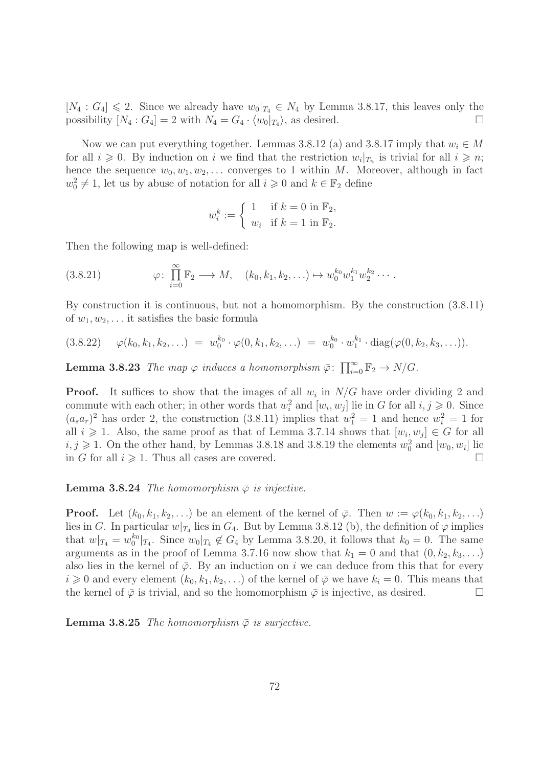$[N_4 : G_4] \leqslant 2$. Since we already have $w_0|_{T_4} \in N_4$ by Lemma 3.8.17, this leaves only the possibility $[N_4 : G_4] = 2$ with $N_4 = G_4 \cdot \langle w_0|_{T_4} \rangle$, as desired. □

Now we can put everything together. Lemmas 3.8.12 (a) and 3.8.17 imply that $w_i \in M$ for all $i \geqslant 0$. By induction on $i$ we find that the restriction $w_i|_{T_n}$ is trivial for all $i \geqslant n$; hence the sequence $w_0, w_1, w_2, \ldots$ converges to 1 within $M$. Moreover, although in fact $w_0^2 \neq 1$, let us by abuse of notation for all $i \geqslant 0$ and $k \in \mathbb{F}_2$ define

$$w_i^k := \begin{cases} 1 & \text{if } k = 0 \text{ in } \mathbb{F}_2, \\ w_i & \text{if } k = 1 \text{ in } \mathbb{F}_2. \end{cases}$$

Then the following map is well-defined:

$$\varphi \colon \prod_{i=0}^{\infty} \mathbb{F}_2 \longrightarrow M, \quad (k_0, k_1, k_2, \ldots) \mapsto w_0^{k_0} w_1^{k_1} w_2^{k_2} \cdots . \tag{3.8.21}$$

By construction it is continuous, but not a homomorphism. By the construction (3.8.11) of $w_1, w_2, \ldots$ it satisfies the basic formula

$$\varphi(k_0, k_1, k_2, \ldots) \;=\; w_0^{k_0} \cdot \varphi(0, k_1, k_2, \ldots) \;=\; w_0^{k_0} \cdot w_1^{k_1} \cdot \operatorname{diag}(\varphi(0, k_2, k_3, \ldots)). \tag{3.8.22}$$

**Lemma 3.8.23** *The map $\varphi$ induces a homomorphism $\bar{\varphi} \colon \prod_{i=0}^{\infty} \mathbb{F}_2 \to N/G$.*

**Proof.** It suffices to show that the images of all $w_i$ in $N/G$ have order dividing 2 and commute with each other; in other words that $w_i^2$ and $[w_i, w_j]$ lie in $G$ for all $i, j \geqslant 0$. Since $(a_s a_r)^2$ has order 2, the construction (3.8.11) implies that $w_1^2 = 1$ and hence $w_i^2 = 1$ for all $i \geqslant 1$. Also, the same proof as that of Lemma 3.7.14 shows that $[w_i, w_j] \in G$ for all $i, j \geqslant 1$. On the other hand, by Lemmas 3.8.18 and 3.8.19 the elements $w_0^2$ and $[w_0, w_i]$ lie in $G$ for all $i \geqslant 1$. Thus all cases are covered. □

**Lemma 3.8.24** *The homomorphism $\bar{\varphi}$ is injective.*

**Proof.** Let $(k_0, k_1, k_2, \ldots)$ be an element of the kernel of $\bar{\varphi}$. Then $w := \varphi(k_0, k_1, k_2, \ldots)$ lies in $G$. In particular $w|_{T_4}$ lies in $G_4$. But by Lemma 3.8.12 (b), the definition of $\varphi$ implies that $w|_{T_4} = w_0^{k_0}|_{T_4}$. Since $w_0|_{T_4} \notin G_4$ by Lemma 3.8.20, it follows that $k_0 = 0$. The same arguments as in the proof of Lemma 3.7.16 now show that $k_1 = 0$ and that $(0, k_2, k_3, \ldots)$ also lies in the kernel of $\bar{\varphi}$. By an induction on $i$ we can deduce from this that for every $i \geqslant 0$ and every element $(k_0, k_1, k_2, \ldots)$ of the kernel of $\bar{\varphi}$ we have $k_i = 0$. This means that the kernel of $\bar{\varphi}$ is trivial, and so the homomorphism $\bar{\varphi}$ is injective, as desired. □

**Lemma 3.8.25** *The homomorphism $\bar{\varphi}$ is surjective.*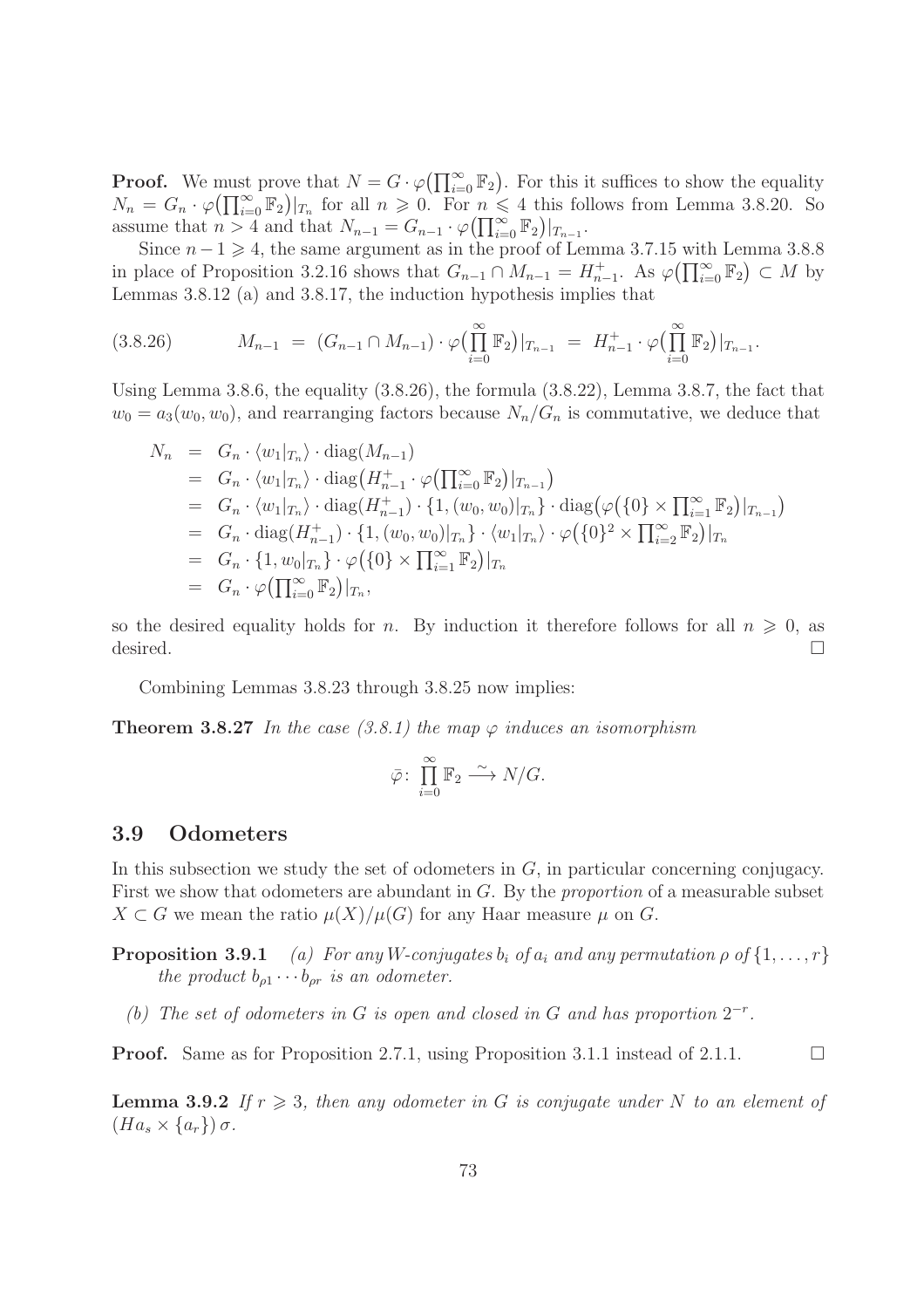**Proof.** We must prove that $N = G \cdot \varphi\big(\prod_{i=0}^\infty \mathbb{F}_2\big)$. For this it suffices to show the equality $N_n = G_n \cdot \varphi\big(\prod_{i=0}^\infty \mathbb{F}_2\big)|_{T_n}$ for all $n \geqslant 0$. For $n \leqslant 4$ this follows from Lemma 3.8.20. So assume that $n > 4$ and that $N_{n-1} = G_{n-1} \cdot \varphi\big(\prod_{i=0}^\infty \mathbb{F}_2\big)|_{T_{n-1}}$.

Since $n-1 \geqslant 4$, the same argument as in the proof of Lemma 3.7.15 with Lemma 3.8.8 in place of Proposition 3.2.16 shows that $G_{n-1} \cap M_{n-1} = H_{n-1}^+$. As $\varphi\big(\prod_{i=0}^\infty \mathbb{F}_2\big) \subset M$ by Lemmas 3.8.12 (a) and 3.8.17, the induction hypothesis implies that

$$M_{n-1} \;=\; (G_{n-1} \cap M_{n-1}) \cdot \varphi\big(\prod_{i=0}^\infty \mathbb{F}_2\big)|_{T_{n-1}} \;=\; H_{n-1}^+ \cdot \varphi\big(\prod_{i=0}^\infty \mathbb{F}_2\big)|_{T_{n-1}}. \tag{3.8.26}$$

Using Lemma 3.8.6, the equality (3.8.26), the formula (3.8.22), Lemma 3.8.7, the fact that $w_0 = a_3(w_0, w_0)$, and rearranging factors because $N_n/G_n$ is commutative, we deduce that

$$\begin{aligned}
N_n &= G_n \cdot \langle w_1|_{T_n} \rangle \cdot \mathrm{diag}(M_{n-1}) \\
&= G_n \cdot \langle w_1|_{T_n} \rangle \cdot \mathrm{diag}\big(H_{n-1}^+ \cdot \varphi\big(\textstyle\prod_{i=0}^\infty \mathbb{F}_2\big)|_{T_{n-1}}\big) \\
&= G_n \cdot \langle w_1|_{T_n} \rangle \cdot \mathrm{diag}(H_{n-1}^+) \cdot \{1, (w_0, w_0)|_{T_n}\} \cdot \mathrm{diag}\big(\varphi\big(\{0\} \times \textstyle\prod_{i=1}^\infty \mathbb{F}_2\big)|_{T_{n-1}}\big) \\
&= G_n \cdot \mathrm{diag}(H_{n-1}^+) \cdot \{1, (w_0, w_0)|_{T_n}\} \cdot \langle w_1|_{T_n} \rangle \cdot \varphi\big(\{0\}^2 \times \textstyle\prod_{i=2}^\infty \mathbb{F}_2\big)|_{T_n} \\
&= G_n \cdot \{1, w_0|_{T_n}\} \cdot \varphi\big(\{0\} \times \textstyle\prod_{i=1}^\infty \mathbb{F}_2\big)|_{T_n} \\
&= G_n \cdot \varphi\big(\textstyle\prod_{i=0}^\infty \mathbb{F}_2\big)|_{T_n},
\end{aligned}$$

so the desired equality holds for $n$. By induction it therefore follows for all $n \geqslant 0$, as desired. $\square$

Combining Lemmas 3.8.23 through 3.8.25 now implies:

**Theorem 3.8.27** *In the case (3.8.1) the map $\varphi$ induces an isomorphism*

$$\bar{\varphi} \colon \prod_{i=0}^\infty \mathbb{F}_2 \xrightarrow{\;\sim\;} N/G.$$

## 3.9 Odometers

In this subsection we study the set of odometers in $G$, in particular concerning conjugacy. First we show that odometers are abundant in $G$. By the *proportion* of a measurable subset $X \subset G$ we mean the ratio $\mu(X)/\mu(G)$ for any Haar measure $\mu$ on $G$.

**Proposition 3.9.1** *(a) For any $W$-conjugates $b_i$ of $a_i$ and any permutation $\rho$ of $\{1, \ldots, r\}$ the product $b_{\rho 1} \cdots b_{\rho r}$ is an odometer.*

*(b) The set of odometers in $G$ is open and closed in $G$ and has proportion $2^{-r}$.*

**Proof.** Same as for Proposition 2.7.1, using Proposition 3.1.1 instead of 2.1.1. $\square$

**Lemma 3.9.2** *If $r \geqslant 3$, then any odometer in $G$ is conjugate under $N$ to an element of $(Ha_s \times \{a_r\})\,\sigma$.*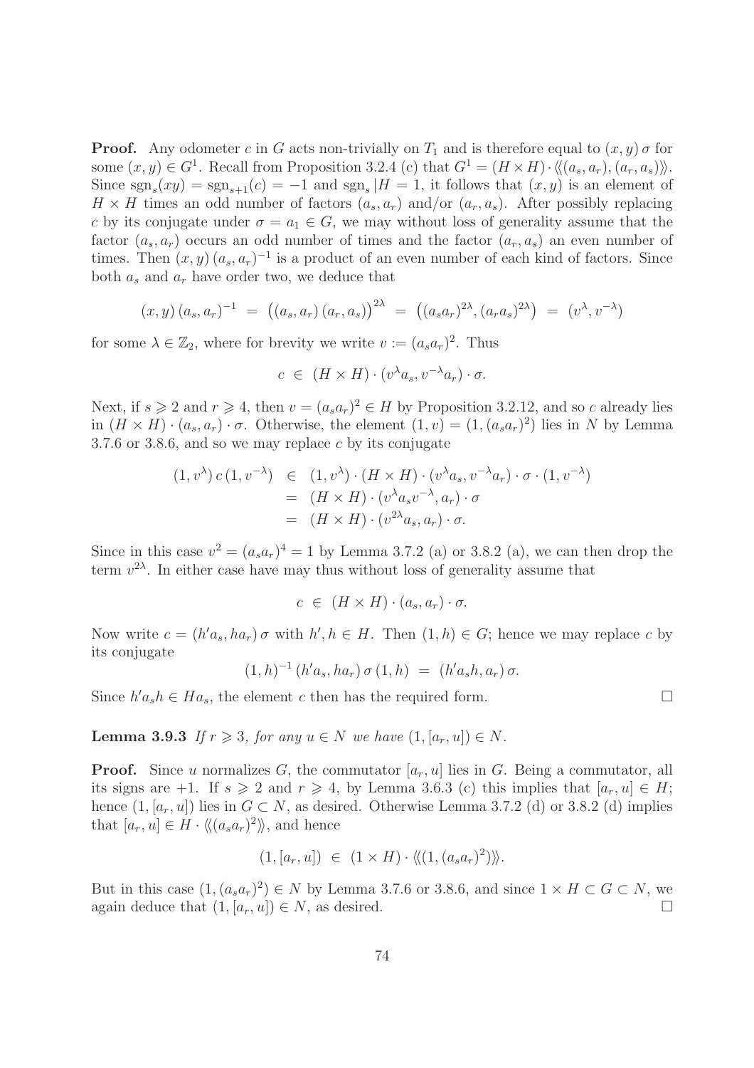**Proof.** Any odometer $c$ in $G$ acts non-trivially on $T_1$ and is therefore equal to $(x,y)\,\sigma$ for some $(x,y) \in G^1$. Recall from Proposition 3.2.4 (c) that $G^1 = (H \times H) \cdot \langle\!\langle (a_s, a_r), (a_r, a_s) \rangle\!\rangle$. Since $\mathrm{sgn}_s(xy) = \mathrm{sgn}_{s+1}(c) = -1$ and $\mathrm{sgn}_s|H = 1$, it follows that $(x,y)$ is an element of $H \times H$ times an odd number of factors $(a_s, a_r)$ and/or $(a_r, a_s)$. After possibly replacing $c$ by its conjugate under $\sigma = a_1 \in G$, we may without loss of generality assume that the factor $(a_s, a_r)$ occurs an odd number of times and the factor $(a_r, a_s)$ an even number of times. Then $(x,y)\,(a_s, a_r)^{-1}$ is a product of an even number of each kind of factors. Since both $a_s$ and $a_r$ have order two, we deduce that

$$(x,y)\,(a_s,a_r)^{-1} \;=\; \big((a_s,a_r)\,(a_r,a_s)\big)^{2\lambda} \;=\; \big((a_sa_r)^{2\lambda}, (a_ra_s)^{2\lambda}\big) \;=\; (v^\lambda, v^{-\lambda})$$

for some $\lambda \in \mathbb{Z}_2$, where for brevity we write $v := (a_sa_r)^2$. Thus

$$c \;\in\; (H \times H) \cdot (v^\lambda a_s, v^{-\lambda} a_r) \cdot \sigma.$$

Next, if $s \geqslant 2$ and $r \geqslant 4$, then $v = (a_sa_r)^2 \in H$ by Proposition 3.2.12, and so $c$ already lies in $(H \times H) \cdot (a_s, a_r) \cdot \sigma$. Otherwise, the element $(1, v) = (1, (a_sa_r)^2)$ lies in $N$ by Lemma 3.7.6 or 3.8.6, and so we may replace $c$ by its conjugate

$$\begin{aligned}
(1, v^\lambda)\, c\, (1, v^{-\lambda}) \;&\in\; (1, v^\lambda) \cdot (H \times H) \cdot (v^\lambda a_s, v^{-\lambda} a_r) \cdot \sigma \cdot (1, v^{-\lambda}) \\
&=\; (H \times H) \cdot (v^\lambda a_s v^{-\lambda}, a_r) \cdot \sigma \\
&=\; (H \times H) \cdot (v^{2\lambda} a_s, a_r) \cdot \sigma.
\end{aligned}$$

Since in this case $v^2 = (a_sa_r)^4 = 1$ by Lemma 3.7.2 (a) or 3.8.2 (a), we can then drop the term $v^{2\lambda}$. In either case have may thus without loss of generality assume that

$$c \;\in\; (H \times H) \cdot (a_s, a_r) \cdot \sigma.$$

Now write $c = (h'a_s, ha_r)\,\sigma$ with $h', h \in H$. Then $(1, h) \in G$; hence we may replace $c$ by its conjugate

$$(1,h)^{-1}\,(h'a_s, ha_r)\,\sigma\,(1,h) \;=\; (h'a_sh, a_r)\,\sigma.$$

Since $h'a_sh \in Ha_s$, the element $c$ then has the required form. $\square$

**Lemma 3.9.3** *If $r \geqslant 3$, for any $u \in N$ we have $(1, [a_r, u]) \in N$.*

**Proof.** Since $u$ normalizes $G$, the commutator $[a_r, u]$ lies in $G$. Being a commutator, all its signs are $+1$. If $s \geqslant 2$ and $r \geqslant 4$, by Lemma 3.6.3 (c) this implies that $[a_r, u] \in H$; hence $(1, [a_r, u])$ lies in $G \subset N$, as desired. Otherwise Lemma 3.7.2 (d) or 3.8.2 (d) implies that $[a_r, u] \in H \cdot \langle\!\langle (a_sa_r)^2 \rangle\!\rangle$, and hence

$$(1, [a_r, u]) \;\in\; (1 \times H) \cdot \langle\!\langle (1, (a_sa_r)^2) \rangle\!\rangle.$$

But in this case $(1, (a_sa_r)^2) \in N$ by Lemma 3.7.6 or 3.8.6, and since $1 \times H \subset G \subset N$, we again deduce that $(1, [a_r, u]) \in N$, as desired. $\square$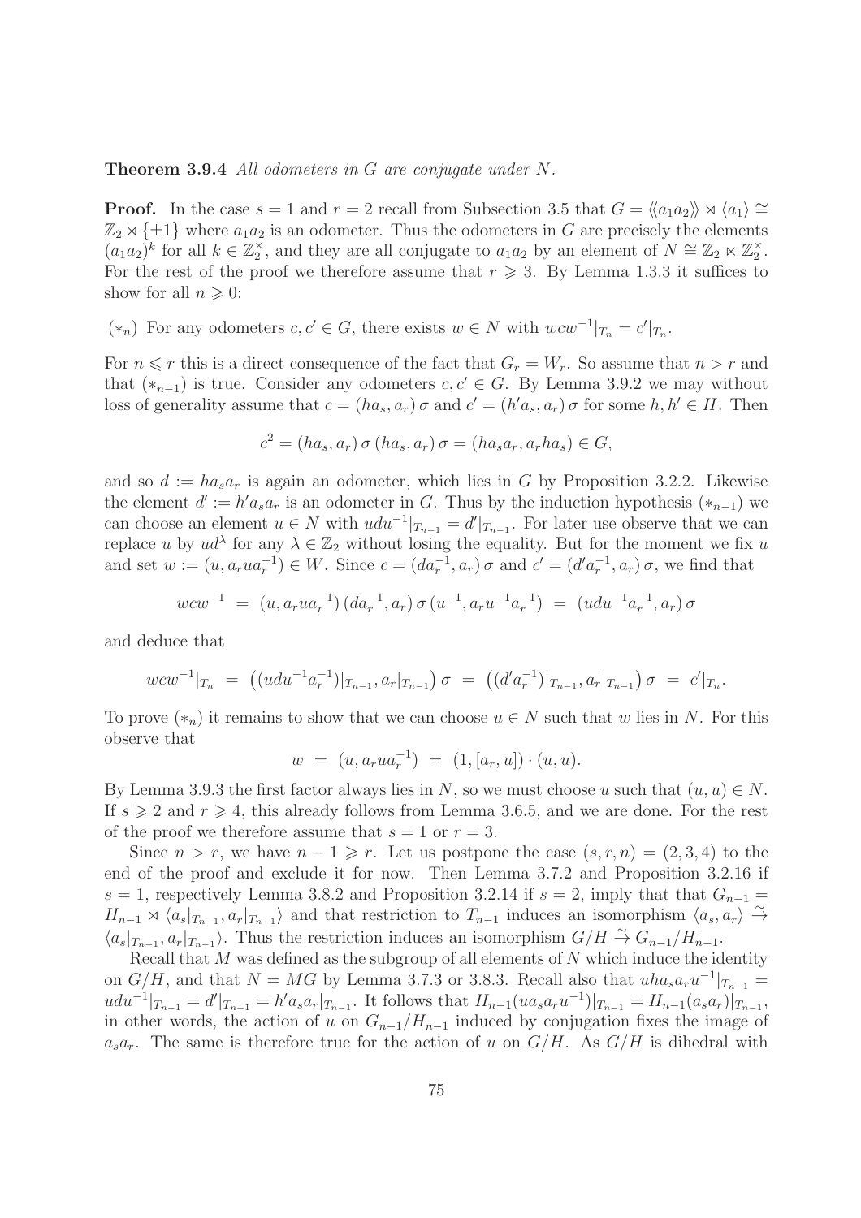**Theorem 3.9.4** *All odometers in $G$ are conjugate under $N$.*

**Proof.** In the case $s = 1$ and $r = 2$ recall from Subsection 3.5 that $G = \langle\!\langle a_1 a_2 \rangle\!\rangle \rtimes \langle a_1 \rangle \cong \mathbb{Z}_2 \rtimes \{\pm 1\}$ where $a_1 a_2$ is an odometer. Thus the odometers in $G$ are precisely the elements $(a_1 a_2)^k$ for all $k \in \mathbb{Z}_2^\times$, and they are all conjugate to $a_1 a_2$ by an element of $N \cong \mathbb{Z}_2 \ltimes \mathbb{Z}_2^\times$. For the rest of the proof we therefore assume that $r \geqslant 3$. By Lemma 1.3.3 it suffices to show for all $n \geqslant 0$:

$(*_n)$ For any odometers $c, c' \in G$, there exists $w \in N$ with $wcw^{-1}|_{T_n} = c'|_{T_n}$.

For $n \leqslant r$ this is a direct consequence of the fact that $G_r = W_r$. So assume that $n > r$ and that $(*_{n-1})$ is true. Consider any odometers $c, c' \in G$. By Lemma 3.9.2 we may without loss of generality assume that $c = (ha_s, a_r)\,\sigma$ and $c' = (h'a_s, a_r)\,\sigma$ for some $h, h' \in H$. Then

$$c^2 = (ha_s, a_r)\,\sigma\,(ha_s, a_r)\,\sigma = (ha_s a_r, a_r h a_s) \in G,$$

and so $d := ha_s a_r$ is again an odometer, which lies in $G$ by Proposition 3.2.2. Likewise the element $d' := h'a_s a_r$ is an odometer in $G$. Thus by the induction hypothesis $(*_{n-1})$ we can choose an element $u \in N$ with $udu^{-1}|_{T_{n-1}} = d'|_{T_{n-1}}$. For later use observe that we can replace $u$ by $ud^\lambda$ for any $\lambda \in \mathbb{Z}_2$ without losing the equality. But for the moment we fix $u$ and set $w := (u, a_r u a_r^{-1}) \in W$. Since $c = (da_r^{-1}, a_r)\,\sigma$ and $c' = (d'a_r^{-1}, a_r)\,\sigma$, we find that

$$wcw^{-1} \;=\; (u, a_r u a_r^{-1})\,(da_r^{-1}, a_r)\,\sigma\,(u^{-1}, a_r u^{-1} a_r^{-1}) \;=\; (udu^{-1}a_r^{-1}, a_r)\,\sigma$$

and deduce that

$$wcw^{-1}|_{T_n} \;=\; \big((udu^{-1}a_r^{-1})|_{T_{n-1}}, a_r|_{T_{n-1}}\big)\,\sigma \;=\; \big((d'a_r^{-1})|_{T_{n-1}}, a_r|_{T_{n-1}}\big)\,\sigma \;=\; c'|_{T_n}.$$

To prove $(*_n)$ it remains to show that we can choose $u \in N$ such that $w$ lies in $N$. For this observe that

$$w \;=\; (u, a_r u a_r^{-1}) \;=\; (1, [a_r, u]) \cdot (u, u).$$

By Lemma 3.9.3 the first factor always lies in $N$, so we must choose $u$ such that $(u, u) \in N$. If $s \geqslant 2$ and $r \geqslant 4$, this already follows from Lemma 3.6.5, and we are done. For the rest of the proof we therefore assume that $s = 1$ or $r = 3$.

Since $n > r$, we have $n - 1 \geqslant r$. Let us postpone the case $(s, r, n) = (2, 3, 4)$ to the end of the proof and exclude it for now. Then Lemma 3.7.2 and Proposition 3.2.16 if $s = 1$, respectively Lemma 3.8.2 and Proposition 3.2.14 if $s = 2$, imply that that $G_{n-1} = H_{n-1} \rtimes \langle a_s|_{T_{n-1}}, a_r|_{T_{n-1}} \rangle$ and that restriction to $T_{n-1}$ induces an isomorphism $\langle a_s, a_r \rangle \xrightarrow{\sim} \langle a_s|_{T_{n-1}}, a_r|_{T_{n-1}} \rangle$. Thus the restriction induces an isomorphism $G/H \xrightarrow{\sim} G_{n-1}/H_{n-1}$.

Recall that $M$ was defined as the subgroup of all elements of $N$ which induce the identity on $G/H$, and that $N = MG$ by Lemma 3.7.3 or 3.8.3. Recall also that $uha_s a_r u^{-1}|_{T_{n-1}} = udu^{-1}|_{T_{n-1}} = d'|_{T_{n-1}} = h'a_s a_r|_{T_{n-1}}$. It follows that $H_{n-1}(ua_s a_r u^{-1})|_{T_{n-1}} = H_{n-1}(a_s a_r)|_{T_{n-1}}$, in other words, the action of $u$ on $G_{n-1}/H_{n-1}$ induced by conjugation fixes the image of $a_s a_r$. The same is therefore true for the action of $u$ on $G/H$. As $G/H$ is dihedral with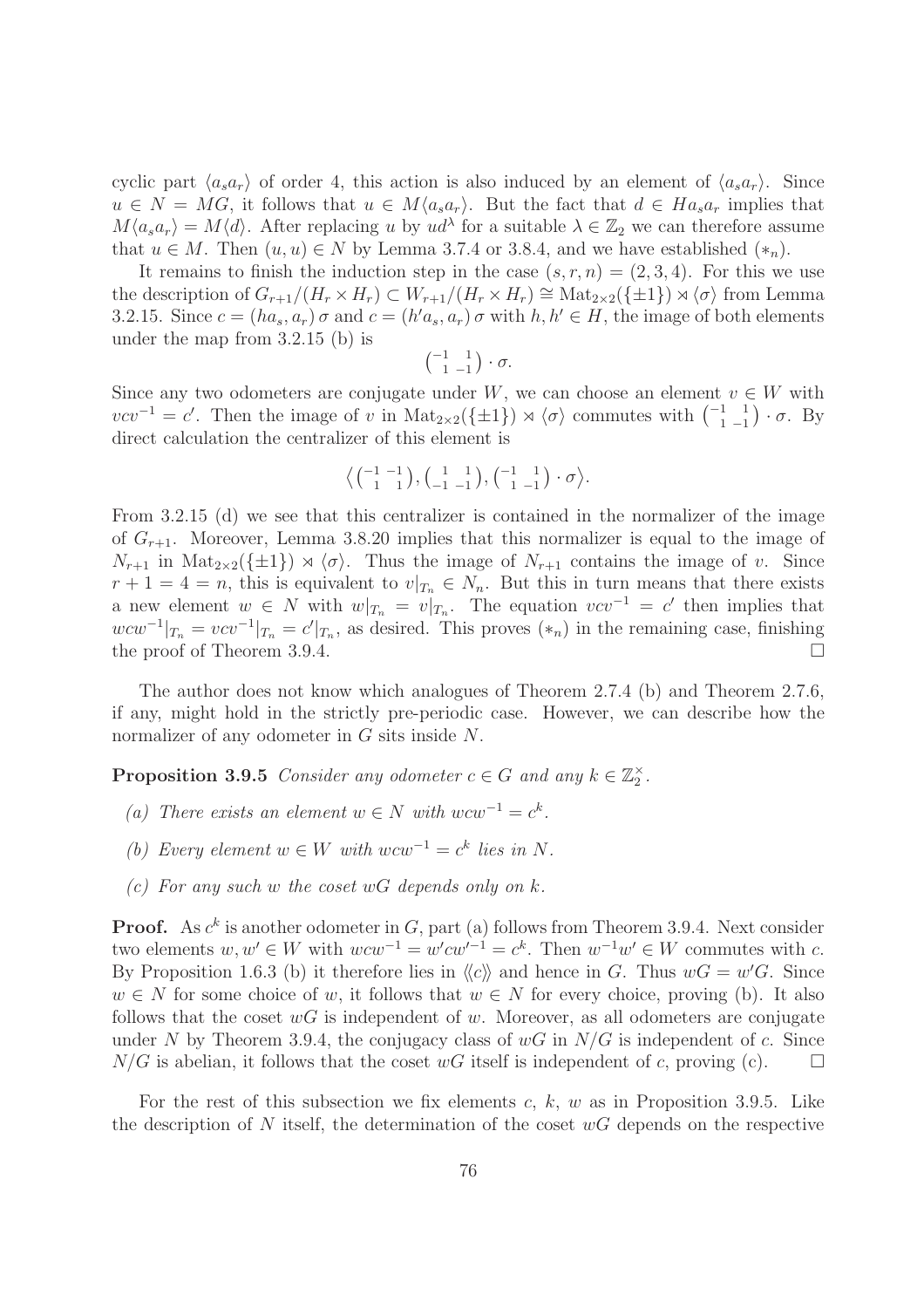cyclic part $\langle a_s a_r \rangle$ of order 4, this action is also induced by an element of $\langle a_s a_r \rangle$. Since $u \in N = MG$, it follows that $u \in M\langle a_s a_r \rangle$. But the fact that $d \in H a_s a_r$ implies that $M\langle a_s a_r \rangle = M\langle d \rangle$. After replacing $u$ by $ud^\lambda$ for a suitable $\lambda \in \mathbb{Z}_2$ we can therefore assume that $u \in M$. Then $(u, u) \in N$ by Lemma 3.7.4 or 3.8.4, and we have established $(*_n)$.

It remains to finish the induction step in the case $(s, r, n) = (2, 3, 4)$. For this we use the description of $G_{r+1}/(H_r \times H_r) \subset W_{r+1}/(H_r \times H_r) \cong \mathrm{Mat}_{2\times 2}(\{\pm 1\}) \rtimes \langle \sigma \rangle$ from Lemma 3.2.15. Since $c = (ha_s, a_r)\,\sigma$ and $c = (h'a_s, a_r)\,\sigma$ with $h, h' \in H$, the image of both elements under the map from 3.2.15 (b) is

$$\left(\begin{smallmatrix} -1 & 1 \\ 1 & -1 \end{smallmatrix}\right) \cdot \sigma.$$

Since any two odometers are conjugate under $W$, we can choose an element $v \in W$ with $vcv^{-1} = c'$. Then the image of $v$ in $\mathrm{Mat}_{2\times 2}(\{\pm 1\}) \rtimes \langle \sigma \rangle$ commutes with $\left(\begin{smallmatrix} -1 & 1 \\ 1 & -1 \end{smallmatrix}\right) \cdot \sigma$. By direct calculation the centralizer of this element is

$$\big\langle \left(\begin{smallmatrix} -1 & -1 \\ 1 & 1 \end{smallmatrix}\right), \left(\begin{smallmatrix} 1 & 1 \\ -1 & -1 \end{smallmatrix}\right), \left(\begin{smallmatrix} -1 & 1 \\ 1 & -1 \end{smallmatrix}\right) \cdot \sigma \big\rangle.$$

From 3.2.15 (d) we see that this centralizer is contained in the normalizer of the image of $G_{r+1}$. Moreover, Lemma 3.8.20 implies that this normalizer is equal to the image of $N_{r+1}$ in $\mathrm{Mat}_{2\times 2}(\{\pm 1\}) \rtimes \langle \sigma \rangle$. Thus the image of $N_{r+1}$ contains the image of $v$. Since $r + 1 = 4 = n$, this is equivalent to $v|_{T_n} \in N_n$. But this in turn means that there exists a new element $w \in N$ with $w|_{T_n} = v|_{T_n}$. The equation $vcv^{-1} = c'$ then implies that $wcw^{-1}|_{T_n} = vcv^{-1}|_{T_n} = c'|_{T_n}$, as desired. This proves $(*_n)$ in the remaining case, finishing the proof of Theorem 3.9.4. $\square$

The author does not know which analogues of Theorem 2.7.4 (b) and Theorem 2.7.6, if any, might hold in the strictly pre-periodic case. However, we can describe how the normalizer of any odometer in $G$ sits inside $N$.

**Proposition 3.9.5** *Consider any odometer $c \in G$ and any $k \in \mathbb{Z}_2^\times$.*

- *(a) There exists an element $w \in N$ with $wcw^{-1} = c^k$.*
- *(b) Every element $w \in W$ with $wcw^{-1} = c^k$ lies in $N$.*
- *(c) For any such $w$ the coset $wG$ depends only on $k$.*

**Proof.** As $c^k$ is another odometer in $G$, part (a) follows from Theorem 3.9.4. Next consider two elements $w, w' \in W$ with $wcw^{-1} = w'cw'^{-1} = c^k$. Then $w^{-1}w' \in W$ commutes with $c$. By Proposition 1.6.3 (b) it therefore lies in $\langle\!\langle c \rangle\!\rangle$ and hence in $G$. Thus $wG = w'G$. Since $w \in N$ for some choice of $w$, it follows that $w \in N$ for every choice, proving (b). It also follows that the coset $wG$ is independent of $w$. Moreover, as all odometers are conjugate under $N$ by Theorem 3.9.4, the conjugacy class of $wG$ in $N/G$ is independent of $c$. Since $N/G$ is abelian, it follows that the coset $wG$ itself is independent of $c$, proving (c). $\square$

For the rest of this subsection we fix elements $c$, $k$, $w$ as in Proposition 3.9.5. Like the description of $N$ itself, the determination of the coset $wG$ depends on the respective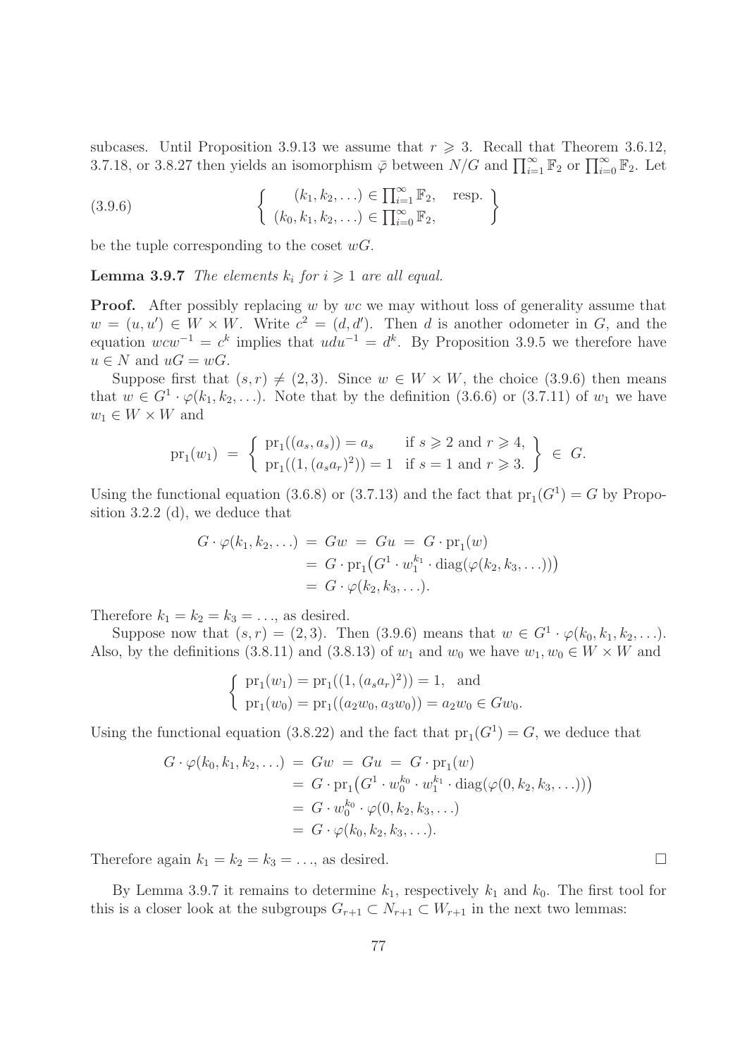subcases. Until Proposition 3.9.13 we assume that $r \geqslant 3$. Recall that Theorem 3.6.12, 3.7.18, or 3.8.27 then yields an isomorphism $\bar{\varphi}$ between $N/G$ and $\prod_{i=1}^{\infty} \mathbb{F}_2$ or $\prod_{i=0}^{\infty} \mathbb{F}_2$. Let

$$
\left\{ \begin{array}{c} (k_1, k_2, \ldots) \in \prod_{i=1}^{\infty} \mathbb{F}_2, \quad \text{resp.} \\ (k_0, k_1, k_2, \ldots) \in \prod_{i=0}^{\infty} \mathbb{F}_2, \end{array} \right\} \tag{3.9.6}
$$

be the tuple corresponding to the coset $wG$.

**Lemma 3.9.7** *The elements $k_i$ for $i \geqslant 1$ are all equal.*

**Proof.** After possibly replacing $w$ by $wc$ we may without loss of generality assume that $w = (u, u') \in W \times W$. Write $c^2 = (d, d')$. Then $d$ is another odometer in $G$, and the equation $wcw^{-1} = c^k$ implies that $udu^{-1} = d^k$. By Proposition 3.9.5 we therefore have $u \in N$ and $uG = wG$.

Suppose first that $(s, r) \neq (2, 3)$. Since $w \in W \times W$, the choice (3.9.6) then means that $w \in G^1 \cdot \varphi(k_1, k_2, \ldots)$. Note that by the definition (3.6.6) or (3.7.11) of $w_1$ we have $w_1 \in W \times W$ and

$$
\mathrm{pr}_1(w_1) \;=\; \left\{ \begin{array}{ll} \mathrm{pr}_1((a_s, a_s)) = a_s & \text{if } s \geqslant 2 \text{ and } r \geqslant 4, \\ \mathrm{pr}_1((1, (a_s a_r)^2)) = 1 & \text{if } s = 1 \text{ and } r \geqslant 3. \end{array} \right\} \in G.
$$

Using the functional equation (3.6.8) or (3.7.13) and the fact that $\mathrm{pr}_1(G^1) = G$ by Proposition 3.2.2 (d), we deduce that

$$
\begin{aligned}
G \cdot \varphi(k_1, k_2, \ldots) \;&=\; Gw \;=\; Gu \;=\; G \cdot \mathrm{pr}_1(w) \\
&=\; G \cdot \mathrm{pr}_1\big(G^1 \cdot w_1^{k_1} \cdot \mathrm{diag}(\varphi(k_2, k_3, \ldots))\big) \\
&=\; G \cdot \varphi(k_2, k_3, \ldots).
\end{aligned}
$$

Therefore $k_1 = k_2 = k_3 = \ldots$, as desired.

Suppose now that $(s, r) = (2, 3)$. Then (3.9.6) means that $w \in G^1 \cdot \varphi(k_0, k_1, k_2, \ldots)$. Also, by the definitions (3.8.11) and (3.8.13) of $w_1$ and $w_0$ we have $w_1, w_0 \in W \times W$ and

$$
\left\{ \begin{array}{l} \mathrm{pr}_1(w_1) = \mathrm{pr}_1((1, (a_s a_r)^2)) = 1, \quad \text{and} \\ \mathrm{pr}_1(w_0) = \mathrm{pr}_1((a_2 w_0, a_3 w_0)) = a_2 w_0 \in G w_0. \end{array} \right.
$$

Using the functional equation (3.8.22) and the fact that $\mathrm{pr}_1(G^1) = G$, we deduce that

$$
\begin{aligned}
G \cdot \varphi(k_0, k_1, k_2, \ldots) \;&=\; Gw \;=\; Gu \;=\; G \cdot \mathrm{pr}_1(w) \\
&=\; G \cdot \mathrm{pr}_1\big(G^1 \cdot w_0^{k_0} \cdot w_1^{k_1} \cdot \mathrm{diag}(\varphi(0, k_2, k_3, \ldots))\big) \\
&=\; G \cdot w_0^{k_0} \cdot \varphi(0, k_2, k_3, \ldots) \\
&=\; G \cdot \varphi(k_0, k_2, k_3, \ldots).
\end{aligned}
$$

Therefore again $k_1 = k_2 = k_3 = \ldots$, as desired. $\square$

By Lemma 3.9.7 it remains to determine $k_1$, respectively $k_1$ and $k_0$. The first tool for this is a closer look at the subgroups $G_{r+1} \subset N_{r+1} \subset W_{r+1}$ in the next two lemmas: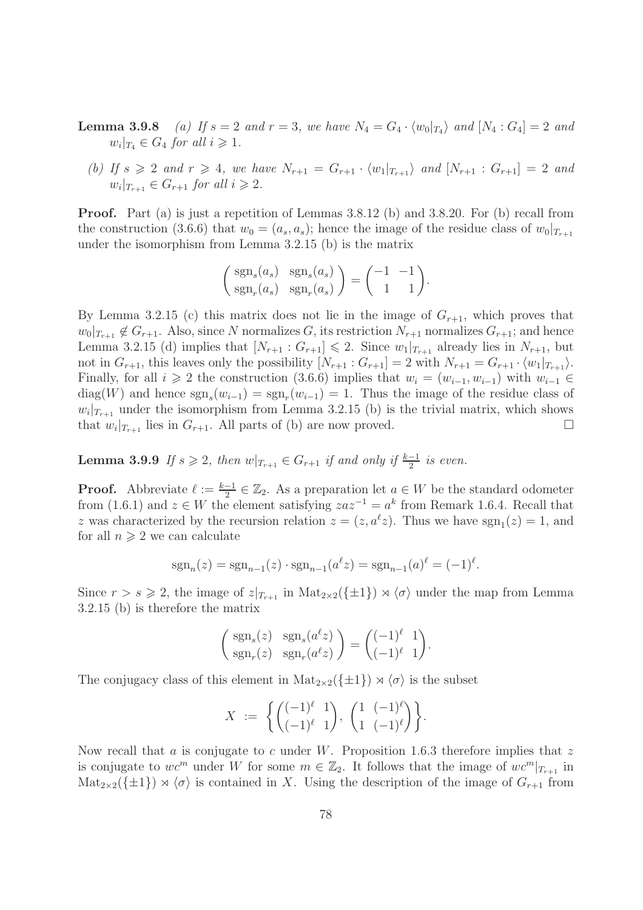**Lemma 3.9.8** *(a) If $s = 2$ and $r = 3$, we have $N_4 = G_4 \cdot \langle w_0|_{T_4}\rangle$ and $[N_4 : G_4] = 2$ and $w_i|_{T_4} \in G_4$ for all $i \geqslant 1$.*

*(b) If $s \geqslant 2$ and $r \geqslant 4$, we have $N_{r+1} = G_{r+1} \cdot \langle w_1|_{T_{r+1}}\rangle$ and $[N_{r+1} : G_{r+1}] = 2$ and $w_i|_{T_{r+1}} \in G_{r+1}$ for all $i \geqslant 2$.*

**Proof.** Part (a) is just a repetition of Lemmas 3.8.12 (b) and 3.8.20. For (b) recall from the construction (3.6.6) that $w_0 = (a_s, a_s)$; hence the image of the residue class of $w_0|_{T_{r+1}}$ under the isomorphism from Lemma 3.2.15 (b) is the matrix

$$\begin{pmatrix} \operatorname{sgn}_s(a_s) & \operatorname{sgn}_s(a_s) \\ \operatorname{sgn}_r(a_s) & \operatorname{sgn}_r(a_s) \end{pmatrix} = \begin{pmatrix} -1 & -1 \\ 1 & 1 \end{pmatrix}.$$

By Lemma 3.2.15 (c) this matrix does not lie in the image of $G_{r+1}$, which proves that $w_0|_{T_{r+1}} \notin G_{r+1}$. Also, since $N$ normalizes $G$, its restriction $N_{r+1}$ normalizes $G_{r+1}$; and hence Lemma 3.2.15 (d) implies that $[N_{r+1} : G_{r+1}] \leqslant 2$. Since $w_1|_{T_{r+1}}$ already lies in $N_{r+1}$, but not in $G_{r+1}$, this leaves only the possibility $[N_{r+1} : G_{r+1}] = 2$ with $N_{r+1} = G_{r+1} \cdot \langle w_1|_{T_{r+1}}\rangle$. Finally, for all $i \geqslant 2$ the construction (3.6.6) implies that $w_i = (w_{i-1}, w_{i-1})$ with $w_{i-1} \in \operatorname{diag}(W)$ and hence $\operatorname{sgn}_s(w_{i-1}) = \operatorname{sgn}_r(w_{i-1}) = 1$. Thus the image of the residue class of $w_i|_{T_{r+1}}$ under the isomorphism from Lemma 3.2.15 (b) is the trivial matrix, which shows that $w_i|_{T_{r+1}}$ lies in $G_{r+1}$. All parts of (b) are now proved. $\square$

**Lemma 3.9.9** *If $s \geqslant 2$, then $w|_{T_{r+1}} \in G_{r+1}$ if and only if $\frac{k-1}{2}$ is even.*

**Proof.** Abbreviate $\ell := \frac{k-1}{2} \in \mathbb{Z}_2$. As a preparation let $a \in W$ be the standard odometer from (1.6.1) and $z \in W$ the element satisfying $zaz^{-1} = a^k$ from Remark 1.6.4. Recall that $z$ was characterized by the recursion relation $z = (z, a^\ell z)$. Thus we have $\operatorname{sgn}_1(z) = 1$, and for all $n \geqslant 2$ we can calculate

$$\operatorname{sgn}_n(z) = \operatorname{sgn}_{n-1}(z) \cdot \operatorname{sgn}_{n-1}(a^\ell z) = \operatorname{sgn}_{n-1}(a)^\ell = (-1)^\ell.$$

Since $r > s \geqslant 2$, the image of $z|_{T_{r+1}}$ in $\operatorname{Mat}_{2\times 2}(\{\pm 1\}) \rtimes \langle \sigma \rangle$ under the map from Lemma 3.2.15 (b) is therefore the matrix

$$\begin{pmatrix} \operatorname{sgn}_s(z) & \operatorname{sgn}_s(a^\ell z) \\ \operatorname{sgn}_r(z) & \operatorname{sgn}_r(a^\ell z) \end{pmatrix} = \begin{pmatrix} (-1)^\ell & 1 \\ (-1)^\ell & 1 \end{pmatrix}.$$

The conjugacy class of this element in $\operatorname{Mat}_{2\times 2}(\{\pm 1\}) \rtimes \langle \sigma \rangle$ is the subset

$$X := \left\{ \begin{pmatrix} (-1)^\ell & 1 \\ (-1)^\ell & 1 \end{pmatrix},\ \begin{pmatrix} 1 & (-1)^\ell \\ 1 & (-1)^\ell \end{pmatrix} \right\}.$$

Now recall that $a$ is conjugate to $c$ under $W$. Proposition 1.6.3 therefore implies that $z$ is conjugate to $wc^m$ under $W$ for some $m \in \mathbb{Z}_2$. It follows that the image of $wc^m|_{T_{r+1}}$ in $\operatorname{Mat}_{2\times 2}(\{\pm 1\}) \rtimes \langle \sigma \rangle$ is contained in $X$. Using the description of the image of $G_{r+1}$ from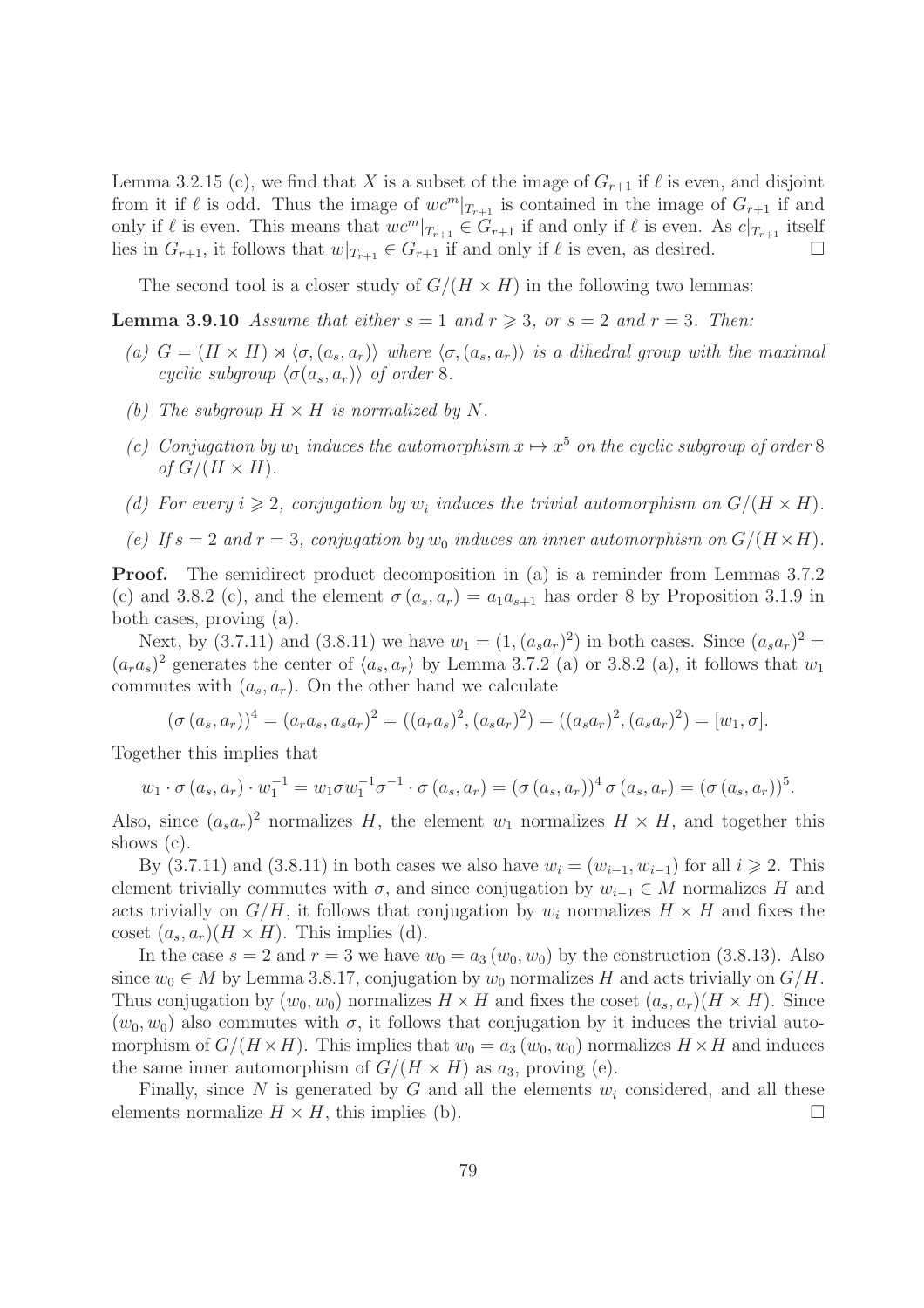Lemma 3.2.15 (c), we find that $X$ is a subset of the image of $G_{r+1}$ if $\ell$ is even, and disjoint from it if $\ell$ is odd. Thus the image of $wc^m|_{T_{r+1}}$ is contained in the image of $G_{r+1}$ if and only if $\ell$ is even. This means that $wc^m|_{T_{r+1}} \in G_{r+1}$ if and only if $\ell$ is even. As $c|_{T_{r+1}}$ itself lies in $G_{r+1}$, it follows that $w|_{T_{r+1}} \in G_{r+1}$ if and only if $\ell$ is even, as desired. □

The second tool is a closer study of $G/(H \times H)$ in the following two lemmas:

**Lemma 3.9.10** *Assume that either $s = 1$ and $r \geqslant 3$, or $s = 2$ and $r = 3$. Then:*

*(a) $G = (H \times H) \rtimes \langle \sigma, (a_s, a_r)\rangle$ where $\langle \sigma, (a_s, a_r)\rangle$ is a dihedral group with the maximal cyclic subgroup $\langle \sigma(a_s, a_r)\rangle$ of order 8.*

*(b) The subgroup $H \times H$ is normalized by $N$.*

*(c) Conjugation by $w_1$ induces the automorphism $x \mapsto x^5$ on the cyclic subgroup of order 8 of $G/(H \times H)$.*

*(d) For every $i \geqslant 2$, conjugation by $w_i$ induces the trivial automorphism on $G/(H \times H)$.*

*(e) If $s = 2$ and $r = 3$, conjugation by $w_0$ induces an inner automorphism on $G/(H\times H)$.*

**Proof.** The semidirect product decomposition in (a) is a reminder from Lemmas 3.7.2 (c) and 3.8.2 (c), and the element $\sigma(a_s, a_r) = a_1 a_{s+1}$ has order 8 by Proposition 3.1.9 in both cases, proving (a).

Next, by (3.7.11) and (3.8.11) we have $w_1 = (1, (a_s a_r)^2)$ in both cases. Since $(a_s a_r)^2 = (a_r a_s)^2$ generates the center of $\langle a_s, a_r\rangle$ by Lemma 3.7.2 (a) or 3.8.2 (a), it follows that $w_1$ commutes with $(a_s, a_r)$. On the other hand we calculate

$$(\sigma(a_s, a_r))^4 = (a_r a_s, a_s a_r)^2 = ((a_r a_s)^2, (a_s a_r)^2) = ((a_s a_r)^2, (a_s a_r)^2) = [w_1, \sigma].$$

Together this implies that

$$w_1 \cdot \sigma(a_s, a_r) \cdot w_1^{-1} = w_1 \sigma w_1^{-1} \sigma^{-1} \cdot \sigma(a_s, a_r) = (\sigma(a_s, a_r))^4 \sigma(a_s, a_r) = (\sigma(a_s, a_r))^5.$$

Also, since $(a_s a_r)^2$ normalizes $H$, the element $w_1$ normalizes $H \times H$, and together this shows (c).

By (3.7.11) and (3.8.11) in both cases we also have $w_i = (w_{i-1}, w_{i-1})$ for all $i \geqslant 2$. This element trivially commutes with $\sigma$, and since conjugation by $w_{i-1} \in M$ normalizes $H$ and acts trivially on $G/H$, it follows that conjugation by $w_i$ normalizes $H \times H$ and fixes the coset $(a_s, a_r)(H \times H)$. This implies (d).

In the case $s = 2$ and $r = 3$ we have $w_0 = a_3 (w_0, w_0)$ by the construction (3.8.13). Also since $w_0 \in M$ by Lemma 3.8.17, conjugation by $w_0$ normalizes $H$ and acts trivially on $G/H$. Thus conjugation by $(w_0, w_0)$ normalizes $H \times H$ and fixes the coset $(a_s, a_r)(H \times H)$. Since $(w_0, w_0)$ also commutes with $\sigma$, it follows that conjugation by it induces the trivial automorphism of $G/(H\times H)$. This implies that $w_0 = a_3 (w_0, w_0)$ normalizes $H \times H$ and induces the same inner automorphism of $G/(H \times H)$ as $a_3$, proving (e).

Finally, since $N$ is generated by $G$ and all the elements $w_i$ considered, and all these elements normalize $H \times H$, this implies (b). □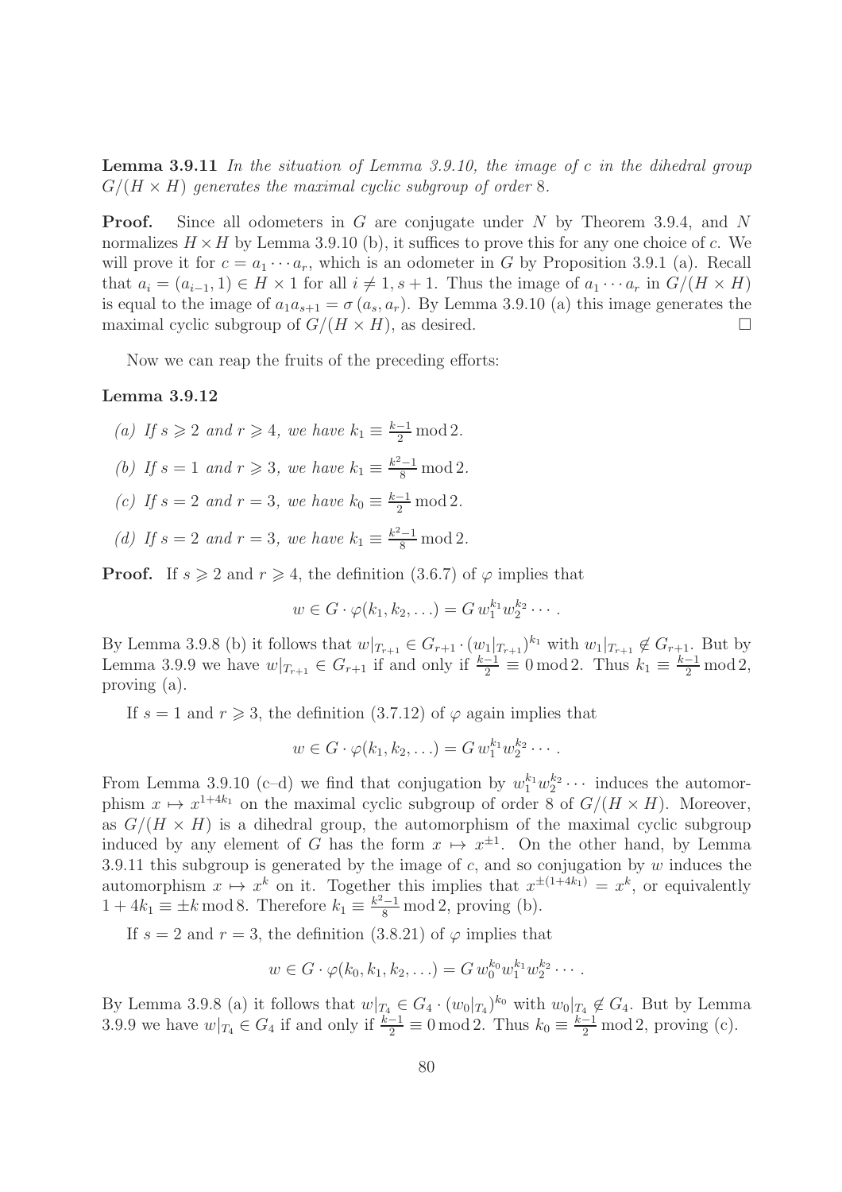**Lemma 3.9.11** *In the situation of Lemma 3.9.10, the image of $c$ in the dihedral group $G/(H \times H)$ generates the maximal cyclic subgroup of order 8.*

**Proof.** Since all odometers in $G$ are conjugate under $N$ by Theorem 3.9.4, and $N$ normalizes $H \times H$ by Lemma 3.9.10 (b), it suffices to prove this for any one choice of $c$. We will prove it for $c = a_1 \cdots a_r$, which is an odometer in $G$ by Proposition 3.9.1 (a). Recall that $a_i = (a_{i-1}, 1) \in H \times 1$ for all $i \neq 1, s+1$. Thus the image of $a_1 \cdots a_r$ in $G/(H \times H)$ is equal to the image of $a_1 a_{s+1} = \sigma(a_s, a_r)$. By Lemma 3.9.10 (a) this image generates the maximal cyclic subgroup of $G/(H \times H)$, as desired. $\square$

Now we can reap the fruits of the preceding efforts:

**Lemma 3.9.12**

*(a) If $s \geqslant 2$ and $r \geqslant 4$, we have $k_1 \equiv \frac{k-1}{2} \bmod 2$.*

*(b) If $s = 1$ and $r \geqslant 3$, we have $k_1 \equiv \frac{k^2-1}{8} \bmod 2$.*

*(c) If $s = 2$ and $r = 3$, we have $k_0 \equiv \frac{k-1}{2} \bmod 2$.*

*(d) If $s = 2$ and $r = 3$, we have $k_1 \equiv \frac{k^2-1}{8} \bmod 2$.*

**Proof.** If $s \geqslant 2$ and $r \geqslant 4$, the definition (3.6.7) of $\varphi$ implies that

$$w \in G \cdot \varphi(k_1, k_2, \ldots) = G\, w_1^{k_1} w_2^{k_2} \cdots .$$

By Lemma 3.9.8 (b) it follows that $w|_{T_{r+1}} \in G_{r+1} \cdot (w_1|_{T_{r+1}})^{k_1}$ with $w_1|_{T_{r+1}} \notin G_{r+1}$. But by Lemma 3.9.9 we have $w|_{T_{r+1}} \in G_{r+1}$ if and only if $\frac{k-1}{2} \equiv 0 \bmod 2$. Thus $k_1 \equiv \frac{k-1}{2} \bmod 2$, proving (a).

If $s = 1$ and $r \geqslant 3$, the definition (3.7.12) of $\varphi$ again implies that

$$w \in G \cdot \varphi(k_1, k_2, \ldots) = G\, w_1^{k_1} w_2^{k_2} \cdots .$$

From Lemma 3.9.10 (c–d) we find that conjugation by $w_1^{k_1} w_2^{k_2} \cdots$ induces the automorphism $x \mapsto x^{1+4k_1}$ on the maximal cyclic subgroup of order 8 of $G/(H \times H)$. Moreover, as $G/(H \times H)$ is a dihedral group, the automorphism of the maximal cyclic subgroup induced by any element of $G$ has the form $x \mapsto x^{\pm 1}$. On the other hand, by Lemma 3.9.11 this subgroup is generated by the image of $c$, and so conjugation by $w$ induces the automorphism $x \mapsto x^k$ on it. Together this implies that $x^{\pm(1+4k_1)} = x^k$, or equivalently $1 + 4k_1 \equiv \pm k \bmod 8$. Therefore $k_1 \equiv \frac{k^2-1}{8} \bmod 2$, proving (b).

If $s = 2$ and $r = 3$, the definition (3.8.21) of $\varphi$ implies that

$$w \in G \cdot \varphi(k_0, k_1, k_2, \ldots) = G\, w_0^{k_0} w_1^{k_1} w_2^{k_2} \cdots .$$

By Lemma 3.9.8 (a) it follows that $w|_{T_4} \in G_4 \cdot (w_0|_{T_4})^{k_0}$ with $w_0|_{T_4} \notin G_4$. But by Lemma 3.9.9 we have $w|_{T_4} \in G_4$ if and only if $\frac{k-1}{2} \equiv 0 \bmod 2$. Thus $k_0 \equiv \frac{k-1}{2} \bmod 2$, proving (c).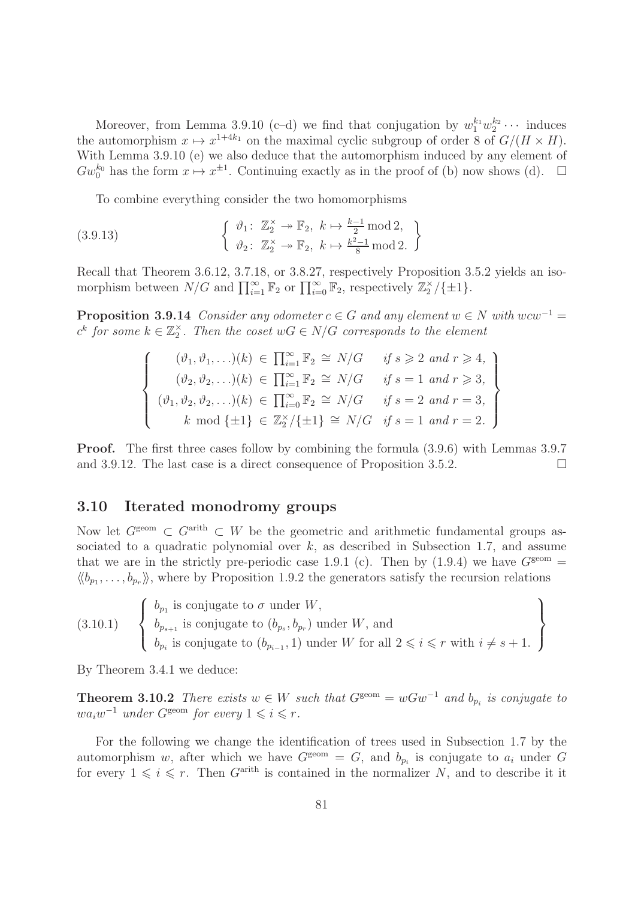Moreover, from Lemma 3.9.10 (c–d) we find that conjugation by $w_1^{k_1} w_2^{k_2} \cdots$ induces the automorphism $x \mapsto x^{1+4k_1}$ on the maximal cyclic subgroup of order 8 of $G/(H \times H)$. With Lemma 3.9.10 (e) we also deduce that the automorphism induced by any element of $Gw_0^{k_0}$ has the form $x \mapsto x^{\pm 1}$. Continuing exactly as in the proof of (b) now shows (d). $\square$

To combine everything consider the two homomorphisms

$$
\left\{ \begin{array}{l} \vartheta_1\colon\ \mathbb{Z}_2^\times \twoheadrightarrow \mathbb{F}_2,\ k \mapsto \frac{k-1}{2} \bmod 2, \\ \vartheta_2\colon\ \mathbb{Z}_2^\times \twoheadrightarrow \mathbb{F}_2,\ k \mapsto \frac{k^2-1}{8} \bmod 2. \end{array} \right\} \tag{3.9.13}
$$

Recall that Theorem 3.6.12, 3.7.18, or 3.8.27, respectively Proposition 3.5.2 yields an isomorphism between $N/G$ and $\prod_{i=1}^\infty \mathbb{F}_2$ or $\prod_{i=0}^\infty \mathbb{F}_2$, respectively $\mathbb{Z}_2^\times/\{\pm 1\}$.

**Proposition 3.9.14** *Consider any odometer $c \in G$ and any element $w \in N$ with $wcw^{-1} = c^k$ for some $k \in \mathbb{Z}_2^\times$. Then the coset $wG \in N/G$ corresponds to the element*

$$
\left\{ \begin{array}{rl} (\vartheta_1, \vartheta_1, \ldots)(k) \in \prod_{i=1}^\infty \mathbb{F}_2 \cong N/G & \text{if } s \geqslant 2 \text{ and } r \geqslant 4, \\ (\vartheta_2, \vartheta_2, \ldots)(k) \in \prod_{i=1}^\infty \mathbb{F}_2 \cong N/G & \text{if } s = 1 \text{ and } r \geqslant 3, \\ (\vartheta_1, \vartheta_2, \vartheta_2, \ldots)(k) \in \prod_{i=0}^\infty \mathbb{F}_2 \cong N/G & \text{if } s = 2 \text{ and } r = 3, \\ k \bmod \{\pm 1\} \in \mathbb{Z}_2^\times/\{\pm 1\} \cong N/G & \text{if } s = 1 \text{ and } r = 2. \end{array} \right\}
$$

**Proof.** The first three cases follow by combining the formula (3.9.6) with Lemmas 3.9.7 and 3.9.12. The last case is a direct consequence of Proposition 3.5.2. $\square$

## 3.10 Iterated monodromy groups

Now let $G^{\mathrm{geom}} \subset G^{\mathrm{arith}} \subset W$ be the geometric and arithmetic fundamental groups associated to a quadratic polynomial over $k$, as described in Subsection 1.7, and assume that we are in the strictly pre-periodic case 1.9.1 (c). Then by (1.9.4) we have $G^{\mathrm{geom}} = \langle\!\langle b_{p_1}, \ldots, b_{p_r} \rangle\!\rangle$, where by Proposition 1.9.2 the generators satisfy the recursion relations

$$
\left\{ \begin{array}{l} b_{p_1} \text{ is conjugate to } \sigma \text{ under } W, \\ b_{p_{s+1}} \text{ is conjugate to } (b_{p_s}, b_{p_r}) \text{ under } W, \text{ and} \\ b_{p_i} \text{ is conjugate to } (b_{p_{i-1}}, 1) \text{ under } W \text{ for all } 2 \leqslant i \leqslant r \text{ with } i \neq s+1. \end{array} \right\} \tag{3.10.1}
$$

By Theorem 3.4.1 we deduce:

**Theorem 3.10.2** *There exists $w \in W$ such that $G^{\mathrm{geom}} = wGw^{-1}$ and $b_{p_i}$ is conjugate to $wa_iw^{-1}$ under $G^{\mathrm{geom}}$ for every $1 \leqslant i \leqslant r$.*

For the following we change the identification of trees used in Subsection 1.7 by the automorphism $w$, after which we have $G^{\mathrm{geom}} = G$, and $b_{p_i}$ is conjugate to $a_i$ under $G$ for every $1 \leqslant i \leqslant r$. Then $G^{\mathrm{arith}}$ is contained in the normalizer $N$, and to describe it it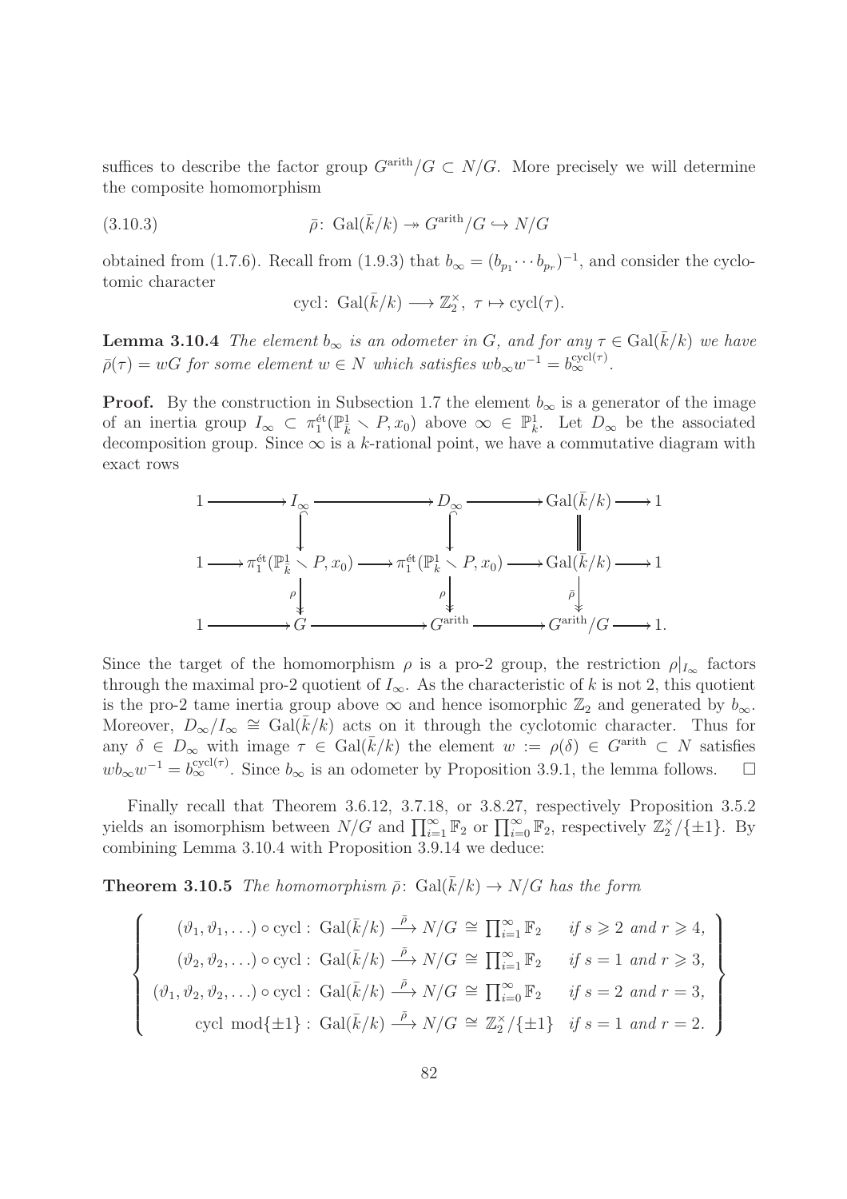suffices to describe the factor group $G^{\mathrm{arith}}/G \subset N/G$. More precisely we will determine the composite homomorphism

$$\bar{\rho}\colon \operatorname{Gal}(\bar{k}/k) \twoheadrightarrow G^{\mathrm{arith}}/G \hookrightarrow N/G \tag{3.10.3}$$

obtained from (1.7.6). Recall from (1.9.3) that $b_\infty = (b_{p_1} \cdots b_{p_r})^{-1}$, and consider the cyclotomic character

$$\mathrm{cycl}\colon \operatorname{Gal}(\bar{k}/k) \longrightarrow \mathbb{Z}_2^\times,\ \tau \mapsto \mathrm{cycl}(\tau).$$

**Lemma 3.10.4** *The element $b_\infty$ is an odometer in $G$, and for any $\tau \in \operatorname{Gal}(\bar{k}/k)$ we have $\bar{\rho}(\tau) = wG$ for some element $w \in N$ which satisfies $wb_\infty w^{-1} = b_\infty^{\mathrm{cycl}(\tau)}$.*

**Proof.** By the construction in Subsection 1.7 the element $b_\infty$ is a generator of the image of an inertia group $I_\infty \subset \pi_1^{\text{ét}}(\mathbb{P}^1_{\bar{k}} \smallsetminus P, x_0)$ above $\infty \in \mathbb{P}^1_{\bar{k}}$. Let $D_\infty$ be the associated decomposition group. Since $\infty$ is a $k$-rational point, we have a commutative diagram with exact rows

$$\begin{array}{ccccccccc}
1 & \longrightarrow & I_\infty & \longrightarrow & D_\infty & \longrightarrow & \operatorname{Gal}(\bar{k}/k) & \longrightarrow & 1 \\
 & & \downarrow & & \downarrow & & \| & & \\
1 & \longrightarrow & \pi_1^{\text{ét}}(\mathbb{P}^1_{\bar{k}} \smallsetminus P, x_0) & \longrightarrow & \pi_1^{\text{ét}}(\mathbb{P}^1_{k} \smallsetminus P, x_0) & \longrightarrow & \operatorname{Gal}(\bar{k}/k) & \longrightarrow & 1 \\
 & & \rho \downarrow & & \rho \downarrow & & \bar{\rho} \downarrow & & \\
1 & \longrightarrow & G & \longrightarrow & G^{\mathrm{arith}} & \longrightarrow & G^{\mathrm{arith}}/G & \longrightarrow & 1.
\end{array}$$

Since the target of the homomorphism $\rho$ is a pro-2 group, the restriction $\rho|_{I_\infty}$ factors through the maximal pro-2 quotient of $I_\infty$. As the characteristic of $k$ is not 2, this quotient is the pro-2 tame inertia group above $\infty$ and hence isomorphic $\mathbb{Z}_2$ and generated by $b_\infty$. Moreover, $D_\infty/I_\infty \cong \operatorname{Gal}(\bar{k}/k)$ acts on it through the cyclotomic character. Thus for any $\delta \in D_\infty$ with image $\tau \in \operatorname{Gal}(\bar{k}/k)$ the element $w := \rho(\delta) \in G^{\mathrm{arith}} \subset N$ satisfies $wb_\infty w^{-1} = b_\infty^{\mathrm{cycl}(\tau)}$. Since $b_\infty$ is an odometer by Proposition 3.9.1, the lemma follows. $\square$

Finally recall that Theorem 3.6.12, 3.7.18, or 3.8.27, respectively Proposition 3.5.2 yields an isomorphism between $N/G$ and $\prod_{i=1}^\infty \mathbb{F}_2$ or $\prod_{i=0}^\infty \mathbb{F}_2$, respectively $\mathbb{Z}_2^\times/\{\pm 1\}$. By combining Lemma 3.10.4 with Proposition 3.9.14 we deduce:

**Theorem 3.10.5** *The homomorphism $\bar{\rho}\colon \operatorname{Gal}(\bar{k}/k) \to N/G$ has the form*

$$\left\{\begin{array}{rl}
(\vartheta_1, \vartheta_1, \ldots) \circ \mathrm{cycl}:\ \operatorname{Gal}(\bar{k}/k) \xrightarrow{\bar{\rho}} N/G \cong \prod_{i=1}^\infty \mathbb{F}_2 & \text{if } s \geqslant 2 \text{ and } r \geqslant 4, \\
(\vartheta_2, \vartheta_2, \ldots) \circ \mathrm{cycl}:\ \operatorname{Gal}(\bar{k}/k) \xrightarrow{\bar{\rho}} N/G \cong \prod_{i=1}^\infty \mathbb{F}_2 & \text{if } s = 1 \text{ and } r \geqslant 3, \\
(\vartheta_1, \vartheta_2, \vartheta_2, \ldots) \circ \mathrm{cycl}:\ \operatorname{Gal}(\bar{k}/k) \xrightarrow{\bar{\rho}} N/G \cong \prod_{i=0}^\infty \mathbb{F}_2 & \text{if } s = 2 \text{ and } r = 3, \\
\mathrm{cycl} \bmod\{\pm 1\}:\ \operatorname{Gal}(\bar{k}/k) \xrightarrow{\bar{\rho}} N/G \cong \mathbb{Z}_2^\times/\{\pm 1\} & \text{if } s = 1 \text{ and } r = 2.
\end{array}\right\}$$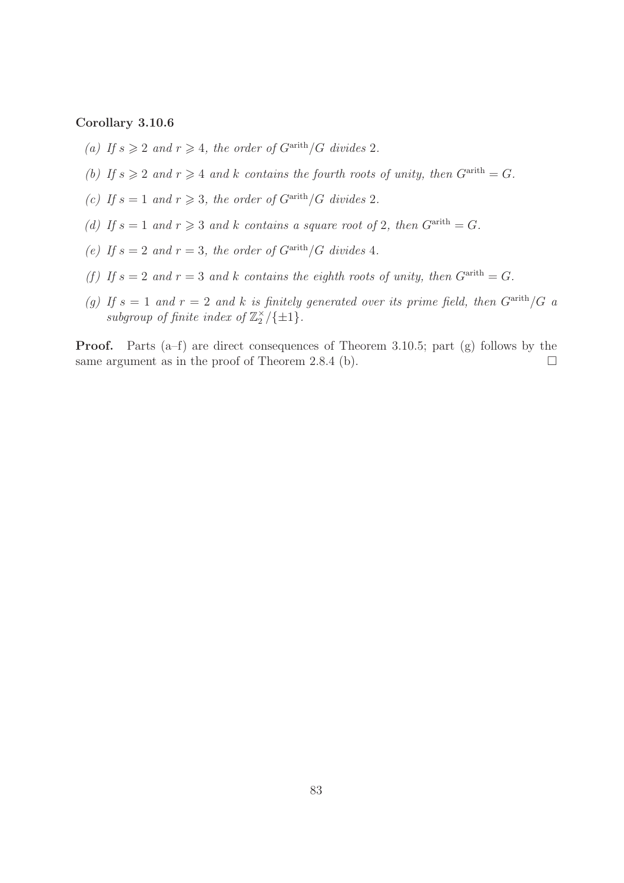**Corollary 3.10.6**

*(a) If $s \geqslant 2$ and $r \geqslant 4$, the order of $G^{\text{arith}}/G$ divides 2.*

*(b) If $s \geqslant 2$ and $r \geqslant 4$ and $k$ contains the fourth roots of unity, then $G^{\text{arith}} = G$.*

*(c) If $s = 1$ and $r \geqslant 3$, the order of $G^{\text{arith}}/G$ divides 2.*

*(d) If $s = 1$ and $r \geqslant 3$ and $k$ contains a square root of 2, then $G^{\text{arith}} = G$.*

*(e) If $s = 2$ and $r = 3$, the order of $G^{\text{arith}}/G$ divides 4.*

*(f) If $s = 2$ and $r = 3$ and $k$ contains the eighth roots of unity, then $G^{\text{arith}} = G$.*

*(g) If $s = 1$ and $r = 2$ and $k$ is finitely generated over its prime field, then $G^{\text{arith}}/G$ a subgroup of finite index of $\mathbb{Z}_2^\times/\{\pm 1\}$.*

**Proof.** Parts (a–f) are direct consequences of Theorem 3.10.5; part (g) follows by the same argument as in the proof of Theorem 2.8.4 (b). $\square$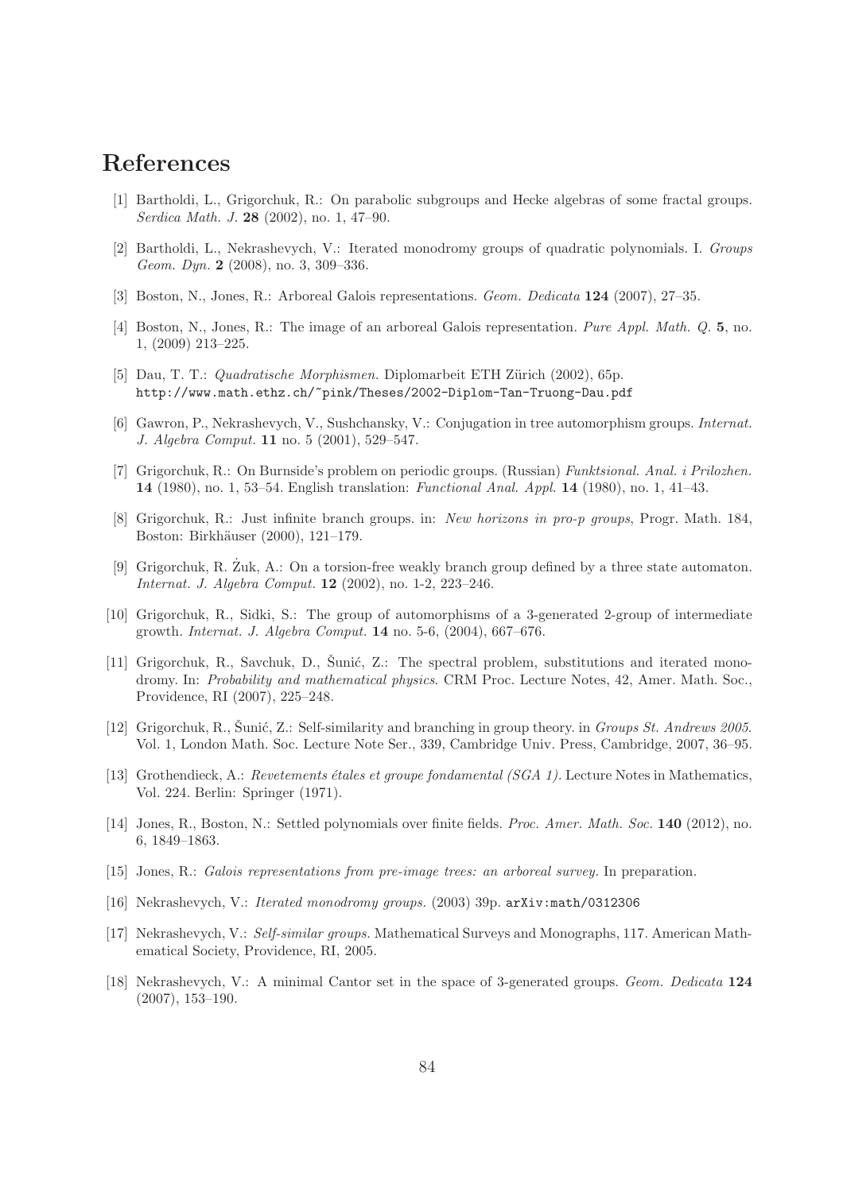# References

[1] Bartholdi, L., Grigorchuk, R.: On parabolic subgroups and Hecke algebras of some fractal groups. *Serdica Math. J.* **28** (2002), no. 1, 47–90.

[2] Bartholdi, L., Nekrashevych, V.: Iterated monodromy groups of quadratic polynomials. I. *Groups Geom. Dyn.* **2** (2008), no. 3, 309–336.

[3] Boston, N., Jones, R.: Arboreal Galois representations. *Geom. Dedicata* **124** (2007), 27–35.

[4] Boston, N., Jones, R.: The image of an arboreal Galois representation. *Pure Appl. Math. Q.* **5**, no. 1, (2009) 213–225.

[5] Dau, T. T.: *Quadratische Morphismen.* Diplomarbeit ETH Zürich (2002), 65p. `http://www.math.ethz.ch/~pink/Theses/2002-Diplom-Tan-Truong-Dau.pdf`

[6] Gawron, P., Nekrashevych, V., Sushchansky, V.: Conjugation in tree automorphism groups. *Internat. J. Algebra Comput.* **11** no. 5 (2001), 529–547.

[7] Grigorchuk, R.: On Burnside's problem on periodic groups. (Russian) *Funktsional. Anal. i Prilozhen.* **14** (1980), no. 1, 53–54. English translation: *Functional Anal. Appl.* **14** (1980), no. 1, 41–43.

[8] Grigorchuk, R.: Just infinite branch groups. in: *New horizons in pro-p groups*, Progr. Math. 184, Boston: Birkhäuser (2000), 121–179.

[9] Grigorchuk, R. Żuk, A.: On a torsion-free weakly branch group defined by a three state automaton. *Internat. J. Algebra Comput.* **12** (2002), no. 1-2, 223–246.

[10] Grigorchuk, R., Sidki, S.: The group of automorphisms of a 3-generated 2-group of intermediate growth. *Internat. J. Algebra Comput.* **14** no. 5-6, (2004), 667–676.

[11] Grigorchuk, R., Savchuk, D., Šunić, Z.: The spectral problem, substitutions and iterated monodromy. In: *Probability and mathematical physics*. CRM Proc. Lecture Notes, 42, Amer. Math. Soc., Providence, RI (2007), 225–248.

[12] Grigorchuk, R., Šunić, Z.: Self-similarity and branching in group theory. in *Groups St. Andrews 2005*. Vol. 1, London Math. Soc. Lecture Note Ser., 339, Cambridge Univ. Press, Cambridge, 2007, 36–95.

[13] Grothendieck, A.: *Revetements étales et groupe fondamental (SGA 1).* Lecture Notes in Mathematics, Vol. 224. Berlin: Springer (1971).

[14] Jones, R., Boston, N.: Settled polynomials over finite fields. *Proc. Amer. Math. Soc.* **140** (2012), no. 6, 1849–1863.

[15] Jones, R.: *Galois representations from pre-image trees: an arboreal survey.* In preparation.

[16] Nekrashevych, V.: *Iterated monodromy groups.* (2003) 39p. `arXiv:math/0312306`

[17] Nekrashevych, V.: *Self-similar groups.* Mathematical Surveys and Monographs, 117. American Mathematical Society, Providence, RI, 2005.

[18] Nekrashevych, V.: A minimal Cantor set in the space of 3-generated groups. *Geom. Dedicata* **124** (2007), 153–190.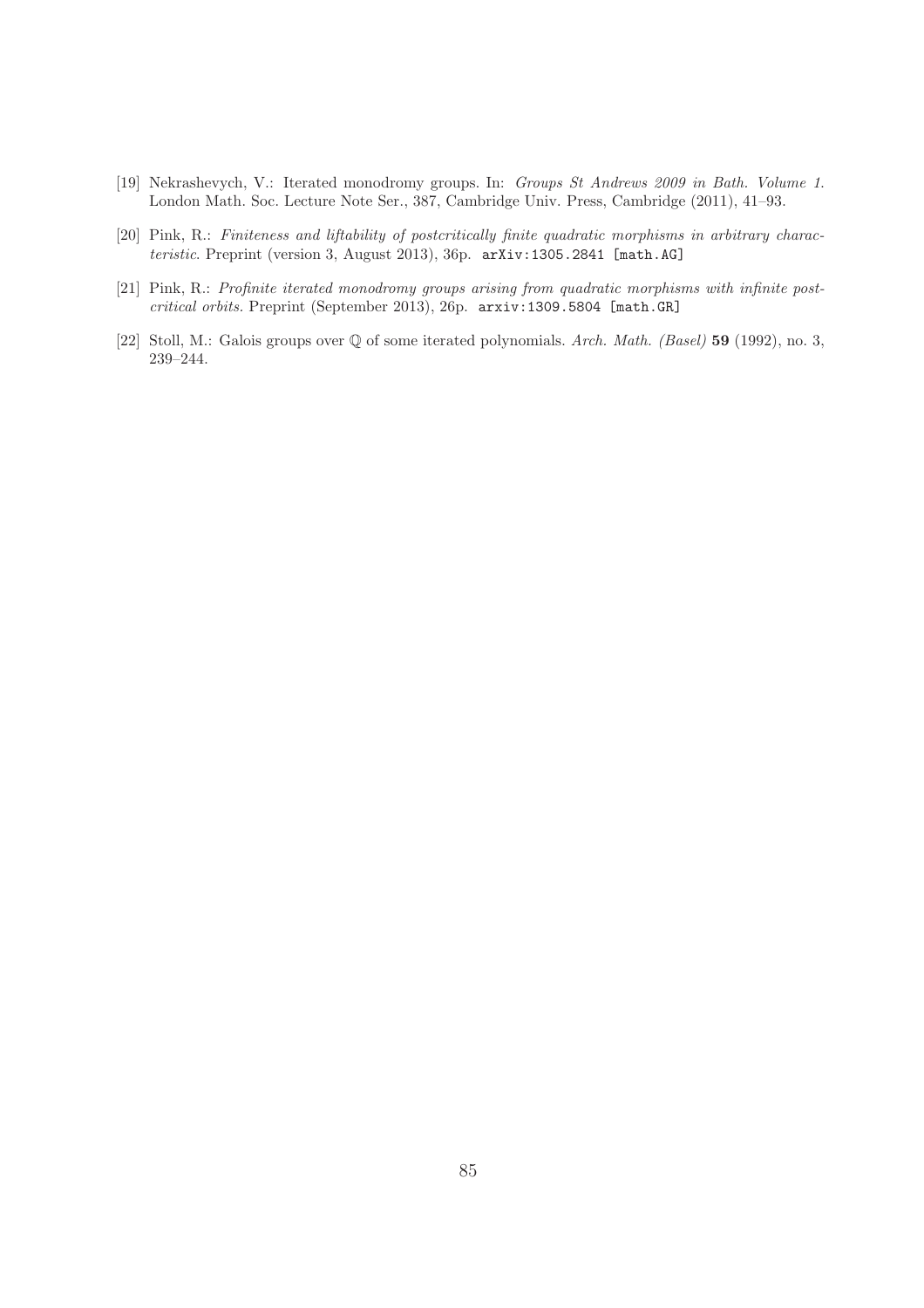[19] Nekrashevych, V.: Iterated monodromy groups. In: *Groups St Andrews 2009 in Bath. Volume 1.* London Math. Soc. Lecture Note Ser., 387, Cambridge Univ. Press, Cambridge (2011), 41–93.

[20] Pink, R.: *Finiteness and liftability of postcritically finite quadratic morphisms in arbitrary characteristic.* Preprint (version 3, August 2013), 36p. `arXiv:1305.2841 [math.AG]`

[21] Pink, R.: *Profinite iterated monodromy groups arising from quadratic morphisms with infinite postcritical orbits.* Preprint (September 2013), 26p. `arxiv:1309.5804 [math.GR]`

[22] Stoll, M.: Galois groups over $\mathbb{Q}$ of some iterated polynomials. *Arch. Math. (Basel)* **59** (1992), no. 3, 239–244.